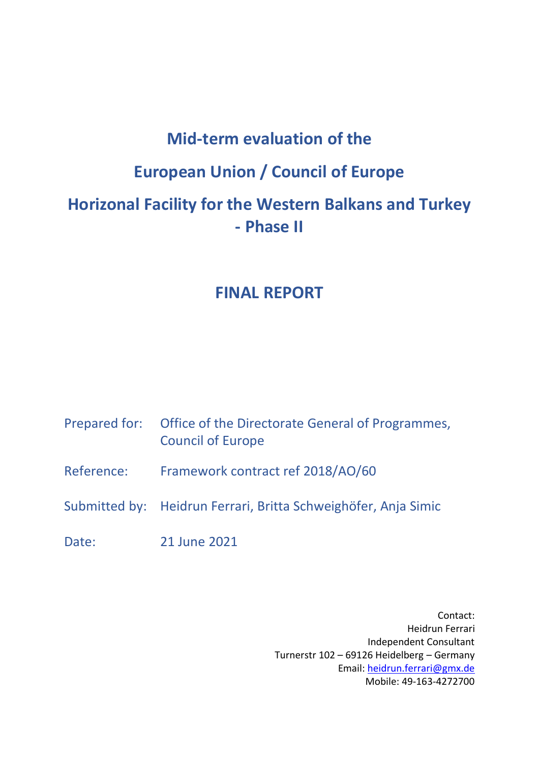# Mid-term evaluation of the

# European Union / Council of Europe

# Horizonal Facility for the Western Balkans and Turkey - Phase II

## FINAL REPORT

Prepared for: Office of the Directorate General of Programmes, Council of Europe

Reference: Framework contract ref 2018/AO/60

Submitted by: Heidrun Ferrari, Britta Schweighöfer, Anja Simic

Date: 21 June 2021

Contact:
Heidrun Ferrari
Independent Consultant
Turnerstr 102 – 69126 Heidelberg – Germany
Email: heidrun.ferrari@gmx.de
Mobile: 49-163-4272700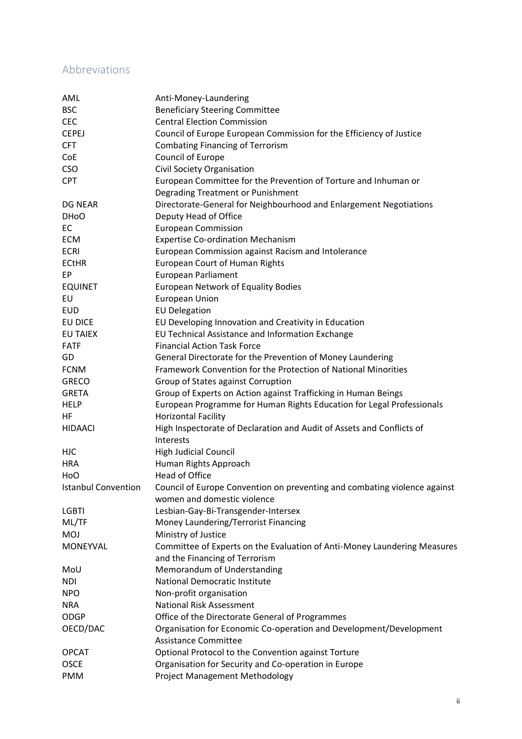## Abbreviations

| | |
|---|---|
| AML | Anti-Money-Laundering |
| BSC | Beneficiary Steering Committee |
| CEC | Central Election Commission |
| CEPEJ | Council of Europe European Commission for the Efficiency of Justice |
| CFT | Combating Financing of Terrorism |
| CoE | Council of Europe |
| CSO | Civil Society Organisation |
| CPT | European Committee for the Prevention of Torture and Inhuman or Degrading Treatment or Punishment |
| DG NEAR | Directorate-General for Neighbourhood and Enlargement Negotiations |
| DHoO | Deputy Head of Office |
| EC | European Commission |
| ECM | Expertise Co-ordination Mechanism |
| ECRI | European Commission against Racism and Intolerance |
| ECtHR | European Court of Human Rights |
| EP | European Parliament |
| EQUINET | European Network of Equality Bodies |
| EU | European Union |
| EUD | EU Delegation |
| EU DICE | EU Developing Innovation and Creativity in Education |
| EU TAIEX | EU Technical Assistance and Information Exchange |
| FATF | Financial Action Task Force |
| GD | General Directorate for the Prevention of Money Laundering |
| FCNM | Framework Convention for the Protection of National Minorities |
| GRECO | Group of States against Corruption |
| GRETA | Group of Experts on Action against Trafficking in Human Beings |
| HELP | European Programme for Human Rights Education for Legal Professionals |
| HF | Horizontal Facility |
| HIDAACI | High Inspectorate of Declaration and Audit of Assets and Conflicts of Interests |
| HJC | High Judicial Council |
| HRA | Human Rights Approach |
| HoO | Head of Office |
| Istanbul Convention | Council of Europe Convention on preventing and combating violence against women and domestic violence |
| LGBTI | Lesbian-Gay-Bi-Transgender-Intersex |
| ML/TF | Money Laundering/Terrorist Financing |
| MOJ | Ministry of Justice |
| MONEYVAL | Committee of Experts on the Evaluation of Anti-Money Laundering Measures and the Financing of Terrorism |
| MoU | Memorandum of Understanding |
| NDI | National Democratic Institute |
| NPO | Non-profit organisation |
| NRA | National Risk Assessment |
| ODGP | Office of the Directorate General of Programmes |
| OECD/DAC | Organisation for Economic Co-operation and Development/Development Assistance Committee |
| OPCAT | Optional Protocol to the Convention against Torture |
| OSCE | Organisation for Security and Co-operation in Europe |
| PMM | Project Management Methodology |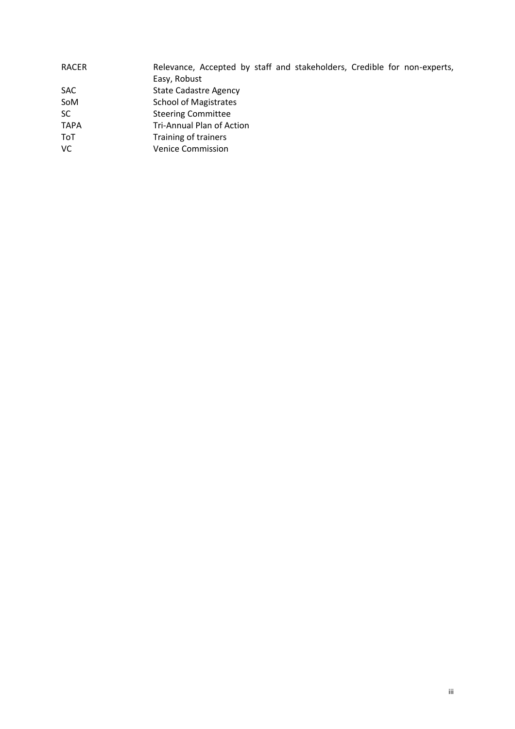| | |
|---|---|
| RACER | Relevance, Accepted by staff and stakeholders, Credible for non-experts, Easy, Robust |
| SAC | State Cadastre Agency |
| SoM | School of Magistrates |
| SC | Steering Committee |
| TAPA | Tri-Annual Plan of Action |
| ToT | Training of trainers |
| VC | Venice Commission |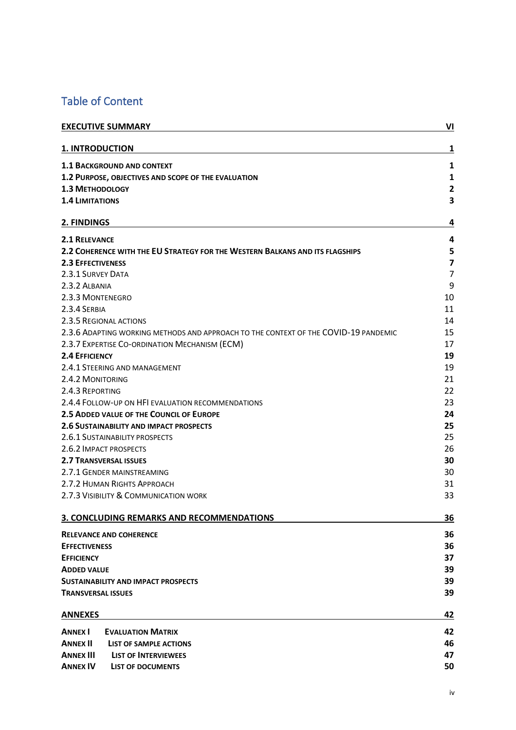## Table of Content

| | |
|---|---|
| **EXECUTIVE SUMMARY** | **VI** |
| **1. INTRODUCTION** | **1** |
| **1.1 BACKGROUND AND CONTEXT** | **1** |
| **1.2 PURPOSE, OBJECTIVES AND SCOPE OF THE EVALUATION** | **1** |
| **1.3 METHODOLOGY** | **2** |
| **1.4 LIMITATIONS** | **3** |
| **2. FINDINGS** | **4** |
| **2.1 RELEVANCE** | **4** |
| **2.2 COHERENCE WITH THE EU STRATEGY FOR THE WESTERN BALKANS AND ITS FLAGSHIPS** | **5** |
| **2.3 EFFECTIVENESS** | **7** |
| 2.3.1 SURVEY DATA | 7 |
| 2.3.2 ALBANIA | 9 |
| 2.3.3 MONTENEGRO | 10 |
| 2.3.4 SERBIA | 11 |
| 2.3.5 REGIONAL ACTIONS | 14 |
| 2.3.6 ADAPTING WORKING METHODS AND APPROACH TO THE CONTEXT OF THE COVID-19 PANDEMIC | 15 |
| 2.3.7 EXPERTISE CO-ORDINATION MECHANISM (ECM) | 17 |
| **2.4 EFFICIENCY** | **19** |
| 2.4.1 STEERING AND MANAGEMENT | 19 |
| 2.4.2 MONITORING | 21 |
| 2.4.3 REPORTING | 22 |
| 2.4.4 FOLLOW-UP ON HFI EVALUATION RECOMMENDATIONS | 23 |
| **2.5 ADDED VALUE OF THE COUNCIL OF EUROPE** | **24** |
| **2.6 SUSTAINABILITY AND IMPACT PROSPECTS** | **25** |
| 2.6.1 SUSTAINABILITY PROSPECTS | 25 |
| 2.6.2 IMPACT PROSPECTS | 26 |
| **2.7 TRANSVERSAL ISSUES** | **30** |
| 2.7.1 GENDER MAINSTREAMING | 30 |
| 2.7.2 HUMAN RIGHTS APPROACH | 31 |
| 2.7.3 VISIBILITY & COMMUNICATION WORK | 33 |
| **3. CONCLUDING REMARKS AND RECOMMENDATIONS** | **36** |
| **RELEVANCE AND COHERENCE** | **36** |
| **EFFECTIVENESS** | **36** |
| **EFFICIENCY** | **37** |
| **ADDED VALUE** | **39** |
| **SUSTAINABILITY AND IMPACT PROSPECTS** | **39** |
| **TRANSVERSAL ISSUES** | **39** |
| **ANNEXES** | **42** |
| **ANNEX I EVALUATION MATRIX** | **42** |
| **ANNEX II LIST OF SAMPLE ACTIONS** | **46** |
| **ANNEX III LIST OF INTERVIEWEES** | **47** |
| **ANNEX IV LIST OF DOCUMENTS** | **50** |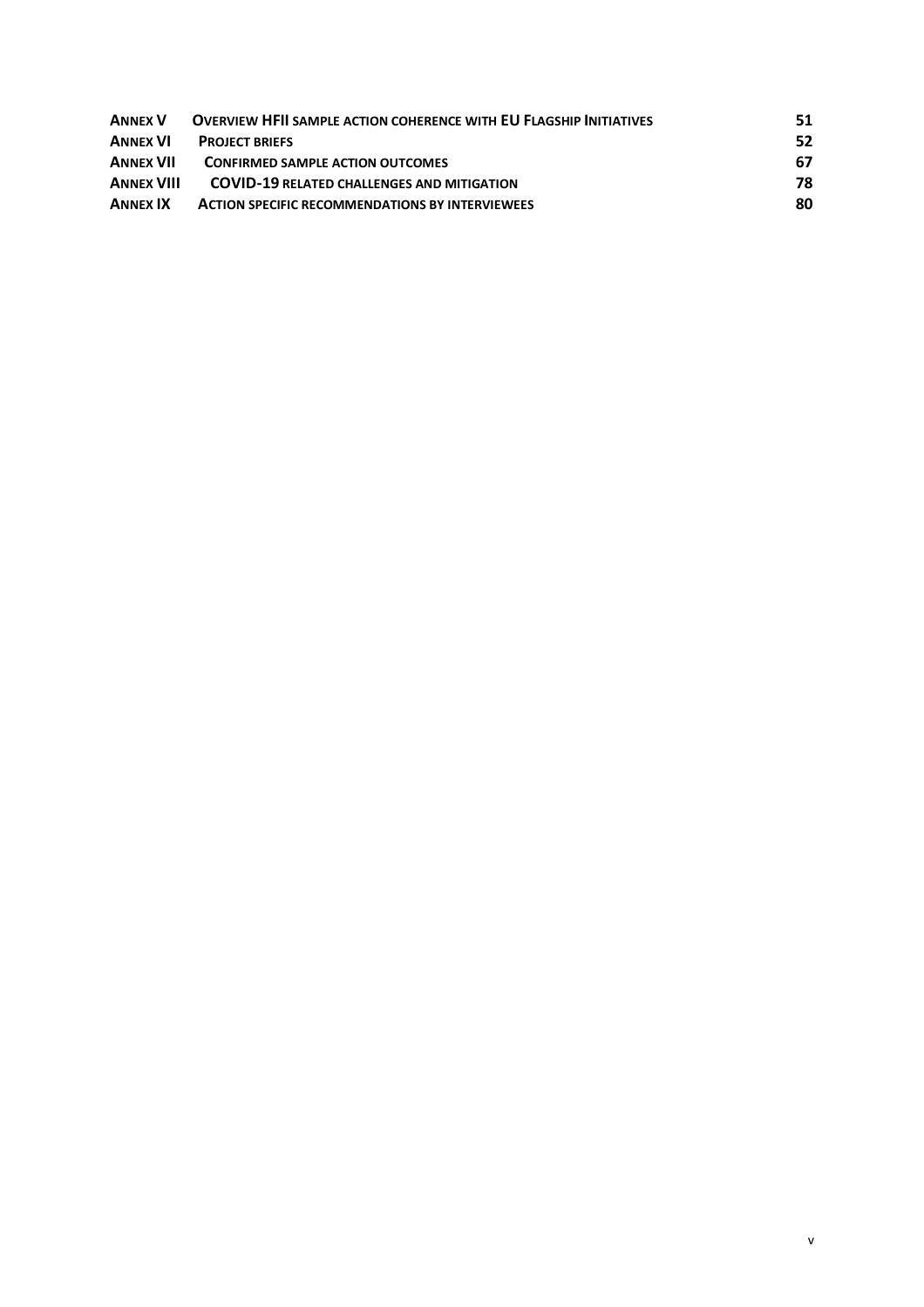| | | |
|---|---|---|
| **Annex V** | **Overview HFII sample action coherence with EU Flagship Initiatives** | **51** |
| **Annex VI** | **Project briefs** | **52** |
| **Annex VII** | **Confirmed sample action outcomes** | **67** |
| **Annex VIII** | **COVID-19 related challenges and mitigation** | **78** |
| **Annex IX** | **Action specific recommendations by interviewees** | **80** |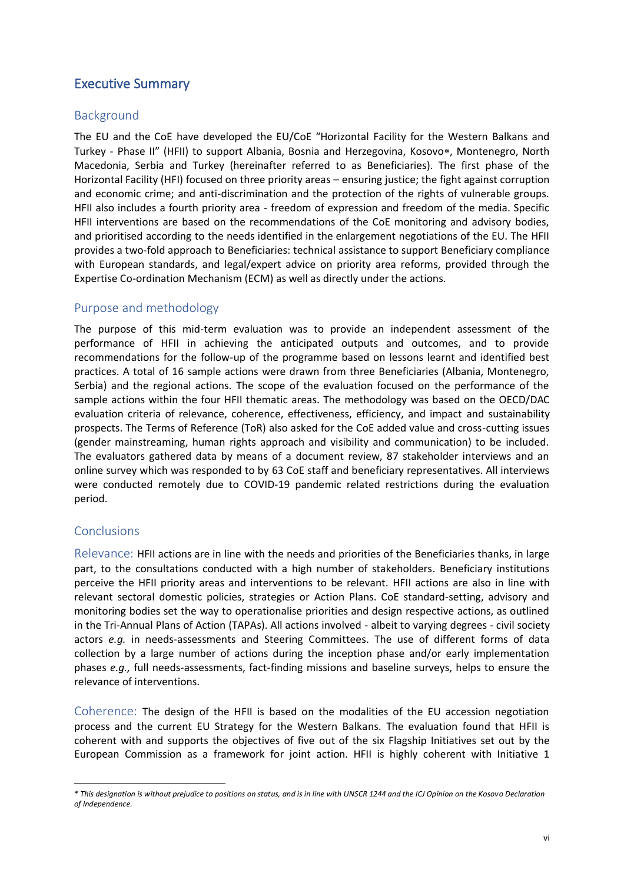# Executive Summary

## Background

The EU and the CoE have developed the EU/CoE "Horizontal Facility for the Western Balkans and Turkey - Phase II" (HFII) to support Albania, Bosnia and Herzegovina, Kosovo*, Montenegro, North Macedonia, Serbia and Turkey (hereinafter referred to as Beneficiaries). The first phase of the Horizontal Facility (HFI) focused on three priority areas – ensuring justice; the fight against corruption and economic crime; and anti-discrimination and the protection of the rights of vulnerable groups. HFII also includes a fourth priority area - freedom of expression and freedom of the media. Specific HFII interventions are based on the recommendations of the CoE monitoring and advisory bodies, and prioritised according to the needs identified in the enlargement negotiations of the EU. The HFII provides a two-fold approach to Beneficiaries: technical assistance to support Beneficiary compliance with European standards, and legal/expert advice on priority area reforms, provided through the Expertise Co-ordination Mechanism (ECM) as well as directly under the actions.

## Purpose and methodology

The purpose of this mid-term evaluation was to provide an independent assessment of the performance of HFII in achieving the anticipated outputs and outcomes, and to provide recommendations for the follow-up of the programme based on lessons learnt and identified best practices. A total of 16 sample actions were drawn from three Beneficiaries (Albania, Montenegro, Serbia) and the regional actions. The scope of the evaluation focused on the performance of the sample actions within the four HFII thematic areas. The methodology was based on the OECD/DAC evaluation criteria of relevance, coherence, effectiveness, efficiency, and impact and sustainability prospects. The Terms of Reference (ToR) also asked for the CoE added value and cross-cutting issues (gender mainstreaming, human rights approach and visibility and communication) to be included. The evaluators gathered data by means of a document review, 87 stakeholder interviews and an online survey which was responded to by 63 CoE staff and beneficiary representatives. All interviews were conducted remotely due to COVID-19 pandemic related restrictions during the evaluation period.

## Conclusions

Relevance: HFII actions are in line with the needs and priorities of the Beneficiaries thanks, in large part, to the consultations conducted with a high number of stakeholders. Beneficiary institutions perceive the HFII priority areas and interventions to be relevant. HFII actions are also in line with relevant sectoral domestic policies, strategies or Action Plans. CoE standard-setting, advisory and monitoring bodies set the way to operationalise priorities and design respective actions, as outlined in the Tri-Annual Plans of Action (TAPAs). All actions involved - albeit to varying degrees - civil society actors *e.g.* in needs-assessments and Steering Committees. The use of different forms of data collection by a large number of actions during the inception phase and/or early implementation phases *e.g.,* full needs-assessments, fact-finding missions and baseline surveys, helps to ensure the relevance of interventions.

Coherence: The design of the HFII is based on the modalities of the EU accession negotiation process and the current EU Strategy for the Western Balkans. The evaluation found that HFII is coherent with and supports the objectives of five out of the six Flagship Initiatives set out by the European Commission as a framework for joint action. HFII is highly coherent with Initiative 1

---

* *This designation is without prejudice to positions on status, and is in line with UNSCR 1244 and the ICJ Opinion on the Kosovo Declaration of Independence.*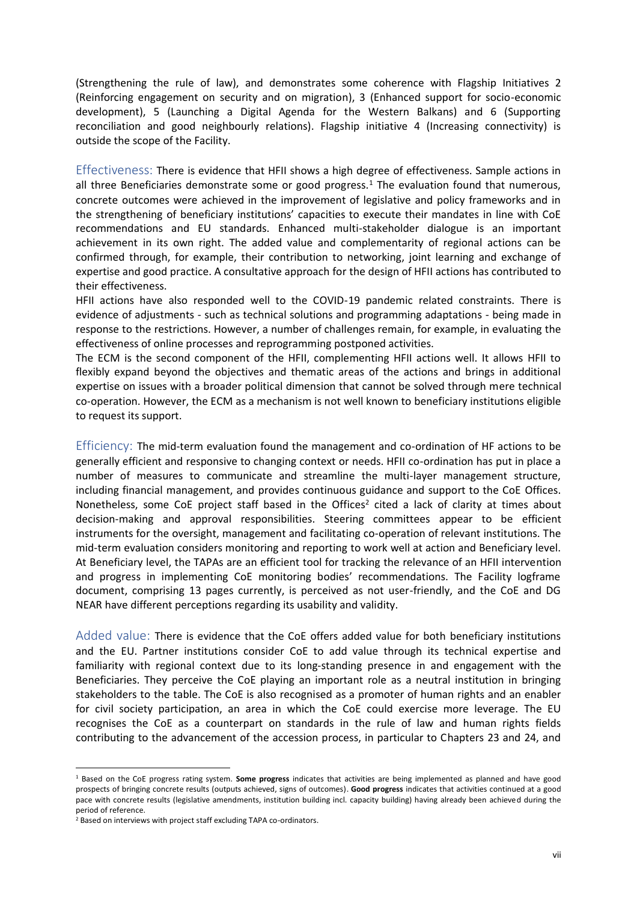(Strengthening the rule of law), and demonstrates some coherence with Flagship Initiatives 2 (Reinforcing engagement on security and on migration), 3 (Enhanced support for socio-economic development), 5 (Launching a Digital Agenda for the Western Balkans) and 6 (Supporting reconciliation and good neighbourly relations). Flagship initiative 4 (Increasing connectivity) is outside the scope of the Facility.

Effectiveness: There is evidence that HFII shows a high degree of effectiveness. Sample actions in all three Beneficiaries demonstrate some or good progress.[1] The evaluation found that numerous, concrete outcomes were achieved in the improvement of legislative and policy frameworks and in the strengthening of beneficiary institutions' capacities to execute their mandates in line with CoE recommendations and EU standards. Enhanced multi-stakeholder dialogue is an important achievement in its own right. The added value and complementarity of regional actions can be confirmed through, for example, their contribution to networking, joint learning and exchange of expertise and good practice. A consultative approach for the design of HFII actions has contributed to their effectiveness.

HFII actions have also responded well to the COVID-19 pandemic related constraints. There is evidence of adjustments - such as technical solutions and programming adaptations - being made in response to the restrictions. However, a number of challenges remain, for example, in evaluating the effectiveness of online processes and reprogramming postponed activities.

The ECM is the second component of the HFII, complementing HFII actions well. It allows HFII to flexibly expand beyond the objectives and thematic areas of the actions and brings in additional expertise on issues with a broader political dimension that cannot be solved through mere technical co-operation. However, the ECM as a mechanism is not well known to beneficiary institutions eligible to request its support.

Efficiency: The mid-term evaluation found the management and co-ordination of HF actions to be generally efficient and responsive to changing context or needs. HFII co-ordination has put in place a number of measures to communicate and streamline the multi-layer management structure, including financial management, and provides continuous guidance and support to the CoE Offices. Nonetheless, some CoE project staff based in the Offices[2] cited a lack of clarity at times about decision-making and approval responsibilities. Steering committees appear to be efficient instruments for the oversight, management and facilitating co-operation of relevant institutions. The mid-term evaluation considers monitoring and reporting to work well at action and Beneficiary level. At Beneficiary level, the TAPAs are an efficient tool for tracking the relevance of an HFII intervention and progress in implementing CoE monitoring bodies' recommendations. The Facility logframe document, comprising 13 pages currently, is perceived as not user-friendly, and the CoE and DG NEAR have different perceptions regarding its usability and validity.

Added value: There is evidence that the CoE offers added value for both beneficiary institutions and the EU. Partner institutions consider CoE to add value through its technical expertise and familiarity with regional context due to its long-standing presence in and engagement with the Beneficiaries. They perceive the CoE playing an important role as a neutral institution in bringing stakeholders to the table. The CoE is also recognised as a promoter of human rights and an enabler for civil society participation, an area in which the CoE could exercise more leverage. The EU recognises the CoE as a counterpart on standards in the rule of law and human rights fields contributing to the advancement of the accession process, in particular to Chapters 23 and 24, and

[1] Based on the CoE progress rating system. **Some progress** indicates that activities are being implemented as planned and have good prospects of bringing concrete results (outputs achieved, signs of outcomes). **Good progress** indicates that activities continued at a good pace with concrete results (legislative amendments, institution building incl. capacity building) having already been achieved during the period of reference.

[2] Based on interviews with project staff excluding TAPA co-ordinators.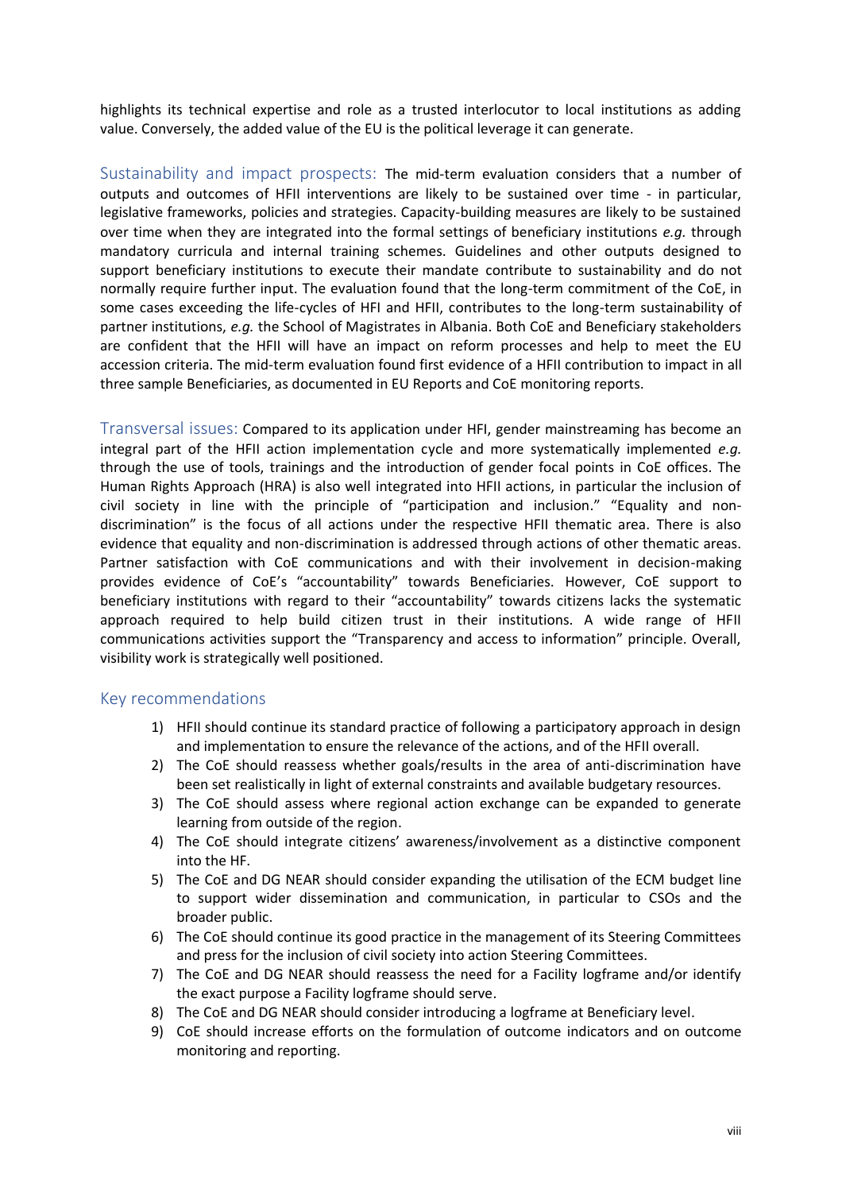highlights its technical expertise and role as a trusted interlocutor to local institutions as adding value. Conversely, the added value of the EU is the political leverage it can generate.

Sustainability and impact prospects: The mid-term evaluation considers that a number of outputs and outcomes of HFII interventions are likely to be sustained over time - in particular, legislative frameworks, policies and strategies. Capacity-building measures are likely to be sustained over time when they are integrated into the formal settings of beneficiary institutions *e.g.* through mandatory curricula and internal training schemes. Guidelines and other outputs designed to support beneficiary institutions to execute their mandate contribute to sustainability and do not normally require further input. The evaluation found that the long-term commitment of the CoE, in some cases exceeding the life-cycles of HFI and HFII, contributes to the long-term sustainability of partner institutions, *e.g.* the School of Magistrates in Albania. Both CoE and Beneficiary stakeholders are confident that the HFII will have an impact on reform processes and help to meet the EU accession criteria. The mid-term evaluation found first evidence of a HFII contribution to impact in all three sample Beneficiaries, as documented in EU Reports and CoE monitoring reports.

Transversal issues: Compared to its application under HFI, gender mainstreaming has become an integral part of the HFII action implementation cycle and more systematically implemented *e.g.* through the use of tools, trainings and the introduction of gender focal points in CoE offices. The Human Rights Approach (HRA) is also well integrated into HFII actions, in particular the inclusion of civil society in line with the principle of "participation and inclusion." "Equality and non-discrimination" is the focus of all actions under the respective HFII thematic area. There is also evidence that equality and non-discrimination is addressed through actions of other thematic areas. Partner satisfaction with CoE communications and with their involvement in decision-making provides evidence of CoE's "accountability" towards Beneficiaries. However, CoE support to beneficiary institutions with regard to their "accountability" towards citizens lacks the systematic approach required to help build citizen trust in their institutions. A wide range of HFII communications activities support the "Transparency and access to information" principle. Overall, visibility work is strategically well positioned.

## Key recommendations

1) HFII should continue its standard practice of following a participatory approach in design and implementation to ensure the relevance of the actions, and of the HFII overall.
2) The CoE should reassess whether goals/results in the area of anti-discrimination have been set realistically in light of external constraints and available budgetary resources.
3) The CoE should assess where regional action exchange can be expanded to generate learning from outside of the region.
4) The CoE should integrate citizens' awareness/involvement as a distinctive component into the HF.
5) The CoE and DG NEAR should consider expanding the utilisation of the ECM budget line to support wider dissemination and communication, in particular to CSOs and the broader public.
6) The CoE should continue its good practice in the management of its Steering Committees and press for the inclusion of civil society into action Steering Committees.
7) The CoE and DG NEAR should reassess the need for a Facility logframe and/or identify the exact purpose a Facility logframe should serve.
8) The CoE and DG NEAR should consider introducing a logframe at Beneficiary level.
9) CoE should increase efforts on the formulation of outcome indicators and on outcome monitoring and reporting.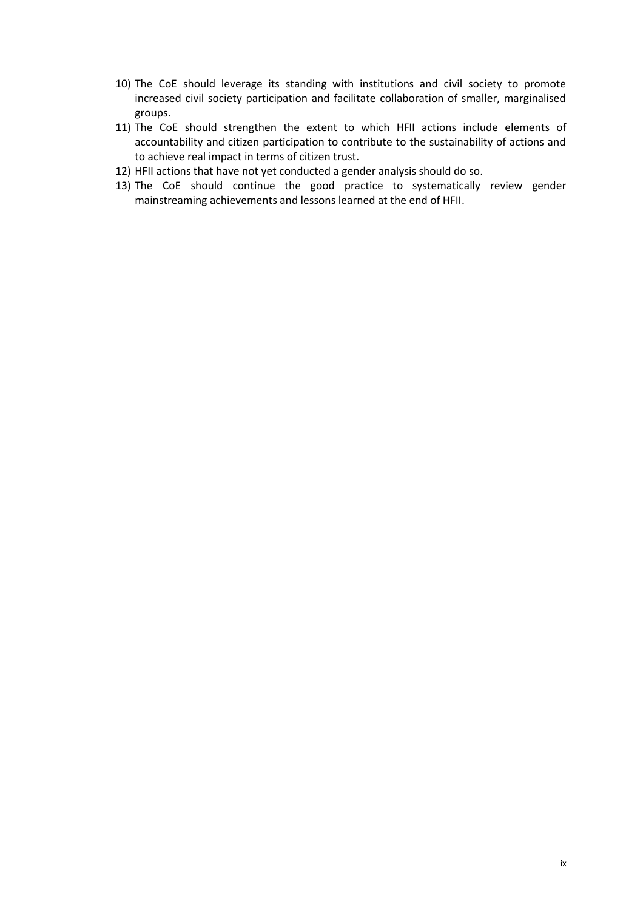10) The CoE should leverage its standing with institutions and civil society to promote increased civil society participation and facilitate collaboration of smaller, marginalised groups.
11) The CoE should strengthen the extent to which HFII actions include elements of accountability and citizen participation to contribute to the sustainability of actions and to achieve real impact in terms of citizen trust.
12) HFII actions that have not yet conducted a gender analysis should do so.
13) The CoE should continue the good practice to systematically review gender mainstreaming achievements and lessons learned at the end of HFII.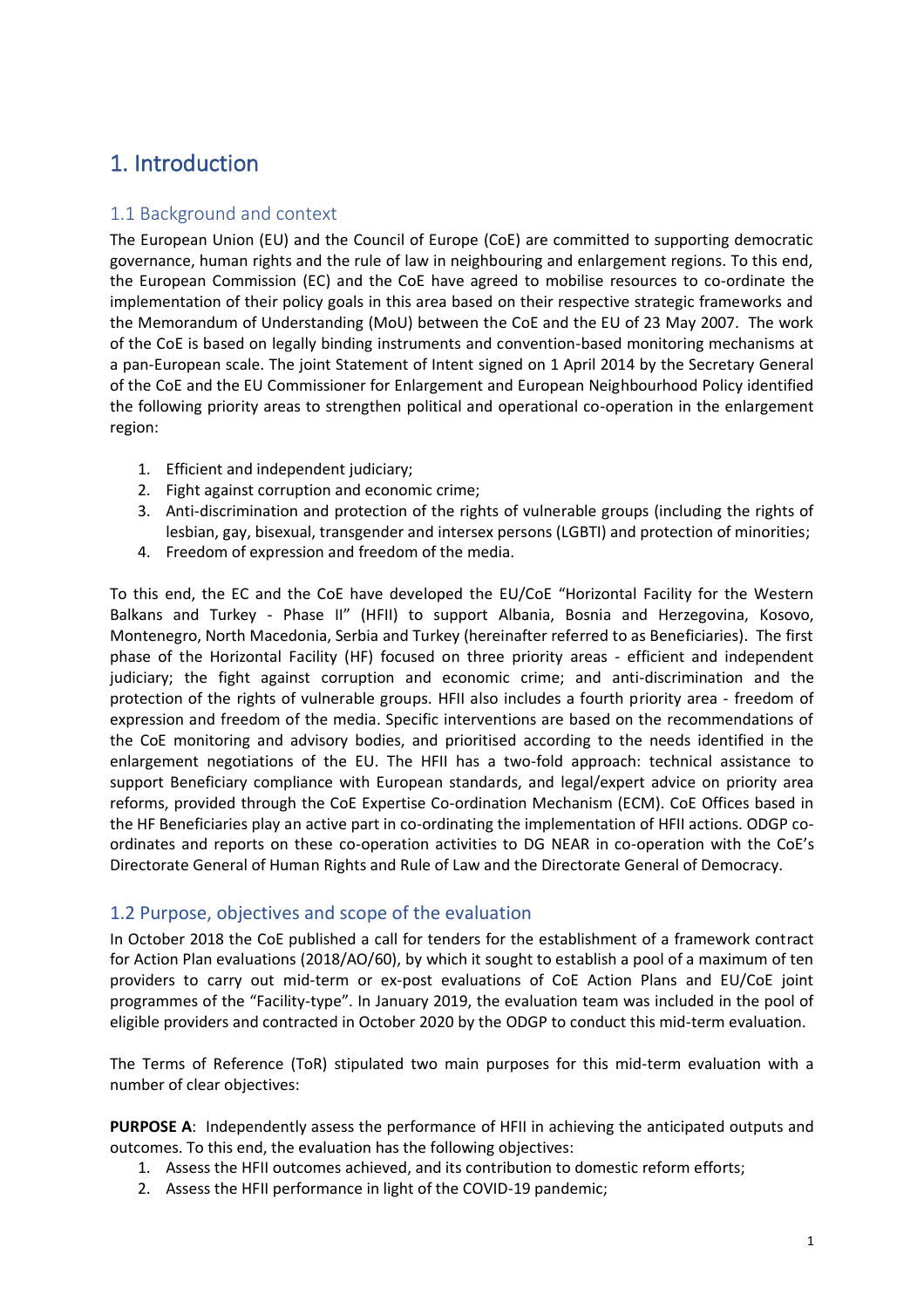# 1. Introduction

## 1.1 Background and context

The European Union (EU) and the Council of Europe (CoE) are committed to supporting democratic governance, human rights and the rule of law in neighbouring and enlargement regions. To this end, the European Commission (EC) and the CoE have agreed to mobilise resources to co-ordinate the implementation of their policy goals in this area based on their respective strategic frameworks and the Memorandum of Understanding (MoU) between the CoE and the EU of 23 May 2007. The work of the CoE is based on legally binding instruments and convention-based monitoring mechanisms at a pan-European scale. The joint Statement of Intent signed on 1 April 2014 by the Secretary General of the CoE and the EU Commissioner for Enlargement and European Neighbourhood Policy identified the following priority areas to strengthen political and operational co-operation in the enlargement region:

1. Efficient and independent judiciary;
2. Fight against corruption and economic crime;
3. Anti-discrimination and protection of the rights of vulnerable groups (including the rights of lesbian, gay, bisexual, transgender and intersex persons (LGBTI) and protection of minorities;
4. Freedom of expression and freedom of the media.

To this end, the EC and the CoE have developed the EU/CoE "Horizontal Facility for the Western Balkans and Turkey - Phase II" (HFII) to support Albania, Bosnia and Herzegovina, Kosovo, Montenegro, North Macedonia, Serbia and Turkey (hereinafter referred to as Beneficiaries). The first phase of the Horizontal Facility (HF) focused on three priority areas - efficient and independent judiciary; the fight against corruption and economic crime; and anti-discrimination and the protection of the rights of vulnerable groups. HFII also includes a fourth priority area - freedom of expression and freedom of the media. Specific interventions are based on the recommendations of the CoE monitoring and advisory bodies, and prioritised according to the needs identified in the enlargement negotiations of the EU. The HFII has a two-fold approach: technical assistance to support Beneficiary compliance with European standards, and legal/expert advice on priority area reforms, provided through the CoE Expertise Co-ordination Mechanism (ECM). CoE Offices based in the HF Beneficiaries play an active part in co-ordinating the implementation of HFII actions. ODGP co-ordinates and reports on these co-operation activities to DG NEAR in co-operation with the CoE's Directorate General of Human Rights and Rule of Law and the Directorate General of Democracy.

## 1.2 Purpose, objectives and scope of the evaluation

In October 2018 the CoE published a call for tenders for the establishment of a framework contract for Action Plan evaluations (2018/AO/60), by which it sought to establish a pool of a maximum of ten providers to carry out mid-term or ex-post evaluations of CoE Action Plans and EU/CoE joint programmes of the "Facility-type". In January 2019, the evaluation team was included in the pool of eligible providers and contracted in October 2020 by the ODGP to conduct this mid-term evaluation.

The Terms of Reference (ToR) stipulated two main purposes for this mid-term evaluation with a number of clear objectives:

**PURPOSE A**: Independently assess the performance of HFII in achieving the anticipated outputs and outcomes. To this end, the evaluation has the following objectives:

1. Assess the HFII outcomes achieved, and its contribution to domestic reform efforts;
2. Assess the HFII performance in light of the COVID-19 pandemic;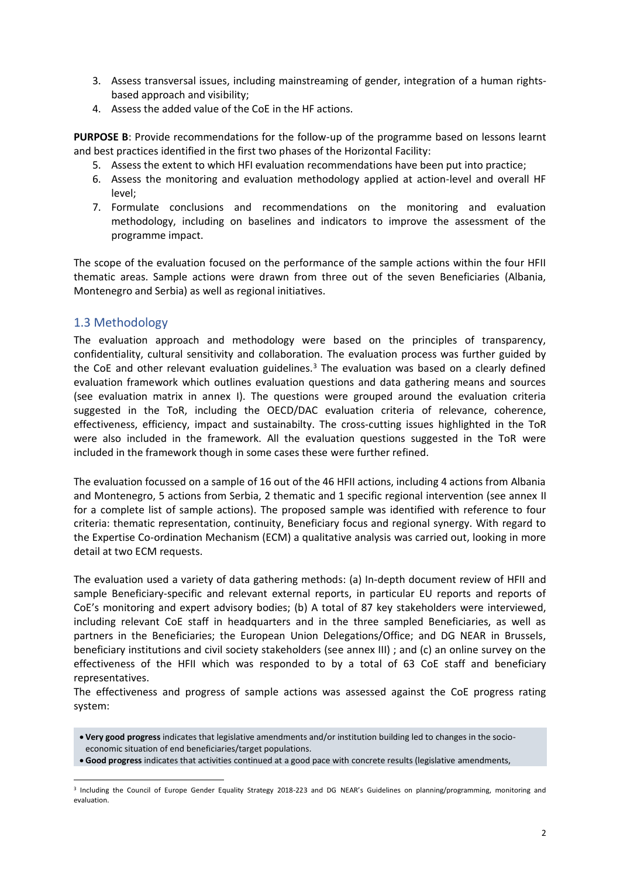3. Assess transversal issues, including mainstreaming of gender, integration of a human rights-based approach and visibility;
4. Assess the added value of the CoE in the HF actions.

**PURPOSE B**: Provide recommendations for the follow-up of the programme based on lessons learnt and best practices identified in the first two phases of the Horizontal Facility:

5. Assess the extent to which HFI evaluation recommendations have been put into practice;
6. Assess the monitoring and evaluation methodology applied at action-level and overall HF level;
7. Formulate conclusions and recommendations on the monitoring and evaluation methodology, including on baselines and indicators to improve the assessment of the programme impact.

The scope of the evaluation focused on the performance of the sample actions within the four HFII thematic areas. Sample actions were drawn from three out of the seven Beneficiaries (Albania, Montenegro and Serbia) as well as regional initiatives.

## 1.3 Methodology

The evaluation approach and methodology were based on the principles of transparency, confidentiality, cultural sensitivity and collaboration. The evaluation process was further guided by the CoE and other relevant evaluation guidelines.[3] The evaluation was based on a clearly defined evaluation framework which outlines evaluation questions and data gathering means and sources (see evaluation matrix in annex I). The questions were grouped around the evaluation criteria suggested in the ToR, including the OECD/DAC evaluation criteria of relevance, coherence, effectiveness, efficiency, impact and sustainabilty. The cross-cutting issues highlighted in the ToR were also included in the framework. All the evaluation questions suggested in the ToR were included in the framework though in some cases these were further refined.

The evaluation focussed on a sample of 16 out of the 46 HFII actions, including 4 actions from Albania and Montenegro, 5 actions from Serbia, 2 thematic and 1 specific regional intervention (see annex II for a complete list of sample actions). The proposed sample was identified with reference to four criteria: thematic representation, continuity, Beneficiary focus and regional synergy. With regard to the Expertise Co-ordination Mechanism (ECM) a qualitative analysis was carried out, looking in more detail at two ECM requests.

The evaluation used a variety of data gathering methods: (a) In-depth document review of HFII and sample Beneficiary-specific and relevant external reports, in particular EU reports and reports of CoE's monitoring and expert advisory bodies; (b) A total of 87 key stakeholders were interviewed, including relevant CoE staff in headquarters and in the three sampled Beneficiaries, as well as partners in the Beneficiaries; the European Union Delegations/Office; and DG NEAR in Brussels, beneficiary institutions and civil society stakeholders (see annex III) ; and (c) an online survey on the effectiveness of the HFII which was responded to by a total of 63 CoE staff and beneficiary representatives.

The effectiveness and progress of sample actions was assessed against the CoE progress rating system:

- **Very good progress** indicates that legislative amendments and/or institution building led to changes in the socio-economic situation of end beneficiaries/target populations.
- **Good progress** indicates that activities continued at a good pace with concrete results (legislative amendments,

---

[3] Including the Council of Europe Gender Equality Strategy 2018-223 and DG NEAR's Guidelines on planning/programming, monitoring and evaluation.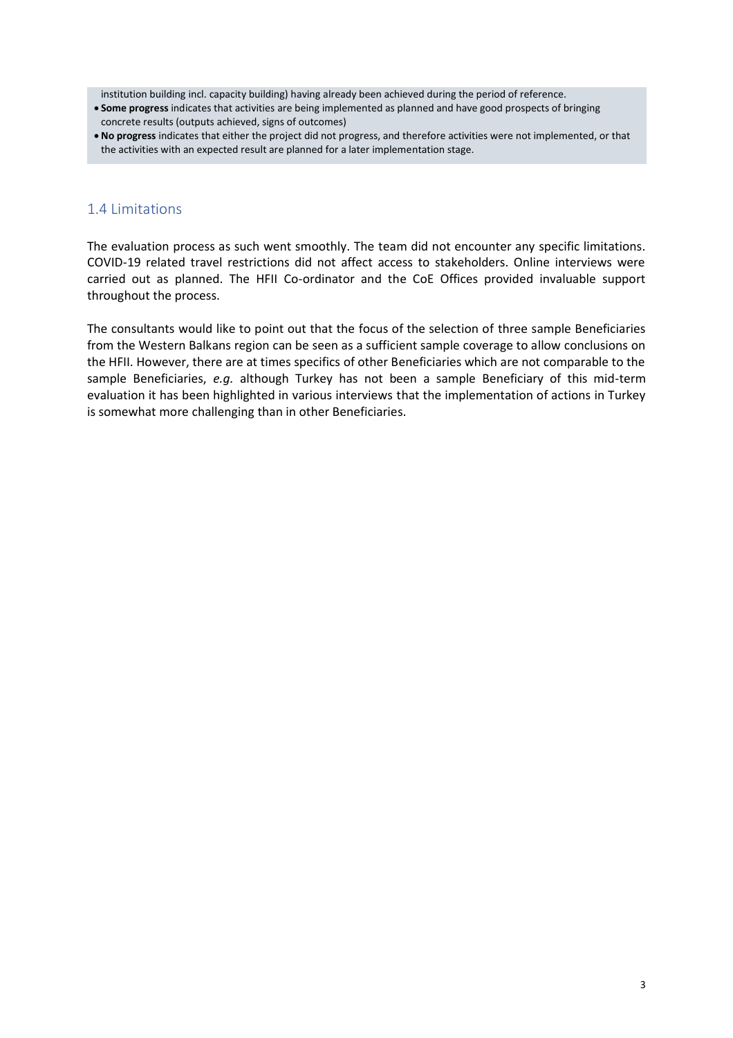institution building incl. capacity building) having already been achieved during the period of reference.

- **Some progress** indicates that activities are being implemented as planned and have good prospects of bringing concrete results (outputs achieved, signs of outcomes)
- **No progress** indicates that either the project did not progress, and therefore activities were not implemented, or that the activities with an expected result are planned for a later implementation stage.

## 1.4 Limitations

The evaluation process as such went smoothly. The team did not encounter any specific limitations. COVID-19 related travel restrictions did not affect access to stakeholders. Online interviews were carried out as planned. The HFII Co-ordinator and the CoE Offices provided invaluable support throughout the process.

The consultants would like to point out that the focus of the selection of three sample Beneficiaries from the Western Balkans region can be seen as a sufficient sample coverage to allow conclusions on the HFII. However, there are at times specifics of other Beneficiaries which are not comparable to the sample Beneficiaries, *e.g.* although Turkey has not been a sample Beneficiary of this mid-term evaluation it has been highlighted in various interviews that the implementation of actions in Turkey is somewhat more challenging than in other Beneficiaries.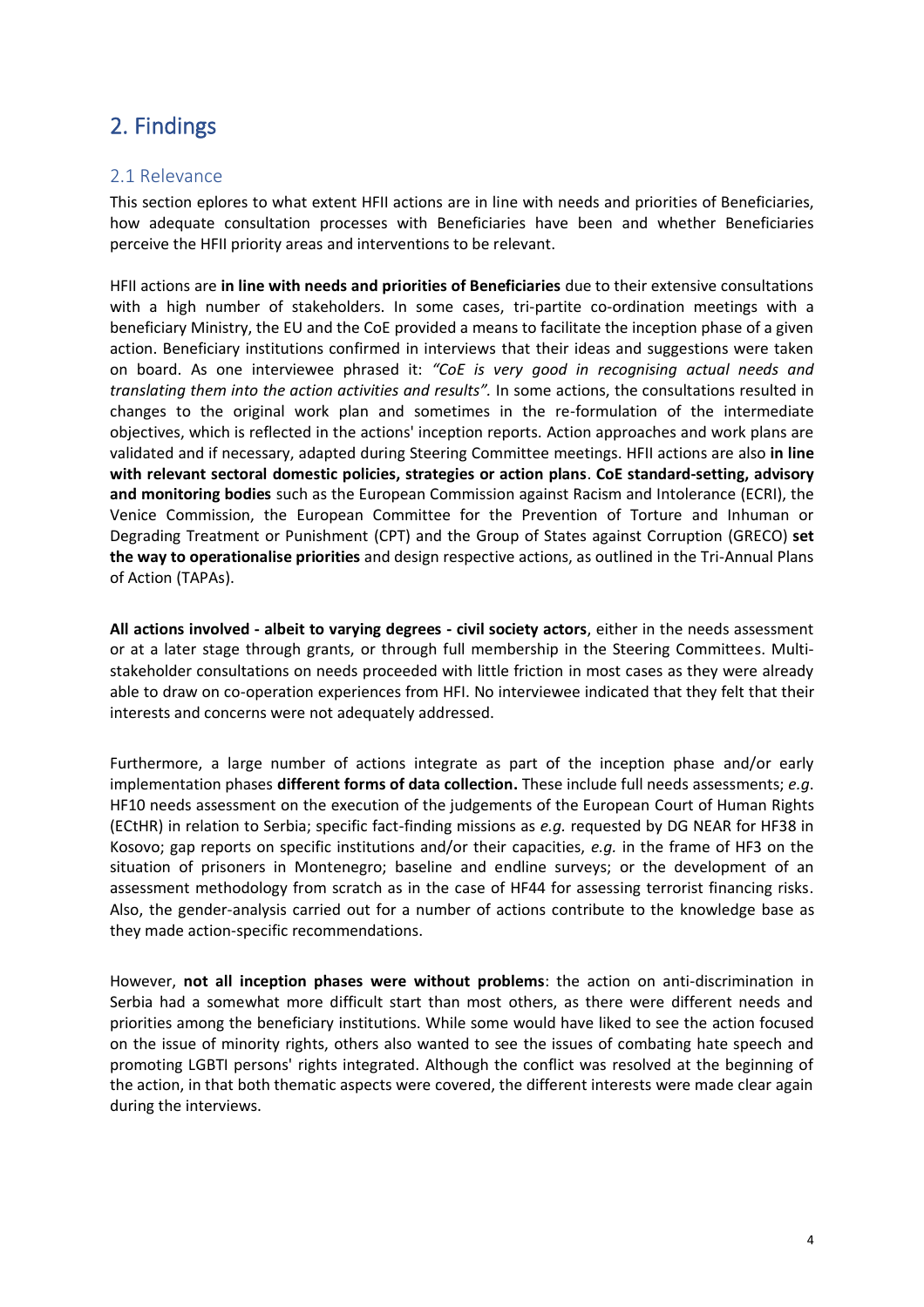# 2. Findings

## 2.1 Relevance

This section eplores to what extent HFII actions are in line with needs and priorities of Beneficiaries, how adequate consultation processes with Beneficiaries have been and whether Beneficiaries perceive the HFII priority areas and interventions to be relevant.

HFII actions are **in line with needs and priorities of Beneficiaries** due to their extensive consultations with a high number of stakeholders. In some cases, tri-partite co-ordination meetings with a beneficiary Ministry, the EU and the CoE provided a means to facilitate the inception phase of a given action. Beneficiary institutions confirmed in interviews that their ideas and suggestions were taken on board. As one interviewee phrased it: *"CoE is very good in recognising actual needs and translating them into the action activities and results".* In some actions, the consultations resulted in changes to the original work plan and sometimes in the re-formulation of the intermediate objectives, which is reflected in the actions' inception reports. Action approaches and work plans are validated and if necessary, adapted during Steering Committee meetings. HFII actions are also **in line with relevant sectoral domestic policies, strategies or action plans**. **CoE standard-setting, advisory and monitoring bodies** such as the European Commission against Racism and Intolerance (ECRI), the Venice Commission, the European Committee for the Prevention of Torture and Inhuman or Degrading Treatment or Punishment (CPT) and the Group of States against Corruption (GRECO) **set the way to operationalise priorities** and design respective actions, as outlined in the Tri-Annual Plans of Action (TAPAs).

**All actions involved - albeit to varying degrees - civil society actors**, either in the needs assessment or at a later stage through grants, or through full membership in the Steering Committees. Multi-stakeholder consultations on needs proceeded with little friction in most cases as they were already able to draw on co-operation experiences from HFI. No interviewee indicated that they felt that their interests and concerns were not adequately addressed.

Furthermore, a large number of actions integrate as part of the inception phase and/or early implementation phases **different forms of data collection.** These include full needs assessments; *e.g.* HF10 needs assessment on the execution of the judgements of the European Court of Human Rights (ECtHR) in relation to Serbia; specific fact-finding missions as *e.g.* requested by DG NEAR for HF38 in Kosovo; gap reports on specific institutions and/or their capacities, *e.g.* in the frame of HF3 on the situation of prisoners in Montenegro; baseline and endline surveys; or the development of an assessment methodology from scratch as in the case of HF44 for assessing terrorist financing risks. Also, the gender-analysis carried out for a number of actions contribute to the knowledge base as they made action-specific recommendations.

However, **not all inception phases were without problems**: the action on anti-discrimination in Serbia had a somewhat more difficult start than most others, as there were different needs and priorities among the beneficiary institutions. While some would have liked to see the action focused on the issue of minority rights, others also wanted to see the issues of combating hate speech and promoting LGBTI persons' rights integrated. Although the conflict was resolved at the beginning of the action, in that both thematic aspects were covered, the different interests were made clear again during the interviews.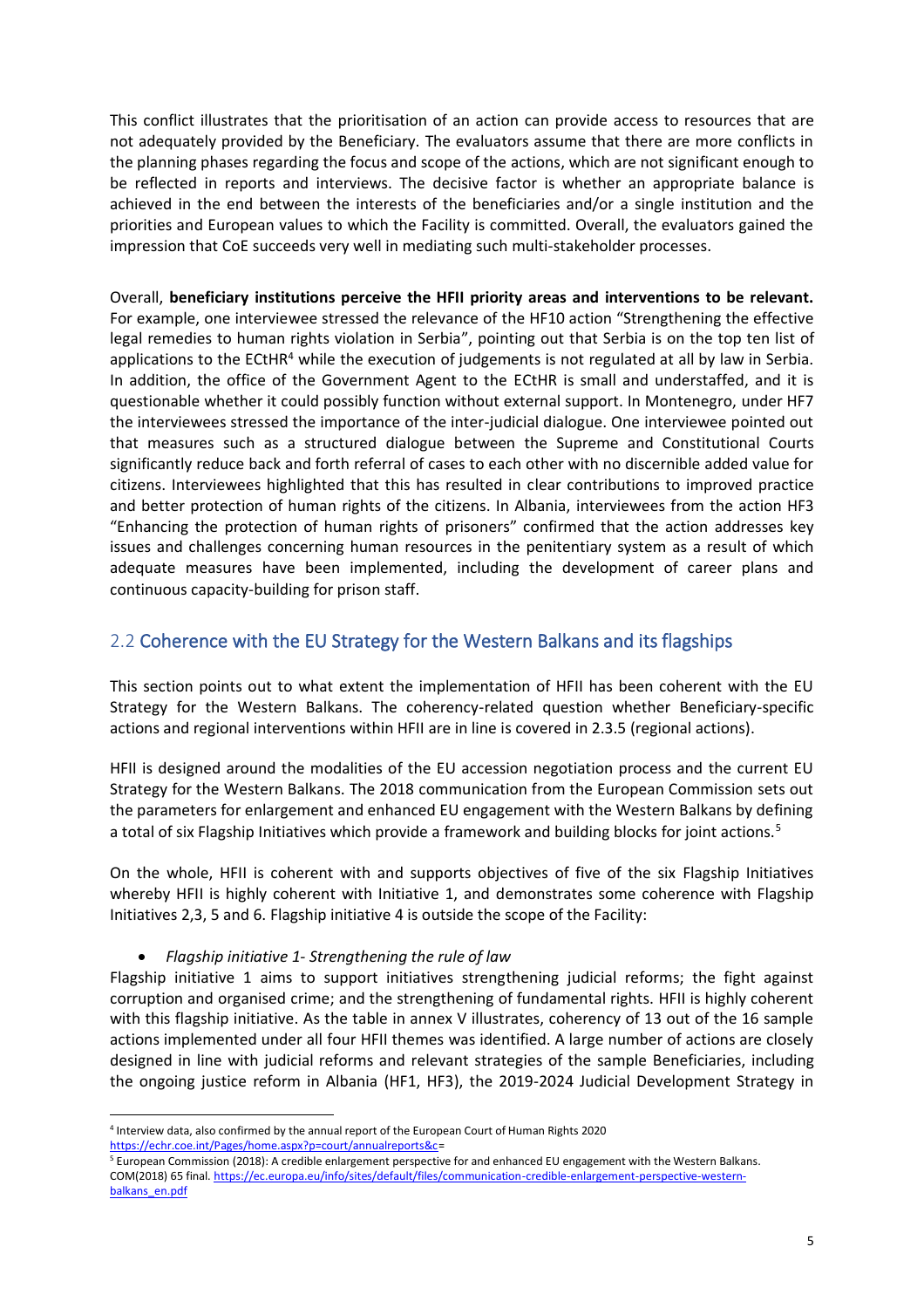This conflict illustrates that the prioritisation of an action can provide access to resources that are not adequately provided by the Beneficiary. The evaluators assume that there are more conflicts in the planning phases regarding the focus and scope of the actions, which are not significant enough to be reflected in reports and interviews. The decisive factor is whether an appropriate balance is achieved in the end between the interests of the beneficiaries and/or a single institution and the priorities and European values to which the Facility is committed. Overall, the evaluators gained the impression that CoE succeeds very well in mediating such multi-stakeholder processes.

Overall, **beneficiary institutions perceive the HFII priority areas and interventions to be relevant.** For example, one interviewee stressed the relevance of the HF10 action "Strengthening the effective legal remedies to human rights violation in Serbia", pointing out that Serbia is on the top ten list of applications to the ECtHR[4] while the execution of judgements is not regulated at all by law in Serbia. In addition, the office of the Government Agent to the ECtHR is small and understaffed, and it is questionable whether it could possibly function without external support. In Montenegro, under HF7 the interviewees stressed the importance of the inter-judicial dialogue. One interviewee pointed out that measures such as a structured dialogue between the Supreme and Constitutional Courts significantly reduce back and forth referral of cases to each other with no discernible added value for citizens. Interviewees highlighted that this has resulted in clear contributions to improved practice and better protection of human rights of the citizens. In Albania, interviewees from the action HF3 "Enhancing the protection of human rights of prisoners" confirmed that the action addresses key issues and challenges concerning human resources in the penitentiary system as a result of which adequate measures have been implemented, including the development of career plans and continuous capacity-building for prison staff.

## 2.2 Coherence with the EU Strategy for the Western Balkans and its flagships

This section points out to what extent the implementation of HFII has been coherent with the EU Strategy for the Western Balkans. The coherency-related question whether Beneficiary-specific actions and regional interventions within HFII are in line is covered in 2.3.5 (regional actions).

HFII is designed around the modalities of the EU accession negotiation process and the current EU Strategy for the Western Balkans. The 2018 communication from the European Commission sets out the parameters for enlargement and enhanced EU engagement with the Western Balkans by defining a total of six Flagship Initiatives which provide a framework and building blocks for joint actions.[5]

On the whole, HFII is coherent with and supports objectives of five of the six Flagship Initiatives whereby HFII is highly coherent with Initiative 1, and demonstrates some coherence with Flagship Initiatives 2,3, 5 and 6. Flagship initiative 4 is outside the scope of the Facility:

- *Flagship initiative 1- Strengthening the rule of law*

Flagship initiative 1 aims to support initiatives strengthening judicial reforms; the fight against corruption and organised crime; and the strengthening of fundamental rights. HFII is highly coherent with this flagship initiative. As the table in annex V illustrates, coherency of 13 out of the 16 sample actions implemented under all four HFII themes was identified. A large number of actions are closely designed in line with judicial reforms and relevant strategies of the sample Beneficiaries, including the ongoing justice reform in Albania (HF1, HF3), the 2019-2024 Judicial Development Strategy in

[4] Interview data, also confirmed by the annual report of the European Court of Human Rights 2020 https://echr.coe.int/Pages/home.aspx?p=court/annualreports&c=

[5] European Commission (2018): A credible enlargement perspective for and enhanced EU engagement with the Western Balkans. COM(2018) 65 final. https://ec.europa.eu/info/sites/default/files/communication-credible-enlargement-perspective-western-balkans_en.pdf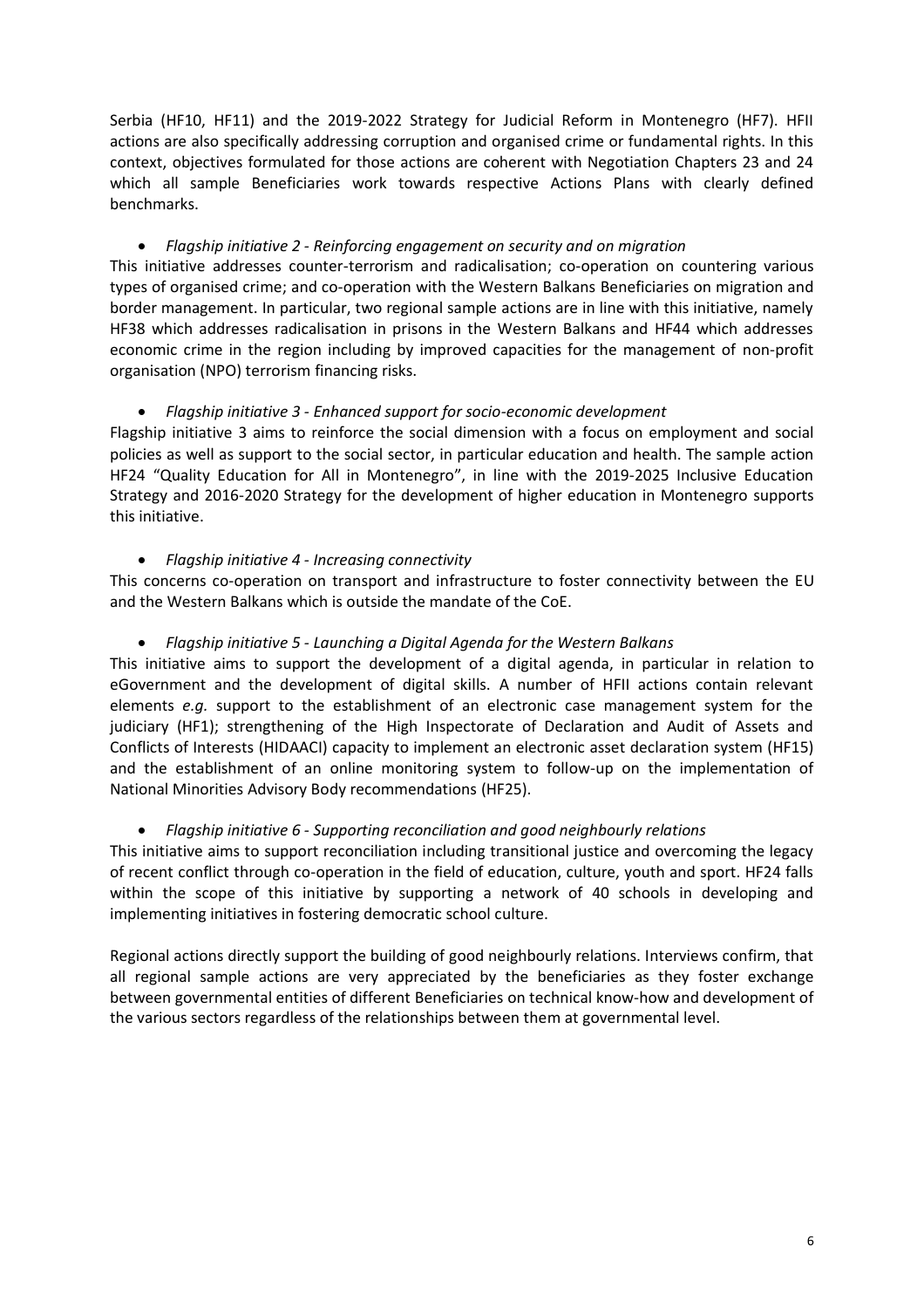Serbia (HF10, HF11) and the 2019-2022 Strategy for Judicial Reform in Montenegro (HF7). HFII actions are also specifically addressing corruption and organised crime or fundamental rights. In this context, objectives formulated for those actions are coherent with Negotiation Chapters 23 and 24 which all sample Beneficiaries work towards respective Actions Plans with clearly defined benchmarks.

- *Flagship initiative 2 - Reinforcing engagement on security and on migration*

This initiative addresses counter-terrorism and radicalisation; co-operation on countering various types of organised crime; and co-operation with the Western Balkans Beneficiaries on migration and border management. In particular, two regional sample actions are in line with this initiative, namely HF38 which addresses radicalisation in prisons in the Western Balkans and HF44 which addresses economic crime in the region including by improved capacities for the management of non-profit organisation (NPO) terrorism financing risks.

- *Flagship initiative 3 - Enhanced support for socio-economic development*

Flagship initiative 3 aims to reinforce the social dimension with a focus on employment and social policies as well as support to the social sector, in particular education and health. The sample action HF24 "Quality Education for All in Montenegro", in line with the 2019-2025 Inclusive Education Strategy and 2016-2020 Strategy for the development of higher education in Montenegro supports this initiative.

- *Flagship initiative 4 - Increasing connectivity*

This concerns co-operation on transport and infrastructure to foster connectivity between the EU and the Western Balkans which is outside the mandate of the CoE.

- *Flagship initiative 5 - Launching a Digital Agenda for the Western Balkans*

This initiative aims to support the development of a digital agenda, in particular in relation to eGovernment and the development of digital skills. A number of HFII actions contain relevant elements *e.g.* support to the establishment of an electronic case management system for the judiciary (HF1); strengthening of the High Inspectorate of Declaration and Audit of Assets and Conflicts of Interests (HIDAACI) capacity to implement an electronic asset declaration system (HF15) and the establishment of an online monitoring system to follow-up on the implementation of National Minorities Advisory Body recommendations (HF25).

- *Flagship initiative 6 - Supporting reconciliation and good neighbourly relations*

This initiative aims to support reconciliation including transitional justice and overcoming the legacy of recent conflict through co-operation in the field of education, culture, youth and sport. HF24 falls within the scope of this initiative by supporting a network of 40 schools in developing and implementing initiatives in fostering democratic school culture.

Regional actions directly support the building of good neighbourly relations. Interviews confirm, that all regional sample actions are very appreciated by the beneficiaries as they foster exchange between governmental entities of different Beneficiaries on technical know-how and development of the various sectors regardless of the relationships between them at governmental level.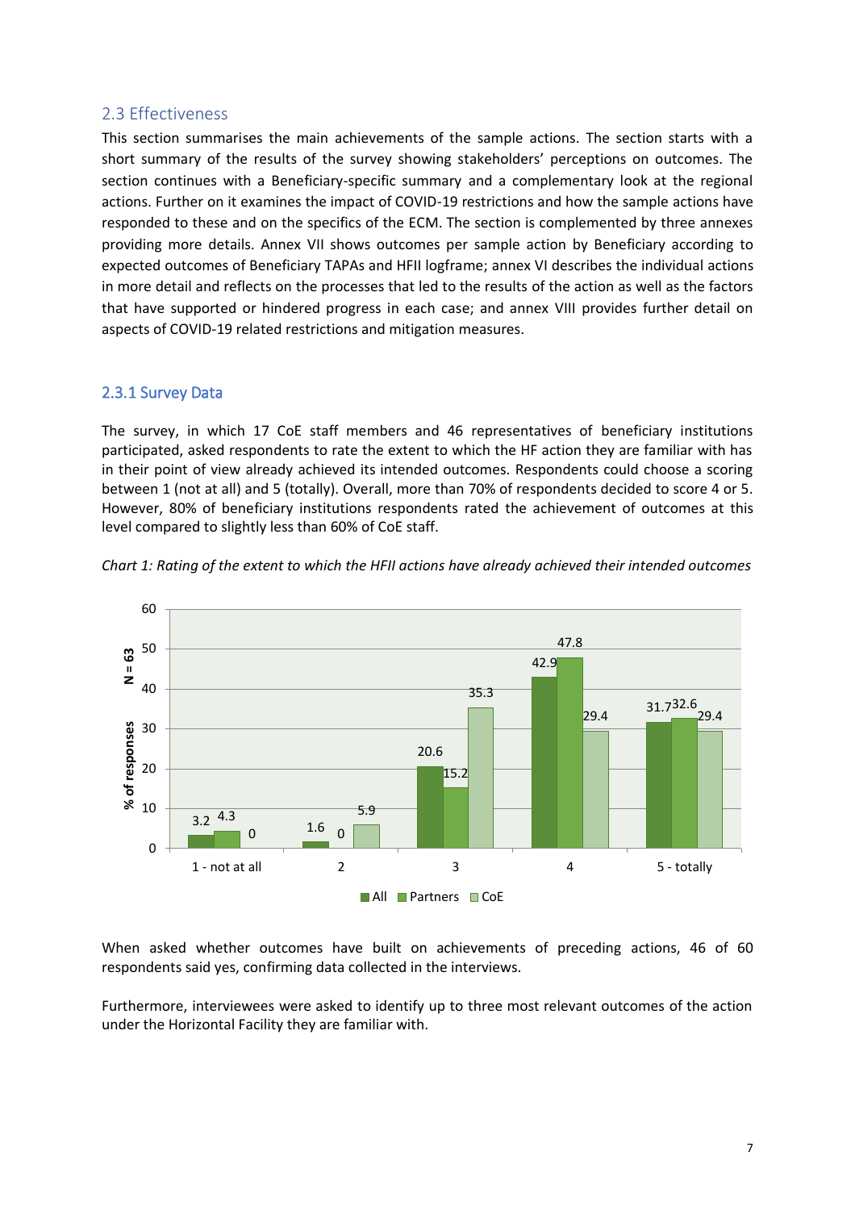## 2.3 Effectiveness

This section summarises the main achievements of the sample actions. The section starts with a short summary of the results of the survey showing stakeholders' perceptions on outcomes. The section continues with a Beneficiary-specific summary and a complementary look at the regional actions. Further on it examines the impact of COVID-19 restrictions and how the sample actions have responded to these and on the specifics of the ECM. The section is complemented by three annexes providing more details. Annex VII shows outcomes per sample action by Beneficiary according to expected outcomes of Beneficiary TAPAs and HFII logframe; annex VI describes the individual actions in more detail and reflects on the processes that led to the results of the action as well as the factors that have supported or hindered progress in each case; and annex VIII provides further detail on aspects of COVID-19 related restrictions and mitigation measures.

### 2.3.1 Survey Data

The survey, in which 17 CoE staff members and 46 representatives of beneficiary institutions participated, asked respondents to rate the extent to which the HF action they are familiar with has in their point of view already achieved its intended outcomes. Respondents could choose a scoring between 1 (not at all) and 5 (totally). Overall, more than 70% of respondents decided to score 4 or 5. However, 80% of beneficiary institutions respondents rated the achievement of outcomes at this level compared to slightly less than 60% of CoE staff.

*Chart 1: Rating of the extent to which the HFII actions have already achieved their intended outcomes*

| % of responses (N = 63) | All | Partners | CoE |
|---|---|---|---|
| 1 - not at all | 3.2 | 4.3 | 0 |
| 2 | 1.6 | 0 | 5.9 |
| 3 | 20.6 | 15.2 | 35.3 |
| 4 | 42.9 | 47.8 | 29.4 |
| 5 - totally | 31.7 | 32.6 | 29.4 |

When asked whether outcomes have built on achievements of preceding actions, 46 of 60 respondents said yes, confirming data collected in the interviews.

Furthermore, interviewees were asked to identify up to three most relevant outcomes of the action under the Horizontal Facility they are familiar with.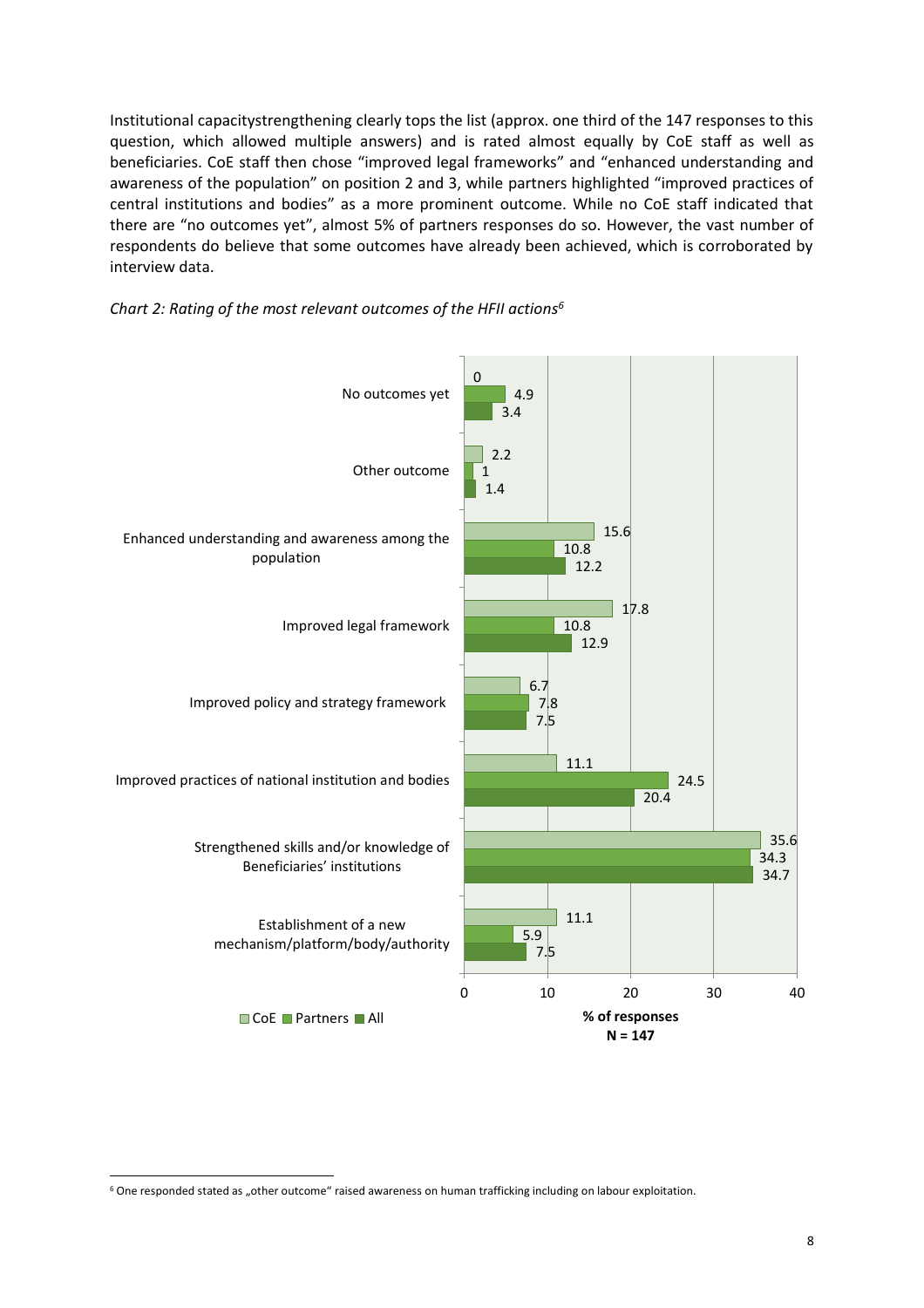Institutional capacitystrengthening clearly tops the list (approx. one third of the 147 responses to this question, which allowed multiple answers) and is rated almost equally by CoE staff as well as beneficiaries. CoE staff then chose "improved legal frameworks" and "enhanced understanding and awareness of the population" on position 2 and 3, while partners highlighted "improved practices of central institutions and bodies" as a more prominent outcome. While no CoE staff indicated that there are "no outcomes yet", almost 5% of partners responses do so. However, the vast number of respondents do believe that some outcomes have already been achieved, which is corroborated by interview data.

*Chart 2: Rating of the most relevant outcomes of the HFII actions*[6]

| Outcome | CoE | Partners | All |
| --- | --- | --- | --- |
| No outcomes yet | 0 | 4.9 | 3.4 |
| Other outcome | 2.2 | 1 | 1.4 |
| Enhanced understanding and awareness among the population | 15.6 | 10.8 | 12.2 |
| Improved legal framework | 17.8 | 10.8 | 12.9 |
| Improved policy and strategy framework | 6.7 | 7.8 | 7.5 |
| Improved practices of national institution and bodies | 11.1 | 24.5 | 20.4 |
| Strengthened skills and/or knowledge of Beneficiaries' institutions | 35.6 | 34.3 | 34.7 |
| Establishment of a new mechanism/platform/body/authority | 11.1 | 5.9 | 7.5 |

% of responses, N = 147

[6] One responded stated as „other outcome" raised awareness on human trafficking including on labour exploitation.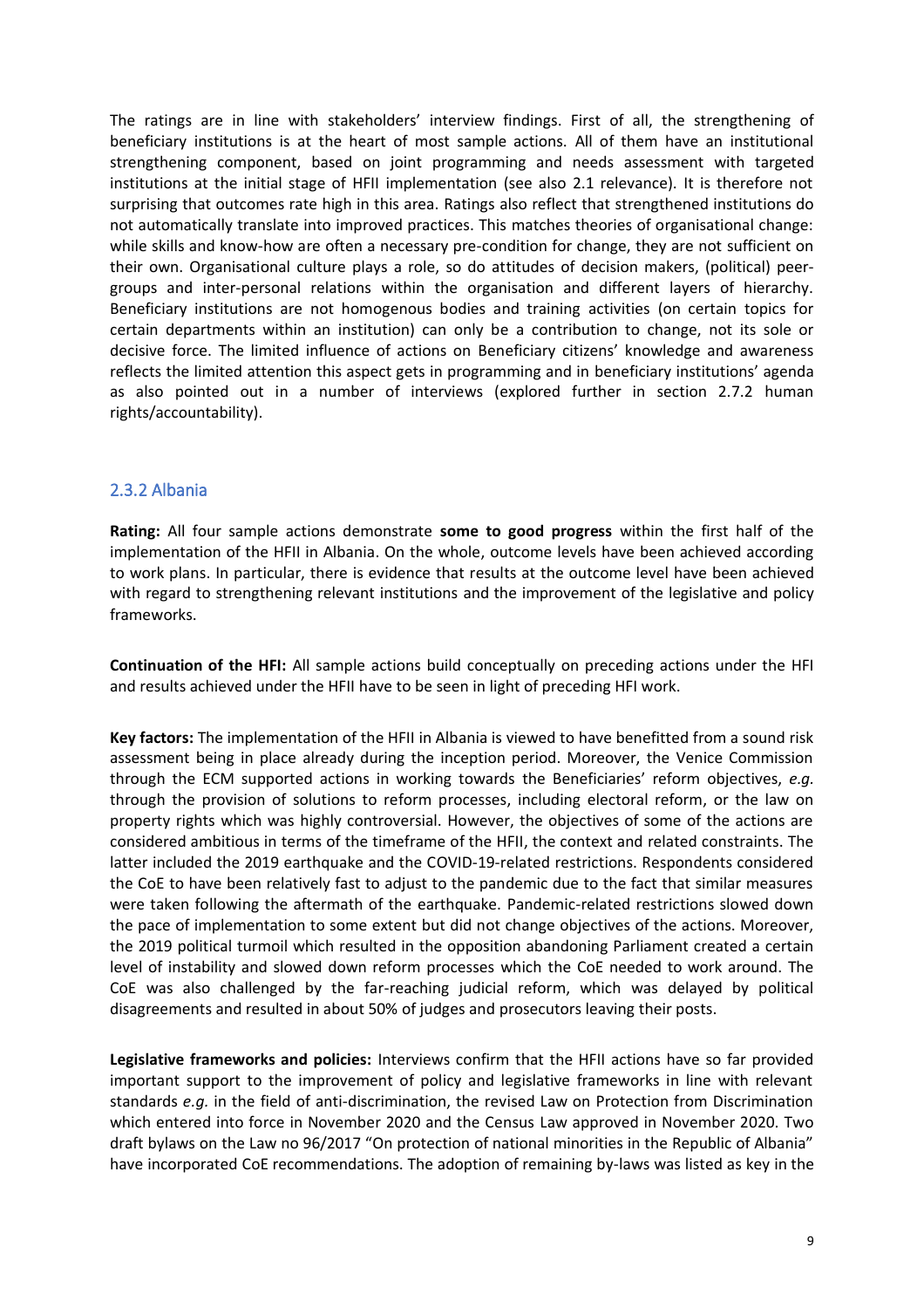The ratings are in line with stakeholders' interview findings. First of all, the strengthening of beneficiary institutions is at the heart of most sample actions. All of them have an institutional strengthening component, based on joint programming and needs assessment with targeted institutions at the initial stage of HFII implementation (see also 2.1 relevance). It is therefore not surprising that outcomes rate high in this area. Ratings also reflect that strengthened institutions do not automatically translate into improved practices. This matches theories of organisational change: while skills and know-how are often a necessary pre-condition for change, they are not sufficient on their own. Organisational culture plays a role, so do attitudes of decision makers, (political) peer-groups and inter-personal relations within the organisation and different layers of hierarchy. Beneficiary institutions are not homogenous bodies and training activities (on certain topics for certain departments within an institution) can only be a contribution to change, not its sole or decisive force. The limited influence of actions on Beneficiary citizens' knowledge and awareness reflects the limited attention this aspect gets in programming and in beneficiary institutions' agenda as also pointed out in a number of interviews (explored further in section 2.7.2 human rights/accountability).

### 2.3.2 Albania

**Rating:** All four sample actions demonstrate **some to good progress** within the first half of the implementation of the HFII in Albania. On the whole, outcome levels have been achieved according to work plans. In particular, there is evidence that results at the outcome level have been achieved with regard to strengthening relevant institutions and the improvement of the legislative and policy frameworks.

**Continuation of the HFI:** All sample actions build conceptually on preceding actions under the HFI and results achieved under the HFII have to be seen in light of preceding HFI work.

**Key factors:** The implementation of the HFII in Albania is viewed to have benefitted from a sound risk assessment being in place already during the inception period. Moreover, the Venice Commission through the ECM supported actions in working towards the Beneficiaries' reform objectives, *e.g.* through the provision of solutions to reform processes, including electoral reform, or the law on property rights which was highly controversial. However, the objectives of some of the actions are considered ambitious in terms of the timeframe of the HFII, the context and related constraints. The latter included the 2019 earthquake and the COVID-19-related restrictions. Respondents considered the CoE to have been relatively fast to adjust to the pandemic due to the fact that similar measures were taken following the aftermath of the earthquake. Pandemic-related restrictions slowed down the pace of implementation to some extent but did not change objectives of the actions. Moreover, the 2019 political turmoil which resulted in the opposition abandoning Parliament created a certain level of instability and slowed down reform processes which the CoE needed to work around. The CoE was also challenged by the far-reaching judicial reform, which was delayed by political disagreements and resulted in about 50% of judges and prosecutors leaving their posts.

**Legislative frameworks and policies:** Interviews confirm that the HFII actions have so far provided important support to the improvement of policy and legislative frameworks in line with relevant standards *e.g.* in the field of anti-discrimination, the revised Law on Protection from Discrimination which entered into force in November 2020 and the Census Law approved in November 2020. Two draft bylaws on the Law no 96/2017 "On protection of national minorities in the Republic of Albania" have incorporated CoE recommendations. The adoption of remaining by-laws was listed as key in the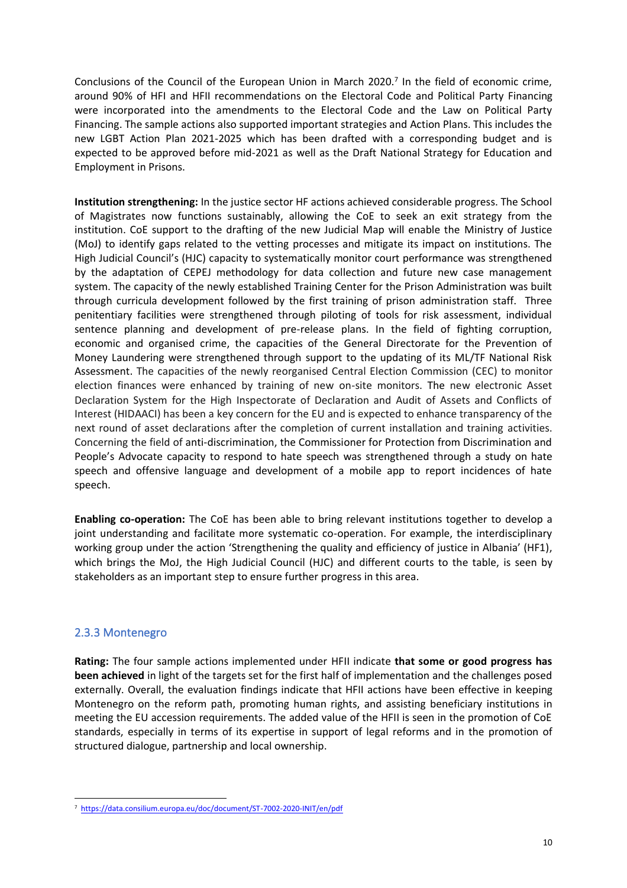Conclusions of the Council of the European Union in March 2020.[7] In the field of economic crime, around 90% of HFI and HFII recommendations on the Electoral Code and Political Party Financing were incorporated into the amendments to the Electoral Code and the Law on Political Party Financing. The sample actions also supported important strategies and Action Plans. This includes the new LGBT Action Plan 2021-2025 which has been drafted with a corresponding budget and is expected to be approved before mid-2021 as well as the Draft National Strategy for Education and Employment in Prisons.

**Institution strengthening:** In the justice sector HF actions achieved considerable progress. The School of Magistrates now functions sustainably, allowing the CoE to seek an exit strategy from the institution. CoE support to the drafting of the new Judicial Map will enable the Ministry of Justice (MoJ) to identify gaps related to the vetting processes and mitigate its impact on institutions. The High Judicial Council's (HJC) capacity to systematically monitor court performance was strengthened by the adaptation of CEPEJ methodology for data collection and future new case management system. The capacity of the newly established Training Center for the Prison Administration was built through curricula development followed by the first training of prison administration staff. Three penitentiary facilities were strengthened through piloting of tools for risk assessment, individual sentence planning and development of pre-release plans. In the field of fighting corruption, economic and organised crime, the capacities of the General Directorate for the Prevention of Money Laundering were strengthened through support to the updating of its ML/TF National Risk Assessment. The capacities of the newly reorganised Central Election Commission (CEC) to monitor election finances were enhanced by training of new on-site monitors. The new electronic Asset Declaration System for the High Inspectorate of Declaration and Audit of Assets and Conflicts of Interest (HIDAACI) has been a key concern for the EU and is expected to enhance transparency of the next round of asset declarations after the completion of current installation and training activities. Concerning the field of anti-discrimination, the Commissioner for Protection from Discrimination and People's Advocate capacity to respond to hate speech was strengthened through a study on hate speech and offensive language and development of a mobile app to report incidences of hate speech.

**Enabling co-operation:** The CoE has been able to bring relevant institutions together to develop a joint understanding and facilitate more systematic co-operation. For example, the interdisciplinary working group under the action 'Strengthening the quality and efficiency of justice in Albania' (HF1), which brings the MoJ, the High Judicial Council (HJC) and different courts to the table, is seen by stakeholders as an important step to ensure further progress in this area.

### 2.3.3 Montenegro

**Rating:** The four sample actions implemented under HFII indicate **that some or good progress has been achieved** in light of the targets set for the first half of implementation and the challenges posed externally. Overall, the evaluation findings indicate that HFII actions have been effective in keeping Montenegro on the reform path, promoting human rights, and assisting beneficiary institutions in meeting the EU accession requirements. The added value of the HFII is seen in the promotion of CoE standards, especially in terms of its expertise in support of legal reforms and in the promotion of structured dialogue, partnership and local ownership.

---

[7] https://data.consilium.europa.eu/doc/document/ST-7002-2020-INIT/en/pdf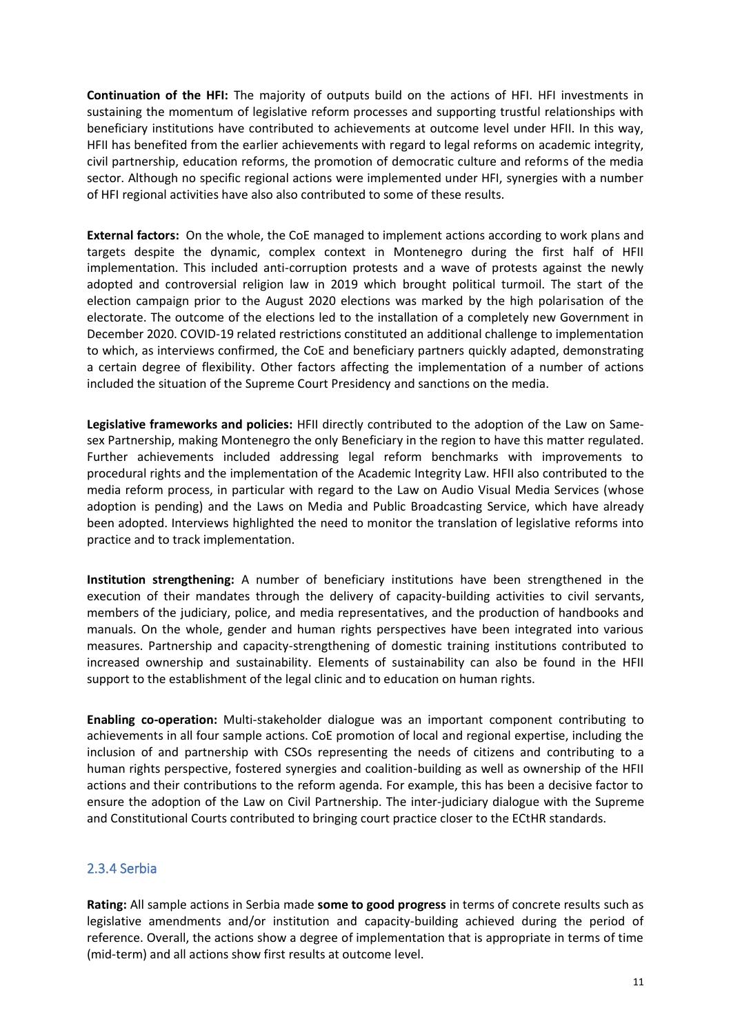**Continuation of the HFI:** The majority of outputs build on the actions of HFI. HFI investments in sustaining the momentum of legislative reform processes and supporting trustful relationships with beneficiary institutions have contributed to achievements at outcome level under HFII. In this way, HFII has benefited from the earlier achievements with regard to legal reforms on academic integrity, civil partnership, education reforms, the promotion of democratic culture and reforms of the media sector. Although no specific regional actions were implemented under HFI, synergies with a number of HFI regional activities have also also contributed to some of these results.

**External factors:** On the whole, the CoE managed to implement actions according to work plans and targets despite the dynamic, complex context in Montenegro during the first half of HFII implementation. This included anti-corruption protests and a wave of protests against the newly adopted and controversial religion law in 2019 which brought political turmoil. The start of the election campaign prior to the August 2020 elections was marked by the high polarisation of the electorate. The outcome of the elections led to the installation of a completely new Government in December 2020. COVID-19 related restrictions constituted an additional challenge to implementation to which, as interviews confirmed, the CoE and beneficiary partners quickly adapted, demonstrating a certain degree of flexibility. Other factors affecting the implementation of a number of actions included the situation of the Supreme Court Presidency and sanctions on the media.

**Legislative frameworks and policies:** HFII directly contributed to the adoption of the Law on Same-sex Partnership, making Montenegro the only Beneficiary in the region to have this matter regulated. Further achievements included addressing legal reform benchmarks with improvements to procedural rights and the implementation of the Academic Integrity Law. HFII also contributed to the media reform process, in particular with regard to the Law on Audio Visual Media Services (whose adoption is pending) and the Laws on Media and Public Broadcasting Service, which have already been adopted. Interviews highlighted the need to monitor the translation of legislative reforms into practice and to track implementation.

**Institution strengthening:** A number of beneficiary institutions have been strengthened in the execution of their mandates through the delivery of capacity-building activities to civil servants, members of the judiciary, police, and media representatives, and the production of handbooks and manuals. On the whole, gender and human rights perspectives have been integrated into various measures. Partnership and capacity-strengthening of domestic training institutions contributed to increased ownership and sustainability. Elements of sustainability can also be found in the HFII support to the establishment of the legal clinic and to education on human rights.

**Enabling co-operation:** Multi-stakeholder dialogue was an important component contributing to achievements in all four sample actions. CoE promotion of local and regional expertise, including the inclusion of and partnership with CSOs representing the needs of citizens and contributing to a human rights perspective, fostered synergies and coalition-building as well as ownership of the HFII actions and their contributions to the reform agenda. For example, this has been a decisive factor to ensure the adoption of the Law on Civil Partnership. The inter-judiciary dialogue with the Supreme and Constitutional Courts contributed to bringing court practice closer to the ECtHR standards.

### 2.3.4 Serbia

**Rating:** All sample actions in Serbia made **some to good progress** in terms of concrete results such as legislative amendments and/or institution and capacity-building achieved during the period of reference. Overall, the actions show a degree of implementation that is appropriate in terms of time (mid-term) and all actions show first results at outcome level.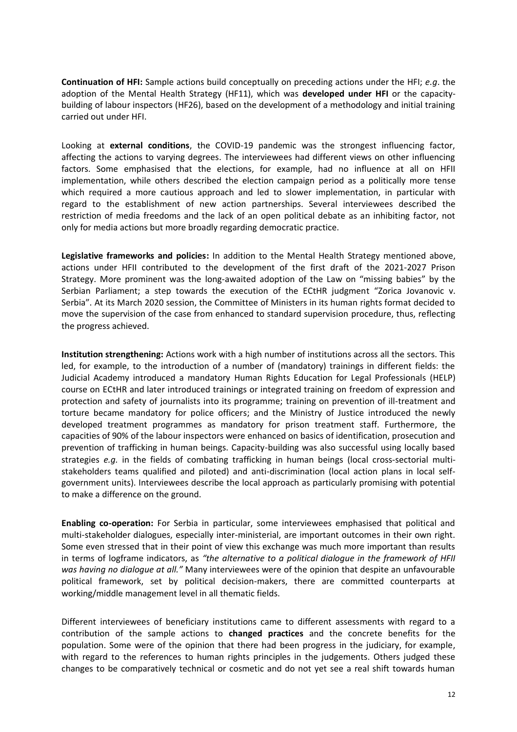**Continuation of HFI:** Sample actions build conceptually on preceding actions under the HFI; *e.g*. the adoption of the Mental Health Strategy (HF11), which was **developed under HFI** or the capacity-building of labour inspectors (HF26), based on the development of a methodology and initial training carried out under HFI.

Looking at **external conditions**, the COVID-19 pandemic was the strongest influencing factor, affecting the actions to varying degrees. The interviewees had different views on other influencing factors. Some emphasised that the elections, for example, had no influence at all on HFII implementation, while others described the election campaign period as a politically more tense which required a more cautious approach and led to slower implementation, in particular with regard to the establishment of new action partnerships. Several interviewees described the restriction of media freedoms and the lack of an open political debate as an inhibiting factor, not only for media actions but more broadly regarding democratic practice.

**Legislative frameworks and policies:** In addition to the Mental Health Strategy mentioned above, actions under HFII contributed to the development of the first draft of the 2021-2027 Prison Strategy. More prominent was the long-awaited adoption of the Law on "missing babies" by the Serbian Parliament; a step towards the execution of the ECtHR judgment "Zorica Jovanovic v. Serbia". At its March 2020 session, the Committee of Ministers in its human rights format decided to move the supervision of the case from enhanced to standard supervision procedure, thus, reflecting the progress achieved.

**Institution strengthening:** Actions work with a high number of institutions across all the sectors. This led, for example, to the introduction of a number of (mandatory) trainings in different fields: the Judicial Academy introduced a mandatory Human Rights Education for Legal Professionals (HELP) course on ECtHR and later introduced trainings or integrated training on freedom of expression and protection and safety of journalists into its programme; training on prevention of ill-treatment and torture became mandatory for police officers; and the Ministry of Justice introduced the newly developed treatment programmes as mandatory for prison treatment staff. Furthermore, the capacities of 90% of the labour inspectors were enhanced on basics of identification, prosecution and prevention of trafficking in human beings. Capacity-building was also successful using locally based strategies *e.g.* in the fields of combating trafficking in human beings (local cross-sectorial multi-stakeholders teams qualified and piloted) and anti-discrimination (local action plans in local self-government units). Interviewees describe the local approach as particularly promising with potential to make a difference on the ground.

**Enabling co-operation:** For Serbia in particular, some interviewees emphasised that political and multi-stakeholder dialogues, especially inter-ministerial, are important outcomes in their own right. Some even stressed that in their point of view this exchange was much more important than results in terms of logframe indicators, as *"the alternative to a political dialogue in the framework of HFII was having no dialogue at all."* Many interviewees were of the opinion that despite an unfavourable political framework, set by political decision-makers, there are committed counterparts at working/middle management level in all thematic fields.

Different interviewees of beneficiary institutions came to different assessments with regard to a contribution of the sample actions to **changed practices** and the concrete benefits for the population. Some were of the opinion that there had been progress in the judiciary, for example, with regard to the references to human rights principles in the judgements. Others judged these changes to be comparatively technical or cosmetic and do not yet see a real shift towards human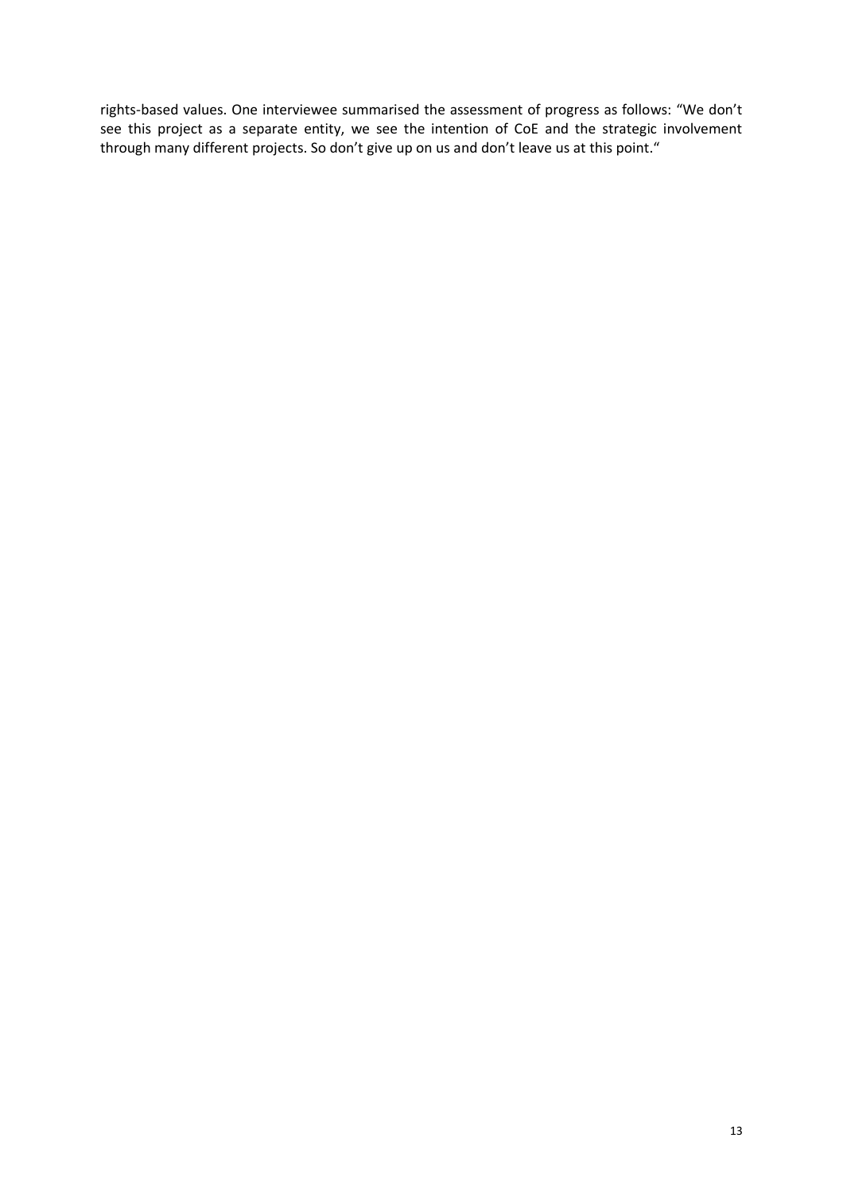rights-based values. One interviewee summarised the assessment of progress as follows: "We don't see this project as a separate entity, we see the intention of CoE and the strategic involvement through many different projects. So don't give up on us and don't leave us at this point."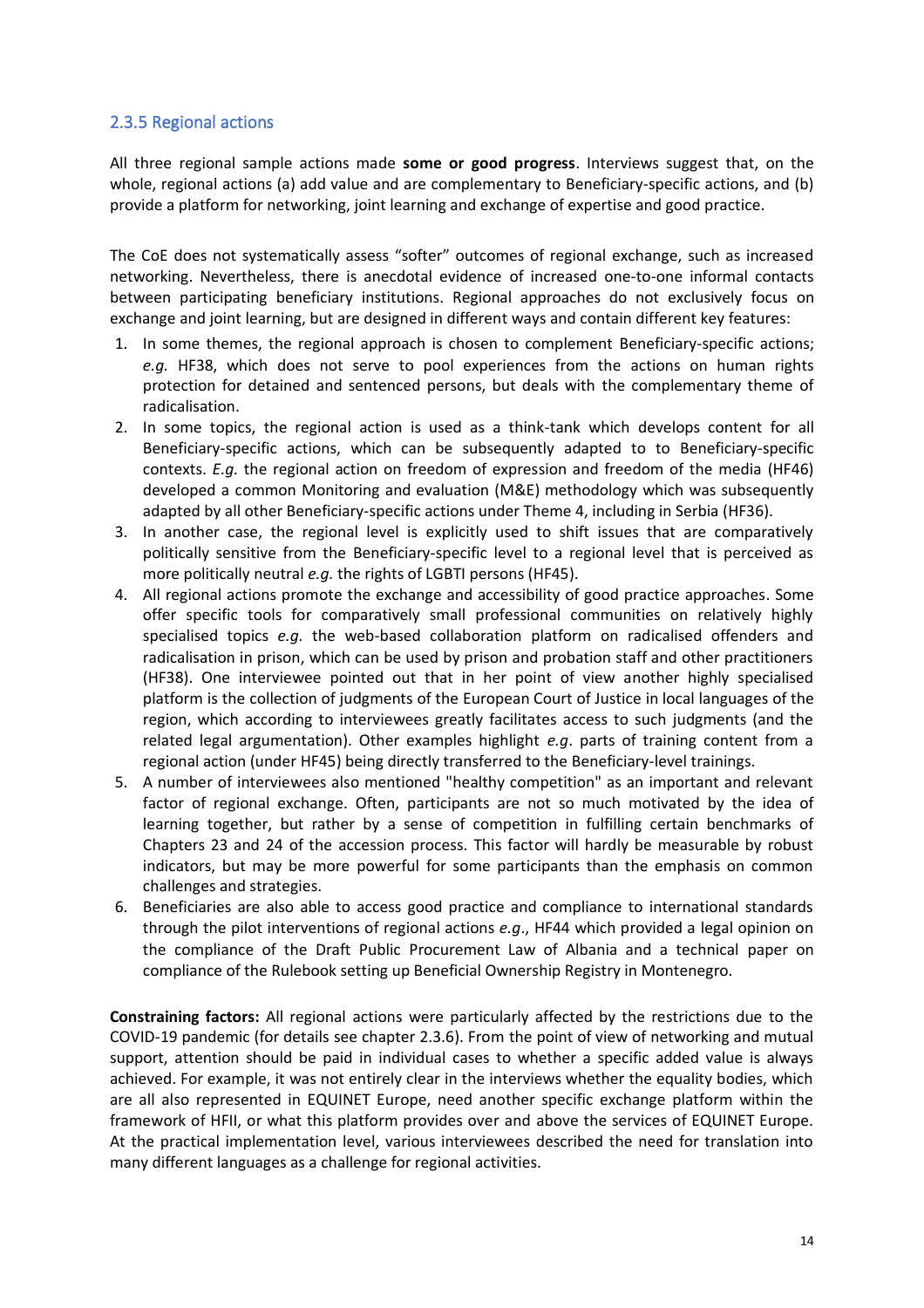### 2.3.5 Regional actions

All three regional sample actions made **some or good progress**. Interviews suggest that, on the whole, regional actions (a) add value and are complementary to Beneficiary-specific actions, and (b) provide a platform for networking, joint learning and exchange of expertise and good practice.

The CoE does not systematically assess "softer" outcomes of regional exchange, such as increased networking. Nevertheless, there is anecdotal evidence of increased one-to-one informal contacts between participating beneficiary institutions. Regional approaches do not exclusively focus on exchange and joint learning, but are designed in different ways and contain different key features:

1. In some themes, the regional approach is chosen to complement Beneficiary-specific actions; *e.g.* HF38, which does not serve to pool experiences from the actions on human rights protection for detained and sentenced persons, but deals with the complementary theme of radicalisation.
2. In some topics, the regional action is used as a think-tank which develops content for all Beneficiary-specific actions, which can be subsequently adapted to to Beneficiary-specific contexts. *E.g.* the regional action on freedom of expression and freedom of the media (HF46) developed a common Monitoring and evaluation (M&E) methodology which was subsequently adapted by all other Beneficiary-specific actions under Theme 4, including in Serbia (HF36).
3. In another case, the regional level is explicitly used to shift issues that are comparatively politically sensitive from the Beneficiary-specific level to a regional level that is perceived as more politically neutral *e.g.* the rights of LGBTI persons (HF45).
4. All regional actions promote the exchange and accessibility of good practice approaches. Some offer specific tools for comparatively small professional communities on relatively highly specialised topics *e.g.* the web-based collaboration platform on radicalised offenders and radicalisation in prison, which can be used by prison and probation staff and other practitioners (HF38). One interviewee pointed out that in her point of view another highly specialised platform is the collection of judgments of the European Court of Justice in local languages of the region, which according to interviewees greatly facilitates access to such judgments (and the related legal argumentation). Other examples highlight *e.g*. parts of training content from a regional action (under HF45) being directly transferred to the Beneficiary-level trainings.
5. A number of interviewees also mentioned "healthy competition" as an important and relevant factor of regional exchange. Often, participants are not so much motivated by the idea of learning together, but rather by a sense of competition in fulfilling certain benchmarks of Chapters 23 and 24 of the accession process. This factor will hardly be measurable by robust indicators, but may be more powerful for some participants than the emphasis on common challenges and strategies.
6. Beneficiaries are also able to access good practice and compliance to international standards through the pilot interventions of regional actions *e.g*., HF44 which provided a legal opinion on the compliance of the Draft Public Procurement Law of Albania and a technical paper on compliance of the Rulebook setting up Beneficial Ownership Registry in Montenegro.

**Constraining factors:** All regional actions were particularly affected by the restrictions due to the COVID-19 pandemic (for details see chapter 2.3.6). From the point of view of networking and mutual support, attention should be paid in individual cases to whether a specific added value is always achieved. For example, it was not entirely clear in the interviews whether the equality bodies, which are all also represented in EQUINET Europe, need another specific exchange platform within the framework of HFII, or what this platform provides over and above the services of EQUINET Europe. At the practical implementation level, various interviewees described the need for translation into many different languages as a challenge for regional activities.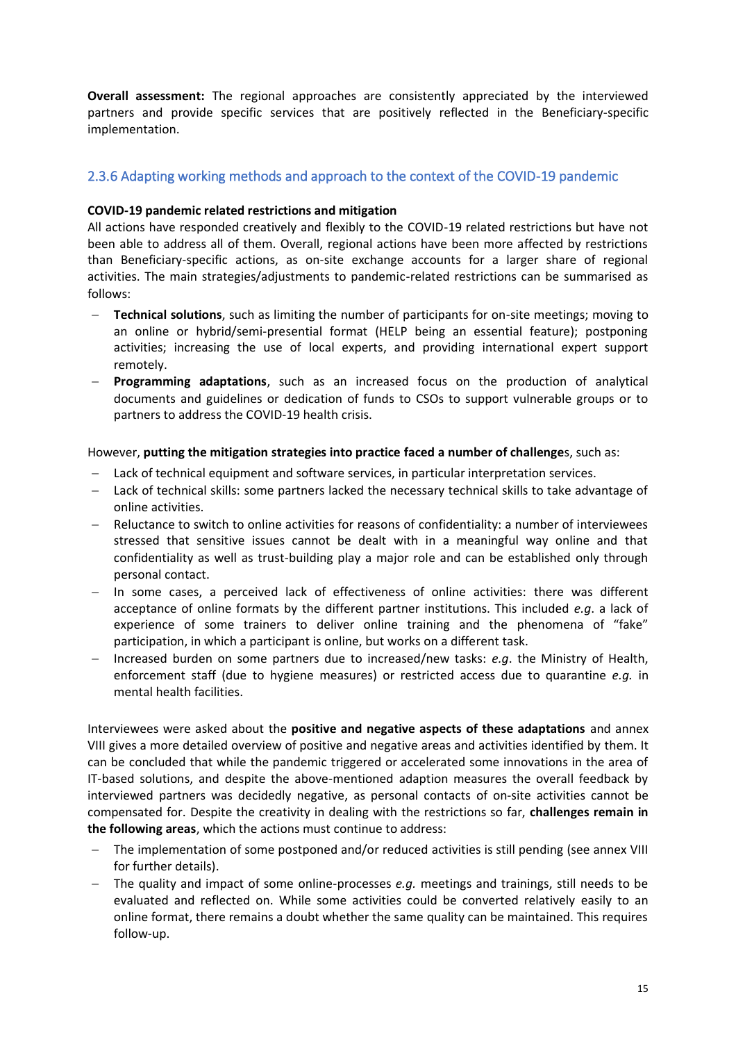**Overall assessment:** The regional approaches are consistently appreciated by the interviewed partners and provide specific services that are positively reflected in the Beneficiary-specific implementation.

### 2.3.6 Adapting working methods and approach to the context of the COVID-19 pandemic

**COVID-19 pandemic related restrictions and mitigation**

All actions have responded creatively and flexibly to the COVID-19 related restrictions but have not been able to address all of them. Overall, regional actions have been more affected by restrictions than Beneficiary-specific actions, as on-site exchange accounts for a larger share of regional activities. The main strategies/adjustments to pandemic-related restrictions can be summarised as follows:

- **Technical solutions**, such as limiting the number of participants for on-site meetings; moving to an online or hybrid/semi-presential format (HELP being an essential feature); postponing activities; increasing the use of local experts, and providing international expert support remotely.
- **Programming adaptations**, such as an increased focus on the production of analytical documents and guidelines or dedication of funds to CSOs to support vulnerable groups or to partners to address the COVID-19 health crisis.

However, **putting the mitigation strategies into practice faced a number of challenge**s, such as:

- Lack of technical equipment and software services, in particular interpretation services.
- Lack of technical skills: some partners lacked the necessary technical skills to take advantage of online activities.
- Reluctance to switch to online activities for reasons of confidentiality: a number of interviewees stressed that sensitive issues cannot be dealt with in a meaningful way online and that confidentiality as well as trust-building play a major role and can be established only through personal contact.
- In some cases, a perceived lack of effectiveness of online activities: there was different acceptance of online formats by the different partner institutions. This included *e.g*. a lack of experience of some trainers to deliver online training and the phenomena of "fake" participation, in which a participant is online, but works on a different task.
- Increased burden on some partners due to increased/new tasks: *e.g*. the Ministry of Health, enforcement staff (due to hygiene measures) or restricted access due to quarantine *e.g.* in mental health facilities.

Interviewees were asked about the **positive and negative aspects of these adaptations** and annex VIII gives a more detailed overview of positive and negative areas and activities identified by them. It can be concluded that while the pandemic triggered or accelerated some innovations in the area of IT-based solutions, and despite the above-mentioned adaption measures the overall feedback by interviewed partners was decidedly negative, as personal contacts of on-site activities cannot be compensated for. Despite the creativity in dealing with the restrictions so far, **challenges remain in the following areas**, which the actions must continue to address:

- The implementation of some postponed and/or reduced activities is still pending (see annex VIII for further details).
- The quality and impact of some online-processes *e.g.* meetings and trainings, still needs to be evaluated and reflected on. While some activities could be converted relatively easily to an online format, there remains a doubt whether the same quality can be maintained. This requires follow-up.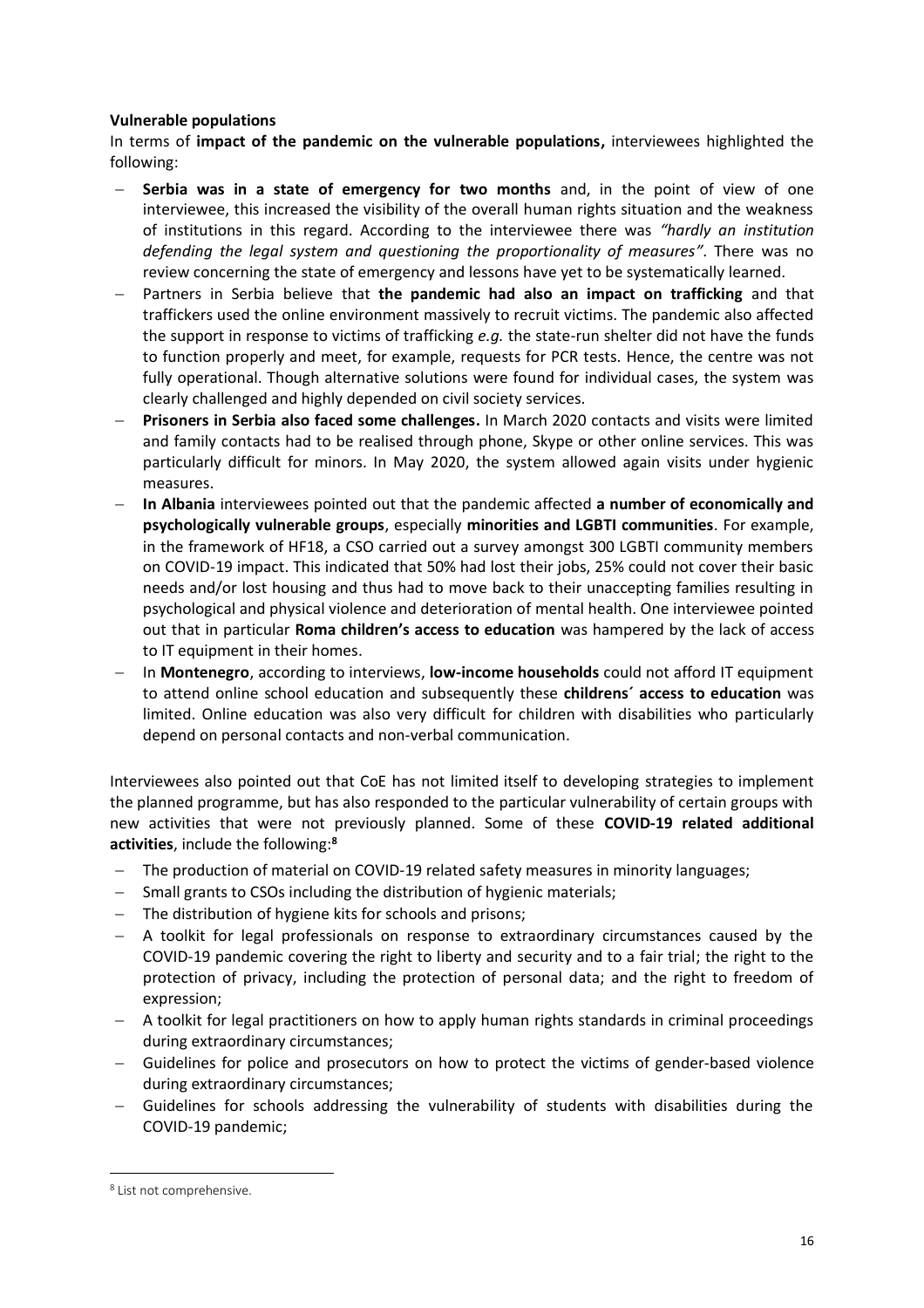**Vulnerable populations**

In terms of **impact of the pandemic on the vulnerable populations,** interviewees highlighted the following:

- **Serbia was in a state of emergency for two months** and, in the point of view of one interviewee, this increased the visibility of the overall human rights situation and the weakness of institutions in this regard. According to the interviewee there was *"hardly an institution defending the legal system and questioning the proportionality of measures"*. There was no review concerning the state of emergency and lessons have yet to be systematically learned.
- Partners in Serbia believe that **the pandemic had also an impact on trafficking** and that traffickers used the online environment massively to recruit victims. The pandemic also affected the support in response to victims of trafficking *e.g.* the state-run shelter did not have the funds to function properly and meet, for example, requests for PCR tests. Hence, the centre was not fully operational. Though alternative solutions were found for individual cases, the system was clearly challenged and highly depended on civil society services.
- **Prisoners in Serbia also faced some challenges.** In March 2020 contacts and visits were limited and family contacts had to be realised through phone, Skype or other online services. This was particularly difficult for minors. In May 2020, the system allowed again visits under hygienic measures.
- **In Albania** interviewees pointed out that the pandemic affected **a number of economically and psychologically vulnerable groups**, especially **minorities and LGBTI communities**. For example, in the framework of HF18, a CSO carried out a survey amongst 300 LGBTI community members on COVID-19 impact. This indicated that 50% had lost their jobs, 25% could not cover their basic needs and/or lost housing and thus had to move back to their unaccepting families resulting in psychological and physical violence and deterioration of mental health. One interviewee pointed out that in particular **Roma children's access to education** was hampered by the lack of access to IT equipment in their homes.
- In **Montenegro**, according to interviews, **low-income households** could not afford IT equipment to attend online school education and subsequently these **childrens´ access to education** was limited. Online education was also very difficult for children with disabilities who particularly depend on personal contacts and non-verbal communication.

Interviewees also pointed out that CoE has not limited itself to developing strategies to implement the planned programme, but has also responded to the particular vulnerability of certain groups with new activities that were not previously planned. Some of these **COVID-19 related additional activities**, include the following:[8]

- The production of material on COVID-19 related safety measures in minority languages;
- Small grants to CSOs including the distribution of hygienic materials;
- The distribution of hygiene kits for schools and prisons;
- A toolkit for legal professionals on response to extraordinary circumstances caused by the COVID-19 pandemic covering the right to liberty and security and to a fair trial; the right to the protection of privacy, including the protection of personal data; and the right to freedom of expression;
- A toolkit for legal practitioners on how to apply human rights standards in criminal proceedings during extraordinary circumstances;
- Guidelines for police and prosecutors on how to protect the victims of gender-based violence during extraordinary circumstances;
- Guidelines for schools addressing the vulnerability of students with disabilities during the COVID-19 pandemic;

[8] List not comprehensive.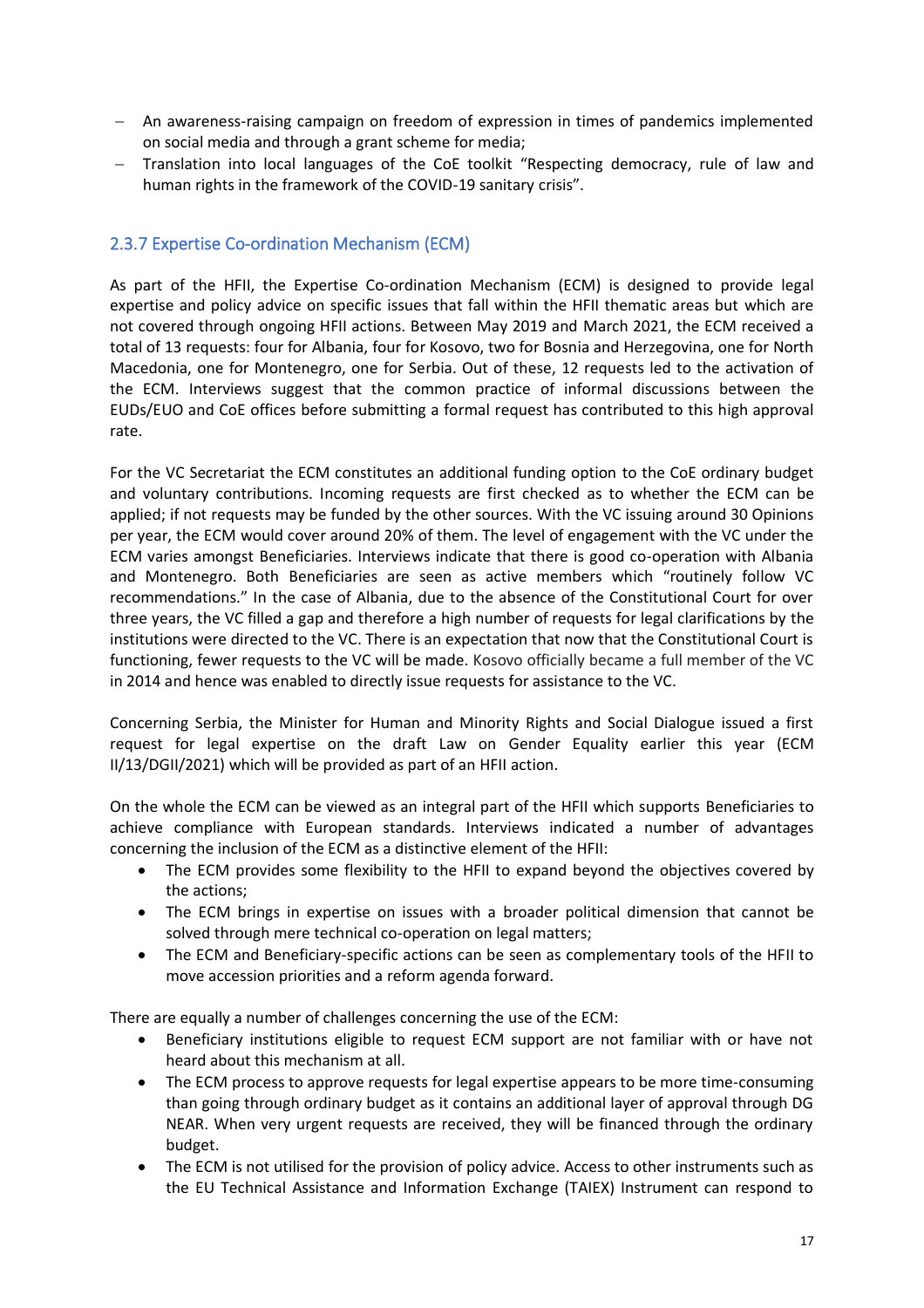- An awareness-raising campaign on freedom of expression in times of pandemics implemented on social media and through a grant scheme for media;
- Translation into local languages of the CoE toolkit "Respecting democracy, rule of law and human rights in the framework of the COVID-19 sanitary crisis".

### 2.3.7 Expertise Co-ordination Mechanism (ECM)

As part of the HFII, the Expertise Co-ordination Mechanism (ECM) is designed to provide legal expertise and policy advice on specific issues that fall within the HFII thematic areas but which are not covered through ongoing HFII actions. Between May 2019 and March 2021, the ECM received a total of 13 requests: four for Albania, four for Kosovo, two for Bosnia and Herzegovina, one for North Macedonia, one for Montenegro, one for Serbia. Out of these, 12 requests led to the activation of the ECM. Interviews suggest that the common practice of informal discussions between the EUDs/EUO and CoE offices before submitting a formal request has contributed to this high approval rate.

For the VC Secretariat the ECM constitutes an additional funding option to the CoE ordinary budget and voluntary contributions. Incoming requests are first checked as to whether the ECM can be applied; if not requests may be funded by the other sources. With the VC issuing around 30 Opinions per year, the ECM would cover around 20% of them. The level of engagement with the VC under the ECM varies amongst Beneficiaries. Interviews indicate that there is good co-operation with Albania and Montenegro. Both Beneficiaries are seen as active members which "routinely follow VC recommendations." In the case of Albania, due to the absence of the Constitutional Court for over three years, the VC filled a gap and therefore a high number of requests for legal clarifications by the institutions were directed to the VC. There is an expectation that now that the Constitutional Court is functioning, fewer requests to the VC will be made. Kosovo officially became a full member of the VC in 2014 and hence was enabled to directly issue requests for assistance to the VC.

Concerning Serbia, the Minister for Human and Minority Rights and Social Dialogue issued a first request for legal expertise on the draft Law on Gender Equality earlier this year (ECM II/13/DGII/2021) which will be provided as part of an HFII action.

On the whole the ECM can be viewed as an integral part of the HFII which supports Beneficiaries to achieve compliance with European standards. Interviews indicated a number of advantages concerning the inclusion of the ECM as a distinctive element of the HFII:

- The ECM provides some flexibility to the HFII to expand beyond the objectives covered by the actions;
- The ECM brings in expertise on issues with a broader political dimension that cannot be solved through mere technical co-operation on legal matters;
- The ECM and Beneficiary-specific actions can be seen as complementary tools of the HFII to move accession priorities and a reform agenda forward.

There are equally a number of challenges concerning the use of the ECM:

- Beneficiary institutions eligible to request ECM support are not familiar with or have not heard about this mechanism at all.
- The ECM process to approve requests for legal expertise appears to be more time-consuming than going through ordinary budget as it contains an additional layer of approval through DG NEAR. When very urgent requests are received, they will be financed through the ordinary budget.
- The ECM is not utilised for the provision of policy advice. Access to other instruments such as the EU Technical Assistance and Information Exchange (TAIEX) Instrument can respond to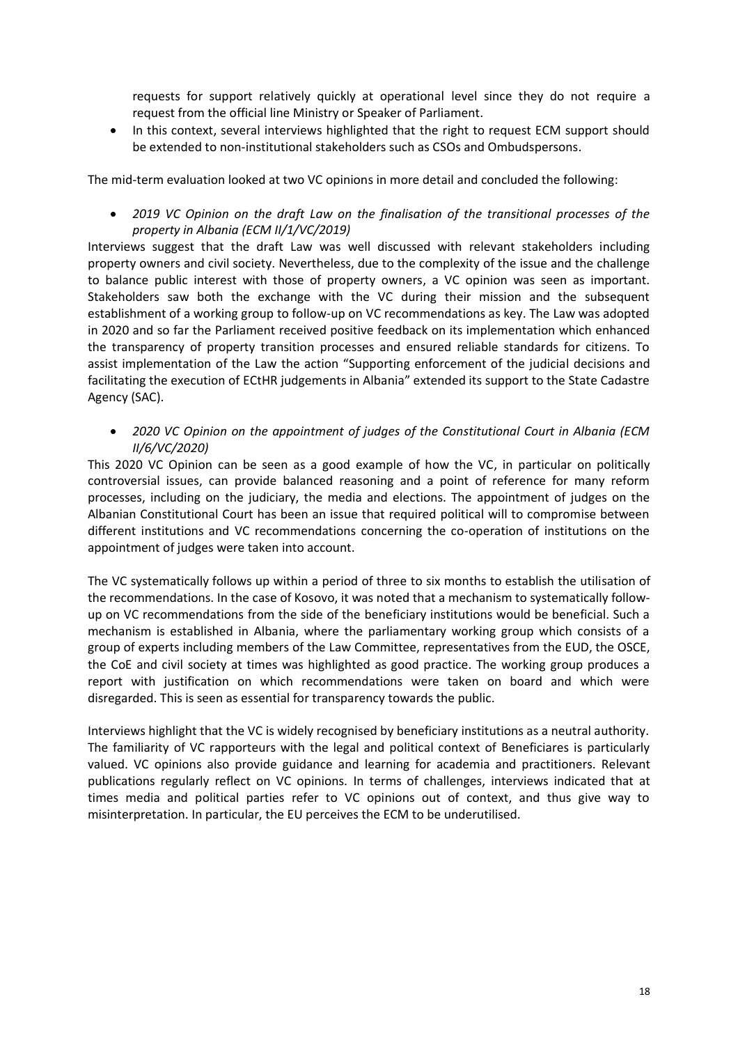requests for support relatively quickly at operational level since they do not require a request from the official line Ministry or Speaker of Parliament.

- In this context, several interviews highlighted that the right to request ECM support should be extended to non-institutional stakeholders such as CSOs and Ombudspersons.

The mid-term evaluation looked at two VC opinions in more detail and concluded the following:

- *2019 VC Opinion on the draft Law on the finalisation of the transitional processes of the property in Albania (ECM II/1/VC/2019)*

Interviews suggest that the draft Law was well discussed with relevant stakeholders including property owners and civil society. Nevertheless, due to the complexity of the issue and the challenge to balance public interest with those of property owners, a VC opinion was seen as important. Stakeholders saw both the exchange with the VC during their mission and the subsequent establishment of a working group to follow-up on VC recommendations as key. The Law was adopted in 2020 and so far the Parliament received positive feedback on its implementation which enhanced the transparency of property transition processes and ensured reliable standards for citizens. To assist implementation of the Law the action "Supporting enforcement of the judicial decisions and facilitating the execution of ECtHR judgements in Albania" extended its support to the State Cadastre Agency (SAC).

- *2020 VC Opinion on the appointment of judges of the Constitutional Court in Albania (ECM II/6/VC/2020)*

This 2020 VC Opinion can be seen as a good example of how the VC, in particular on politically controversial issues, can provide balanced reasoning and a point of reference for many reform processes, including on the judiciary, the media and elections. The appointment of judges on the Albanian Constitutional Court has been an issue that required political will to compromise between different institutions and VC recommendations concerning the co-operation of institutions on the appointment of judges were taken into account.

The VC systematically follows up within a period of three to six months to establish the utilisation of the recommendations. In the case of Kosovo, it was noted that a mechanism to systematically follow-up on VC recommendations from the side of the beneficiary institutions would be beneficial. Such a mechanism is established in Albania, where the parliamentary working group which consists of a group of experts including members of the Law Committee, representatives from the EUD, the OSCE, the CoE and civil society at times was highlighted as good practice. The working group produces a report with justification on which recommendations were taken on board and which were disregarded. This is seen as essential for transparency towards the public.

Interviews highlight that the VC is widely recognised by beneficiary institutions as a neutral authority. The familiarity of VC rapporteurs with the legal and political context of Beneficiares is particularly valued. VC opinions also provide guidance and learning for academia and practitioners. Relevant publications regularly reflect on VC opinions. In terms of challenges, interviews indicated that at times media and political parties refer to VC opinions out of context, and thus give way to misinterpretation. In particular, the EU perceives the ECM to be underutilised.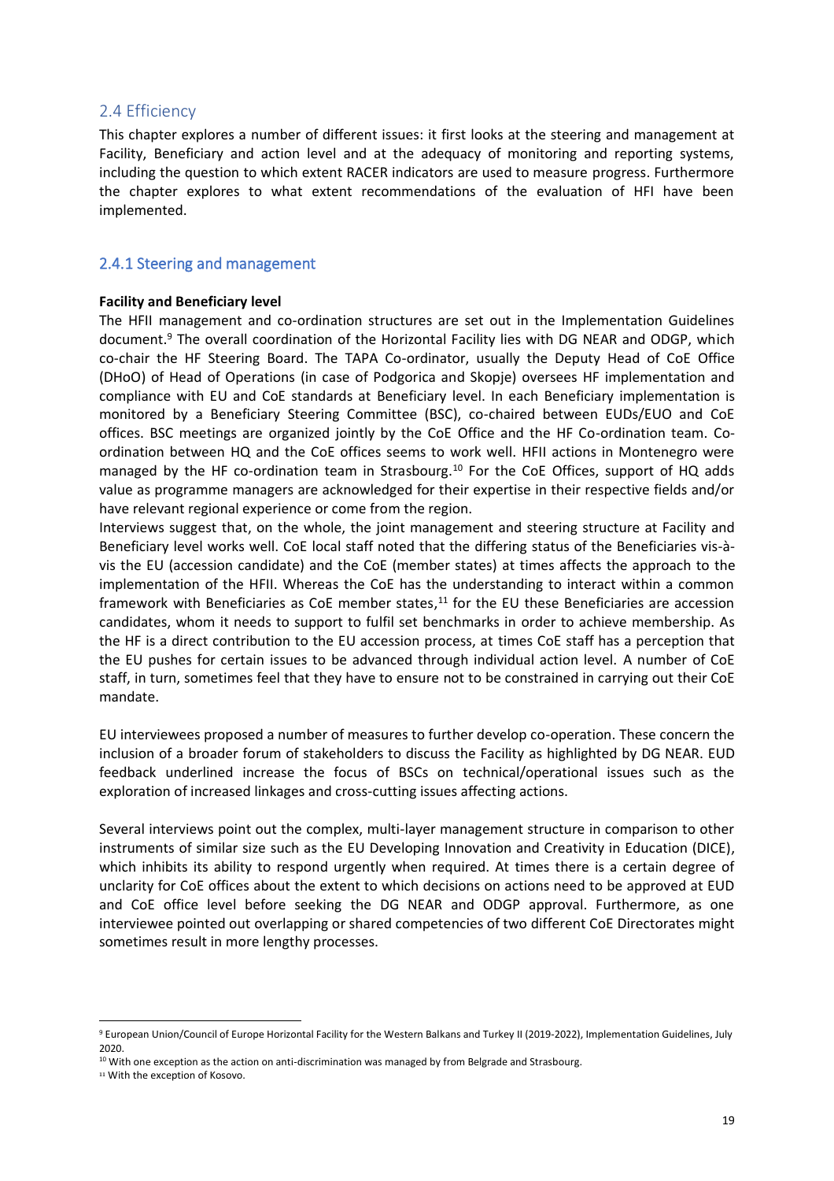## 2.4 Efficiency

This chapter explores a number of different issues: it first looks at the steering and management at Facility, Beneficiary and action level and at the adequacy of monitoring and reporting systems, including the question to which extent RACER indicators are used to measure progress. Furthermore the chapter explores to what extent recommendations of the evaluation of HFI have been implemented.

### 2.4.1 Steering and management

**Facility and Beneficiary level**

The HFII management and co-ordination structures are set out in the Implementation Guidelines document.[9] The overall coordination of the Horizontal Facility lies with DG NEAR and ODGP, which co-chair the HF Steering Board. The TAPA Co-ordinator, usually the Deputy Head of CoE Office (DHoO) of Head of Operations (in case of Podgorica and Skopje) oversees HF implementation and compliance with EU and CoE standards at Beneficiary level. In each Beneficiary implementation is monitored by a Beneficiary Steering Committee (BSC), co-chaired between EUDs/EUO and CoE offices. BSC meetings are organized jointly by the CoE Office and the HF Co-ordination team. Co-ordination between HQ and the CoE offices seems to work well. HFII actions in Montenegro were managed by the HF co-ordination team in Strasbourg.[10] For the CoE Offices, support of HQ adds value as programme managers are acknowledged for their expertise in their respective fields and/or have relevant regional experience or come from the region.

Interviews suggest that, on the whole, the joint management and steering structure at Facility and Beneficiary level works well. CoE local staff noted that the differing status of the Beneficiaries vis-à-vis the EU (accession candidate) and the CoE (member states) at times affects the approach to the implementation of the HFII. Whereas the CoE has the understanding to interact within a common framework with Beneficiaries as CoE member states,[11] for the EU these Beneficiaries are accession candidates, whom it needs to support to fulfil set benchmarks in order to achieve membership. As the HF is a direct contribution to the EU accession process, at times CoE staff has a perception that the EU pushes for certain issues to be advanced through individual action level. A number of CoE staff, in turn, sometimes feel that they have to ensure not to be constrained in carrying out their CoE mandate.

EU interviewees proposed a number of measures to further develop co-operation. These concern the inclusion of a broader forum of stakeholders to discuss the Facility as highlighted by DG NEAR. EUD feedback underlined increase the focus of BSCs on technical/operational issues such as the exploration of increased linkages and cross-cutting issues affecting actions.

Several interviews point out the complex, multi-layer management structure in comparison to other instruments of similar size such as the EU Developing Innovation and Creativity in Education (DICE), which inhibits its ability to respond urgently when required. At times there is a certain degree of unclarity for CoE offices about the extent to which decisions on actions need to be approved at EUD and CoE office level before seeking the DG NEAR and ODGP approval. Furthermore, as one interviewee pointed out overlapping or shared competencies of two different CoE Directorates might sometimes result in more lengthy processes.

---

[9] European Union/Council of Europe Horizontal Facility for the Western Balkans and Turkey II (2019-2022), Implementation Guidelines, July 2020.

[10] With one exception as the action on anti-discrimination was managed by from Belgrade and Strasbourg.

[11] With the exception of Kosovo.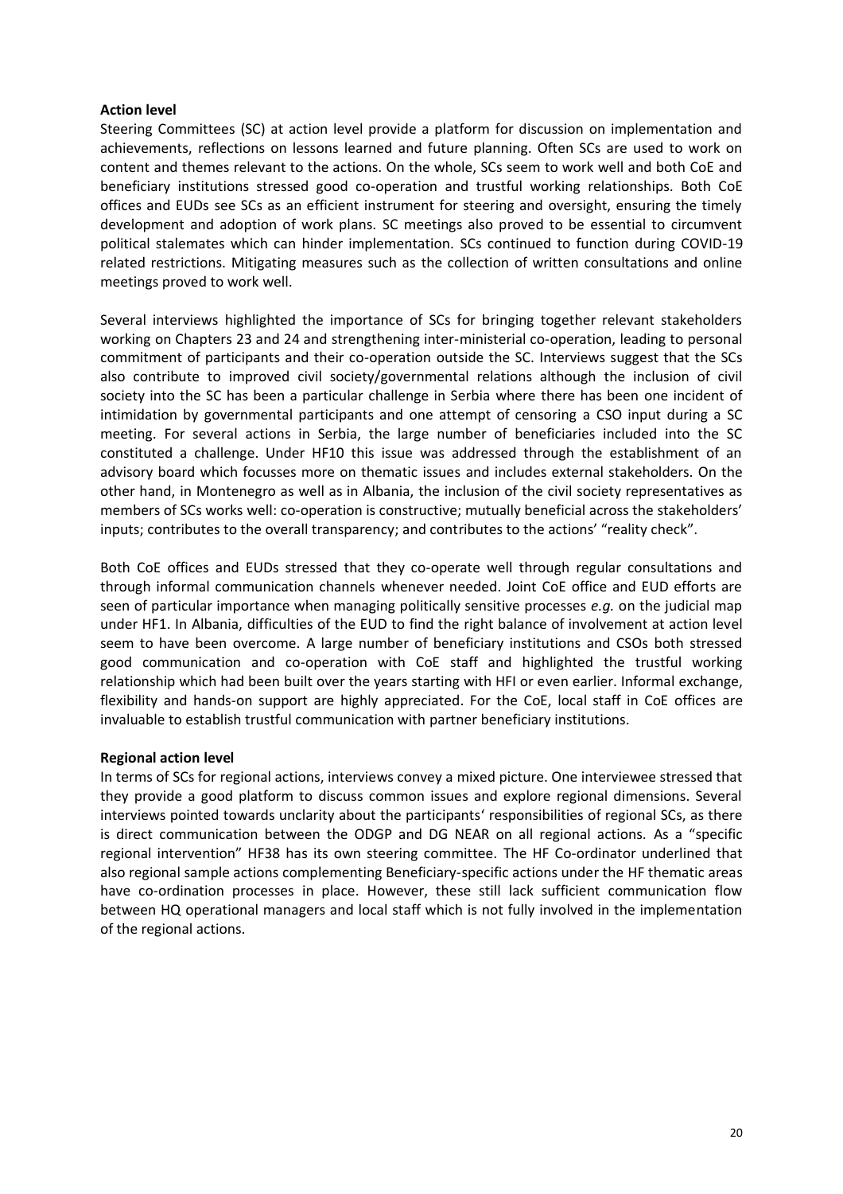**Action level**

Steering Committees (SC) at action level provide a platform for discussion on implementation and achievements, reflections on lessons learned and future planning. Often SCs are used to work on content and themes relevant to the actions. On the whole, SCs seem to work well and both CoE and beneficiary institutions stressed good co-operation and trustful working relationships. Both CoE offices and EUDs see SCs as an efficient instrument for steering and oversight, ensuring the timely development and adoption of work plans. SC meetings also proved to be essential to circumvent political stalemates which can hinder implementation. SCs continued to function during COVID-19 related restrictions. Mitigating measures such as the collection of written consultations and online meetings proved to work well.

Several interviews highlighted the importance of SCs for bringing together relevant stakeholders working on Chapters 23 and 24 and strengthening inter-ministerial co-operation, leading to personal commitment of participants and their co-operation outside the SC. Interviews suggest that the SCs also contribute to improved civil society/governmental relations although the inclusion of civil society into the SC has been a particular challenge in Serbia where there has been one incident of intimidation by governmental participants and one attempt of censoring a CSO input during a SC meeting. For several actions in Serbia, the large number of beneficiaries included into the SC constituted a challenge. Under HF10 this issue was addressed through the establishment of an advisory board which focusses more on thematic issues and includes external stakeholders. On the other hand, in Montenegro as well as in Albania, the inclusion of the civil society representatives as members of SCs works well: co-operation is constructive; mutually beneficial across the stakeholders' inputs; contributes to the overall transparency; and contributes to the actions' "reality check".

Both CoE offices and EUDs stressed that they co-operate well through regular consultations and through informal communication channels whenever needed. Joint CoE office and EUD efforts are seen of particular importance when managing politically sensitive processes *e.g.* on the judicial map under HF1. In Albania, difficulties of the EUD to find the right balance of involvement at action level seem to have been overcome. A large number of beneficiary institutions and CSOs both stressed good communication and co-operation with CoE staff and highlighted the trustful working relationship which had been built over the years starting with HFI or even earlier. Informal exchange, flexibility and hands-on support are highly appreciated. For the CoE, local staff in CoE offices are invaluable to establish trustful communication with partner beneficiary institutions.

**Regional action level**

In terms of SCs for regional actions, interviews convey a mixed picture. One interviewee stressed that they provide a good platform to discuss common issues and explore regional dimensions. Several interviews pointed towards unclarity about the participants' responsibilities of regional SCs, as there is direct communication between the ODGP and DG NEAR on all regional actions. As a "specific regional intervention" HF38 has its own steering committee. The HF Co-ordinator underlined that also regional sample actions complementing Beneficiary-specific actions under the HF thematic areas have co-ordination processes in place. However, these still lack sufficient communication flow between HQ operational managers and local staff which is not fully involved in the implementation of the regional actions.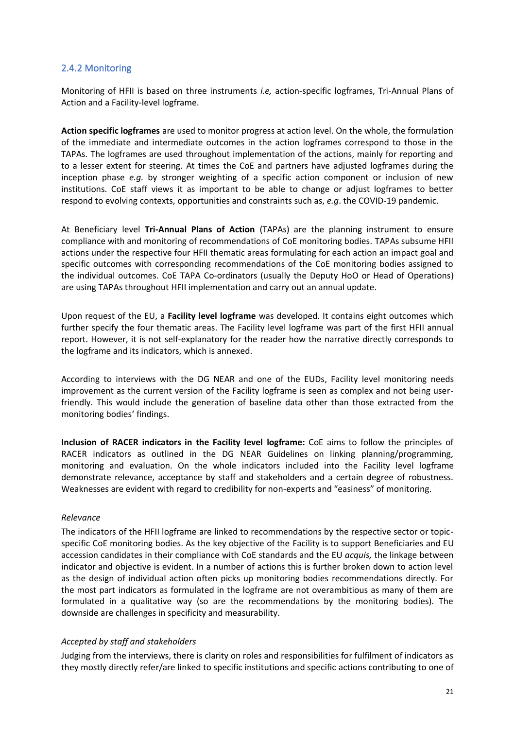### 2.4.2 Monitoring

Monitoring of HFII is based on three instruments *i.e,* action-specific logframes, Tri-Annual Plans of Action and a Facility-level logframe.

**Action specific logframes** are used to monitor progress at action level. On the whole, the formulation of the immediate and intermediate outcomes in the action logframes correspond to those in the TAPAs. The logframes are used throughout implementation of the actions, mainly for reporting and to a lesser extent for steering. At times the CoE and partners have adjusted logframes during the inception phase *e.g.* by stronger weighting of a specific action component or inclusion of new institutions. CoE staff views it as important to be able to change or adjust logframes to better respond to evolving contexts, opportunities and constraints such as, *e.g*. the COVID-19 pandemic.

At Beneficiary level **Tri-Annual Plans of Action** (TAPAs) are the planning instrument to ensure compliance with and monitoring of recommendations of CoE monitoring bodies. TAPAs subsume HFII actions under the respective four HFII thematic areas formulating for each action an impact goal and specific outcomes with corresponding recommendations of the CoE monitoring bodies assigned to the individual outcomes. CoE TAPA Co-ordinators (usually the Deputy HoO or Head of Operations) are using TAPAs throughout HFII implementation and carry out an annual update.

Upon request of the EU, a **Facility level logframe** was developed. It contains eight outcomes which further specify the four thematic areas. The Facility level logframe was part of the first HFII annual report. However, it is not self-explanatory for the reader how the narrative directly corresponds to the logframe and its indicators, which is annexed.

According to interviews with the DG NEAR and one of the EUDs, Facility level monitoring needs improvement as the current version of the Facility logframe is seen as complex and not being user-friendly. This would include the generation of baseline data other than those extracted from the monitoring bodies' findings.

**Inclusion of RACER indicators in the Facility level logframe:** CoE aims to follow the principles of RACER indicators as outlined in the DG NEAR Guidelines on linking planning/programming, monitoring and evaluation. On the whole indicators included into the Facility level logframe demonstrate relevance, acceptance by staff and stakeholders and a certain degree of robustness. Weaknesses are evident with regard to credibility for non-experts and "easiness" of monitoring.

*Relevance*

The indicators of the HFII logframe are linked to recommendations by the respective sector or topic-specific CoE monitoring bodies. As the key objective of the Facility is to support Beneficiaries and EU accession candidates in their compliance with CoE standards and the EU *acquis,* the linkage between indicator and objective is evident. In a number of actions this is further broken down to action level as the design of individual action often picks up monitoring bodies recommendations directly. For the most part indicators as formulated in the logframe are not overambitious as many of them are formulated in a qualitative way (so are the recommendations by the monitoring bodies). The downside are challenges in specificity and measurability.

*Accepted by staff and stakeholders*

Judging from the interviews, there is clarity on roles and responsibilities for fulfilment of indicators as they mostly directly refer/are linked to specific institutions and specific actions contributing to one of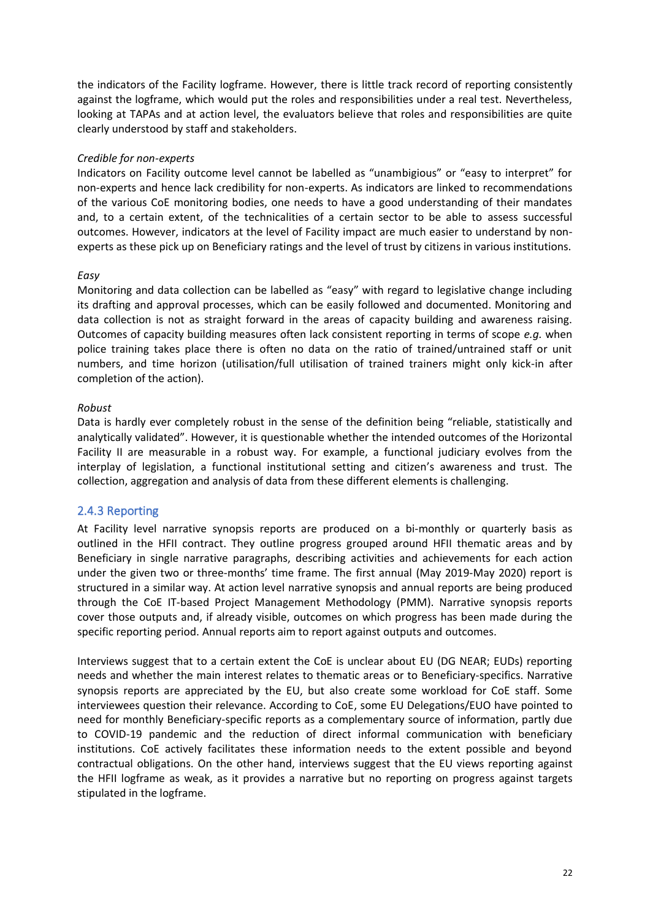the indicators of the Facility logframe. However, there is little track record of reporting consistently against the logframe, which would put the roles and responsibilities under a real test. Nevertheless, looking at TAPAs and at action level, the evaluators believe that roles and responsibilities are quite clearly understood by staff and stakeholders.

*Credible for non-experts*
Indicators on Facility outcome level cannot be labelled as "unambigious" or "easy to interpret" for non-experts and hence lack credibility for non-experts. As indicators are linked to recommendations of the various CoE monitoring bodies, one needs to have a good understanding of their mandates and, to a certain extent, of the technicalities of a certain sector to be able to assess successful outcomes. However, indicators at the level of Facility impact are much easier to understand by non-experts as these pick up on Beneficiary ratings and the level of trust by citizens in various institutions.

*Easy*
Monitoring and data collection can be labelled as "easy" with regard to legislative change including its drafting and approval processes, which can be easily followed and documented. Monitoring and data collection is not as straight forward in the areas of capacity building and awareness raising. Outcomes of capacity building measures often lack consistent reporting in terms of scope *e.g.* when police training takes place there is often no data on the ratio of trained/untrained staff or unit numbers, and time horizon (utilisation/full utilisation of trained trainers might only kick-in after completion of the action).

*Robust*
Data is hardly ever completely robust in the sense of the definition being "reliable, statistically and analytically validated". However, it is questionable whether the intended outcomes of the Horizontal Facility II are measurable in a robust way. For example, a functional judiciary evolves from the interplay of legislation, a functional institutional setting and citizen's awareness and trust. The collection, aggregation and analysis of data from these different elements is challenging.

### 2.4.3 Reporting

At Facility level narrative synopsis reports are produced on a bi-monthly or quarterly basis as outlined in the HFII contract. They outline progress grouped around HFII thematic areas and by Beneficiary in single narrative paragraphs, describing activities and achievements for each action under the given two or three-months' time frame. The first annual (May 2019-May 2020) report is structured in a similar way. At action level narrative synopsis and annual reports are being produced through the CoE IT-based Project Management Methodology (PMM). Narrative synopsis reports cover those outputs and, if already visible, outcomes on which progress has been made during the specific reporting period. Annual reports aim to report against outputs and outcomes.

Interviews suggest that to a certain extent the CoE is unclear about EU (DG NEAR; EUDs) reporting needs and whether the main interest relates to thematic areas or to Beneficiary-specifics. Narrative synopsis reports are appreciated by the EU, but also create some workload for CoE staff. Some interviewees question their relevance. According to CoE, some EU Delegations/EUO have pointed to need for monthly Beneficiary-specific reports as a complementary source of information, partly due to COVID-19 pandemic and the reduction of direct informal communication with beneficiary institutions. CoE actively facilitates these information needs to the extent possible and beyond contractual obligations. On the other hand, interviews suggest that the EU views reporting against the HFII logframe as weak, as it provides a narrative but no reporting on progress against targets stipulated in the logframe.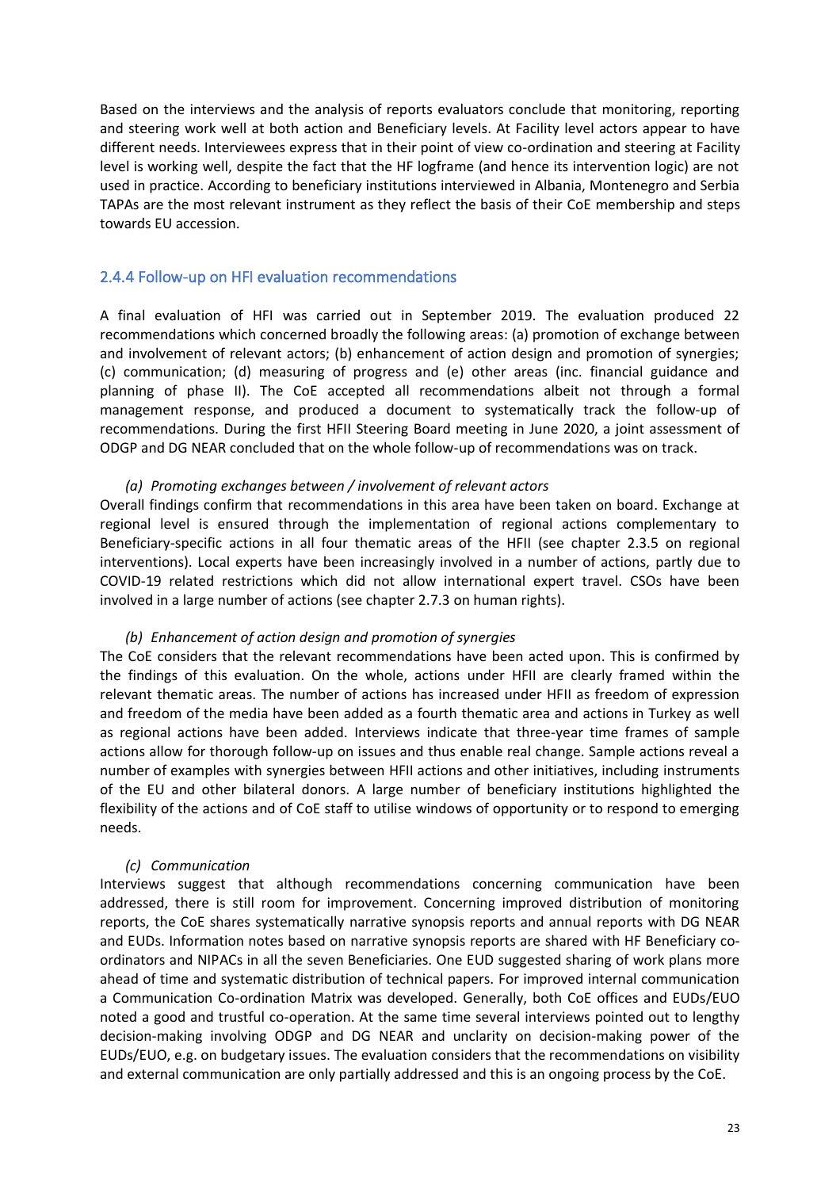Based on the interviews and the analysis of reports evaluators conclude that monitoring, reporting and steering work well at both action and Beneficiary levels. At Facility level actors appear to have different needs. Interviewees express that in their point of view co-ordination and steering at Facility level is working well, despite the fact that the HF logframe (and hence its intervention logic) are not used in practice. According to beneficiary institutions interviewed in Albania, Montenegro and Serbia TAPAs are the most relevant instrument as they reflect the basis of their CoE membership and steps towards EU accession.

### 2.4.4 Follow-up on HFI evaluation recommendations

A final evaluation of HFI was carried out in September 2019. The evaluation produced 22 recommendations which concerned broadly the following areas: (a) promotion of exchange between and involvement of relevant actors; (b) enhancement of action design and promotion of synergies; (c) communication; (d) measuring of progress and (e) other areas (inc. financial guidance and planning of phase II). The CoE accepted all recommendations albeit not through a formal management response, and produced a document to systematically track the follow-up of recommendations. During the first HFII Steering Board meeting in June 2020, a joint assessment of ODGP and DG NEAR concluded that on the whole follow-up of recommendations was on track.

*(a) Promoting exchanges between / involvement of relevant actors*

Overall findings confirm that recommendations in this area have been taken on board. Exchange at regional level is ensured through the implementation of regional actions complementary to Beneficiary-specific actions in all four thematic areas of the HFII (see chapter 2.3.5 on regional interventions). Local experts have been increasingly involved in a number of actions, partly due to COVID-19 related restrictions which did not allow international expert travel. CSOs have been involved in a large number of actions (see chapter 2.7.3 on human rights).

*(b) Enhancement of action design and promotion of synergies*

The CoE considers that the relevant recommendations have been acted upon. This is confirmed by the findings of this evaluation. On the whole, actions under HFII are clearly framed within the relevant thematic areas. The number of actions has increased under HFII as freedom of expression and freedom of the media have been added as a fourth thematic area and actions in Turkey as well as regional actions have been added. Interviews indicate that three-year time frames of sample actions allow for thorough follow-up on issues and thus enable real change. Sample actions reveal a number of examples with synergies between HFII actions and other initiatives, including instruments of the EU and other bilateral donors. A large number of beneficiary institutions highlighted the flexibility of the actions and of CoE staff to utilise windows of opportunity or to respond to emerging needs.

*(c) Communication*

Interviews suggest that although recommendations concerning communication have been addressed, there is still room for improvement. Concerning improved distribution of monitoring reports, the CoE shares systematically narrative synopsis reports and annual reports with DG NEAR and EUDs. Information notes based on narrative synopsis reports are shared with HF Beneficiary co-ordinators and NIPACs in all the seven Beneficiaries. One EUD suggested sharing of work plans more ahead of time and systematic distribution of technical papers. For improved internal communication a Communication Co-ordination Matrix was developed. Generally, both CoE offices and EUDs/EUO noted a good and trustful co-operation. At the same time several interviews pointed out to lengthy decision-making involving ODGP and DG NEAR and unclarity on decision-making power of the EUDs/EUO, e.g. on budgetary issues. The evaluation considers that the recommendations on visibility and external communication are only partially addressed and this is an ongoing process by the CoE.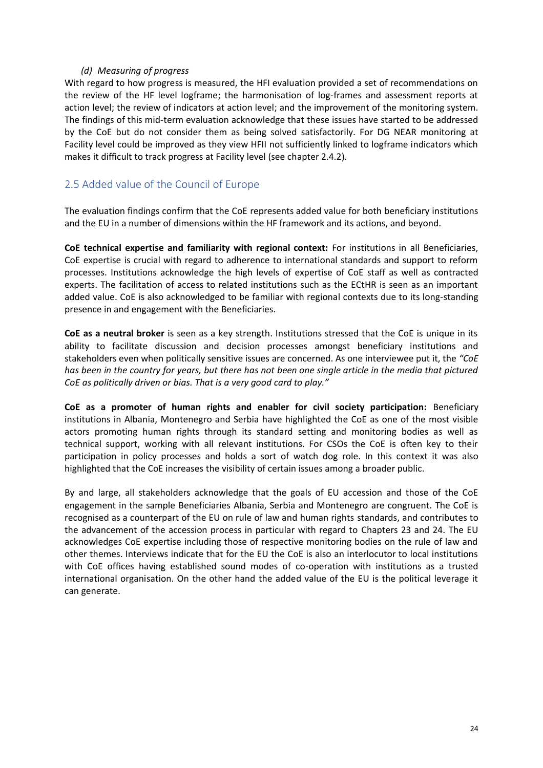*(d) Measuring of progress*

With regard to how progress is measured, the HFI evaluation provided a set of recommendations on the review of the HF level logframe; the harmonisation of log-frames and assessment reports at action level; the review of indicators at action level; and the improvement of the monitoring system. The findings of this mid-term evaluation acknowledge that these issues have started to be addressed by the CoE but do not consider them as being solved satisfactorily. For DG NEAR monitoring at Facility level could be improved as they view HFII not sufficiently linked to logframe indicators which makes it difficult to track progress at Facility level (see chapter 2.4.2).

## 2.5 Added value of the Council of Europe

The evaluation findings confirm that the CoE represents added value for both beneficiary institutions and the EU in a number of dimensions within the HF framework and its actions, and beyond.

**CoE technical expertise and familiarity with regional context:** For institutions in all Beneficiaries, CoE expertise is crucial with regard to adherence to international standards and support to reform processes. Institutions acknowledge the high levels of expertise of CoE staff as well as contracted experts. The facilitation of access to related institutions such as the ECtHR is seen as an important added value. CoE is also acknowledged to be familiar with regional contexts due to its long-standing presence in and engagement with the Beneficiaries.

**CoE as a neutral broker** is seen as a key strength. Institutions stressed that the CoE is unique in its ability to facilitate discussion and decision processes amongst beneficiary institutions and stakeholders even when politically sensitive issues are concerned. As one interviewee put it, the *"CoE has been in the country for years, but there has not been one single article in the media that pictured CoE as politically driven or bias. That is a very good card to play."*

**CoE as a promoter of human rights and enabler for civil society participation:** Beneficiary institutions in Albania, Montenegro and Serbia have highlighted the CoE as one of the most visible actors promoting human rights through its standard setting and monitoring bodies as well as technical support, working with all relevant institutions. For CSOs the CoE is often key to their participation in policy processes and holds a sort of watch dog role. In this context it was also highlighted that the CoE increases the visibility of certain issues among a broader public.

By and large, all stakeholders acknowledge that the goals of EU accession and those of the CoE engagement in the sample Beneficiaries Albania, Serbia and Montenegro are congruent. The CoE is recognised as a counterpart of the EU on rule of law and human rights standards, and contributes to the advancement of the accession process in particular with regard to Chapters 23 and 24. The EU acknowledges CoE expertise including those of respective monitoring bodies on the rule of law and other themes. Interviews indicate that for the EU the CoE is also an interlocutor to local institutions with CoE offices having established sound modes of co-operation with institutions as a trusted international organisation. On the other hand the added value of the EU is the political leverage it can generate.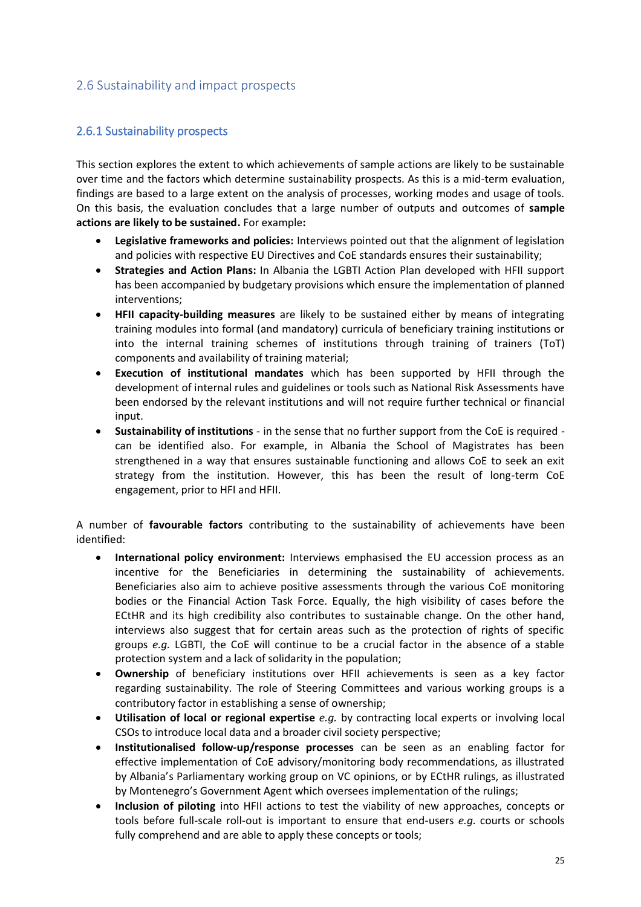## 2.6 Sustainability and impact prospects

### 2.6.1 Sustainability prospects

This section explores the extent to which achievements of sample actions are likely to be sustainable over time and the factors which determine sustainability prospects. As this is a mid-term evaluation, findings are based to a large extent on the analysis of processes, working modes and usage of tools. On this basis, the evaluation concludes that a large number of outputs and outcomes of **sample actions are likely to be sustained.** For example**:**

- **Legislative frameworks and policies:** Interviews pointed out that the alignment of legislation and policies with respective EU Directives and CoE standards ensures their sustainability;
- **Strategies and Action Plans:** In Albania the LGBTI Action Plan developed with HFII support has been accompanied by budgetary provisions which ensure the implementation of planned interventions;
- **HFII capacity-building measures** are likely to be sustained either by means of integrating training modules into formal (and mandatory) curricula of beneficiary training institutions or into the internal training schemes of institutions through training of trainers (ToT) components and availability of training material;
- **Execution of institutional mandates** which has been supported by HFII through the development of internal rules and guidelines or tools such as National Risk Assessments have been endorsed by the relevant institutions and will not require further technical or financial input.
- **Sustainability of institutions** - in the sense that no further support from the CoE is required - can be identified also. For example, in Albania the School of Magistrates has been strengthened in a way that ensures sustainable functioning and allows CoE to seek an exit strategy from the institution. However, this has been the result of long-term CoE engagement, prior to HFI and HFII.

A number of **favourable factors** contributing to the sustainability of achievements have been identified:

- **International policy environment:** Interviews emphasised the EU accession process as an incentive for the Beneficiaries in determining the sustainability of achievements. Beneficiaries also aim to achieve positive assessments through the various CoE monitoring bodies or the Financial Action Task Force. Equally, the high visibility of cases before the ECtHR and its high credibility also contributes to sustainable change. On the other hand, interviews also suggest that for certain areas such as the protection of rights of specific groups *e.g.* LGBTI, the CoE will continue to be a crucial factor in the absence of a stable protection system and a lack of solidarity in the population;
- **Ownership** of beneficiary institutions over HFII achievements is seen as a key factor regarding sustainability. The role of Steering Committees and various working groups is a contributory factor in establishing a sense of ownership;
- **Utilisation of local or regional expertise** *e.g.* by contracting local experts or involving local CSOs to introduce local data and a broader civil society perspective;
- **Institutionalised follow-up/response processes** can be seen as an enabling factor for effective implementation of CoE advisory/monitoring body recommendations, as illustrated by Albania's Parliamentary working group on VC opinions, or by ECtHR rulings, as illustrated by Montenegro's Government Agent which oversees implementation of the rulings;
- **Inclusion of piloting** into HFII actions to test the viability of new approaches, concepts or tools before full-scale roll-out is important to ensure that end-users *e.g.* courts or schools fully comprehend and are able to apply these concepts or tools;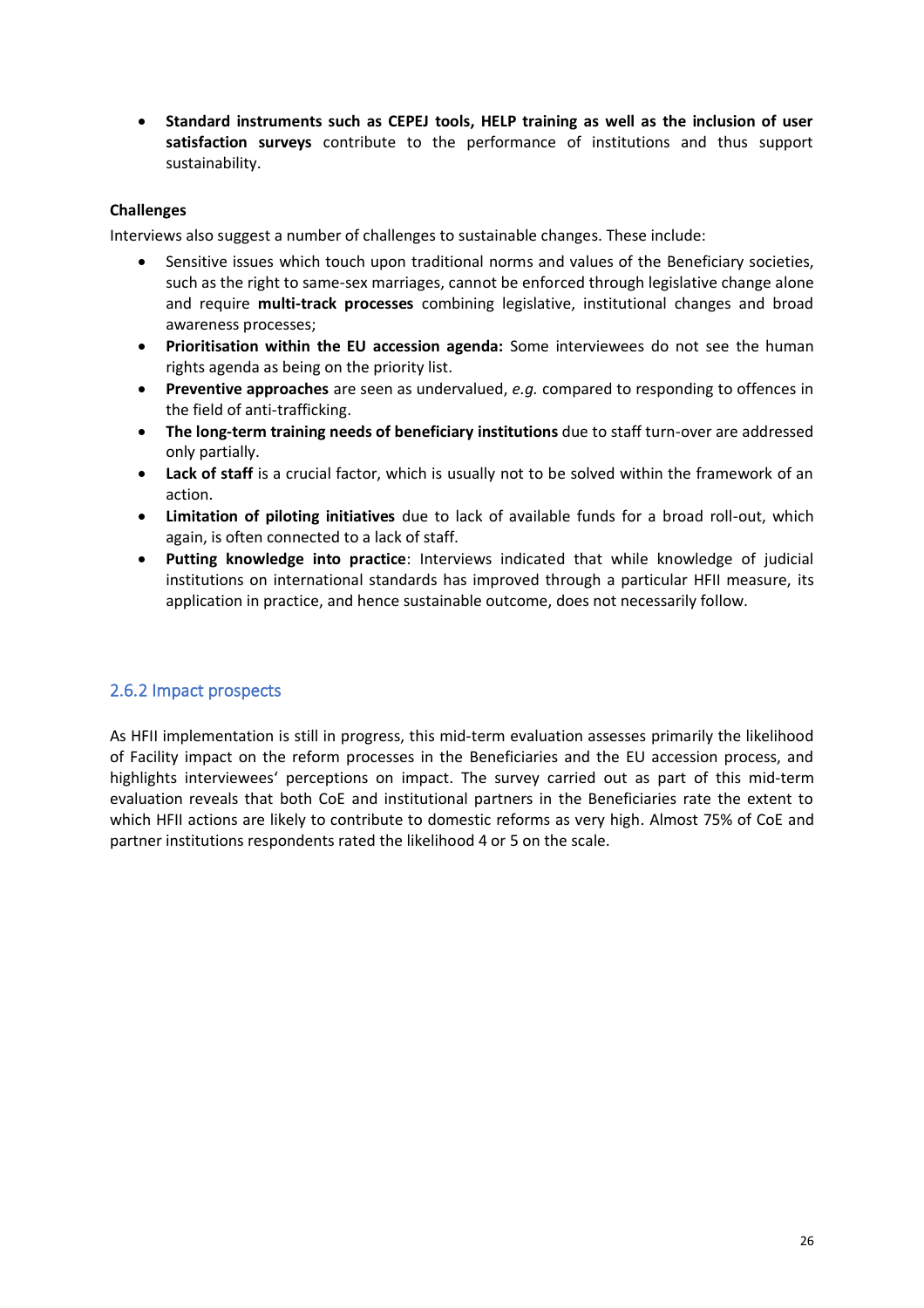- **Standard instruments such as CEPEJ tools, HELP training as well as the inclusion of user satisfaction surveys** contribute to the performance of institutions and thus support sustainability.

**Challenges**

Interviews also suggest a number of challenges to sustainable changes. These include:

- Sensitive issues which touch upon traditional norms and values of the Beneficiary societies, such as the right to same-sex marriages, cannot be enforced through legislative change alone and require **multi-track processes** combining legislative, institutional changes and broad awareness processes;
- **Prioritisation within the EU accession agenda:** Some interviewees do not see the human rights agenda as being on the priority list.
- **Preventive approaches** are seen as undervalued, *e.g.* compared to responding to offences in the field of anti-trafficking.
- **The long-term training needs of beneficiary institutions** due to staff turn-over are addressed only partially.
- **Lack of staff** is a crucial factor, which is usually not to be solved within the framework of an action.
- **Limitation of piloting initiatives** due to lack of available funds for a broad roll-out, which again, is often connected to a lack of staff.
- **Putting knowledge into practice**: Interviews indicated that while knowledge of judicial institutions on international standards has improved through a particular HFII measure, its application in practice, and hence sustainable outcome, does not necessarily follow.

### 2.6.2 Impact prospects

As HFII implementation is still in progress, this mid-term evaluation assesses primarily the likelihood of Facility impact on the reform processes in the Beneficiaries and the EU accession process, and highlights interviewees' perceptions on impact. The survey carried out as part of this mid-term evaluation reveals that both CoE and institutional partners in the Beneficiaries rate the extent to which HFII actions are likely to contribute to domestic reforms as very high. Almost 75% of CoE and partner institutions respondents rated the likelihood 4 or 5 on the scale.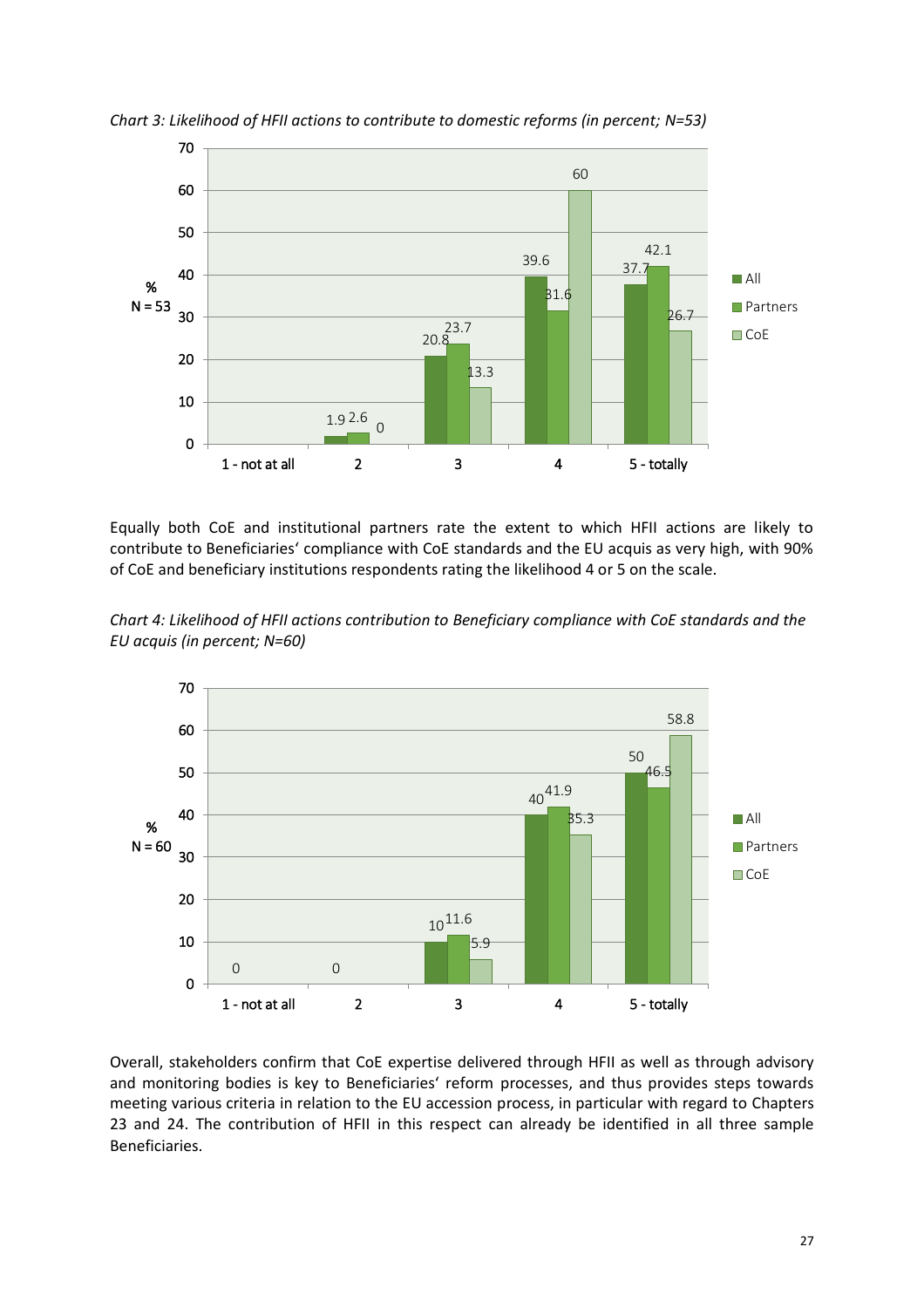*Chart 3: Likelihood of HFII actions to contribute to domestic reforms (in percent; N=53)*

| % N = 53 | 1 - not at all | 2 | 3 | 4 | 5 - totally |
|---|---|---|---|---|---|
| All | | 1.9 | 20.8 | 39.6 | 37.7 |
| Partners | | 2.6 | 23.7 | 31.6 | 42.1 |
| CoE | | 0 | 13.3 | 60 | 26.7 |

Equally both CoE and institutional partners rate the extent to which HFII actions are likely to contribute to Beneficiaries' compliance with CoE standards and the EU acquis as very high, with 90% of CoE and beneficiary institutions respondents rating the likelihood 4 or 5 on the scale.

*Chart 4: Likelihood of HFII actions contribution to Beneficiary compliance with CoE standards and the EU acquis (in percent; N=60)*

| % N = 60 | 1 - not at all | 2 | 3 | 4 | 5 - totally |
|---|---|---|---|---|---|
| All | 0 | 0 | 10 | 40 | 50 |
| Partners | | | 11.6 | 41.9 | 46.5 |
| CoE | | | 5.9 | 35.3 | 58.8 |

Overall, stakeholders confirm that CoE expertise delivered through HFII as well as through advisory and monitoring bodies is key to Beneficiaries' reform processes, and thus provides steps towards meeting various criteria in relation to the EU accession process, in particular with regard to Chapters 23 and 24. The contribution of HFII in this respect can already be identified in all three sample Beneficiaries.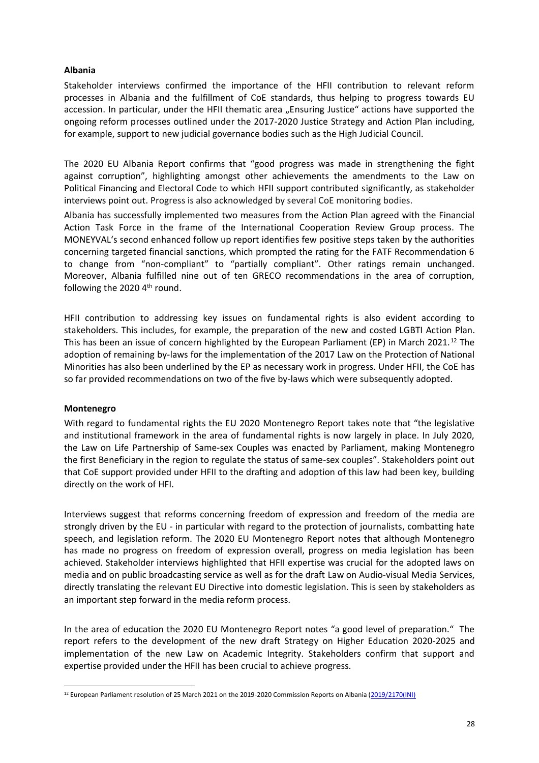**Albania**

Stakeholder interviews confirmed the importance of the HFII contribution to relevant reform processes in Albania and the fulfillment of CoE standards, thus helping to progress towards EU accession. In particular, under the HFII thematic area „Ensuring Justice" actions have supported the ongoing reform processes outlined under the 2017-2020 Justice Strategy and Action Plan including, for example, support to new judicial governance bodies such as the High Judicial Council.

The 2020 EU Albania Report confirms that "good progress was made in strengthening the fight against corruption", highlighting amongst other achievements the amendments to the Law on Political Financing and Electoral Code to which HFII support contributed significantly, as stakeholder interviews point out. Progress is also acknowledged by several CoE monitoring bodies.

Albania has successfully implemented two measures from the Action Plan agreed with the Financial Action Task Force in the frame of the International Cooperation Review Group process. The MONEYVAL's second enhanced follow up report identifies few positive steps taken by the authorities concerning targeted financial sanctions, which prompted the rating for the FATF Recommendation 6 to change from "non-compliant" to "partially compliant". Other ratings remain unchanged. Moreover, Albania fulfilled nine out of ten GRECO recommendations in the area of corruption, following the 2020 4th round.

HFII contribution to addressing key issues on fundamental rights is also evident according to stakeholders. This includes, for example, the preparation of the new and costed LGBTI Action Plan. This has been an issue of concern highlighted by the European Parliament (EP) in March 2021.[12] The adoption of remaining by-laws for the implementation of the 2017 Law on the Protection of National Minorities has also been underlined by the EP as necessary work in progress. Under HFII, the CoE has so far provided recommendations on two of the five by-laws which were subsequently adopted.

**Montenegro**

With regard to fundamental rights the EU 2020 Montenegro Report takes note that "the legislative and institutional framework in the area of fundamental rights is now largely in place. In July 2020, the Law on Life Partnership of Same-sex Couples was enacted by Parliament, making Montenegro the first Beneficiary in the region to regulate the status of same-sex couples". Stakeholders point out that CoE support provided under HFII to the drafting and adoption of this law had been key, building directly on the work of HFI.

Interviews suggest that reforms concerning freedom of expression and freedom of the media are strongly driven by the EU - in particular with regard to the protection of journalists, combatting hate speech, and legislation reform. The 2020 EU Montenegro Report notes that although Montenegro has made no progress on freedom of expression overall, progress on media legislation has been achieved. Stakeholder interviews highlighted that HFII expertise was crucial for the adopted laws on media and on public broadcasting service as well as for the draft Law on Audio-visual Media Services, directly translating the relevant EU Directive into domestic legislation. This is seen by stakeholders as an important step forward in the media reform process.

In the area of education the 2020 EU Montenegro Report notes "a good level of preparation." The report refers to the development of the new draft Strategy on Higher Education 2020-2025 and implementation of the new Law on Academic Integrity. Stakeholders confirm that support and expertise provided under the HFII has been crucial to achieve progress.

[12] European Parliament resolution of 25 March 2021 on the 2019-2020 Commission Reports on Albania (2019/2170(INI))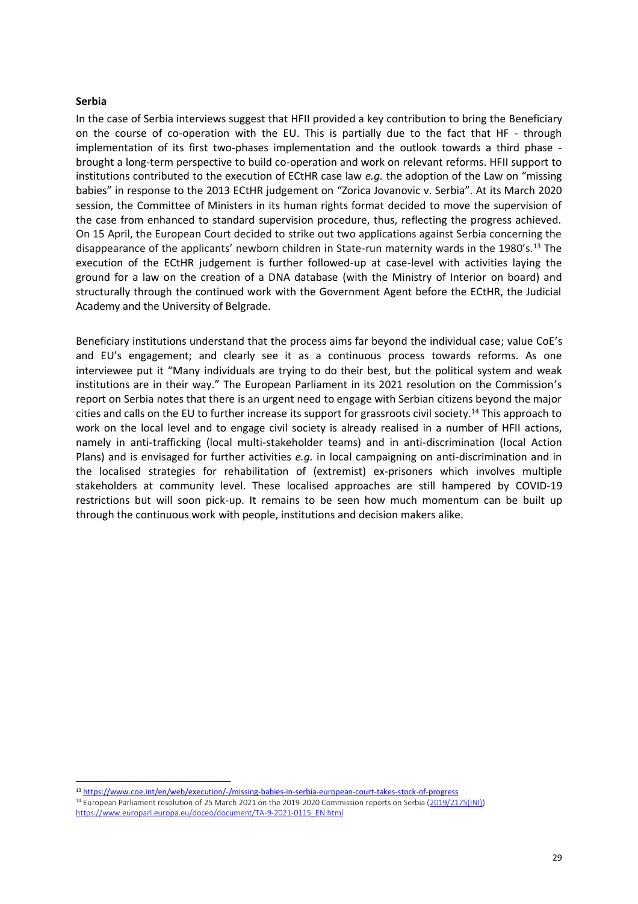**Serbia**

In the case of Serbia interviews suggest that HFII provided a key contribution to bring the Beneficiary on the course of co-operation with the EU. This is partially due to the fact that HF - through implementation of its first two-phases implementation and the outlook towards a third phase - brought a long-term perspective to build co-operation and work on relevant reforms. HFII support to institutions contributed to the execution of ECtHR case law *e.g.* the adoption of the Law on "missing babies" in response to the 2013 ECtHR judgement on "Zorica Jovanovic v. Serbia". At its March 2020 session, the Committee of Ministers in its human rights format decided to move the supervision of the case from enhanced to standard supervision procedure, thus, reflecting the progress achieved. On 15 April, the European Court decided to strike out two applications against Serbia concerning the disappearance of the applicants' newborn children in State-run maternity wards in the 1980's.[13] The execution of the ECtHR judgement is further followed-up at case-level with activities laying the ground for a law on the creation of a DNA database (with the Ministry of Interior on board) and structurally through the continued work with the Government Agent before the ECtHR, the Judicial Academy and the University of Belgrade.

Beneficiary institutions understand that the process aims far beyond the individual case; value CoE's and EU's engagement; and clearly see it as a continuous process towards reforms. As one interviewee put it "Many individuals are trying to do their best, but the political system and weak institutions are in their way." The European Parliament in its 2021 resolution on the Commission's report on Serbia notes that there is an urgent need to engage with Serbian citizens beyond the major cities and calls on the EU to further increase its support for grassroots civil society.[14] This approach to work on the local level and to engage civil society is already realised in a number of HFII actions, namely in anti-trafficking (local multi-stakeholder teams) and in anti-discrimination (local Action Plans) and is envisaged for further activities *e.g.* in local campaigning on anti-discrimination and in the localised strategies for rehabilitation of (extremist) ex-prisoners which involves multiple stakeholders at community level. These localised approaches are still hampered by COVID-19 restrictions but will soon pick-up. It remains to be seen how much momentum can be built up through the continuous work with people, institutions and decision makers alike.

---

[13] https://www.coe.int/en/web/execution/-/missing-babies-in-serbia-european-court-takes-stock-of-progress

[14] European Parliament resolution of 25 March 2021 on the 2019-2020 Commission reports on Serbia (2019/2175(INI)) https://www.europarl.europa.eu/doceo/document/TA-9-2021-0115_EN.html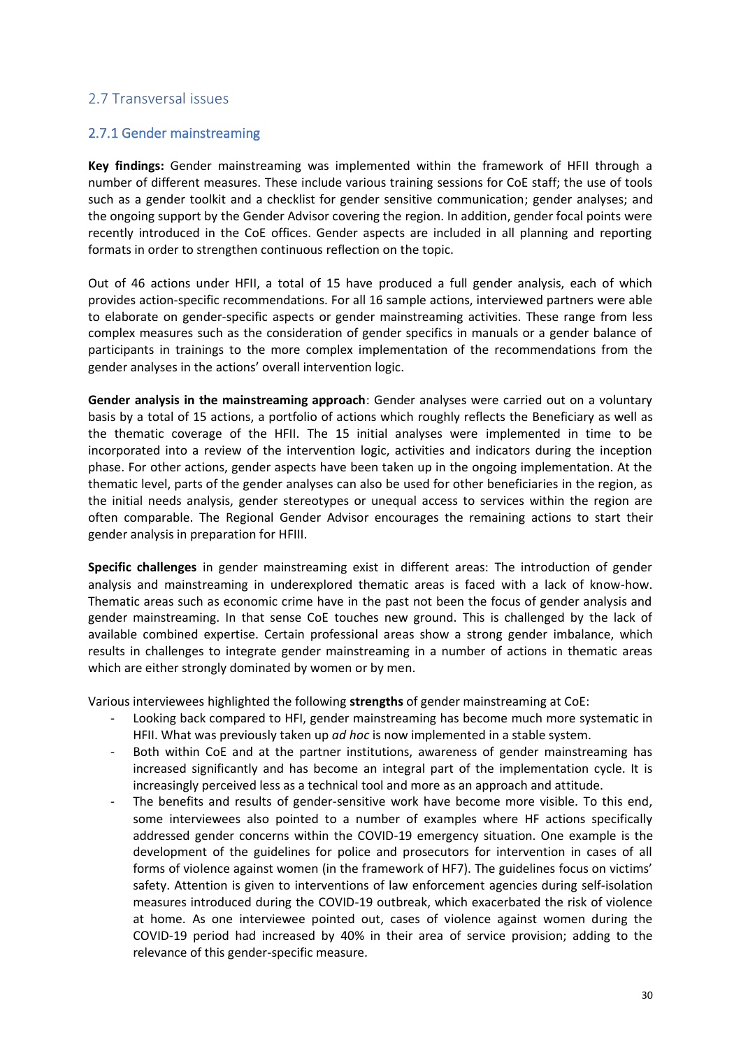## 2.7 Transversal issues

### 2.7.1 Gender mainstreaming

**Key findings:** Gender mainstreaming was implemented within the framework of HFII through a number of different measures. These include various training sessions for CoE staff; the use of tools such as a gender toolkit and a checklist for gender sensitive communication; gender analyses; and the ongoing support by the Gender Advisor covering the region. In addition, gender focal points were recently introduced in the CoE offices. Gender aspects are included in all planning and reporting formats in order to strengthen continuous reflection on the topic.

Out of 46 actions under HFII, a total of 15 have produced a full gender analysis, each of which provides action-specific recommendations. For all 16 sample actions, interviewed partners were able to elaborate on gender-specific aspects or gender mainstreaming activities. These range from less complex measures such as the consideration of gender specifics in manuals or a gender balance of participants in trainings to the more complex implementation of the recommendations from the gender analyses in the actions' overall intervention logic.

**Gender analysis in the mainstreaming approach**: Gender analyses were carried out on a voluntary basis by a total of 15 actions, a portfolio of actions which roughly reflects the Beneficiary as well as the thematic coverage of the HFII. The 15 initial analyses were implemented in time to be incorporated into a review of the intervention logic, activities and indicators during the inception phase. For other actions, gender aspects have been taken up in the ongoing implementation. At the thematic level, parts of the gender analyses can also be used for other beneficiaries in the region, as the initial needs analysis, gender stereotypes or unequal access to services within the region are often comparable. The Regional Gender Advisor encourages the remaining actions to start their gender analysis in preparation for HFIII.

**Specific challenges** in gender mainstreaming exist in different areas: The introduction of gender analysis and mainstreaming in underexplored thematic areas is faced with a lack of know-how. Thematic areas such as economic crime have in the past not been the focus of gender analysis and gender mainstreaming. In that sense CoE touches new ground. This is challenged by the lack of available combined expertise. Certain professional areas show a strong gender imbalance, which results in challenges to integrate gender mainstreaming in a number of actions in thematic areas which are either strongly dominated by women or by men.

Various interviewees highlighted the following **strengths** of gender mainstreaming at CoE:

- Looking back compared to HFI, gender mainstreaming has become much more systematic in HFII. What was previously taken up *ad hoc* is now implemented in a stable system.
- Both within CoE and at the partner institutions, awareness of gender mainstreaming has increased significantly and has become an integral part of the implementation cycle. It is increasingly perceived less as a technical tool and more as an approach and attitude.
- The benefits and results of gender-sensitive work have become more visible. To this end, some interviewees also pointed to a number of examples where HF actions specifically addressed gender concerns within the COVID-19 emergency situation. One example is the development of the guidelines for police and prosecutors for intervention in cases of all forms of violence against women (in the framework of HF7). The guidelines focus on victims' safety. Attention is given to interventions of law enforcement agencies during self-isolation measures introduced during the COVID-19 outbreak, which exacerbated the risk of violence at home. As one interviewee pointed out, cases of violence against women during the COVID-19 period had increased by 40% in their area of service provision; adding to the relevance of this gender-specific measure.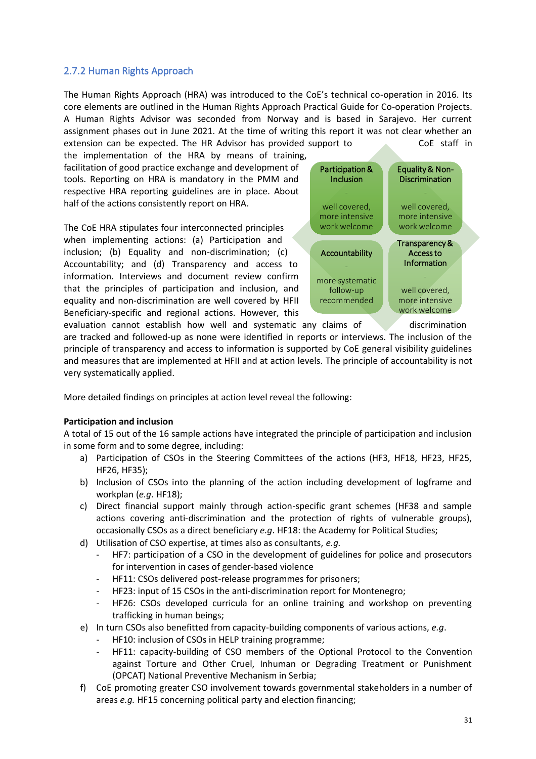### 2.7.2 Human Rights Approach

The Human Rights Approach (HRA) was introduced to the CoE's technical co-operation in 2016. Its core elements are outlined in the Human Rights Approach Practical Guide for Co-operation Projects. A Human Rights Advisor was seconded from Norway and is based in Sarajevo. Her current assignment phases out in June 2021. At the time of writing this report it was not clear whether an extension can be expected. The HR Advisor has provided support to CoE staff in the implementation of the HRA by means of training, facilitation of good practice exchange and development of tools. Reporting on HRA is mandatory in the PMM and respective HRA reporting guidelines are in place. About half of the actions consistently report on HRA.

| Participation & Inclusion | Equality & Non-Discrimination |
|---|---|
| - well covered, more intensive work welcome | - well covered, more intensive work welcome |
| **Accountability** | **Transparency & Access to Information** |
| - more systematic follow-up recommended | - well covered, more intensive work welcome |

The CoE HRA stipulates four interconnected principles when implementing actions: (a) Participation and inclusion; (b) Equality and non-discrimination; (c) Accountability; and (d) Transparency and access to information. Interviews and document review confirm that the principles of participation and inclusion, and equality and non-discrimination are well covered by HFII Beneficiary-specific and regional actions. However, this evaluation cannot establish how well and systematic any claims of discrimination are tracked and followed-up as none were identified in reports or interviews. The inclusion of the principle of transparency and access to information is supported by CoE general visibility guidelines and measures that are implemented at HFII and at action levels. The principle of accountability is not very systematically applied.

More detailed findings on principles at action level reveal the following:

**Participation and inclusion**

A total of 15 out of the 16 sample actions have integrated the principle of participation and inclusion in some form and to some degree, including:

a) Participation of CSOs in the Steering Committees of the actions (HF3, HF18, HF23, HF25, HF26, HF35);
b) Inclusion of CSOs into the planning of the action including development of logframe and workplan (*e.g*. HF18);
c) Direct financial support mainly through action-specific grant schemes (HF38 and sample actions covering anti-discrimination and the protection of rights of vulnerable groups), occasionally CSOs as a direct beneficiary *e.g*. HF18: the Academy for Political Studies;
d) Utilisation of CSO expertise, at times also as consultants, *e.g.*
   - HF7: participation of a CSO in the development of guidelines for police and prosecutors for intervention in cases of gender-based violence
   - HF11: CSOs delivered post-release programmes for prisoners;
   - HF23: input of 15 CSOs in the anti-discrimination report for Montenegro;
   - HF26: CSOs developed curricula for an online training and workshop on preventing trafficking in human beings;
e) In turn CSOs also benefitted from capacity-building components of various actions, *e.g*.
   - HF10: inclusion of CSOs in HELP training programme;
   - HF11: capacity-building of CSO members of the Optional Protocol to the Convention against Torture and Other Cruel, Inhuman or Degrading Treatment or Punishment (OPCAT) National Preventive Mechanism in Serbia;
f) CoE promoting greater CSO involvement towards governmental stakeholders in a number of areas *e.g.* HF15 concerning political party and election financing;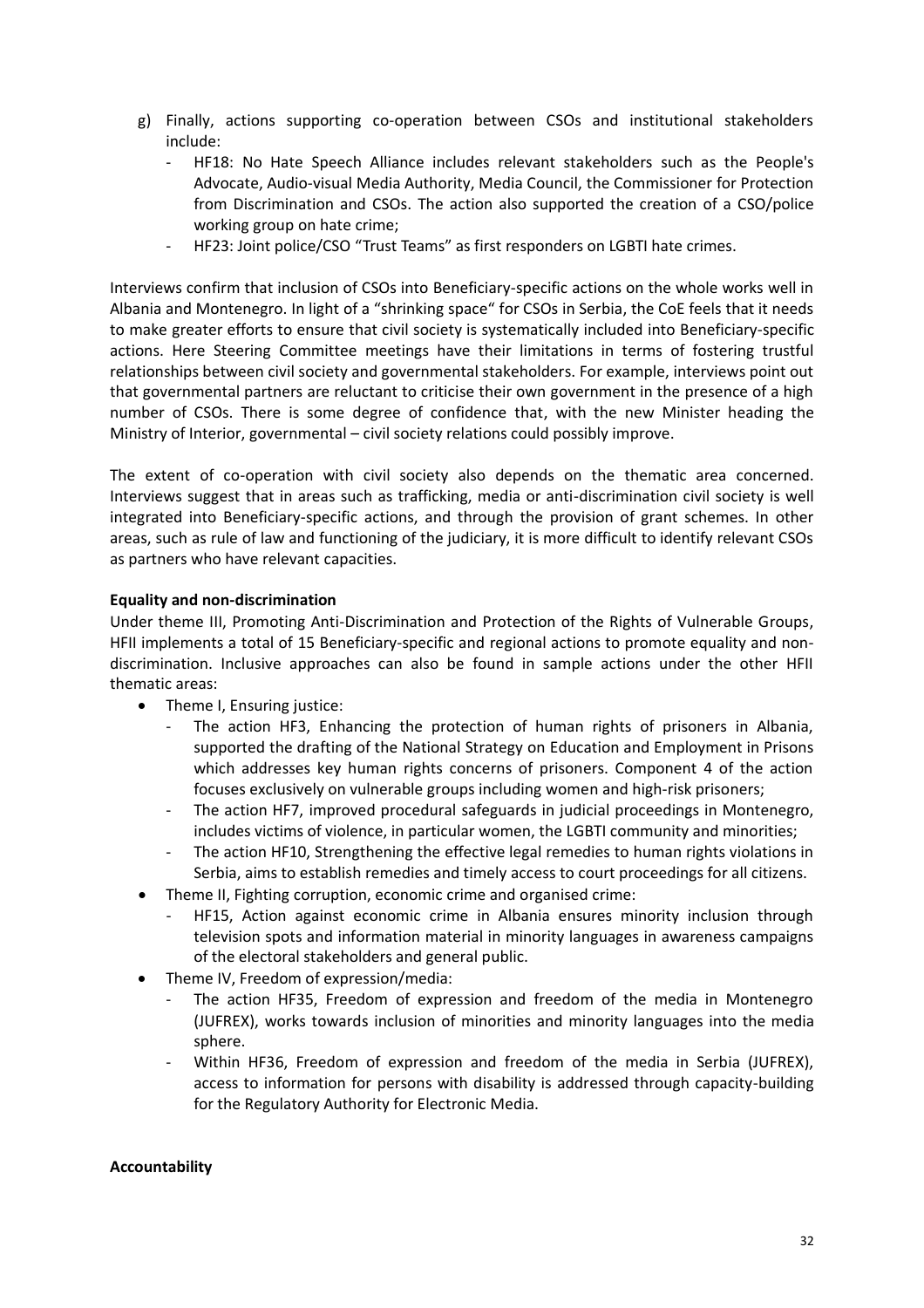g) Finally, actions supporting co-operation between CSOs and institutional stakeholders include:
   - HF18: No Hate Speech Alliance includes relevant stakeholders such as the People's Advocate, Audio-visual Media Authority, Media Council, the Commissioner for Protection from Discrimination and CSOs. The action also supported the creation of a CSO/police working group on hate crime;
   - HF23: Joint police/CSO "Trust Teams" as first responders on LGBTI hate crimes.

Interviews confirm that inclusion of CSOs into Beneficiary-specific actions on the whole works well in Albania and Montenegro. In light of a "shrinking space" for CSOs in Serbia, the CoE feels that it needs to make greater efforts to ensure that civil society is systematically included into Beneficiary-specific actions. Here Steering Committee meetings have their limitations in terms of fostering trustful relationships between civil society and governmental stakeholders. For example, interviews point out that governmental partners are reluctant to criticise their own government in the presence of a high number of CSOs. There is some degree of confidence that, with the new Minister heading the Ministry of Interior, governmental – civil society relations could possibly improve.

The extent of co-operation with civil society also depends on the thematic area concerned. Interviews suggest that in areas such as trafficking, media or anti-discrimination civil society is well integrated into Beneficiary-specific actions, and through the provision of grant schemes. In other areas, such as rule of law and functioning of the judiciary, it is more difficult to identify relevant CSOs as partners who have relevant capacities.

**Equality and non-discrimination**

Under theme III, Promoting Anti-Discrimination and Protection of the Rights of Vulnerable Groups, HFII implements a total of 15 Beneficiary-specific and regional actions to promote equality and non-discrimination. Inclusive approaches can also be found in sample actions under the other HFII thematic areas:

- Theme I, Ensuring justice:
  - The action HF3, Enhancing the protection of human rights of prisoners in Albania, supported the drafting of the National Strategy on Education and Employment in Prisons which addresses key human rights concerns of prisoners. Component 4 of the action focuses exclusively on vulnerable groups including women and high-risk prisoners;
  - The action HF7, improved procedural safeguards in judicial proceedings in Montenegro, includes victims of violence, in particular women, the LGBTI community and minorities;
  - The action HF10, Strengthening the effective legal remedies to human rights violations in Serbia, aims to establish remedies and timely access to court proceedings for all citizens.
- Theme II, Fighting corruption, economic crime and organised crime:
  - HF15, Action against economic crime in Albania ensures minority inclusion through television spots and information material in minority languages in awareness campaigns of the electoral stakeholders and general public.
- Theme IV, Freedom of expression/media:
  - The action HF35, Freedom of expression and freedom of the media in Montenegro (JUFREX), works towards inclusion of minorities and minority languages into the media sphere.
  - Within HF36, Freedom of expression and freedom of the media in Serbia (JUFREX), access to information for persons with disability is addressed through capacity-building for the Regulatory Authority for Electronic Media.

**Accountability**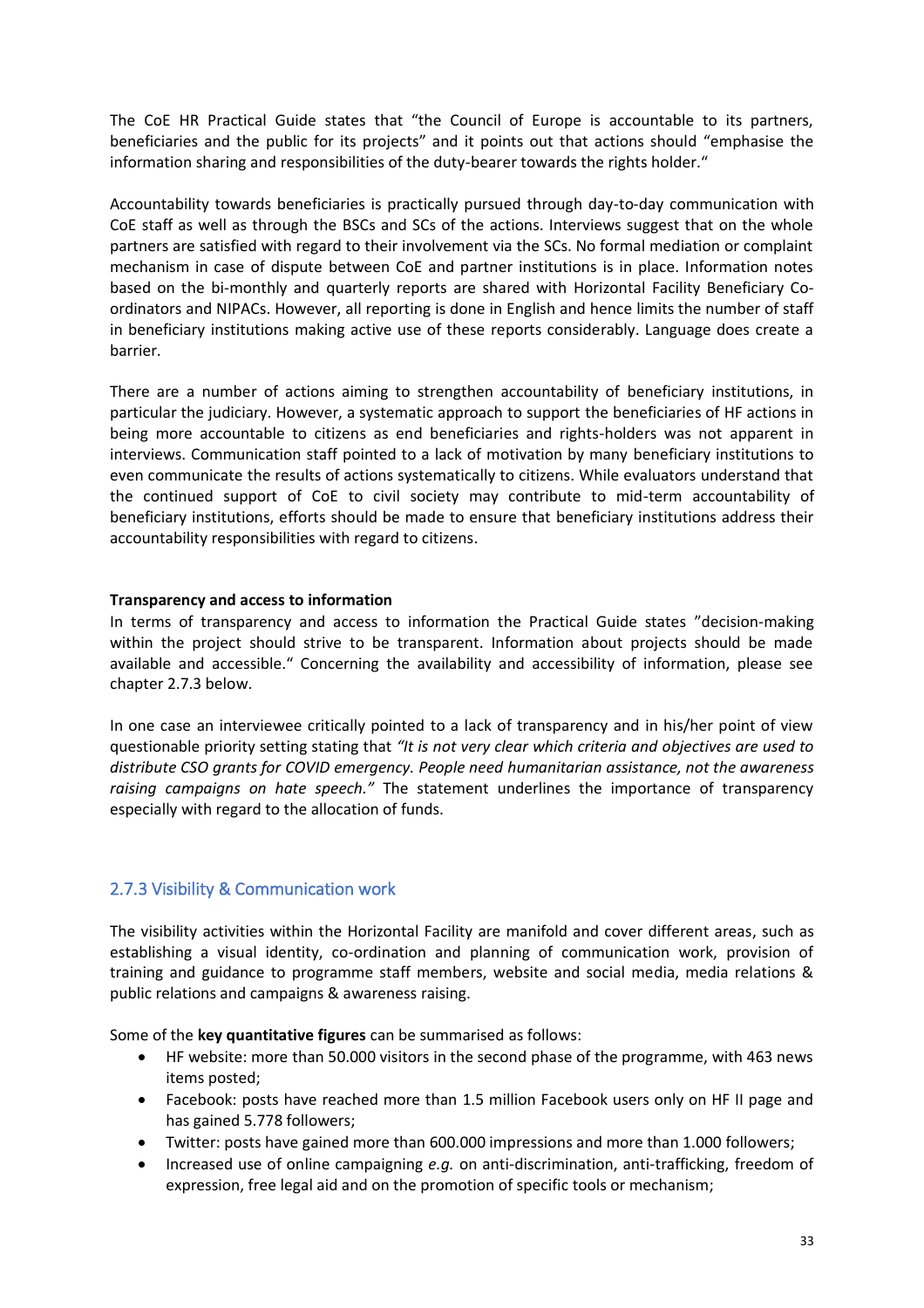The CoE HR Practical Guide states that “the Council of Europe is accountable to its partners, beneficiaries and the public for its projects” and it points out that actions should “emphasise the information sharing and responsibilities of the duty-bearer towards the rights holder.“

Accountability towards beneficiaries is practically pursued through day-to-day communication with CoE staff as well as through the BSCs and SCs of the actions. Interviews suggest that on the whole partners are satisfied with regard to their involvement via the SCs. No formal mediation or complaint mechanism in case of dispute between CoE and partner institutions is in place. Information notes based on the bi-monthly and quarterly reports are shared with Horizontal Facility Beneficiary Co-ordinators and NIPACs. However, all reporting is done in English and hence limits the number of staff in beneficiary institutions making active use of these reports considerably. Language does create a barrier.

There are a number of actions aiming to strengthen accountability of beneficiary institutions, in particular the judiciary. However, a systematic approach to support the beneficiaries of HF actions in being more accountable to citizens as end beneficiaries and rights-holders was not apparent in interviews. Communication staff pointed to a lack of motivation by many beneficiary institutions to even communicate the results of actions systematically to citizens. While evaluators understand that the continued support of CoE to civil society may contribute to mid-term accountability of beneficiary institutions, efforts should be made to ensure that beneficiary institutions address their accountability responsibilities with regard to citizens.

**Transparency and access to information**

In terms of transparency and access to information the Practical Guide states ”decision-making within the project should strive to be transparent. Information about projects should be made available and accessible.“ Concerning the availability and accessibility of information, please see chapter 2.7.3 below.

In one case an interviewee critically pointed to a lack of transparency and in his/her point of view questionable priority setting stating that *“It is not very clear which criteria and objectives are used to distribute CSO grants for COVID emergency. People need humanitarian assistance, not the awareness raising campaigns on hate speech.”* The statement underlines the importance of transparency especially with regard to the allocation of funds.

### 2.7.3 Visibility & Communication work

The visibility activities within the Horizontal Facility are manifold and cover different areas, such as establishing a visual identity, co-ordination and planning of communication work, provision of training and guidance to programme staff members, website and social media, media relations & public relations and campaigns & awareness raising.

Some of the **key quantitative figures** can be summarised as follows:

- HF website: more than 50.000 visitors in the second phase of the programme, with 463 news items posted;
- Facebook: posts have reached more than 1.5 million Facebook users only on HF II page and has gained 5.778 followers;
- Twitter: posts have gained more than 600.000 impressions and more than 1.000 followers;
- Increased use of online campaigning *e.g.* on anti-discrimination, anti-trafficking, freedom of expression, free legal aid and on the promotion of specific tools or mechanism;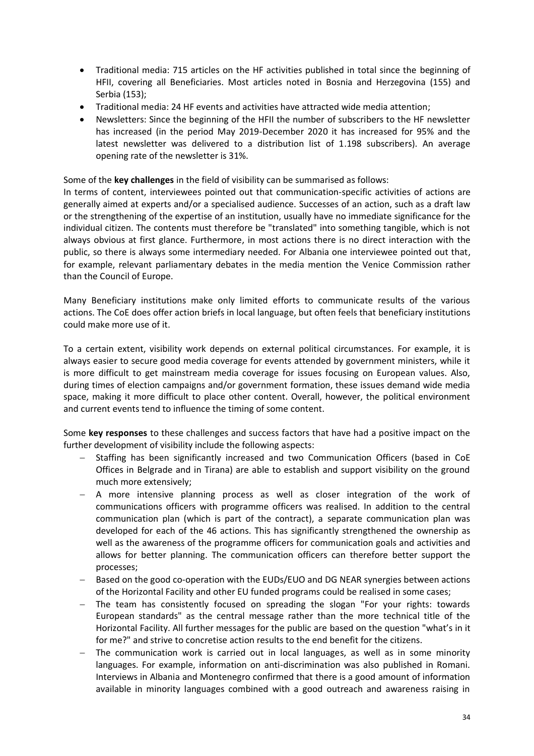- Traditional media: 715 articles on the HF activities published in total since the beginning of HFII, covering all Beneficiaries. Most articles noted in Bosnia and Herzegovina (155) and Serbia (153);
- Traditional media: 24 HF events and activities have attracted wide media attention;
- Newsletters: Since the beginning of the HFII the number of subscribers to the HF newsletter has increased (in the period May 2019-December 2020 it has increased for 95% and the latest newsletter was delivered to a distribution list of 1.198 subscribers). An average opening rate of the newsletter is 31%.

Some of the **key challenges** in the field of visibility can be summarised as follows:

In terms of content, interviewees pointed out that communication-specific activities of actions are generally aimed at experts and/or a specialised audience. Successes of an action, such as a draft law or the strengthening of the expertise of an institution, usually have no immediate significance for the individual citizen. The contents must therefore be "translated" into something tangible, which is not always obvious at first glance. Furthermore, in most actions there is no direct interaction with the public, so there is always some intermediary needed. For Albania one interviewee pointed out that, for example, relevant parliamentary debates in the media mention the Venice Commission rather than the Council of Europe.

Many Beneficiary institutions make only limited efforts to communicate results of the various actions. The CoE does offer action briefs in local language, but often feels that beneficiary institutions could make more use of it.

To a certain extent, visibility work depends on external political circumstances. For example, it is always easier to secure good media coverage for events attended by government ministers, while it is more difficult to get mainstream media coverage for issues focusing on European values. Also, during times of election campaigns and/or government formation, these issues demand wide media space, making it more difficult to place other content. Overall, however, the political environment and current events tend to influence the timing of some content.

Some **key responses** to these challenges and success factors that have had a positive impact on the further development of visibility include the following aspects:

- Staffing has been significantly increased and two Communication Officers (based in CoE Offices in Belgrade and in Tirana) are able to establish and support visibility on the ground much more extensively;
- A more intensive planning process as well as closer integration of the work of communications officers with programme officers was realised. In addition to the central communication plan (which is part of the contract), a separate communication plan was developed for each of the 46 actions. This has significantly strengthened the ownership as well as the awareness of the programme officers for communication goals and activities and allows for better planning. The communication officers can therefore better support the processes;
- Based on the good co-operation with the EUDs/EUO and DG NEAR synergies between actions of the Horizontal Facility and other EU funded programs could be realised in some cases;
- The team has consistently focused on spreading the slogan "For your rights: towards European standards" as the central message rather than the more technical title of the Horizontal Facility. All further messages for the public are based on the question "what's in it for me?" and strive to concretise action results to the end benefit for the citizens.
- The communication work is carried out in local languages, as well as in some minority languages. For example, information on anti-discrimination was also published in Romani. Interviews in Albania and Montenegro confirmed that there is a good amount of information available in minority languages combined with a good outreach and awareness raising in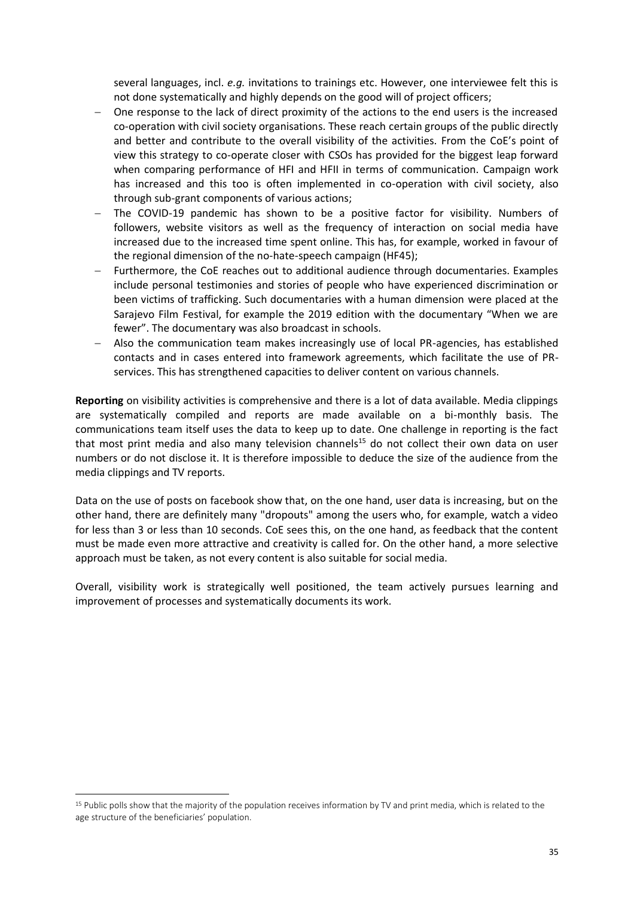several languages, incl. *e.g.* invitations to trainings etc. However, one interviewee felt this is not done systematically and highly depends on the good will of project officers;

- One response to the lack of direct proximity of the actions to the end users is the increased co-operation with civil society organisations. These reach certain groups of the public directly and better and contribute to the overall visibility of the activities. From the CoE's point of view this strategy to co-operate closer with CSOs has provided for the biggest leap forward when comparing performance of HFI and HFII in terms of communication. Campaign work has increased and this too is often implemented in co-operation with civil society, also through sub-grant components of various actions;
- The COVID-19 pandemic has shown to be a positive factor for visibility. Numbers of followers, website visitors as well as the frequency of interaction on social media have increased due to the increased time spent online. This has, for example, worked in favour of the regional dimension of the no-hate-speech campaign (HF45);
- Furthermore, the CoE reaches out to additional audience through documentaries. Examples include personal testimonies and stories of people who have experienced discrimination or been victims of trafficking. Such documentaries with a human dimension were placed at the Sarajevo Film Festival, for example the 2019 edition with the documentary "When we are fewer". The documentary was also broadcast in schools.
- Also the communication team makes increasingly use of local PR-agencies, has established contacts and in cases entered into framework agreements, which facilitate the use of PR-services. This has strengthened capacities to deliver content on various channels.

**Reporting** on visibility activities is comprehensive and there is a lot of data available. Media clippings are systematically compiled and reports are made available on a bi-monthly basis. The communications team itself uses the data to keep up to date. One challenge in reporting is the fact that most print media and also many television channels[15] do not collect their own data on user numbers or do not disclose it. It is therefore impossible to deduce the size of the audience from the media clippings and TV reports.

Data on the use of posts on facebook show that, on the one hand, user data is increasing, but on the other hand, there are definitely many "dropouts" among the users who, for example, watch a video for less than 3 or less than 10 seconds. CoE sees this, on the one hand, as feedback that the content must be made even more attractive and creativity is called for. On the other hand, a more selective approach must be taken, as not every content is also suitable for social media.

Overall, visibility work is strategically well positioned, the team actively pursues learning and improvement of processes and systematically documents its work.

[15] Public polls show that the majority of the population receives information by TV and print media, which is related to the age structure of the beneficiaries' population.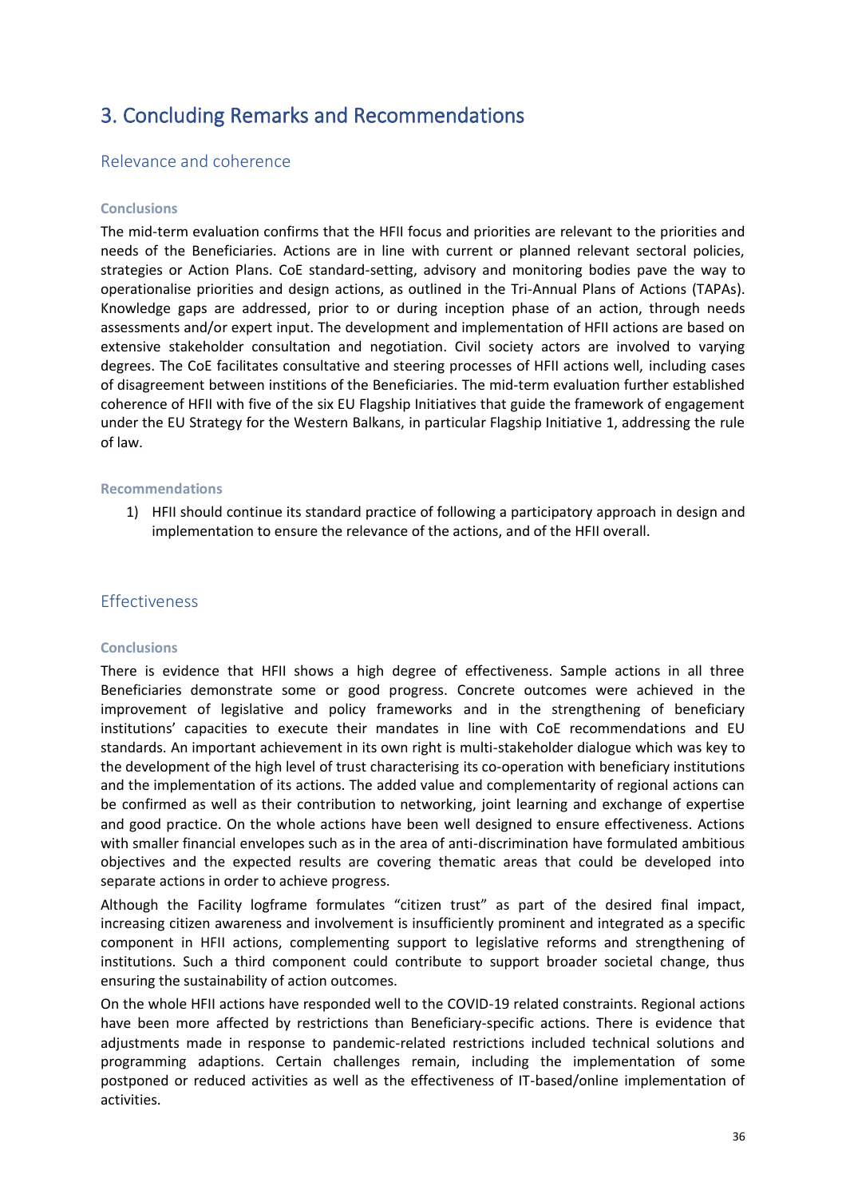# 3. Concluding Remarks and Recommendations

## Relevance and coherence

#### Conclusions

The mid-term evaluation confirms that the HFII focus and priorities are relevant to the priorities and needs of the Beneficiaries. Actions are in line with current or planned relevant sectoral policies, strategies or Action Plans. CoE standard-setting, advisory and monitoring bodies pave the way to operationalise priorities and design actions, as outlined in the Tri-Annual Plans of Actions (TAPAs). Knowledge gaps are addressed, prior to or during inception phase of an action, through needs assessments and/or expert input. The development and implementation of HFII actions are based on extensive stakeholder consultation and negotiation. Civil society actors are involved to varying degrees. The CoE facilitates consultative and steering processes of HFII actions well, including cases of disagreement between institutions of the Beneficiaries. The mid-term evaluation further established coherence of HFII with five of the six EU Flagship Initiatives that guide the framework of engagement under the EU Strategy for the Western Balkans, in particular Flagship Initiative 1, addressing the rule of law.

#### Recommendations

1) HFII should continue its standard practice of following a participatory approach in design and implementation to ensure the relevance of the actions, and of the HFII overall.

## Effectiveness

#### Conclusions

There is evidence that HFII shows a high degree of effectiveness. Sample actions in all three Beneficiaries demonstrate some or good progress. Concrete outcomes were achieved in the improvement of legislative and policy frameworks and in the strengthening of beneficiary institutions' capacities to execute their mandates in line with CoE recommendations and EU standards. An important achievement in its own right is multi-stakeholder dialogue which was key to the development of the high level of trust characterising its co-operation with beneficiary institutions and the implementation of its actions. The added value and complementarity of regional actions can be confirmed as well as their contribution to networking, joint learning and exchange of expertise and good practice. On the whole actions have been well designed to ensure effectiveness. Actions with smaller financial envelopes such as in the area of anti-discrimination have formulated ambitious objectives and the expected results are covering thematic areas that could be developed into separate actions in order to achieve progress.

Although the Facility logframe formulates "citizen trust" as part of the desired final impact, increasing citizen awareness and involvement is insufficiently prominent and integrated as a specific component in HFII actions, complementing support to legislative reforms and strengthening of institutions. Such a third component could contribute to support broader societal change, thus ensuring the sustainability of action outcomes.

On the whole HFII actions have responded well to the COVID-19 related constraints. Regional actions have been more affected by restrictions than Beneficiary-specific actions. There is evidence that adjustments made in response to pandemic-related restrictions included technical solutions and programming adaptions. Certain challenges remain, including the implementation of some postponed or reduced activities as well as the effectiveness of IT-based/online implementation of activities.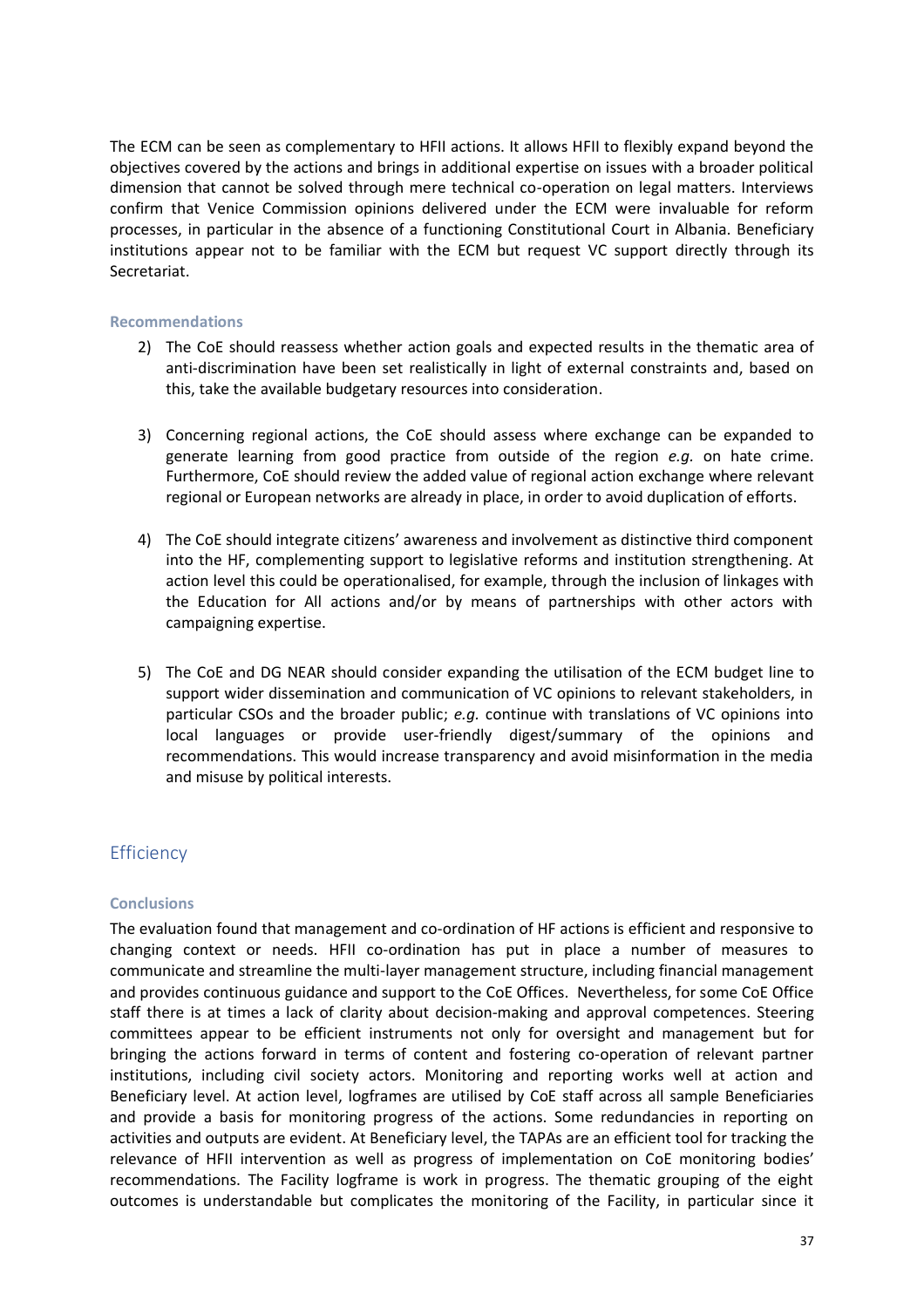The ECM can be seen as complementary to HFII actions. It allows HFII to flexibly expand beyond the objectives covered by the actions and brings in additional expertise on issues with a broader political dimension that cannot be solved through mere technical co-operation on legal matters. Interviews confirm that Venice Commission opinions delivered under the ECM were invaluable for reform processes, in particular in the absence of a functioning Constitutional Court in Albania. Beneficiary institutions appear not to be familiar with the ECM but request VC support directly through its Secretariat.

### Recommendations

2) The CoE should reassess whether action goals and expected results in the thematic area of anti-discrimination have been set realistically in light of external constraints and, based on this, take the available budgetary resources into consideration.

3) Concerning regional actions, the CoE should assess where exchange can be expanded to generate learning from good practice from outside of the region *e.g.* on hate crime. Furthermore, CoE should review the added value of regional action exchange where relevant regional or European networks are already in place, in order to avoid duplication of efforts.

4) The CoE should integrate citizens' awareness and involvement as distinctive third component into the HF, complementing support to legislative reforms and institution strengthening. At action level this could be operationalised, for example, through the inclusion of linkages with the Education for All actions and/or by means of partnerships with other actors with campaigning expertise.

5) The CoE and DG NEAR should consider expanding the utilisation of the ECM budget line to support wider dissemination and communication of VC opinions to relevant stakeholders, in particular CSOs and the broader public; *e.g.* continue with translations of VC opinions into local languages or provide user-friendly digest/summary of the opinions and recommendations. This would increase transparency and avoid misinformation in the media and misuse by political interests.

## Efficiency

### Conclusions

The evaluation found that management and co-ordination of HF actions is efficient and responsive to changing context or needs. HFII co-ordination has put in place a number of measures to communicate and streamline the multi-layer management structure, including financial management and provides continuous guidance and support to the CoE Offices. Nevertheless, for some CoE Office staff there is at times a lack of clarity about decision-making and approval competences. Steering committees appear to be efficient instruments not only for oversight and management but for bringing the actions forward in terms of content and fostering co-operation of relevant partner institutions, including civil society actors. Monitoring and reporting works well at action and Beneficiary level. At action level, logframes are utilised by CoE staff across all sample Beneficiaries and provide a basis for monitoring progress of the actions. Some redundancies in reporting on activities and outputs are evident. At Beneficiary level, the TAPAs are an efficient tool for tracking the relevance of HFII intervention as well as progress of implementation on CoE monitoring bodies' recommendations. The Facility logframe is work in progress. The thematic grouping of the eight outcomes is understandable but complicates the monitoring of the Facility, in particular since it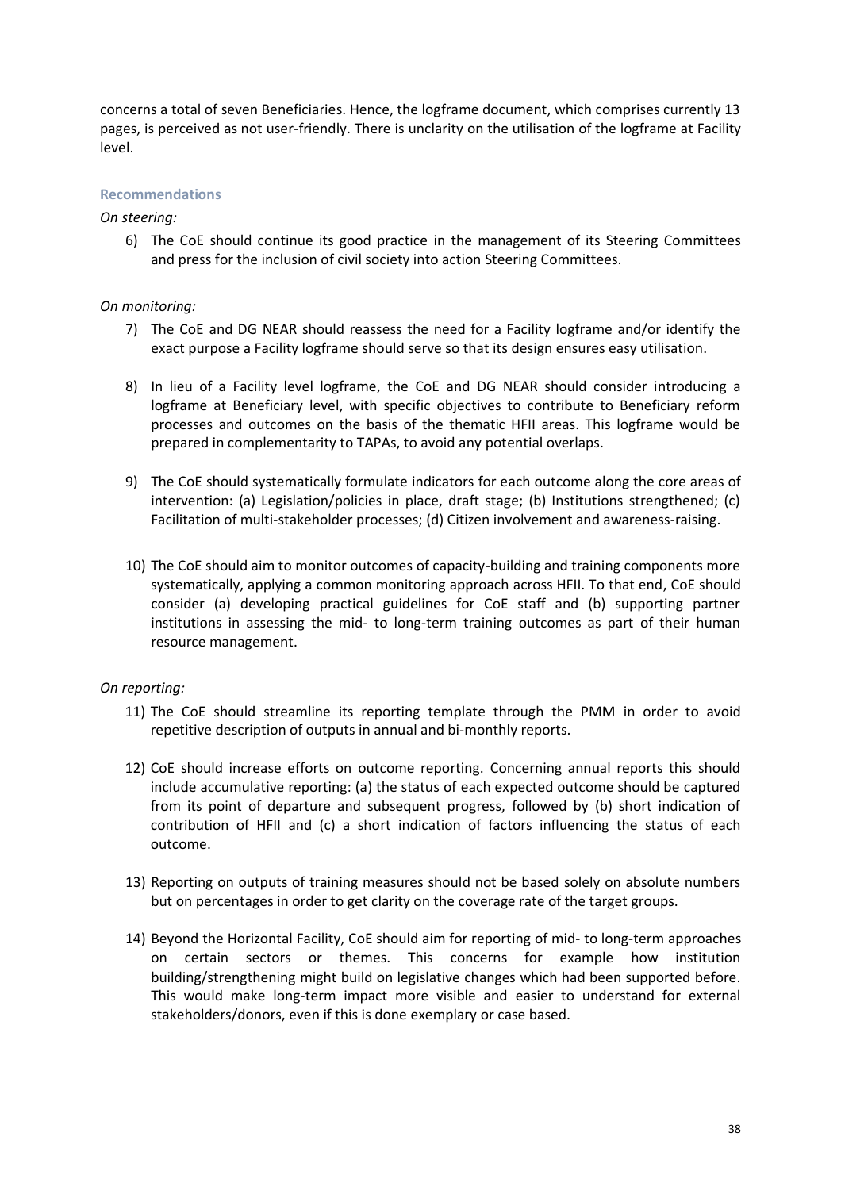concerns a total of seven Beneficiaries. Hence, the logframe document, which comprises currently 13 pages, is perceived as not user-friendly. There is unclarity on the utilisation of the logframe at Facility level.

#### Recommendations

*On steering:*

6) The CoE should continue its good practice in the management of its Steering Committees and press for the inclusion of civil society into action Steering Committees.

*On monitoring:*

7) The CoE and DG NEAR should reassess the need for a Facility logframe and/or identify the exact purpose a Facility logframe should serve so that its design ensures easy utilisation.

8) In lieu of a Facility level logframe, the CoE and DG NEAR should consider introducing a logframe at Beneficiary level, with specific objectives to contribute to Beneficiary reform processes and outcomes on the basis of the thematic HFII areas. This logframe would be prepared in complementarity to TAPAs, to avoid any potential overlaps.

9) The CoE should systematically formulate indicators for each outcome along the core areas of intervention: (a) Legislation/policies in place, draft stage; (b) Institutions strengthened; (c) Facilitation of multi-stakeholder processes; (d) Citizen involvement and awareness-raising.

10) The CoE should aim to monitor outcomes of capacity-building and training components more systematically, applying a common monitoring approach across HFII. To that end, CoE should consider (a) developing practical guidelines for CoE staff and (b) supporting partner institutions in assessing the mid- to long-term training outcomes as part of their human resource management.

*On reporting:*

11) The CoE should streamline its reporting template through the PMM in order to avoid repetitive description of outputs in annual and bi-monthly reports.

12) CoE should increase efforts on outcome reporting. Concerning annual reports this should include accumulative reporting: (a) the status of each expected outcome should be captured from its point of departure and subsequent progress, followed by (b) short indication of contribution of HFII and (c) a short indication of factors influencing the status of each outcome.

13) Reporting on outputs of training measures should not be based solely on absolute numbers but on percentages in order to get clarity on the coverage rate of the target groups.

14) Beyond the Horizontal Facility, CoE should aim for reporting of mid- to long-term approaches on certain sectors or themes. This concerns for example how institution building/strengthening might build on legislative changes which had been supported before. This would make long-term impact more visible and easier to understand for external stakeholders/donors, even if this is done exemplary or case based.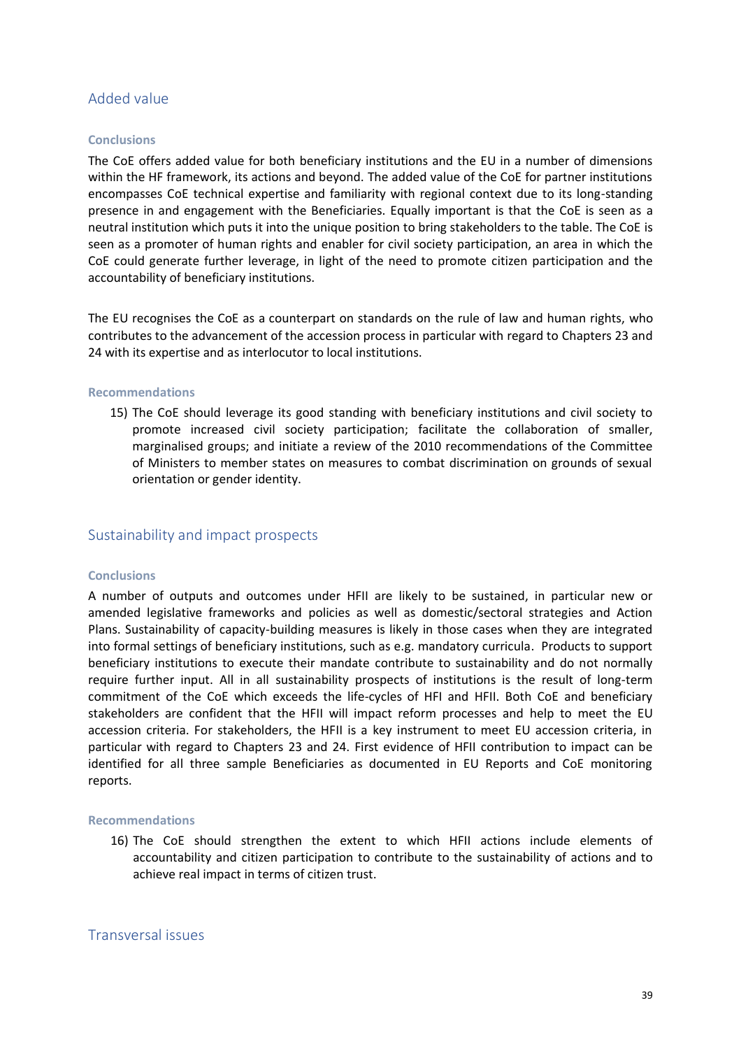## Added value

### Conclusions

The CoE offers added value for both beneficiary institutions and the EU in a number of dimensions within the HF framework, its actions and beyond. The added value of the CoE for partner institutions encompasses CoE technical expertise and familiarity with regional context due to its long-standing presence in and engagement with the Beneficiaries. Equally important is that the CoE is seen as a neutral institution which puts it into the unique position to bring stakeholders to the table. The CoE is seen as a promoter of human rights and enabler for civil society participation, an area in which the CoE could generate further leverage, in light of the need to promote citizen participation and the accountability of beneficiary institutions.

The EU recognises the CoE as a counterpart on standards on the rule of law and human rights, who contributes to the advancement of the accession process in particular with regard to Chapters 23 and 24 with its expertise and as interlocutor to local institutions.

### Recommendations

15) The CoE should leverage its good standing with beneficiary institutions and civil society to promote increased civil society participation; facilitate the collaboration of smaller, marginalised groups; and initiate a review of the 2010 recommendations of the Committee of Ministers to member states on measures to combat discrimination on grounds of sexual orientation or gender identity.

## Sustainability and impact prospects

### Conclusions

A number of outputs and outcomes under HFII are likely to be sustained, in particular new or amended legislative frameworks and policies as well as domestic/sectoral strategies and Action Plans. Sustainability of capacity-building measures is likely in those cases when they are integrated into formal settings of beneficiary institutions, such as e.g. mandatory curricula. Products to support beneficiary institutions to execute their mandate contribute to sustainability and do not normally require further input. All in all sustainability prospects of institutions is the result of long-term commitment of the CoE which exceeds the life-cycles of HFI and HFII. Both CoE and beneficiary stakeholders are confident that the HFII will impact reform processes and help to meet the EU accession criteria. For stakeholders, the HFII is a key instrument to meet EU accession criteria, in particular with regard to Chapters 23 and 24. First evidence of HFII contribution to impact can be identified for all three sample Beneficiaries as documented in EU Reports and CoE monitoring reports.

### Recommendations

16) The CoE should strengthen the extent to which HFII actions include elements of accountability and citizen participation to contribute to the sustainability of actions and to achieve real impact in terms of citizen trust.

## Transversal issues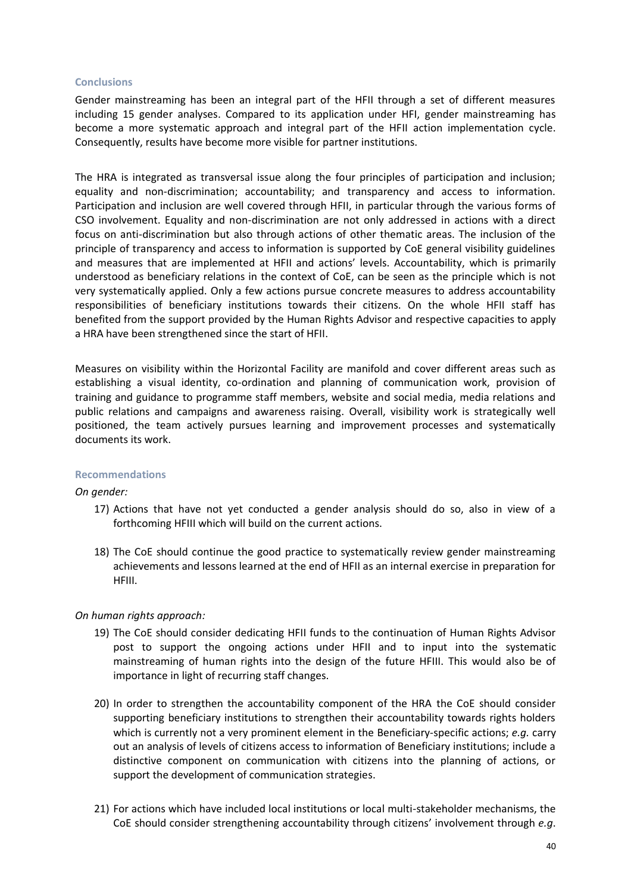### Conclusions

Gender mainstreaming has been an integral part of the HFII through a set of different measures including 15 gender analyses. Compared to its application under HFI, gender mainstreaming has become a more systematic approach and integral part of the HFII action implementation cycle. Consequently, results have become more visible for partner institutions.

The HRA is integrated as transversal issue along the four principles of participation and inclusion; equality and non-discrimination; accountability; and transparency and access to information. Participation and inclusion are well covered through HFII, in particular through the various forms of CSO involvement. Equality and non-discrimination are not only addressed in actions with a direct focus on anti-discrimination but also through actions of other thematic areas. The inclusion of the principle of transparency and access to information is supported by CoE general visibility guidelines and measures that are implemented at HFII and actions' levels. Accountability, which is primarily understood as beneficiary relations in the context of CoE, can be seen as the principle which is not very systematically applied. Only a few actions pursue concrete measures to address accountability responsibilities of beneficiary institutions towards their citizens. On the whole HFII staff has benefited from the support provided by the Human Rights Advisor and respective capacities to apply a HRA have been strengthened since the start of HFII.

Measures on visibility within the Horizontal Facility are manifold and cover different areas such as establishing a visual identity, co-ordination and planning of communication work, provision of training and guidance to programme staff members, website and social media, media relations and public relations and campaigns and awareness raising. Overall, visibility work is strategically well positioned, the team actively pursues learning and improvement processes and systematically documents its work.

### Recommendations

*On gender:*

17) Actions that have not yet conducted a gender analysis should do so, also in view of a forthcoming HFIII which will build on the current actions.

18) The CoE should continue the good practice to systematically review gender mainstreaming achievements and lessons learned at the end of HFII as an internal exercise in preparation for HFIII.

*On human rights approach:*

19) The CoE should consider dedicating HFII funds to the continuation of Human Rights Advisor post to support the ongoing actions under HFII and to input into the systematic mainstreaming of human rights into the design of the future HFIII. This would also be of importance in light of recurring staff changes.

20) In order to strengthen the accountability component of the HRA the CoE should consider supporting beneficiary institutions to strengthen their accountability towards rights holders which is currently not a very prominent element in the Beneficiary-specific actions; *e.g.* carry out an analysis of levels of citizens access to information of Beneficiary institutions; include a distinctive component on communication with citizens into the planning of actions, or support the development of communication strategies.

21) For actions which have included local institutions or local multi-stakeholder mechanisms, the CoE should consider strengthening accountability through citizens' involvement through *e.g.*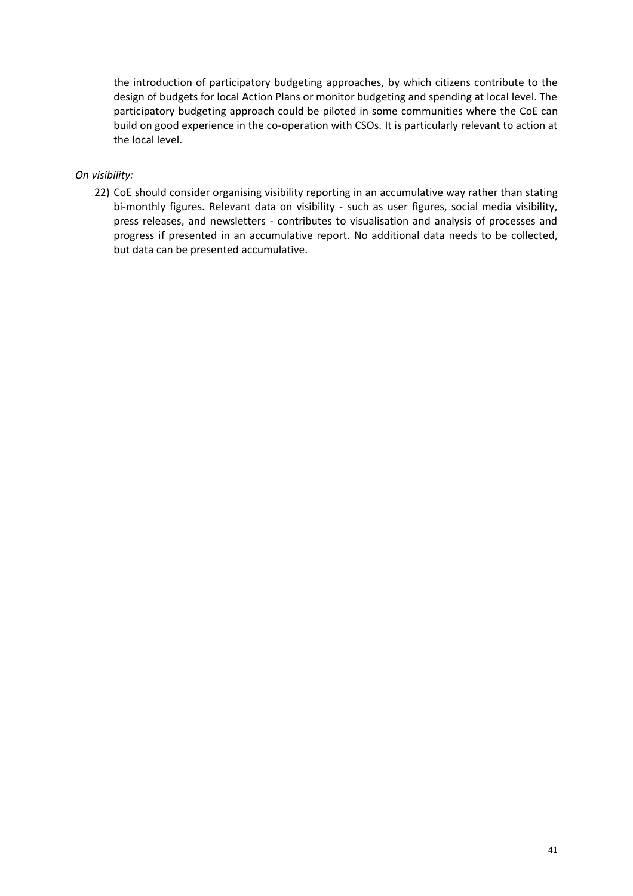the introduction of participatory budgeting approaches, by which citizens contribute to the design of budgets for local Action Plans or monitor budgeting and spending at local level. The participatory budgeting approach could be piloted in some communities where the CoE can build on good experience in the co-operation with CSOs. It is particularly relevant to action at the local level.

*On visibility:*

22) CoE should consider organising visibility reporting in an accumulative way rather than stating bi-monthly figures. Relevant data on visibility - such as user figures, social media visibility, press releases, and newsletters - contributes to visualisation and analysis of processes and progress if presented in an accumulative report. No additional data needs to be collected, but data can be presented accumulative.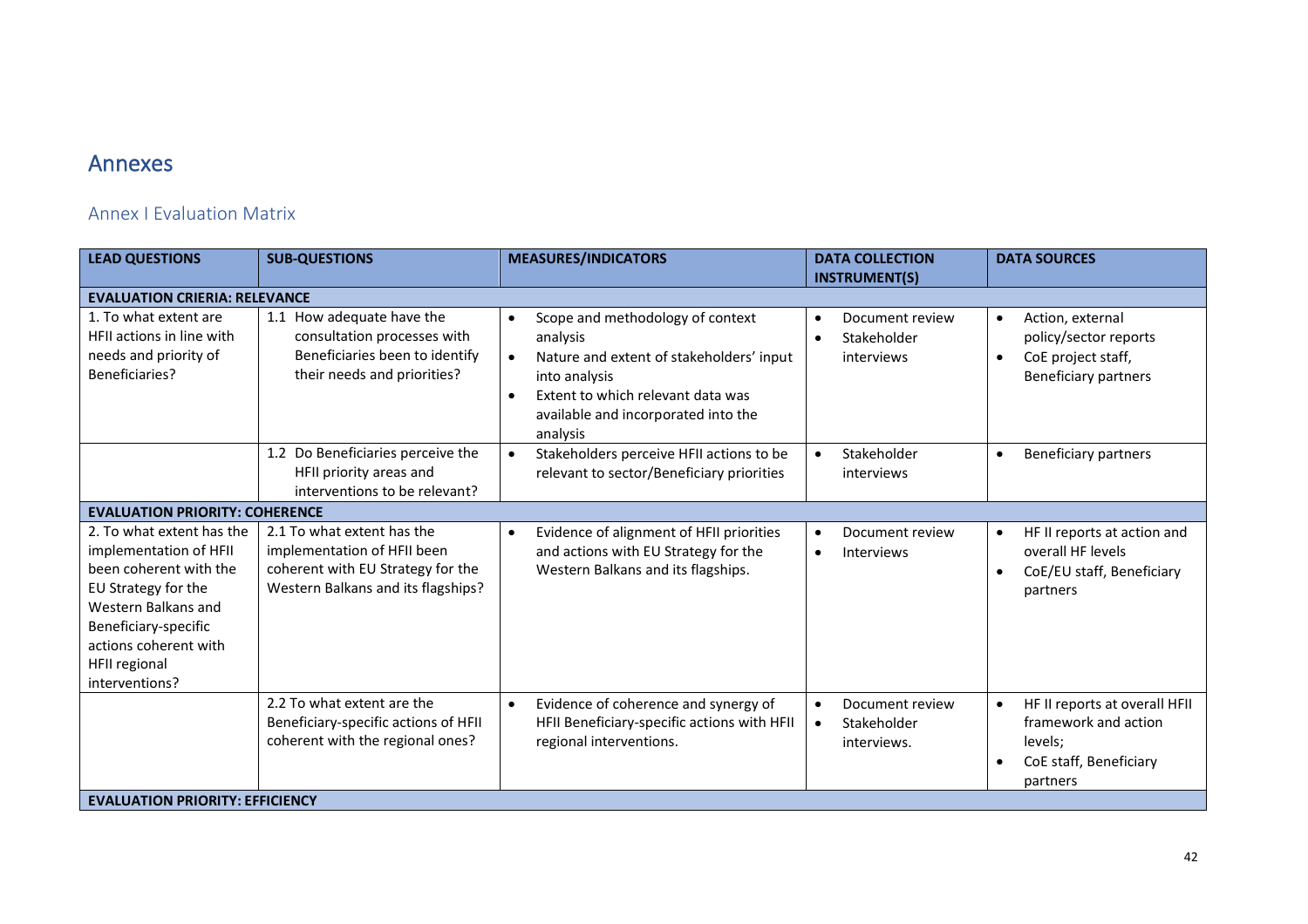# Annexes

## Annex I Evaluation Matrix

| LEAD QUESTIONS | SUB-QUESTIONS | MEASURES/INDICATORS | DATA COLLECTION INSTRUMENT(S) | DATA SOURCES |
|---|---|---|---|---|
| **EVALUATION CRIERIA: RELEVANCE** | | | | |
| 1. To what extent are HFII actions in line with needs and priority of Beneficiaries? | 1.1 How adequate have the consultation processes with Beneficiaries been to identify their needs and priorities? | • Scope and methodology of context analysis<br>• Nature and extent of stakeholders' input into analysis<br>• Extent to which relevant data was available and incorporated into the analysis | • Document review<br>• Stakeholder interviews | • Action, external policy/sector reports<br>• CoE project staff, Beneficiary partners |
| | 1.2 Do Beneficiaries perceive the HFII priority areas and interventions to be relevant? | • Stakeholders perceive HFII actions to be relevant to sector/Beneficiary priorities | • Stakeholder interviews | • Beneficiary partners |
| **EVALUATION PRIORITY: COHERENCE** | | | | |
| 2. To what extent has the implementation of HFII been coherent with the EU Strategy for the Western Balkans and Beneficiary-specific actions coherent with HFII regional interventions? | 2.1 To what extent has the implementation of HFII been coherent with EU Strategy for the Western Balkans and its flagships? | • Evidence of alignment of HFII priorities and actions with EU Strategy for the Western Balkans and its flagships. | • Document review<br>• Interviews | • HF II reports at action and overall HF levels<br>• CoE/EU staff, Beneficiary partners |
| | 2.2 To what extent are the Beneficiary-specific actions of HFII coherent with the regional ones? | • Evidence of coherence and synergy of HFII Beneficiary-specific actions with HFII regional interventions. | • Document review<br>• Stakeholder interviews. | • HF II reports at overall HFII framework and action levels;<br>• CoE staff, Beneficiary partners |
| **EVALUATION PRIORITY: EFFICIENCY** | | | | |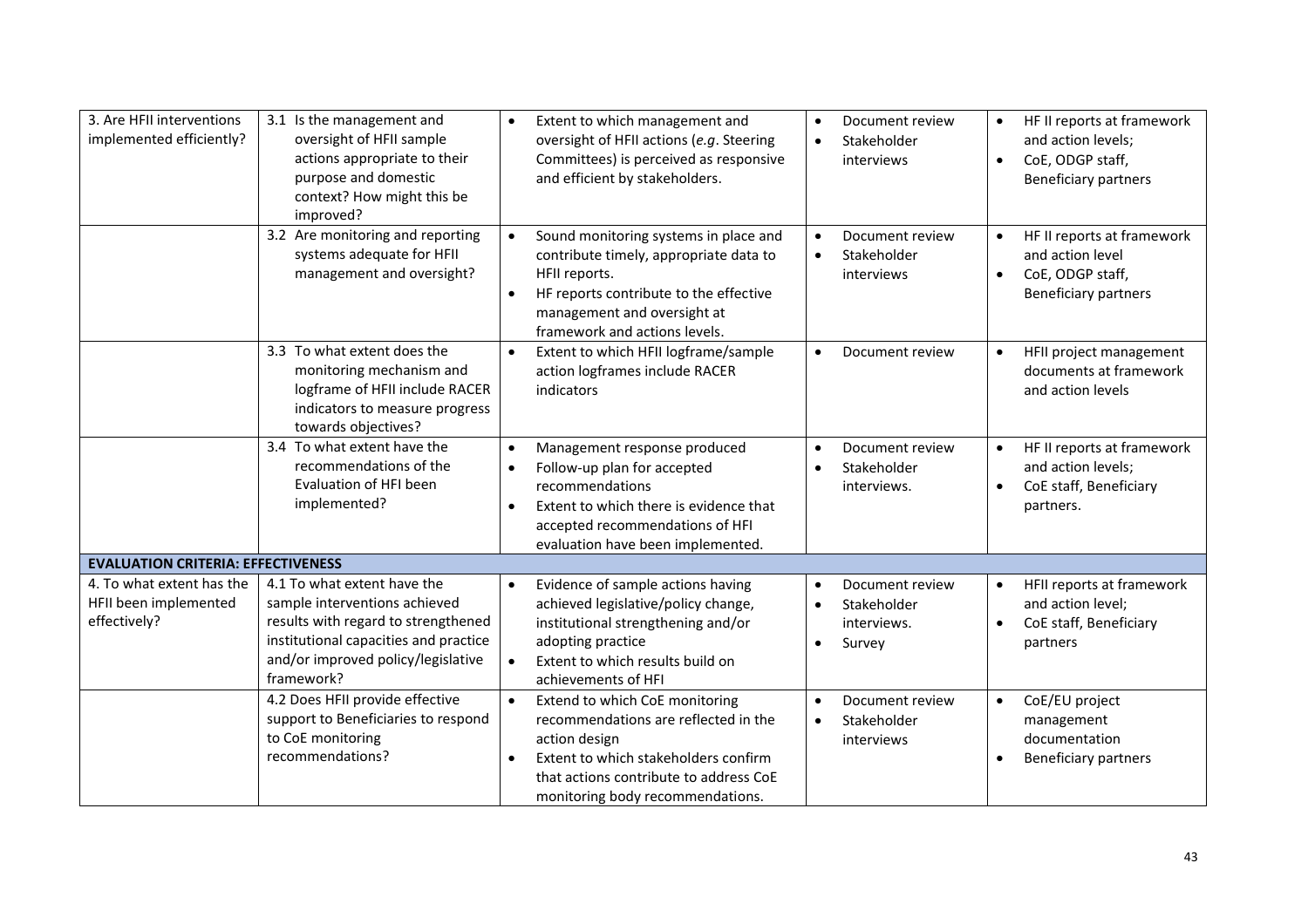| | | | | |
|---|---|---|---|---|
| 3. Are HFII interventions implemented efficiently? | 3.1 Is the management and oversight of HFII sample actions appropriate to their purpose and domestic context? How might this be improved? | • Extent to which management and oversight of HFII actions (*e.g*. Steering Committees) is perceived as responsive and efficient by stakeholders. | • Document review<br>• Stakeholder interviews | • HF II reports at framework and action levels;<br>• CoE, ODGP staff, Beneficiary partners |
| | 3.2 Are monitoring and reporting systems adequate for HFII management and oversight? | • Sound monitoring systems in place and contribute timely, appropriate data to HFII reports.<br>• HF reports contribute to the effective management and oversight at framework and actions levels. | • Document review<br>• Stakeholder interviews | • HF II reports at framework and action level<br>• CoE, ODGP staff, Beneficiary partners |
| | 3.3 To what extent does the monitoring mechanism and logframe of HFII include RACER indicators to measure progress towards objectives? | • Extent to which HFII logframe/sample action logframes include RACER indicators | • Document review | • HFII project management documents at framework and action levels |
| | 3.4 To what extent have the recommendations of the Evaluation of HFI been implemented? | • Management response produced<br>• Follow-up plan for accepted recommendations<br>• Extent to which there is evidence that accepted recommendations of HFI evaluation have been implemented. | • Document review<br>• Stakeholder interviews. | • HF II reports at framework and action levels;<br>• CoE staff, Beneficiary partners. |
| **EVALUATION CRITERIA: EFFECTIVENESS** | | | | |
| 4. To what extent has the HFII been implemented effectively? | 4.1 To what extent have the sample interventions achieved results with regard to strengthened institutional capacities and practice and/or improved policy/legislative framework? | • Evidence of sample actions having achieved legislative/policy change, institutional strengthening and/or adopting practice<br>• Extent to which results build on achievements of HFI | • Document review<br>• Stakeholder interviews.<br>• Survey | • HFII reports at framework and action level;<br>• CoE staff, Beneficiary partners |
| | 4.2 Does HFII provide effective support to Beneficiaries to respond to CoE monitoring recommendations? | • Extend to which CoE monitoring recommendations are reflected in the action design<br>• Extent to which stakeholders confirm that actions contribute to address CoE monitoring body recommendations. | • Document review<br>• Stakeholder interviews | • CoE/EU project management documentation<br>• Beneficiary partners |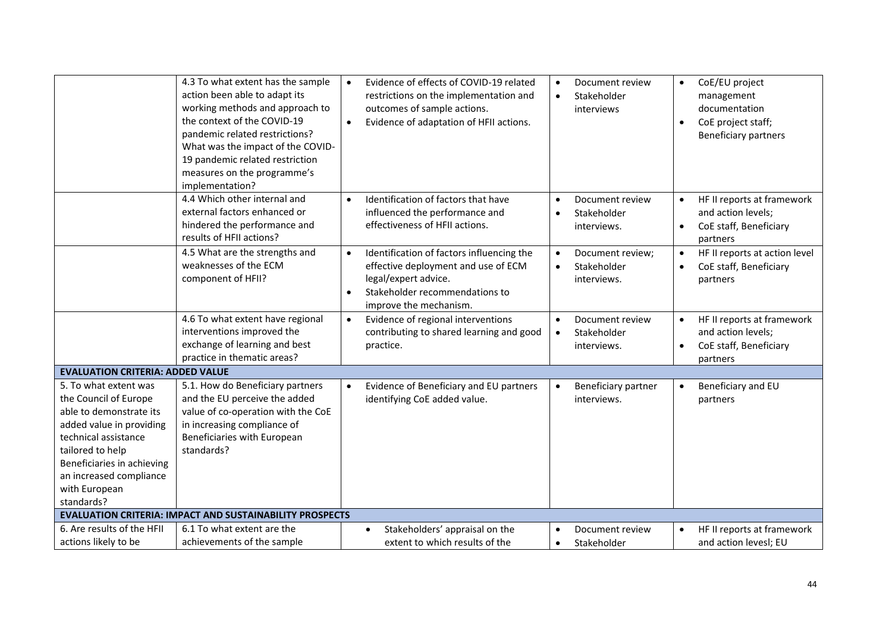| | | | | |
|---|---|---|---|---|
| | 4.3 To what extent has the sample action been able to adapt its working methods and approach to the context of the COVID-19 pandemic related restrictions? What was the impact of the COVID-19 pandemic related restriction measures on the programme's implementation? | • Evidence of effects of COVID-19 related restrictions on the implementation and outcomes of sample actions.<br>• Evidence of adaptation of HFII actions. | • Document review<br>• Stakeholder interviews | • CoE/EU project management documentation<br>• CoE project staff; Beneficiary partners |
| | 4.4 Which other internal and external factors enhanced or hindered the performance and results of HFII actions? | • Identification of factors that have influenced the performance and effectiveness of HFII actions. | • Document review<br>• Stakeholder interviews. | • HF II reports at framework and action levels;<br>• CoE staff, Beneficiary partners |
| | 4.5 What are the strengths and weaknesses of the ECM component of HFII? | • Identification of factors influencing the effective deployment and use of ECM legal/expert advice.<br>• Stakeholder recommendations to improve the mechanism. | • Document review;<br>• Stakeholder interviews. | • HF II reports at action level<br>• CoE staff, Beneficiary partners |
| | 4.6 To what extent have regional interventions improved the exchange of learning and best practice in thematic areas? | • Evidence of regional interventions contributing to shared learning and good practice. | • Document review<br>• Stakeholder interviews. | • HF II reports at framework and action levels;<br>• CoE staff, Beneficiary partners |
| **EVALUATION CRITERIA: ADDED VALUE** | | | | |
| 5. To what extent was the Council of Europe able to demonstrate its added value in providing technical assistance tailored to help Beneficiaries in achieving an increased compliance with European standards? | 5.1. How do Beneficiary partners and the EU perceive the added value of co-operation with the CoE in increasing compliance of Beneficiaries with European standards? | • Evidence of Beneficiary and EU partners identifying CoE added value. | • Beneficiary partner interviews. | • Beneficiary and EU partners |
| **EVALUATION CRITERIA: IMPACT AND SUSTAINABILITY PROSPECTS** | | | | |
| 6. Are results of the HFII actions likely to be | 6.1 To what extent are the achievements of the sample | • Stakeholders' appraisal on the extent to which results of the | • Document review<br>• Stakeholder | • HF II reports at framework and action levesl; EU |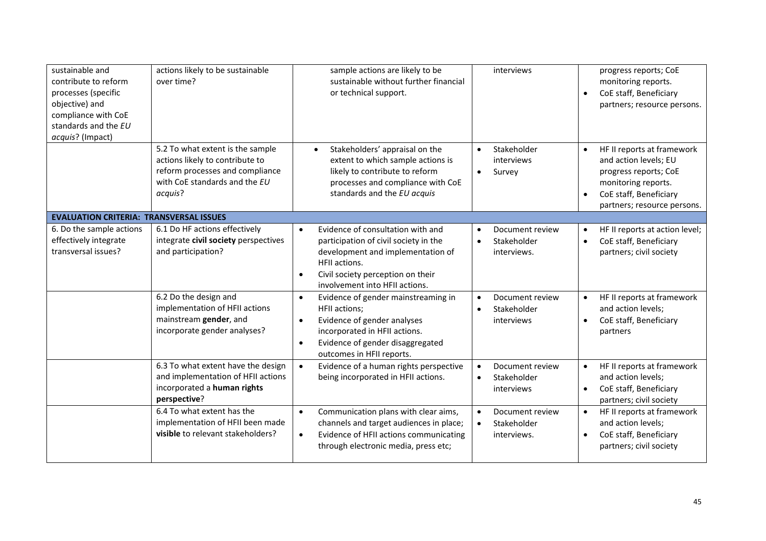| | | | | |
|---|---|---|---|---|
| sustainable and contribute to reform processes (specific objective) and compliance with CoE standards and the *EU acquis*? (Impact) | actions likely to be sustainable over time? | sample actions are likely to be sustainable without further financial or technical support. | interviews | progress reports; CoE monitoring reports.<br>• CoE staff, Beneficiary partners; resource persons. |
| | 5.2 To what extent is the sample actions likely to contribute to reform processes and compliance with CoE standards and the *EU acquis*? | • Stakeholders' appraisal on the extent to which sample actions is likely to contribute to reform processes and compliance with CoE standards and the *EU acquis* | • Stakeholder interviews<br>• Survey | • HF II reports at framework and action levels; EU progress reports; CoE monitoring reports.<br>• CoE staff, Beneficiary partners; resource persons. |
| **EVALUATION CRITERIA: TRANSVERSAL ISSUES** | | | | |
| 6. Do the sample actions effectively integrate transversal issues? | 6.1 Do HF actions effectively integrate **civil society** perspectives and participation? | • Evidence of consultation with and participation of civil society in the development and implementation of HFII actions.<br>• Civil society perception on their involvement into HFII actions. | • Document review<br>• Stakeholder interviews. | • HF II reports at action level;<br>• CoE staff, Beneficiary partners; civil society |
| | 6.2 Do the design and implementation of HFII actions mainstream **gender**, and incorporate gender analyses? | • Evidence of gender mainstreaming in HFII actions;<br>• Evidence of gender analyses incorporated in HFII actions.<br>• Evidence of gender disaggregated outcomes in HFII reports. | • Document review<br>• Stakeholder interviews | • HF II reports at framework and action levels;<br>• CoE staff, Beneficiary partners |
| | 6.3 To what extent have the design and implementation of HFII actions incorporated a **human rights perspective**? | • Evidence of a human rights perspective being incorporated in HFII actions. | • Document review<br>• Stakeholder interviews | • HF II reports at framework and action levels;<br>• CoE staff, Beneficiary partners; civil society |
| | 6.4 To what extent has the implementation of HFII been made **visible** to relevant stakeholders? | • Communication plans with clear aims, channels and target audiences in place;<br>• Evidence of HFII actions communicating through electronic media, press etc; | • Document review<br>• Stakeholder interviews. | • HF II reports at framework and action levels;<br>• CoE staff, Beneficiary partners; civil society |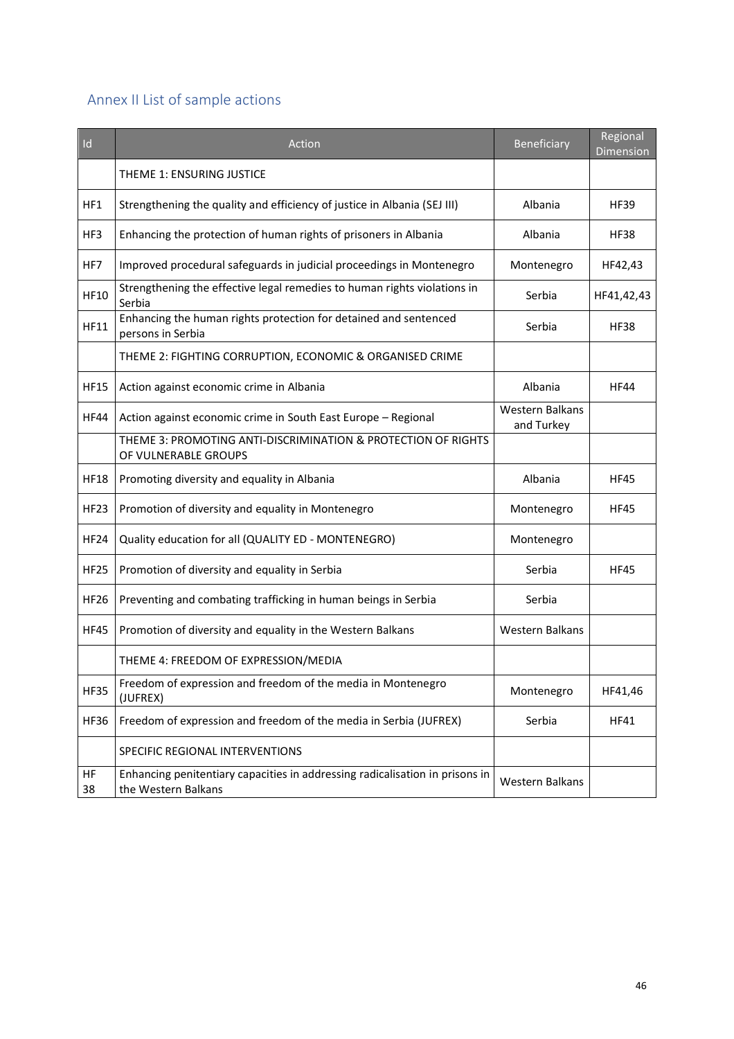## Annex II List of sample actions

| Id | Action | Beneficiary | Regional Dimension |
|---|---|---|---|
| | THEME 1: ENSURING JUSTICE | | |
| HF1 | Strengthening the quality and efficiency of justice in Albania (SEJ III) | Albania | HF39 |
| HF3 | Enhancing the protection of human rights of prisoners in Albania | Albania | HF38 |
| HF7 | Improved procedural safeguards in judicial proceedings in Montenegro | Montenegro | HF42,43 |
| HF10 | Strengthening the effective legal remedies to human rights violations in Serbia | Serbia | HF41,42,43 |
| HF11 | Enhancing the human rights protection for detained and sentenced persons in Serbia | Serbia | HF38 |
| | THEME 2: FIGHTING CORRUPTION, ECONOMIC & ORGANISED CRIME | | |
| HF15 | Action against economic crime in Albania | Albania | HF44 |
| HF44 | Action against economic crime in South East Europe – Regional | Western Balkans and Turkey | |
| | THEME 3: PROMOTING ANTI-DISCRIMINATION & PROTECTION OF RIGHTS OF VULNERABLE GROUPS | | |
| HF18 | Promoting diversity and equality in Albania | Albania | HF45 |
| HF23 | Promotion of diversity and equality in Montenegro | Montenegro | HF45 |
| HF24 | Quality education for all (QUALITY ED - MONTENEGRO) | Montenegro | |
| HF25 | Promotion of diversity and equality in Serbia | Serbia | HF45 |
| HF26 | Preventing and combating trafficking in human beings in Serbia | Serbia | |
| HF45 | Promotion of diversity and equality in the Western Balkans | Western Balkans | |
| | THEME 4: FREEDOM OF EXPRESSION/MEDIA | | |
| HF35 | Freedom of expression and freedom of the media in Montenegro (JUFREX) | Montenegro | HF41,46 |
| HF36 | Freedom of expression and freedom of the media in Serbia (JUFREX) | Serbia | HF41 |
| | SPECIFIC REGIONAL INTERVENTIONS | | |
| HF 38 | Enhancing penitentiary capacities in addressing radicalisation in prisons in the Western Balkans | Western Balkans | |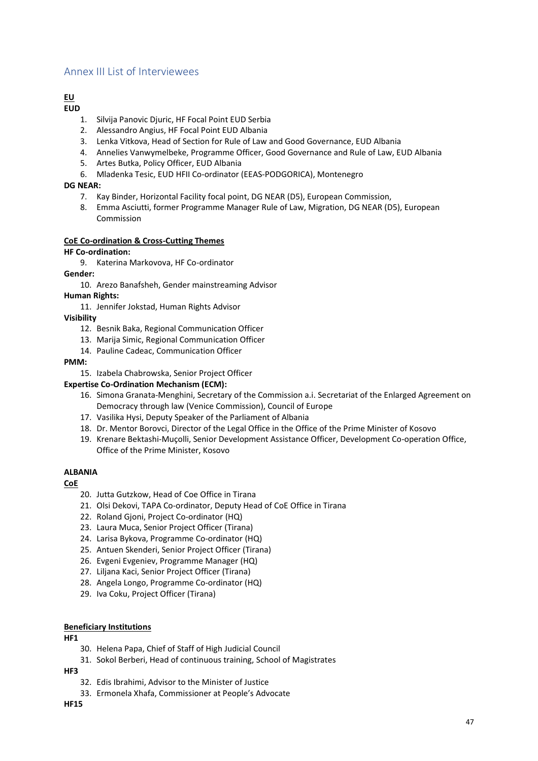## Annex III List of Interviewees

**EU**

**EUD**

1. Silvija Panovic Djuric, HF Focal Point EUD Serbia
2. Alessandro Angius, HF Focal Point EUD Albania
3. Lenka Vitkova, Head of Section for Rule of Law and Good Governance, EUD Albania
4. Annelies Vanwymelbeke, Programme Officer, Good Governance and Rule of Law, EUD Albania
5. Artes Butka, Policy Officer, EUD Albania
6. Mladenka Tesic, EUD HFII Co-ordinator (EEAS-PODGORICA), Montenegro

**DG NEAR:**

7. Kay Binder, Horizontal Facility focal point, DG NEAR (D5), European Commission,
8. Emma Asciutti, former Programme Manager Rule of Law, Migration, DG NEAR (D5), European Commission

**CoE Co-ordination & Cross-Cutting Themes**

**HF Co-ordination:**

9. Katerina Markovova, HF Co-ordinator

**Gender:**

10. Arezo Banafsheh, Gender mainstreaming Advisor

**Human Rights:**

11. Jennifer Jokstad, Human Rights Advisor

**Visibility**

12. Besnik Baka, Regional Communication Officer
13. Marija Simic, Regional Communication Officer
14. Pauline Cadeac, Communication Officer

**PMM:**

15. Izabela Chabrowska, Senior Project Officer

**Expertise Co-Ordination Mechanism (ECM):**

16. Simona Granata-Menghini, Secretary of the Commission a.i. Secretariat of the Enlarged Agreement on Democracy through law (Venice Commission), Council of Europe
17. Vasilika Hysi, Deputy Speaker of the Parliament of Albania
18. Dr. Mentor Borovci, Director of the Legal Office in the Office of the Prime Minister of Kosovo
19. Krenare Bektashi-Muçolli, Senior Development Assistance Officer, Development Co-operation Office, Office of the Prime Minister, Kosovo

**ALBANIA**

**CoE**

20. Jutta Gutzkow, Head of Coe Office in Tirana
21. Olsi Dekovi, TAPA Co-ordinator, Deputy Head of CoE Office in Tirana
22. Roland Gjoni, Project Co-ordinator (HQ)
23. Laura Muca, Senior Project Officer (Tirana)
24. Larisa Bykova, Programme Co-ordinator (HQ)
25. Antuen Skenderi, Senior Project Officer (Tirana)
26. Evgeni Evgeniev, Programme Manager (HQ)
27. Liljana Kaci, Senior Project Officer (Tirana)
28. Angela Longo, Programme Co-ordinator (HQ)
29. Iva Coku, Project Officer (Tirana)

**Beneficiary Institutions**

**HF1**

30. Helena Papa, Chief of Staff of High Judicial Council
31. Sokol Berberi, Head of continuous training, School of Magistrates

**HF3**

32. Edis Ibrahimi, Advisor to the Minister of Justice
33. Ermonela Xhafa, Commissioner at People's Advocate

**HF15**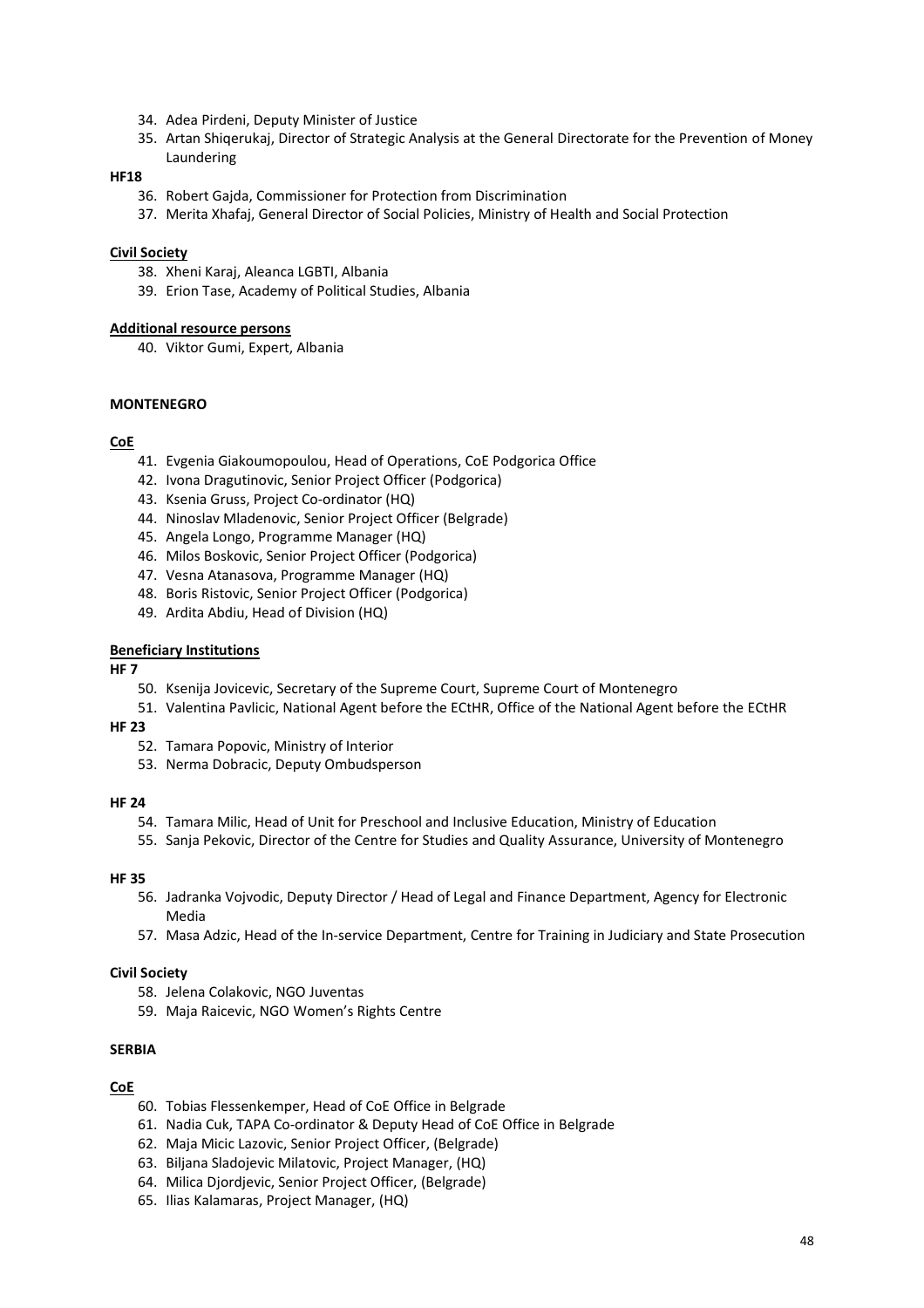34. Adea Pirdeni, Deputy Minister of Justice
35. Artan Shiqerukaj, Director of Strategic Analysis at the General Directorate for the Prevention of Money Laundering

**HF18**

36. Robert Gajda, Commissioner for Protection from Discrimination
37. Merita Xhafaj, General Director of Social Policies, Ministry of Health and Social Protection

**Civil Society**

38. Xheni Karaj, Aleanca LGBTI, Albania
39. Erion Tase, Academy of Political Studies, Albania

**Additional resource persons**

40. Viktor Gumi, Expert, Albania

**MONTENEGRO**

**CoE**

41. Evgenia Giakoumopoulou, Head of Operations, CoE Podgorica Office
42. Ivona Dragutinovic, Senior Project Officer (Podgorica)
43. Ksenia Gruss, Project Co-ordinator (HQ)
44. Ninoslav Mladenovic, Senior Project Officer (Belgrade)
45. Angela Longo, Programme Manager (HQ)
46. Milos Boskovic, Senior Project Officer (Podgorica)
47. Vesna Atanasova, Programme Manager (HQ)
48. Boris Ristovic, Senior Project Officer (Podgorica)
49. Ardita Abdiu, Head of Division (HQ)

**Beneficiary Institutions**

**HF 7**

50. Ksenija Jovicevic, Secretary of the Supreme Court, Supreme Court of Montenegro
51. Valentina Pavlicic, National Agent before the ECtHR, Office of the National Agent before the ECtHR

**HF 23**

52. Tamara Popovic, Ministry of Interior
53. Nerma Dobracic, Deputy Ombudsperson

**HF 24**

54. Tamara Milic, Head of Unit for Preschool and Inclusive Education, Ministry of Education
55. Sanja Pekovic, Director of the Centre for Studies and Quality Assurance, University of Montenegro

**HF 35**

56. Jadranka Vojvodic, Deputy Director / Head of Legal and Finance Department, Agency for Electronic Media
57. Masa Adzic, Head of the In-service Department, Centre for Training in Judiciary and State Prosecution

**Civil Society**

58. Jelena Colakovic, NGO Juventas
59. Maja Raicevic, NGO Women's Rights Centre

**SERBIA**

**CoE**

60. Tobias Flessenkemper, Head of CoE Office in Belgrade
61. Nadia Cuk, TAPA Co-ordinator & Deputy Head of CoE Office in Belgrade
62. Maja Micic Lazovic, Senior Project Officer, (Belgrade)
63. Biljana Sladojevic Milatovic, Project Manager, (HQ)
64. Milica Djordjevic, Senior Project Officer, (Belgrade)
65. Ilias Kalamaras, Project Manager, (HQ)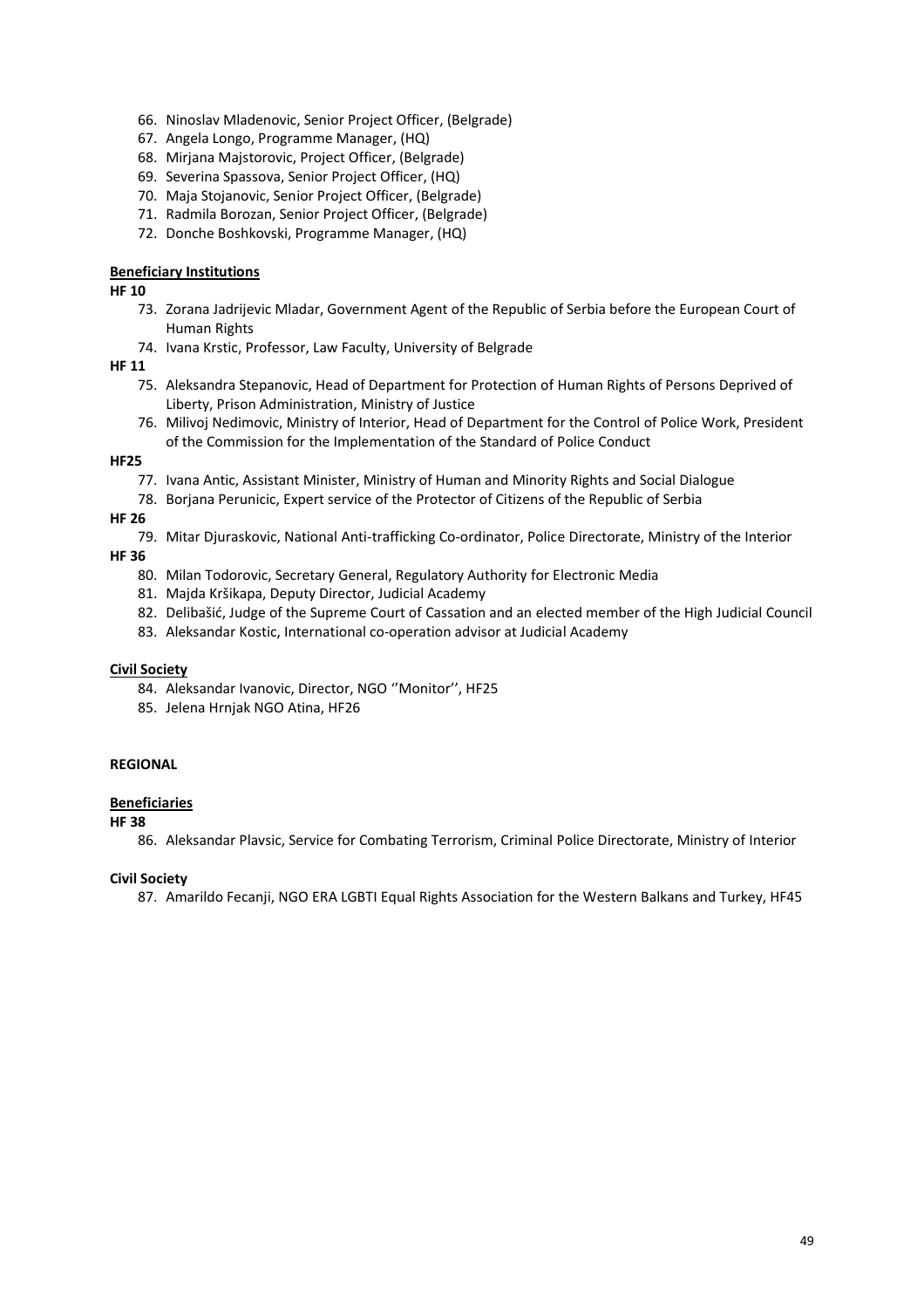66. Ninoslav Mladenovic, Senior Project Officer, (Belgrade)
67. Angela Longo, Programme Manager, (HQ)
68. Mirjana Majstorovic, Project Officer, (Belgrade)
69. Severina Spassova, Senior Project Officer, (HQ)
70. Maja Stojanovic, Senior Project Officer, (Belgrade)
71. Radmila Borozan, Senior Project Officer, (Belgrade)
72. Donche Boshkovski, Programme Manager, (HQ)

**Beneficiary Institutions**

**HF 10**

73. Zorana Jadrijevic Mladar, Government Agent of the Republic of Serbia before the European Court of Human Rights
74. Ivana Krstic, Professor, Law Faculty, University of Belgrade

**HF 11**

75. Aleksandra Stepanovic, Head of Department for Protection of Human Rights of Persons Deprived of Liberty, Prison Administration, Ministry of Justice
76. Milivoj Nedimovic, Ministry of Interior, Head of Department for the Control of Police Work, President of the Commission for the Implementation of the Standard of Police Conduct

**HF25**

77. Ivana Antic, Assistant Minister, Ministry of Human and Minority Rights and Social Dialogue
78. Borjana Perunicic, Expert service of the Protector of Citizens of the Republic of Serbia

**HF 26**

79. Mitar Djuraskovic, National Anti-trafficking Co-ordinator, Police Directorate, Ministry of the Interior

**HF 36**

80. Milan Todorovic, Secretary General, Regulatory Authority for Electronic Media
81. Majda Kršikapa, Deputy Director, Judicial Academy
82. Delibašić, Judge of the Supreme Court of Cassation and an elected member of the High Judicial Council
83. Aleksandar Kostic, International co-operation advisor at Judicial Academy

**Civil Society**

84. Aleksandar Ivanovic, Director, NGO ''Monitor'', HF25
85. Jelena Hrnjak NGO Atina, HF26

**REGIONAL**

**Beneficiaries**

**HF 38**

86. Aleksandar Plavsic, Service for Combating Terrorism, Criminal Police Directorate, Ministry of Interior

**Civil Society**

87. Amarildo Fecanji, NGO ERA LGBTI Equal Rights Association for the Western Balkans and Turkey, HF45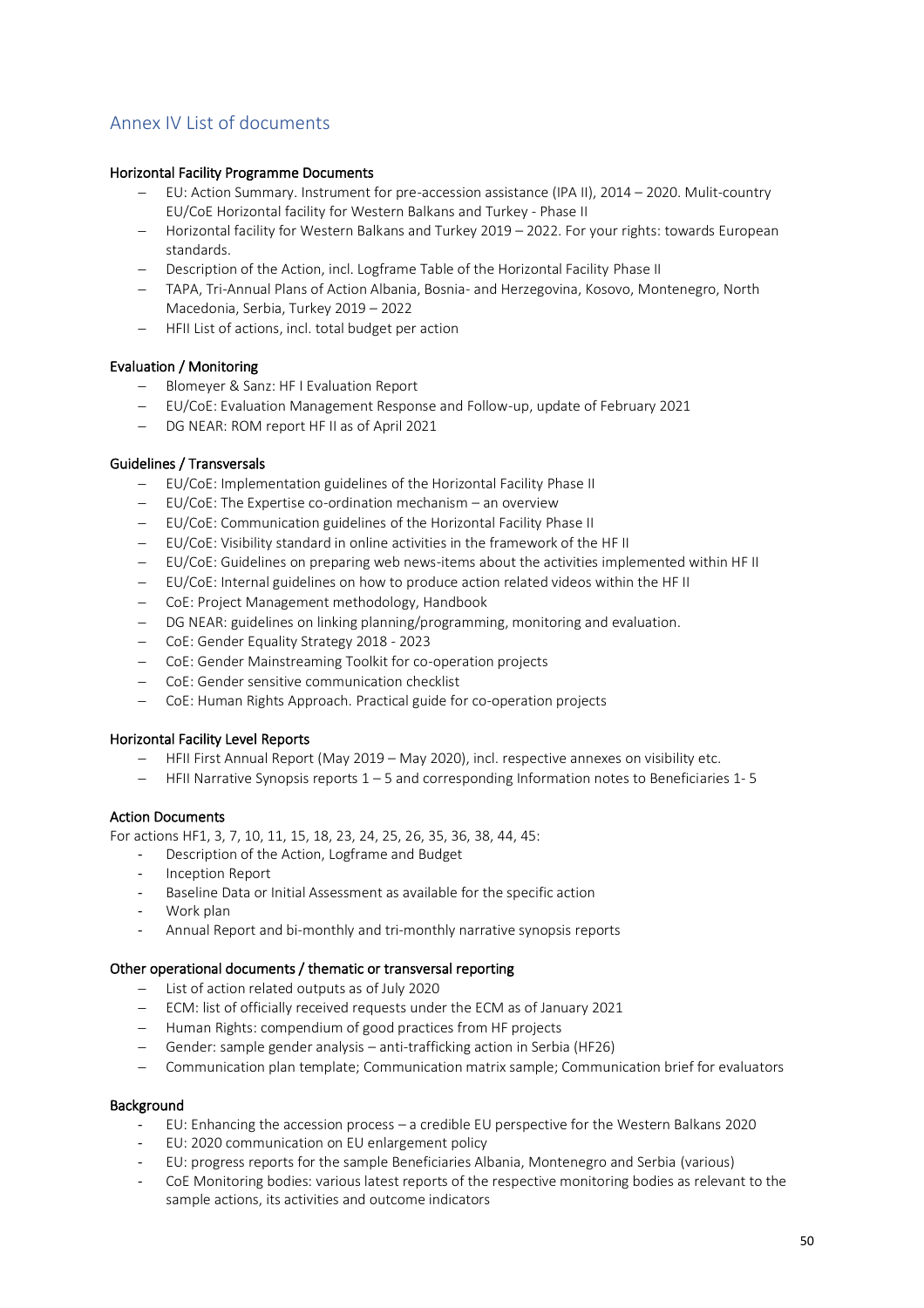## Annex IV List of documents

**Horizontal Facility Programme Documents**

- EU: Action Summary. Instrument for pre-accession assistance (IPA II), 2014 – 2020. Mulit-country EU/CoE Horizontal facility for Western Balkans and Turkey - Phase II
- Horizontal facility for Western Balkans and Turkey 2019 – 2022. For your rights: towards European standards.
- Description of the Action, incl. Logframe Table of the Horizontal Facility Phase II
- TAPA, Tri-Annual Plans of Action Albania, Bosnia- and Herzegovina, Kosovo, Montenegro, North Macedonia, Serbia, Turkey 2019 – 2022
- HFII List of actions, incl. total budget per action

**Evaluation / Monitoring**

- Blomeyer & Sanz: HF I Evaluation Report
- EU/CoE: Evaluation Management Response and Follow-up, update of February 2021
- DG NEAR: ROM report HF II as of April 2021

**Guidelines / Transversals**

- EU/CoE: Implementation guidelines of the Horizontal Facility Phase II
- EU/CoE: The Expertise co-ordination mechanism – an overview
- EU/CoE: Communication guidelines of the Horizontal Facility Phase II
- EU/CoE: Visibility standard in online activities in the framework of the HF II
- EU/CoE: Guidelines on preparing web news-items about the activities implemented within HF II
- EU/CoE: Internal guidelines on how to produce action related videos within the HF II
- CoE: Project Management methodology, Handbook
- DG NEAR: guidelines on linking planning/programming, monitoring and evaluation.
- CoE: Gender Equality Strategy 2018 - 2023
- CoE: Gender Mainstreaming Toolkit for co-operation projects
- CoE: Gender sensitive communication checklist
- CoE: Human Rights Approach. Practical guide for co-operation projects

**Horizontal Facility Level Reports**

- HFII First Annual Report (May 2019 – May 2020), incl. respective annexes on visibility etc.
- HFII Narrative Synopsis reports 1 – 5 and corresponding Information notes to Beneficiaries 1- 5

**Action Documents**

For actions HF1, 3, 7, 10, 11, 15, 18, 23, 24, 25, 26, 35, 36, 38, 44, 45:

- Description of the Action, Logframe and Budget
- Inception Report
- Baseline Data or Initial Assessment as available for the specific action
- Work plan
- Annual Report and bi-monthly and tri-monthly narrative synopsis reports

**Other operational documents / thematic or transversal reporting**

- List of action related outputs as of July 2020
- ECM: list of officially received requests under the ECM as of January 2021
- Human Rights: compendium of good practices from HF projects
- Gender: sample gender analysis – anti-trafficking action in Serbia (HF26)
- Communication plan template; Communication matrix sample; Communication brief for evaluators

**Background**

- EU: Enhancing the accession process – a credible EU perspective for the Western Balkans 2020
- EU: 2020 communication on EU enlargement policy
- EU: progress reports for the sample Beneficiaries Albania, Montenegro and Serbia (various)
- CoE Monitoring bodies: various latest reports of the respective monitoring bodies as relevant to the sample actions, its activities and outcome indicators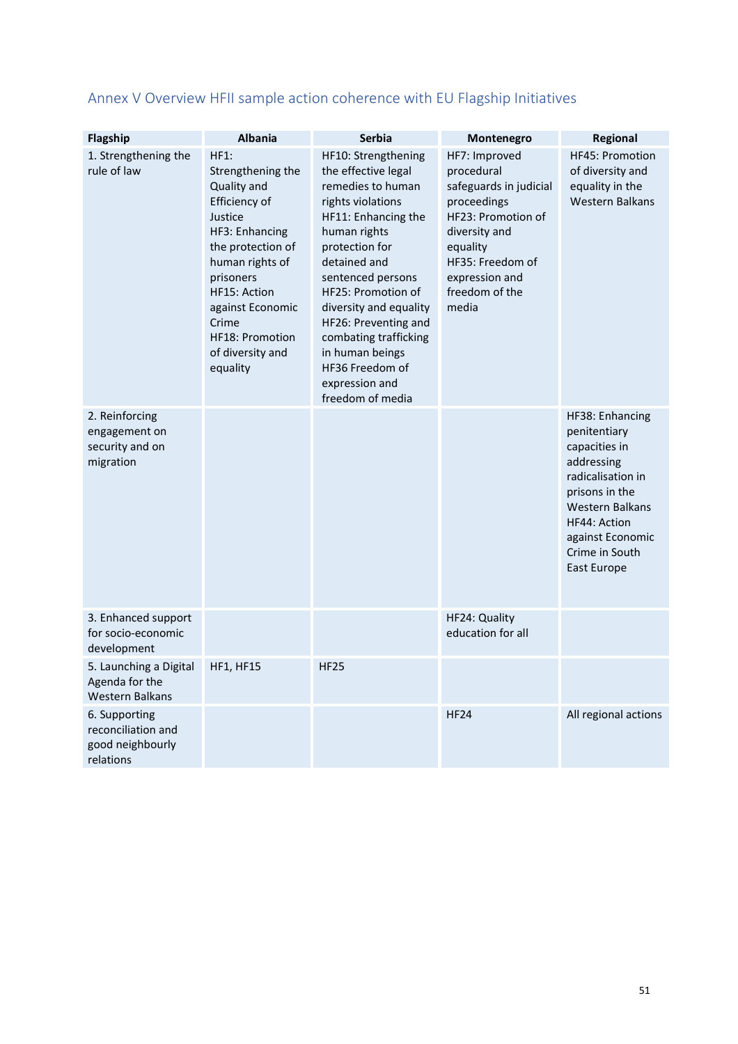## Annex V Overview HFII sample action coherence with EU Flagship Initiatives

| Flagship | Albania | Serbia | Montenegro | Regional |
|---|---|---|---|---|
| 1. Strengthening the rule of law | HF1: Strengthening the Quality and Efficiency of Justice<br>HF3: Enhancing the protection of human rights of prisoners<br>HF15: Action against Economic Crime<br>HF18: Promotion of diversity and equality | HF10: Strengthening the effective legal remedies to human rights violations<br>HF11: Enhancing the human rights protection for detained and sentenced persons<br>HF25: Promotion of diversity and equality<br>HF26: Preventing and combating trafficking in human beings<br>HF36 Freedom of expression and freedom of media | HF7: Improved procedural safeguards in judicial proceedings<br>HF23: Promotion of diversity and equality<br>HF35: Freedom of expression and freedom of the media | HF45: Promotion of diversity and equality in the Western Balkans |
| 2. Reinforcing engagement on security and on migration | | | | HF38: Enhancing penitentiary capacities in addressing radicalisation in prisons in the Western Balkans<br>HF44: Action against Economic Crime in South East Europe |
| 3. Enhanced support for socio-economic development | | | HF24: Quality education for all | |
| 5. Launching a Digital Agenda for the Western Balkans | HF1, HF15 | HF25 | | |
| 6. Supporting reconciliation and good neighbourly relations | | | HF24 | All regional actions |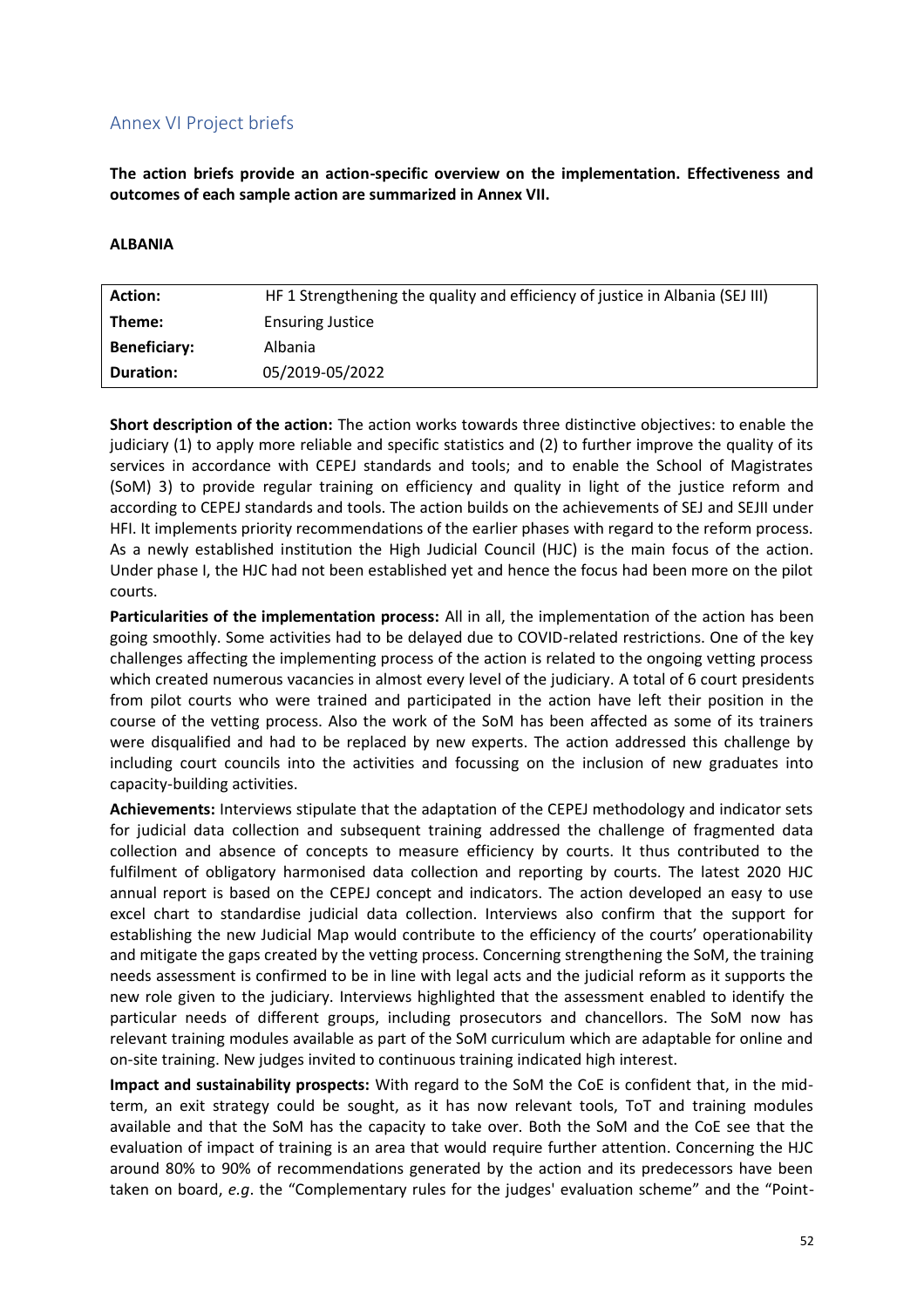## Annex VI Project briefs

**The action briefs provide an action-specific overview on the implementation. Effectiveness and outcomes of each sample action are summarized in Annex VII.**

**ALBANIA**

| **Action:** | HF 1 Strengthening the quality and efficiency of justice in Albania (SEJ III) |
|---|---|
| **Theme:** | Ensuring Justice |
| **Beneficiary:** | Albania |
| **Duration:** | 05/2019-05/2022 |

**Short description of the action:** The action works towards three distinctive objectives: to enable the judiciary (1) to apply more reliable and specific statistics and (2) to further improve the quality of its services in accordance with CEPEJ standards and tools; and to enable the School of Magistrates (SoM) 3) to provide regular training on efficiency and quality in light of the justice reform and according to CEPEJ standards and tools. The action builds on the achievements of SEJ and SEJII under HFI. It implements priority recommendations of the earlier phases with regard to the reform process. As a newly established institution the High Judicial Council (HJC) is the main focus of the action. Under phase I, the HJC had not been established yet and hence the focus had been more on the pilot courts.

**Particularities of the implementation process:** All in all, the implementation of the action has been going smoothly. Some activities had to be delayed due to COVID-related restrictions. One of the key challenges affecting the implementing process of the action is related to the ongoing vetting process which created numerous vacancies in almost every level of the judiciary. A total of 6 court presidents from pilot courts who were trained and participated in the action have left their position in the course of the vetting process. Also the work of the SoM has been affected as some of its trainers were disqualified and had to be replaced by new experts. The action addressed this challenge by including court councils into the activities and focussing on the inclusion of new graduates into capacity-building activities.

**Achievements:** Interviews stipulate that the adaptation of the CEPEJ methodology and indicator sets for judicial data collection and subsequent training addressed the challenge of fragmented data collection and absence of concepts to measure efficiency by courts. It thus contributed to the fulfilment of obligatory harmonised data collection and reporting by courts. The latest 2020 HJC annual report is based on the CEPEJ concept and indicators. The action developed an easy to use excel chart to standardise judicial data collection. Interviews also confirm that the support for establishing the new Judicial Map would contribute to the efficiency of the courts' operationability and mitigate the gaps created by the vetting process. Concerning strengthening the SoM, the training needs assessment is confirmed to be in line with legal acts and the judicial reform as it supports the new role given to the judiciary. Interviews highlighted that the assessment enabled to identify the particular needs of different groups, including prosecutors and chancellors. The SoM now has relevant training modules available as part of the SoM curriculum which are adaptable for online and on-site training. New judges invited to continuous training indicated high interest.

**Impact and sustainability prospects:** With regard to the SoM the CoE is confident that, in the mid-term, an exit strategy could be sought, as it has now relevant tools, ToT and training modules available and that the SoM has the capacity to take over. Both the SoM and the CoE see that the evaluation of impact of training is an area that would require further attention. Concerning the HJC around 80% to 90% of recommendations generated by the action and its predecessors have been taken on board, *e.g*. the "Complementary rules for the judges' evaluation scheme" and the "Point-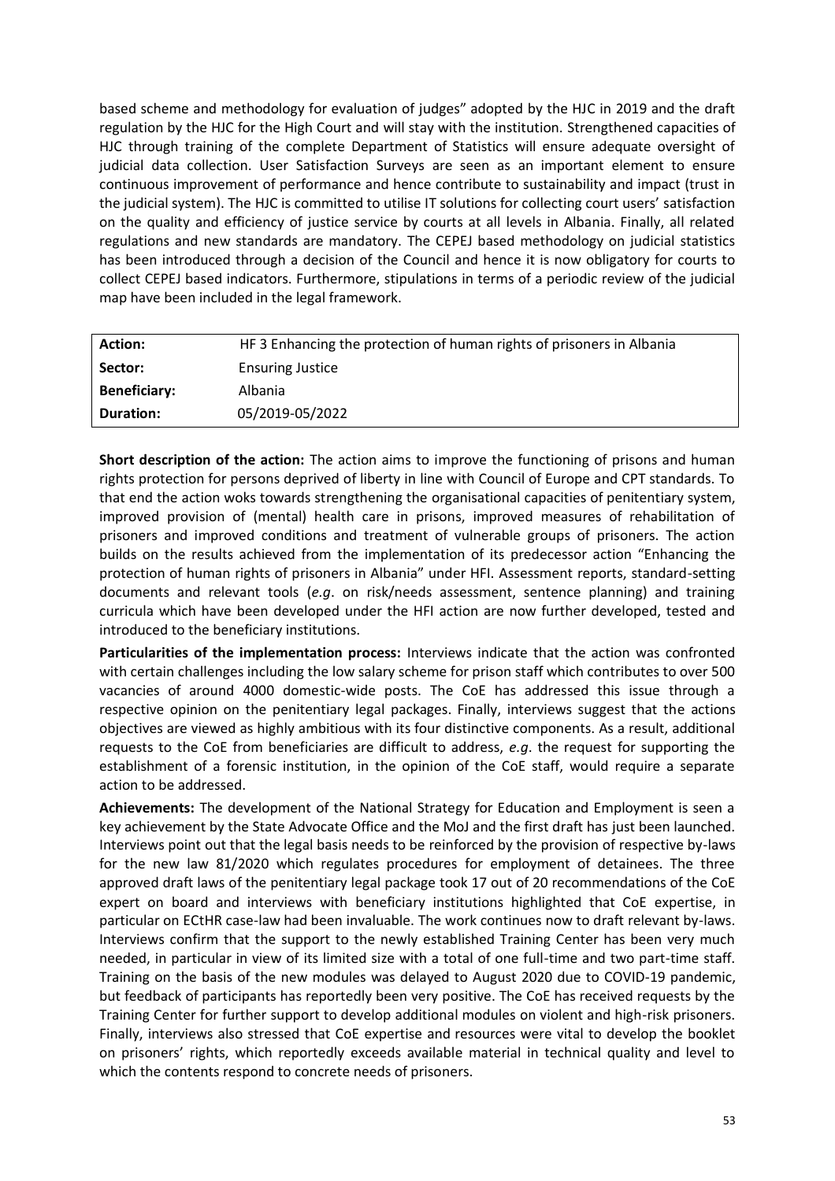based scheme and methodology for evaluation of judges" adopted by the HJC in 2019 and the draft regulation by the HJC for the High Court and will stay with the institution. Strengthened capacities of HJC through training of the complete Department of Statistics will ensure adequate oversight of judicial data collection. User Satisfaction Surveys are seen as an important element to ensure continuous improvement of performance and hence contribute to sustainability and impact (trust in the judicial system). The HJC is committed to utilise IT solutions for collecting court users' satisfaction on the quality and efficiency of justice service by courts at all levels in Albania. Finally, all related regulations and new standards are mandatory. The CEPEJ based methodology on judicial statistics has been introduced through a decision of the Council and hence it is now obligatory for courts to collect CEPEJ based indicators. Furthermore, stipulations in terms of a periodic review of the judicial map have been included in the legal framework.

| **Action:** | HF 3 Enhancing the protection of human rights of prisoners in Albania |
|---|---|
| **Sector:** | Ensuring Justice |
| **Beneficiary:** | Albania |
| **Duration:** | 05/2019-05/2022 |

**Short description of the action:** The action aims to improve the functioning of prisons and human rights protection for persons deprived of liberty in line with Council of Europe and CPT standards. To that end the action woks towards strengthening the organisational capacities of penitentiary system, improved provision of (mental) health care in prisons, improved measures of rehabilitation of prisoners and improved conditions and treatment of vulnerable groups of prisoners. The action builds on the results achieved from the implementation of its predecessor action "Enhancing the protection of human rights of prisoners in Albania" under HFI. Assessment reports, standard-setting documents and relevant tools (*e.g*. on risk/needs assessment, sentence planning) and training curricula which have been developed under the HFI action are now further developed, tested and introduced to the beneficiary institutions.

**Particularities of the implementation process:** Interviews indicate that the action was confronted with certain challenges including the low salary scheme for prison staff which contributes to over 500 vacancies of around 4000 domestic-wide posts. The CoE has addressed this issue through a respective opinion on the penitentiary legal packages. Finally, interviews suggest that the actions objectives are viewed as highly ambitious with its four distinctive components. As a result, additional requests to the CoE from beneficiaries are difficult to address, *e.g*. the request for supporting the establishment of a forensic institution, in the opinion of the CoE staff, would require a separate action to be addressed.

**Achievements:** The development of the National Strategy for Education and Employment is seen a key achievement by the State Advocate Office and the MoJ and the first draft has just been launched. Interviews point out that the legal basis needs to be reinforced by the provision of respective by-laws for the new law 81/2020 which regulates procedures for employment of detainees. The three approved draft laws of the penitentiary legal package took 17 out of 20 recommendations of the CoE expert on board and interviews with beneficiary institutions highlighted that CoE expertise, in particular on ECtHR case-law had been invaluable. The work continues now to draft relevant by-laws. Interviews confirm that the support to the newly established Training Center has been very much needed, in particular in view of its limited size with a total of one full-time and two part-time staff. Training on the basis of the new modules was delayed to August 2020 due to COVID-19 pandemic, but feedback of participants has reportedly been very positive. The CoE has received requests by the Training Center for further support to develop additional modules on violent and high-risk prisoners. Finally, interviews also stressed that CoE expertise and resources were vital to develop the booklet on prisoners' rights, which reportedly exceeds available material in technical quality and level to which the contents respond to concrete needs of prisoners.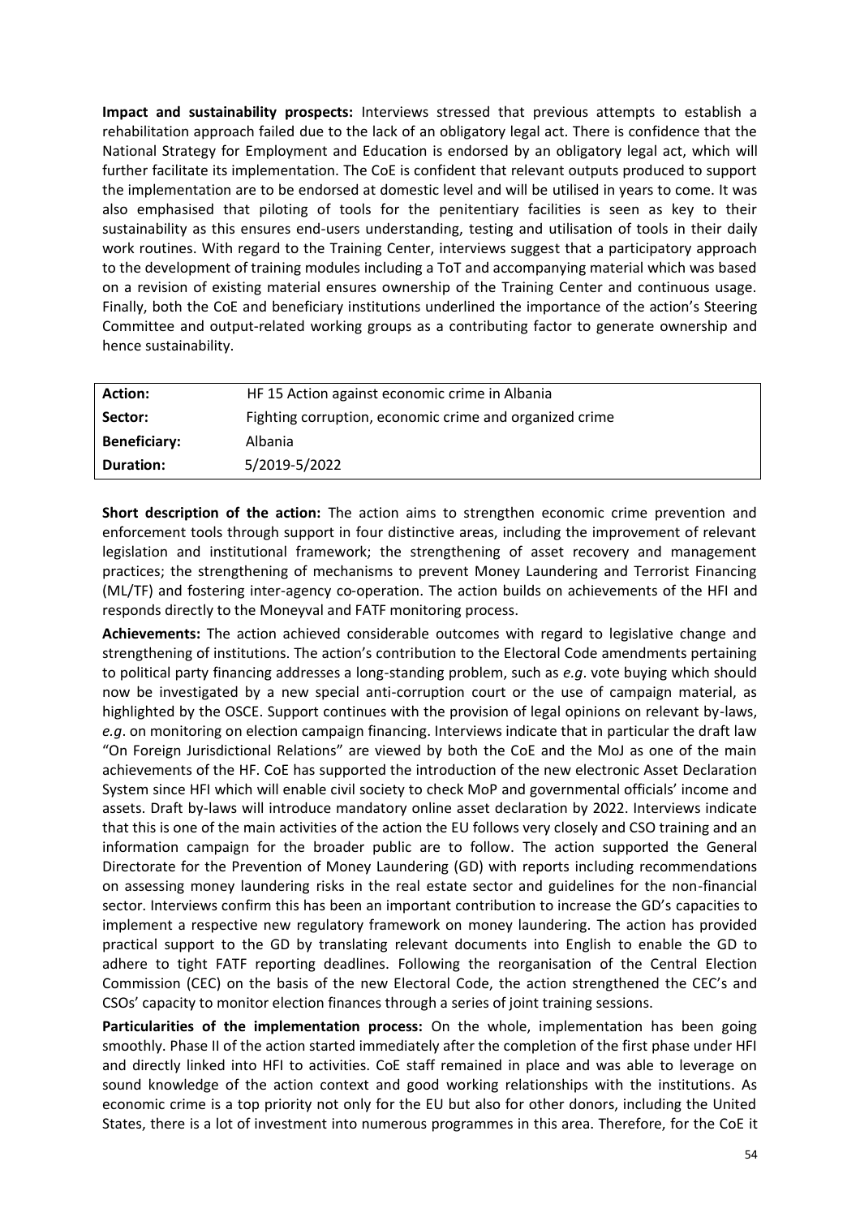**Impact and sustainability prospects:** Interviews stressed that previous attempts to establish a rehabilitation approach failed due to the lack of an obligatory legal act. There is confidence that the National Strategy for Employment and Education is endorsed by an obligatory legal act, which will further facilitate its implementation. The CoE is confident that relevant outputs produced to support the implementation are to be endorsed at domestic level and will be utilised in years to come. It was also emphasised that piloting of tools for the penitentiary facilities is seen as key to their sustainability as this ensures end-users understanding, testing and utilisation of tools in their daily work routines. With regard to the Training Center, interviews suggest that a participatory approach to the development of training modules including a ToT and accompanying material which was based on a revision of existing material ensures ownership of the Training Center and continuous usage. Finally, both the CoE and beneficiary institutions underlined the importance of the action's Steering Committee and output-related working groups as a contributing factor to generate ownership and hence sustainability.

| **Action:** | HF 15 Action against economic crime in Albania |
|---|---|
| **Sector:** | Fighting corruption, economic crime and organized crime |
| **Beneficiary:** | Albania |
| **Duration:** | 5/2019-5/2022 |

**Short description of the action:** The action aims to strengthen economic crime prevention and enforcement tools through support in four distinctive areas, including the improvement of relevant legislation and institutional framework; the strengthening of asset recovery and management practices; the strengthening of mechanisms to prevent Money Laundering and Terrorist Financing (ML/TF) and fostering inter-agency co-operation. The action builds on achievements of the HFI and responds directly to the Moneyval and FATF monitoring process.

**Achievements:** The action achieved considerable outcomes with regard to legislative change and strengthening of institutions. The action's contribution to the Electoral Code amendments pertaining to political party financing addresses a long-standing problem, such as *e.g*. vote buying which should now be investigated by a new special anti-corruption court or the use of campaign material, as highlighted by the OSCE. Support continues with the provision of legal opinions on relevant by-laws, *e.g*. on monitoring on election campaign financing. Interviews indicate that in particular the draft law "On Foreign Jurisdictional Relations" are viewed by both the CoE and the MoJ as one of the main achievements of the HF. CoE has supported the introduction of the new electronic Asset Declaration System since HFI which will enable civil society to check MoP and governmental officials' income and assets. Draft by-laws will introduce mandatory online asset declaration by 2022. Interviews indicate that this is one of the main activities of the action the EU follows very closely and CSO training and an information campaign for the broader public are to follow. The action supported the General Directorate for the Prevention of Money Laundering (GD) with reports including recommendations on assessing money laundering risks in the real estate sector and guidelines for the non-financial sector. Interviews confirm this has been an important contribution to increase the GD's capacities to implement a respective new regulatory framework on money laundering. The action has provided practical support to the GD by translating relevant documents into English to enable the GD to adhere to tight FATF reporting deadlines. Following the reorganisation of the Central Election Commission (CEC) on the basis of the new Electoral Code, the action strengthened the CEC's and CSOs' capacity to monitor election finances through a series of joint training sessions.

**Particularities of the implementation process:** On the whole, implementation has been going smoothly. Phase II of the action started immediately after the completion of the first phase under HFI and directly linked into HFI to activities. CoE staff remained in place and was able to leverage on sound knowledge of the action context and good working relationships with the institutions. As economic crime is a top priority not only for the EU but also for other donors, including the United States, there is a lot of investment into numerous programmes in this area. Therefore, for the CoE it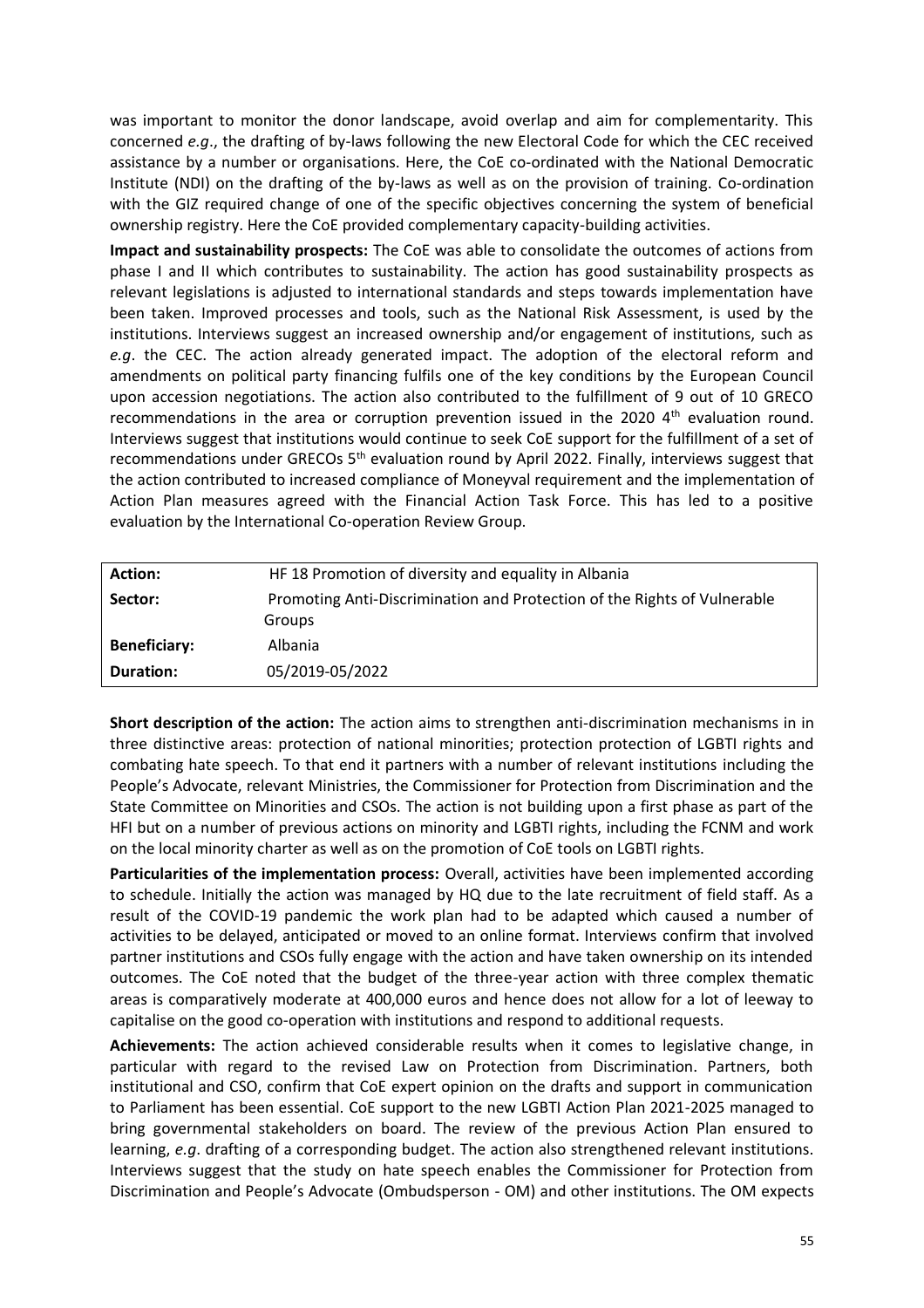was important to monitor the donor landscape, avoid overlap and aim for complementarity. This concerned *e.g*., the drafting of by-laws following the new Electoral Code for which the CEC received assistance by a number or organisations. Here, the CoE co-ordinated with the National Democratic Institute (NDI) on the drafting of the by-laws as well as on the provision of training. Co-ordination with the GIZ required change of one of the specific objectives concerning the system of beneficial ownership registry. Here the CoE provided complementary capacity-building activities.

**Impact and sustainability prospects:** The CoE was able to consolidate the outcomes of actions from phase I and II which contributes to sustainability. The action has good sustainability prospects as relevant legislations is adjusted to international standards and steps towards implementation have been taken. Improved processes and tools, such as the National Risk Assessment, is used by the institutions. Interviews suggest an increased ownership and/or engagement of institutions, such as *e.g*. the CEC. The action already generated impact. The adoption of the electoral reform and amendments on political party financing fulfils one of the key conditions by the European Council upon accession negotiations. The action also contributed to the fulfillment of 9 out of 10 GRECO recommendations in the area or corruption prevention issued in the 2020 4th evaluation round. Interviews suggest that institutions would continue to seek CoE support for the fulfillment of a set of recommendations under GRECOs 5th evaluation round by April 2022. Finally, interviews suggest that the action contributed to increased compliance of Moneyval requirement and the implementation of Action Plan measures agreed with the Financial Action Task Force. This has led to a positive evaluation by the International Co-operation Review Group.

| **Action:** | HF 18 Promotion of diversity and equality in Albania |
|---|---|
| **Sector:** | Promoting Anti-Discrimination and Protection of the Rights of Vulnerable Groups |
| **Beneficiary:** | Albania |
| **Duration:** | 05/2019-05/2022 |

**Short description of the action:** The action aims to strengthen anti-discrimination mechanisms in in three distinctive areas: protection of national minorities; protection protection of LGBTI rights and combating hate speech. To that end it partners with a number of relevant institutions including the People's Advocate, relevant Ministries, the Commissioner for Protection from Discrimination and the State Committee on Minorities and CSOs. The action is not building upon a first phase as part of the HFI but on a number of previous actions on minority and LGBTI rights, including the FCNM and work on the local minority charter as well as on the promotion of CoE tools on LGBTI rights.

**Particularities of the implementation process:** Overall, activities have been implemented according to schedule. Initially the action was managed by HQ due to the late recruitment of field staff. As a result of the COVID-19 pandemic the work plan had to be adapted which caused a number of activities to be delayed, anticipated or moved to an online format. Interviews confirm that involved partner institutions and CSOs fully engage with the action and have taken ownership on its intended outcomes. The CoE noted that the budget of the three-year action with three complex thematic areas is comparatively moderate at 400,000 euros and hence does not allow for a lot of leeway to capitalise on the good co-operation with institutions and respond to additional requests.

**Achievements:** The action achieved considerable results when it comes to legislative change, in particular with regard to the revised Law on Protection from Discrimination. Partners, both institutional and CSO, confirm that CoE expert opinion on the drafts and support in communication to Parliament has been essential. CoE support to the new LGBTI Action Plan 2021-2025 managed to bring governmental stakeholders on board. The review of the previous Action Plan ensured to learning, *e.g*. drafting of a corresponding budget. The action also strengthened relevant institutions. Interviews suggest that the study on hate speech enables the Commissioner for Protection from Discrimination and People's Advocate (Ombudsperson - OM) and other institutions. The OM expects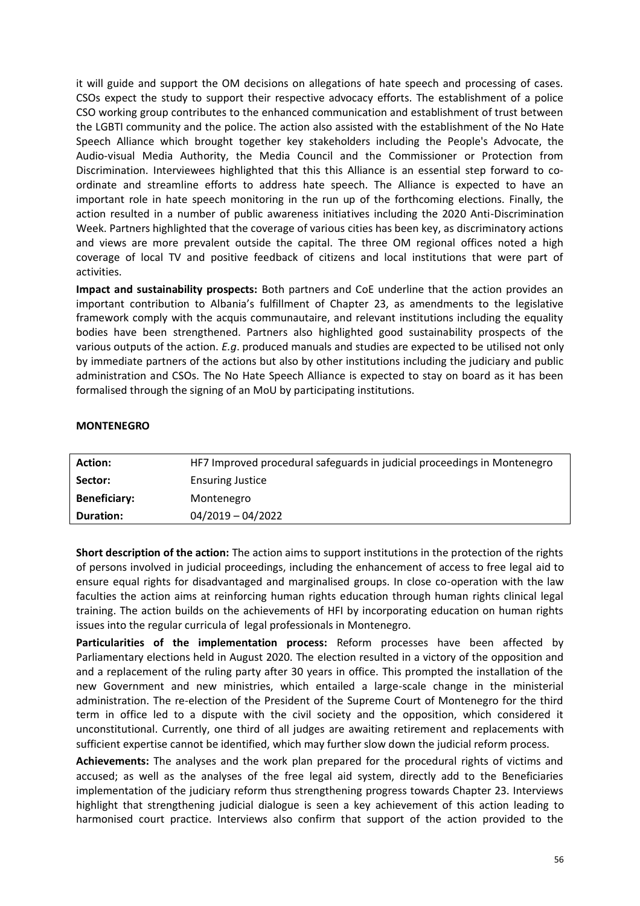it will guide and support the OM decisions on allegations of hate speech and processing of cases. CSOs expect the study to support their respective advocacy efforts. The establishment of a police CSO working group contributes to the enhanced communication and establishment of trust between the LGBTI community and the police. The action also assisted with the establishment of the No Hate Speech Alliance which brought together key stakeholders including the People's Advocate, the Audio-visual Media Authority, the Media Council and the Commissioner or Protection from Discrimination. Interviewees highlighted that this this Alliance is an essential step forward to co-ordinate and streamline efforts to address hate speech. The Alliance is expected to have an important role in hate speech monitoring in the run up of the forthcoming elections. Finally, the action resulted in a number of public awareness initiatives including the 2020 Anti-Discrimination Week. Partners highlighted that the coverage of various cities has been key, as discriminatory actions and views are more prevalent outside the capital. The three OM regional offices noted a high coverage of local TV and positive feedback of citizens and local institutions that were part of activities.

**Impact and sustainability prospects:** Both partners and CoE underline that the action provides an important contribution to Albania's fulfillment of Chapter 23, as amendments to the legislative framework comply with the acquis communautaire, and relevant institutions including the equality bodies have been strengthened. Partners also highlighted good sustainability prospects of the various outputs of the action. *E.g*. produced manuals and studies are expected to be utilised not only by immediate partners of the actions but also by other institutions including the judiciary and public administration and CSOs. The No Hate Speech Alliance is expected to stay on board as it has been formalised through the signing of an MoU by participating institutions.

**MONTENEGRO**

| **Action:** | HF7 Improved procedural safeguards in judicial proceedings in Montenegro |
|---|---|
| **Sector:** | Ensuring Justice |
| **Beneficiary:** | Montenegro |
| **Duration:** | 04/2019 – 04/2022 |

**Short description of the action:** The action aims to support institutions in the protection of the rights of persons involved in judicial proceedings, including the enhancement of access to free legal aid to ensure equal rights for disadvantaged and marginalised groups. In close co-operation with the law faculties the action aims at reinforcing human rights education through human rights clinical legal training. The action builds on the achievements of HFI by incorporating education on human rights issues into the regular curricula of legal professionals in Montenegro.

**Particularities of the implementation process:** Reform processes have been affected by Parliamentary elections held in August 2020. The election resulted in a victory of the opposition and and a replacement of the ruling party after 30 years in office. This prompted the installation of the new Government and new ministries, which entailed a large-scale change in the ministerial administration. The re-election of the President of the Supreme Court of Montenegro for the third term in office led to a dispute with the civil society and the opposition, which considered it unconstitutional. Currently, one third of all judges are awaiting retirement and replacements with sufficient expertise cannot be identified, which may further slow down the judicial reform process.

**Achievements:** The analyses and the work plan prepared for the procedural rights of victims and accused; as well as the analyses of the free legal aid system, directly add to the Beneficiaries implementation of the judiciary reform thus strengthening progress towards Chapter 23. Interviews highlight that strengthening judicial dialogue is seen a key achievement of this action leading to harmonised court practice. Interviews also confirm that support of the action provided to the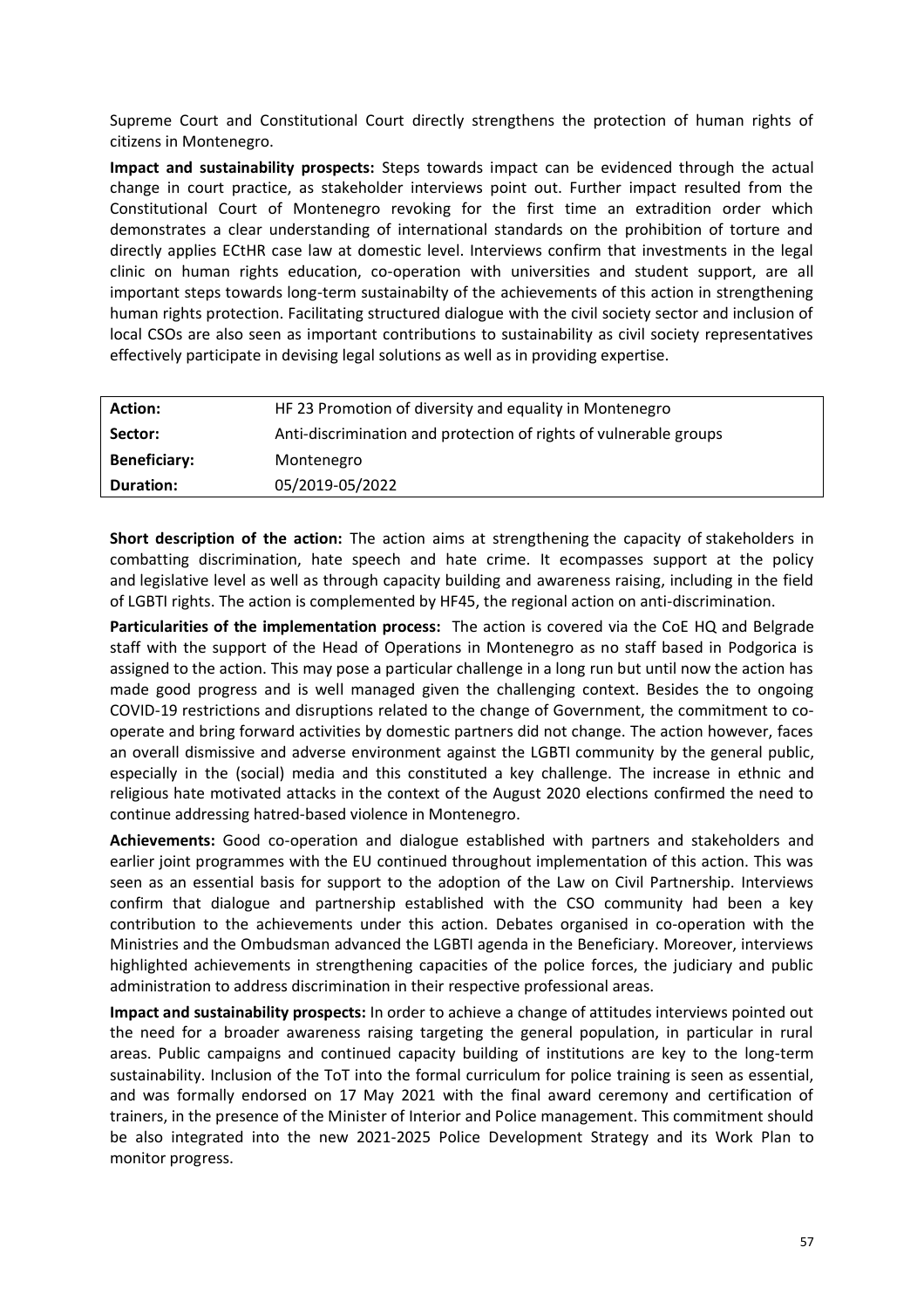Supreme Court and Constitutional Court directly strengthens the protection of human rights of citizens in Montenegro.

**Impact and sustainability prospects:** Steps towards impact can be evidenced through the actual change in court practice, as stakeholder interviews point out. Further impact resulted from the Constitutional Court of Montenegro revoking for the first time an extradition order which demonstrates a clear understanding of international standards on the prohibition of torture and directly applies ECtHR case law at domestic level. Interviews confirm that investments in the legal clinic on human rights education, co-operation with universities and student support, are all important steps towards long-term sustainabilty of the achievements of this action in strengthening human rights protection. Facilitating structured dialogue with the civil society sector and inclusion of local CSOs are also seen as important contributions to sustainability as civil society representatives effectively participate in devising legal solutions as well as in providing expertise.

| **Action:** | HF 23 Promotion of diversity and equality in Montenegro |
|---|---|
| **Sector:** | Anti-discrimination and protection of rights of vulnerable groups |
| **Beneficiary:** | Montenegro |
| **Duration:** | 05/2019-05/2022 |

**Short description of the action:** The action aims at strengthening the capacity of stakeholders in combatting discrimination, hate speech and hate crime. It ecompasses support at the policy and legislative level as well as through capacity building and awareness raising, including in the field of LGBTI rights. The action is complemented by HF45, the regional action on anti-discrimination.

**Particularities of the implementation process:** The action is covered via the CoE HQ and Belgrade staff with the support of the Head of Operations in Montenegro as no staff based in Podgorica is assigned to the action. This may pose a particular challenge in a long run but until now the action has made good progress and is well managed given the challenging context. Besides the to ongoing COVID-19 restrictions and disruptions related to the change of Government, the commitment to co-operate and bring forward activities by domestic partners did not change. The action however, faces an overall dismissive and adverse environment against the LGBTI community by the general public, especially in the (social) media and this constituted a key challenge. The increase in ethnic and religious hate motivated attacks in the context of the August 2020 elections confirmed the need to continue addressing hatred-based violence in Montenegro.

**Achievements:** Good co-operation and dialogue established with partners and stakeholders and earlier joint programmes with the EU continued throughout implementation of this action. This was seen as an essential basis for support to the adoption of the Law on Civil Partnership. Interviews confirm that dialogue and partnership established with the CSO community had been a key contribution to the achievements under this action. Debates organised in co-operation with the Ministries and the Ombudsman advanced the LGBTI agenda in the Beneficiary. Moreover, interviews highlighted achievements in strengthening capacities of the police forces, the judiciary and public administration to address discrimination in their respective professional areas.

**Impact and sustainability prospects:** In order to achieve a change of attitudes interviews pointed out the need for a broader awareness raising targeting the general population, in particular in rural areas. Public campaigns and continued capacity building of institutions are key to the long-term sustainability. Inclusion of the ToT into the formal curriculum for police training is seen as essential, and was formally endorsed on 17 May 2021 with the final award ceremony and certification of trainers, in the presence of the Minister of Interior and Police management. This commitment should be also integrated into the new 2021-2025 Police Development Strategy and its Work Plan to monitor progress.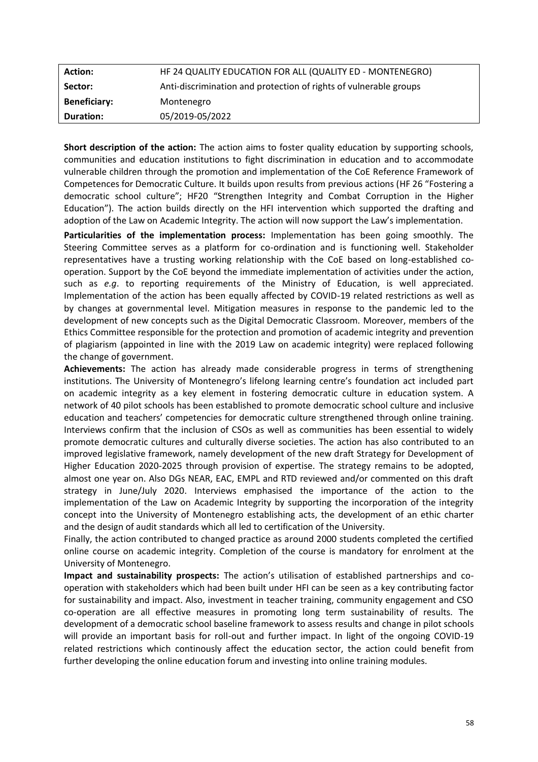| **Action:** | HF 24 QUALITY EDUCATION FOR ALL (QUALITY ED - MONTENEGRO) |
|---|---|
| **Sector:** | Anti-discrimination and protection of rights of vulnerable groups |
| **Beneficiary:** | Montenegro |
| **Duration:** | 05/2019-05/2022 |

**Short description of the action:** The action aims to foster quality education by supporting schools, communities and education institutions to fight discrimination in education and to accommodate vulnerable children through the promotion and implementation of the CoE Reference Framework of Competences for Democratic Culture. It builds upon results from previous actions (HF 26 "Fostering a democratic school culture"; HF20 "Strengthen Integrity and Combat Corruption in the Higher Education"). The action builds directly on the HFI intervention which supported the drafting and adoption of the Law on Academic Integrity. The action will now support the Law's implementation.

**Particularities of the implementation process:** Implementation has been going smoothly. The Steering Committee serves as a platform for co-ordination and is functioning well. Stakeholder representatives have a trusting working relationship with the CoE based on long-established co-operation. Support by the CoE beyond the immediate implementation of activities under the action, such as *e.g*. to reporting requirements of the Ministry of Education, is well appreciated. Implementation of the action has been equally affected by COVID-19 related restrictions as well as by changes at governmental level. Mitigation measures in response to the pandemic led to the development of new concepts such as the Digital Democratic Classroom. Moreover, members of the Ethics Committee responsible for the protection and promotion of academic integrity and prevention of plagiarism (appointed in line with the 2019 Law on academic integrity) were replaced following the change of government.

**Achievements:** The action has already made considerable progress in terms of strengthening institutions. The University of Montenegro's lifelong learning centre's foundation act included part on academic integrity as a key element in fostering democratic culture in education system. A network of 40 pilot schools has been established to promote democratic school culture and inclusive education and teachers' competencies for democratic culture strengthened through online training. Interviews confirm that the inclusion of CSOs as well as communities has been essential to widely promote democratic cultures and culturally diverse societies. The action has also contributed to an improved legislative framework, namely development of the new draft Strategy for Development of Higher Education 2020-2025 through provision of expertise. The strategy remains to be adopted, almost one year on. Also DGs NEAR, EAC, EMPL and RTD reviewed and/or commented on this draft strategy in June/July 2020. Interviews emphasised the importance of the action to the implementation of the Law on Academic Integrity by supporting the incorporation of the integrity concept into the University of Montenegro establishing acts, the development of an ethic charter and the design of audit standards which all led to certification of the University.

Finally, the action contributed to changed practice as around 2000 students completed the certified online course on academic integrity. Completion of the course is mandatory for enrolment at the University of Montenegro.

**Impact and sustainability prospects:** The action's utilisation of established partnerships and co-operation with stakeholders which had been built under HFI can be seen as a key contributing factor for sustainability and impact. Also, investment in teacher training, community engagement and CSO co-operation are all effective measures in promoting long term sustainability of results. The development of a democratic school baseline framework to assess results and change in pilot schools will provide an important basis for roll-out and further impact. In light of the ongoing COVID-19 related restrictions which continously affect the education sector, the action could benefit from further developing the online education forum and investing into online training modules.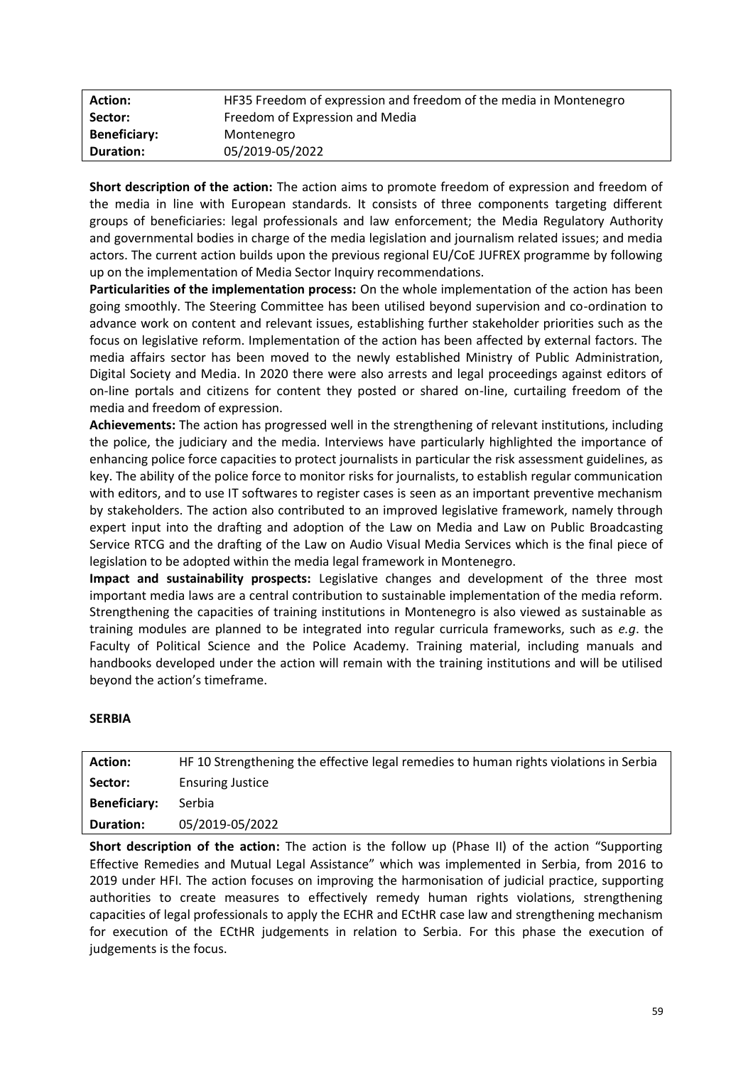| Action: | HF35 Freedom of expression and freedom of the media in Montenegro |
|---|---|
| Sector: | Freedom of Expression and Media |
| Beneficiary: | Montenegro |
| Duration: | 05/2019-05/2022 |

**Short description of the action:** The action aims to promote freedom of expression and freedom of the media in line with European standards. It consists of three components targeting different groups of beneficiaries: legal professionals and law enforcement; the Media Regulatory Authority and governmental bodies in charge of the media legislation and journalism related issues; and media actors. The current action builds upon the previous regional EU/CoE JUFREX programme by following up on the implementation of Media Sector Inquiry recommendations.

**Particularities of the implementation process:** On the whole implementation of the action has been going smoothly. The Steering Committee has been utilised beyond supervision and co-ordination to advance work on content and relevant issues, establishing further stakeholder priorities such as the focus on legislative reform. Implementation of the action has been affected by external factors. The media affairs sector has been moved to the newly established Ministry of Public Administration, Digital Society and Media. In 2020 there were also arrests and legal proceedings against editors of on-line portals and citizens for content they posted or shared on-line, curtailing freedom of the media and freedom of expression.

**Achievements:** The action has progressed well in the strengthening of relevant institutions, including the police, the judiciary and the media. Interviews have particularly highlighted the importance of enhancing police force capacities to protect journalists in particular the risk assessment guidelines, as key. The ability of the police force to monitor risks for journalists, to establish regular communication with editors, and to use IT softwares to register cases is seen as an important preventive mechanism by stakeholders. The action also contributed to an improved legislative framework, namely through expert input into the drafting and adoption of the Law on Media and Law on Public Broadcasting Service RTCG and the drafting of the Law on Audio Visual Media Services which is the final piece of legislation to be adopted within the media legal framework in Montenegro.

**Impact and sustainability prospects:** Legislative changes and development of the three most important media laws are a central contribution to sustainable implementation of the media reform. Strengthening the capacities of training institutions in Montenegro is also viewed as sustainable as training modules are planned to be integrated into regular curricula frameworks, such as *e.g*. the Faculty of Political Science and the Police Academy. Training material, including manuals and handbooks developed under the action will remain with the training institutions and will be utilised beyond the action's timeframe.

**SERBIA**

| Action: | HF 10 Strengthening the effective legal remedies to human rights violations in Serbia |
|---|---|
| Sector: | Ensuring Justice |
| Beneficiary: | Serbia |
| Duration: | 05/2019-05/2022 |

**Short description of the action:** The action is the follow up (Phase II) of the action "Supporting Effective Remedies and Mutual Legal Assistance" which was implemented in Serbia, from 2016 to 2019 under HFI. The action focuses on improving the harmonisation of judicial practice, supporting authorities to create measures to effectively remedy human rights violations, strengthening capacities of legal professionals to apply the ECHR and ECtHR case law and strengthening mechanism for execution of the ECtHR judgements in relation to Serbia. For this phase the execution of judgements is the focus.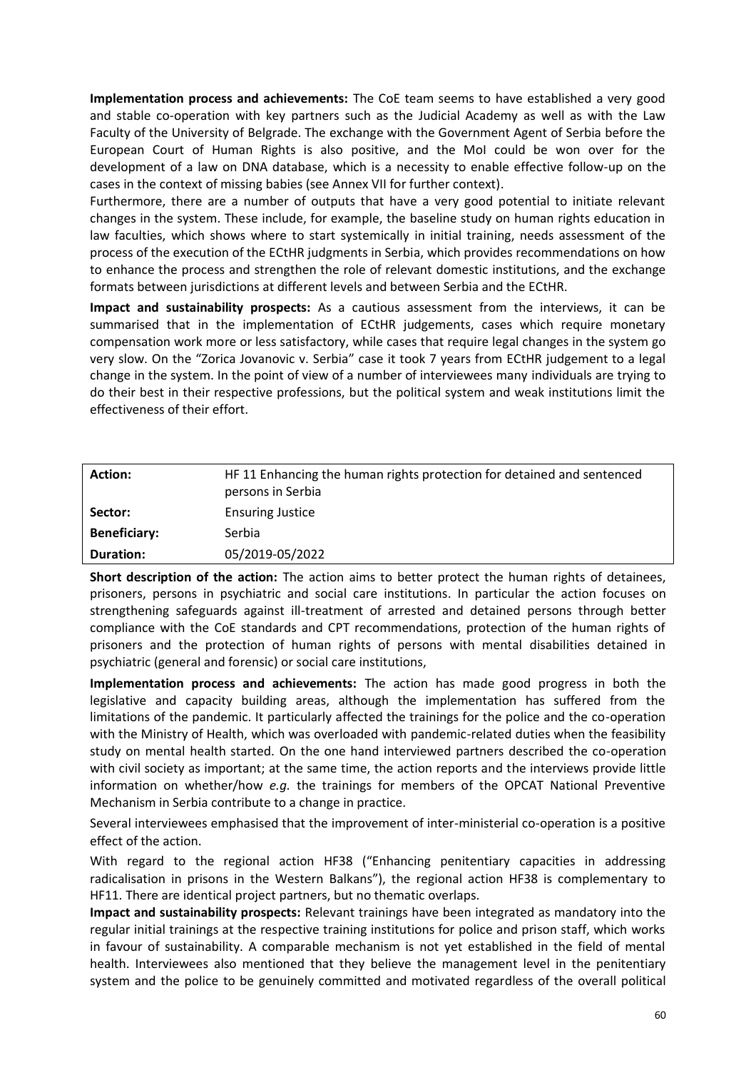**Implementation process and achievements:** The CoE team seems to have established a very good and stable co-operation with key partners such as the Judicial Academy as well as with the Law Faculty of the University of Belgrade. The exchange with the Government Agent of Serbia before the European Court of Human Rights is also positive, and the MoI could be won over for the development of a law on DNA database, which is a necessity to enable effective follow-up on the cases in the context of missing babies (see Annex VII for further context).

Furthermore, there are a number of outputs that have a very good potential to initiate relevant changes in the system. These include, for example, the baseline study on human rights education in law faculties, which shows where to start systemically in initial training, needs assessment of the process of the execution of the ECtHR judgments in Serbia, which provides recommendations on how to enhance the process and strengthen the role of relevant domestic institutions, and the exchange formats between jurisdictions at different levels and between Serbia and the ECtHR.

**Impact and sustainability prospects:** As a cautious assessment from the interviews, it can be summarised that in the implementation of ECtHR judgements, cases which require monetary compensation work more or less satisfactory, while cases that require legal changes in the system go very slow. On the "Zorica Jovanovic v. Serbia" case it took 7 years from ECtHR judgement to a legal change in the system. In the point of view of a number of interviewees many individuals are trying to do their best in their respective professions, but the political system and weak institutions limit the effectiveness of their effort.

| **Action:** | HF 11 Enhancing the human rights protection for detained and sentenced persons in Serbia |
|---|---|
| **Sector:** | Ensuring Justice |
| **Beneficiary:** | Serbia |
| **Duration:** | 05/2019-05/2022 |

**Short description of the action:** The action aims to better protect the human rights of detainees, prisoners, persons in psychiatric and social care institutions. In particular the action focuses on strengthening safeguards against ill-treatment of arrested and detained persons through better compliance with the CoE standards and CPT recommendations, protection of the human rights of prisoners and the protection of human rights of persons with mental disabilities detained in psychiatric (general and forensic) or social care institutions,

**Implementation process and achievements:** The action has made good progress in both the legislative and capacity building areas, although the implementation has suffered from the limitations of the pandemic. It particularly affected the trainings for the police and the co-operation with the Ministry of Health, which was overloaded with pandemic-related duties when the feasibility study on mental health started. On the one hand interviewed partners described the co-operation with civil society as important; at the same time, the action reports and the interviews provide little information on whether/how *e.g.* the trainings for members of the OPCAT National Preventive Mechanism in Serbia contribute to a change in practice.

Several interviewees emphasised that the improvement of inter-ministerial co-operation is a positive effect of the action.

With regard to the regional action HF38 ("Enhancing penitentiary capacities in addressing radicalisation in prisons in the Western Balkans"), the regional action HF38 is complementary to HF11. There are identical project partners, but no thematic overlaps.

**Impact and sustainability prospects:** Relevant trainings have been integrated as mandatory into the regular initial trainings at the respective training institutions for police and prison staff, which works in favour of sustainability. A comparable mechanism is not yet established in the field of mental health. Interviewees also mentioned that they believe the management level in the penitentiary system and the police to be genuinely committed and motivated regardless of the overall political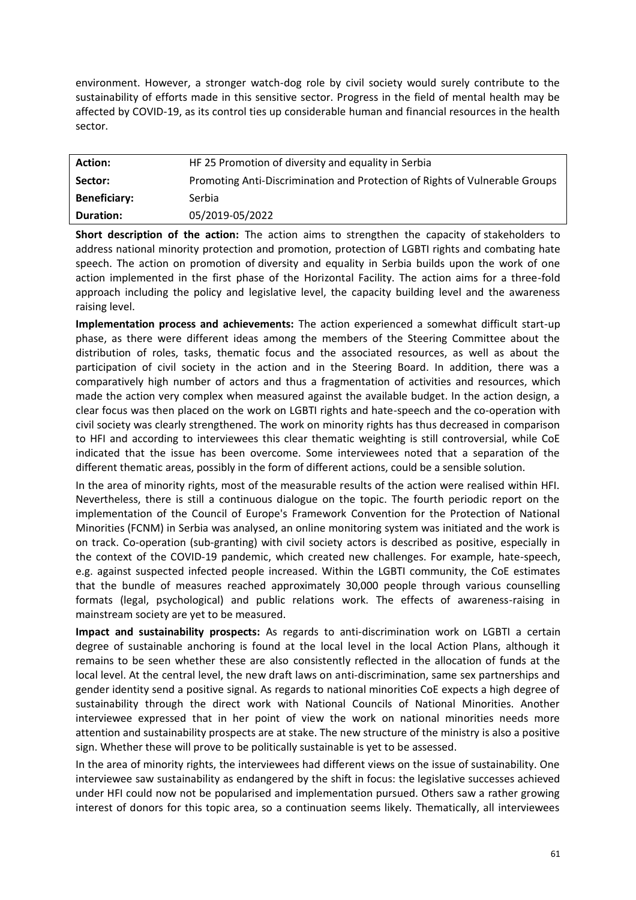environment. However, a stronger watch-dog role by civil society would surely contribute to the sustainability of efforts made in this sensitive sector. Progress in the field of mental health may be affected by COVID-19, as its control ties up considerable human and financial resources in the health sector.

| **Action:** | HF 25 Promotion of diversity and equality in Serbia |
|---|---|
| **Sector:** | Promoting Anti-Discrimination and Protection of Rights of Vulnerable Groups |
| **Beneficiary:** | Serbia |
| **Duration:** | 05/2019-05/2022 |

**Short description of the action:** The action aims to strengthen the capacity of stakeholders to address national minority protection and promotion, protection of LGBTI rights and combating hate speech. The action on promotion of diversity and equality in Serbia builds upon the work of one action implemented in the first phase of the Horizontal Facility. The action aims for a three-fold approach including the policy and legislative level, the capacity building level and the awareness raising level.

**Implementation process and achievements:** The action experienced a somewhat difficult start-up phase, as there were different ideas among the members of the Steering Committee about the distribution of roles, tasks, thematic focus and the associated resources, as well as about the participation of civil society in the action and in the Steering Board. In addition, there was a comparatively high number of actors and thus a fragmentation of activities and resources, which made the action very complex when measured against the available budget. In the action design, a clear focus was then placed on the work on LGBTI rights and hate-speech and the co-operation with civil society was clearly strengthened. The work on minority rights has thus decreased in comparison to HFI and according to interviewees this clear thematic weighting is still controversial, while CoE indicated that the issue has been overcome. Some interviewees noted that a separation of the different thematic areas, possibly in the form of different actions, could be a sensible solution.

In the area of minority rights, most of the measurable results of the action were realised within HFI. Nevertheless, there is still a continuous dialogue on the topic. The fourth periodic report on the implementation of the Council of Europe's Framework Convention for the Protection of National Minorities (FCNM) in Serbia was analysed, an online monitoring system was initiated and the work is on track. Co-operation (sub-granting) with civil society actors is described as positive, especially in the context of the COVID-19 pandemic, which created new challenges. For example, hate-speech, e.g. against suspected infected people increased. Within the LGBTI community, the CoE estimates that the bundle of measures reached approximately 30,000 people through various counselling formats (legal, psychological) and public relations work. The effects of awareness-raising in mainstream society are yet to be measured.

**Impact and sustainability prospects:** As regards to anti-discrimination work on LGBTI a certain degree of sustainable anchoring is found at the local level in the local Action Plans, although it remains to be seen whether these are also consistently reflected in the allocation of funds at the local level. At the central level, the new draft laws on anti-discrimination, same sex partnerships and gender identity send a positive signal. As regards to national minorities CoE expects a high degree of sustainability through the direct work with National Councils of National Minorities. Another interviewee expressed that in her point of view the work on national minorities needs more attention and sustainability prospects are at stake. The new structure of the ministry is also a positive sign. Whether these will prove to be politically sustainable is yet to be assessed.

In the area of minority rights, the interviewees had different views on the issue of sustainability. One interviewee saw sustainability as endangered by the shift in focus: the legislative successes achieved under HFI could now not be popularised and implementation pursued. Others saw a rather growing interest of donors for this topic area, so a continuation seems likely. Thematically, all interviewees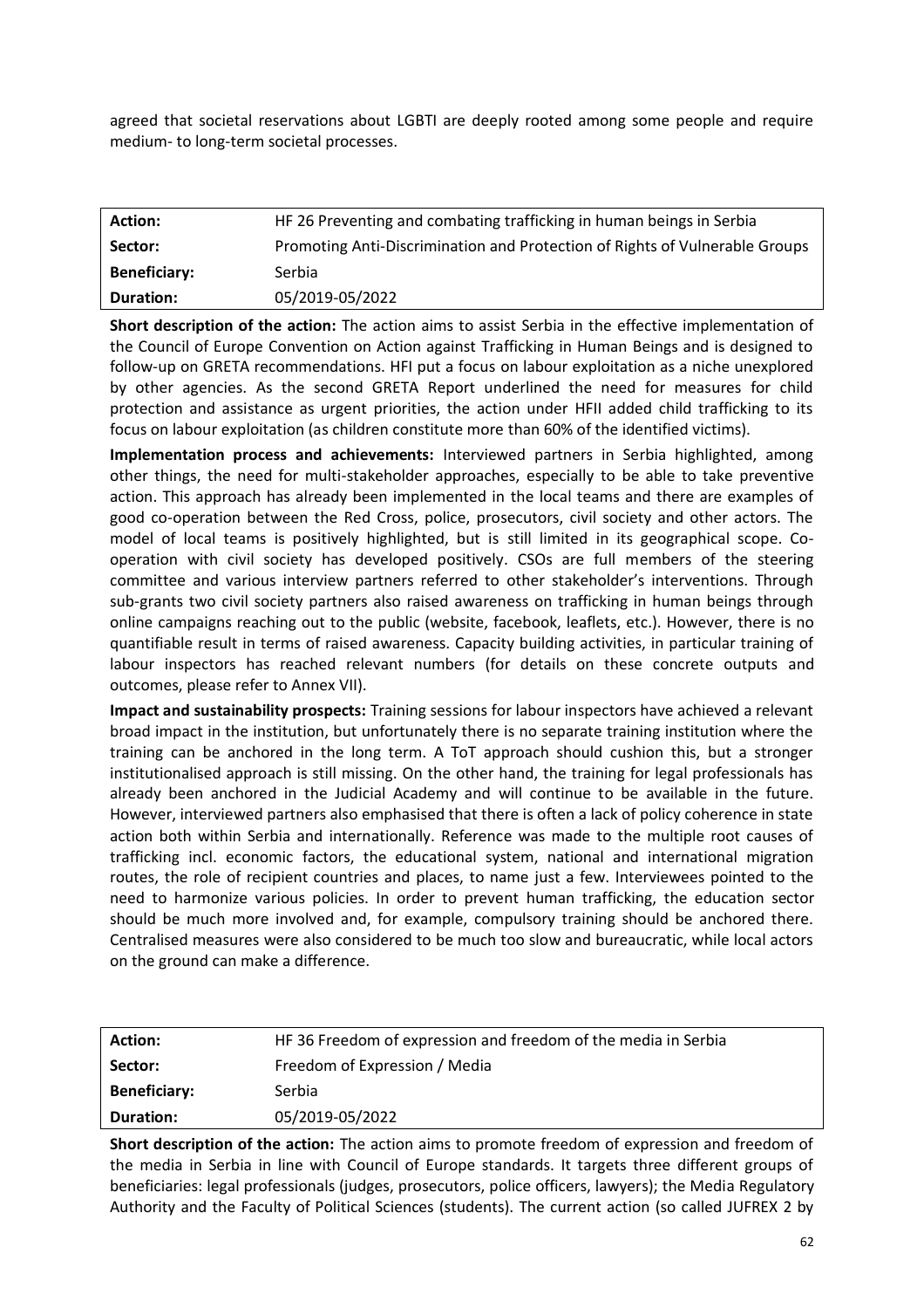agreed that societal reservations about LGBTI are deeply rooted among some people and require medium- to long-term societal processes.

| **Action:** | HF 26 Preventing and combating trafficking in human beings in Serbia |
|---|---|
| **Sector:** | Promoting Anti-Discrimination and Protection of Rights of Vulnerable Groups |
| **Beneficiary:** | Serbia |
| **Duration:** | 05/2019-05/2022 |

**Short description of the action:** The action aims to assist Serbia in the effective implementation of the Council of Europe Convention on Action against Trafficking in Human Beings and is designed to follow-up on GRETA recommendations. HFI put a focus on labour exploitation as a niche unexplored by other agencies. As the second GRETA Report underlined the need for measures for child protection and assistance as urgent priorities, the action under HFII added child trafficking to its focus on labour exploitation (as children constitute more than 60% of the identified victims).

**Implementation process and achievements:** Interviewed partners in Serbia highlighted, among other things, the need for multi-stakeholder approaches, especially to be able to take preventive action. This approach has already been implemented in the local teams and there are examples of good co-operation between the Red Cross, police, prosecutors, civil society and other actors. The model of local teams is positively highlighted, but is still limited in its geographical scope. Co-operation with civil society has developed positively. CSOs are full members of the steering committee and various interview partners referred to other stakeholder's interventions. Through sub-grants two civil society partners also raised awareness on trafficking in human beings through online campaigns reaching out to the public (website, facebook, leaflets, etc.). However, there is no quantifiable result in terms of raised awareness. Capacity building activities, in particular training of labour inspectors has reached relevant numbers (for details on these concrete outputs and outcomes, please refer to Annex VII).

**Impact and sustainability prospects:** Training sessions for labour inspectors have achieved a relevant broad impact in the institution, but unfortunately there is no separate training institution where the training can be anchored in the long term. A ToT approach should cushion this, but a stronger institutionalised approach is still missing. On the other hand, the training for legal professionals has already been anchored in the Judicial Academy and will continue to be available in the future. However, interviewed partners also emphasised that there is often a lack of policy coherence in state action both within Serbia and internationally. Reference was made to the multiple root causes of trafficking incl. economic factors, the educational system, national and international migration routes, the role of recipient countries and places, to name just a few. Interviewees pointed to the need to harmonize various policies. In order to prevent human trafficking, the education sector should be much more involved and, for example, compulsory training should be anchored there. Centralised measures were also considered to be much too slow and bureaucratic, while local actors on the ground can make a difference.

| **Action:** | HF 36 Freedom of expression and freedom of the media in Serbia |
|---|---|
| **Sector:** | Freedom of Expression / Media |
| **Beneficiary:** | Serbia |
| **Duration:** | 05/2019-05/2022 |

**Short description of the action:** The action aims to promote freedom of expression and freedom of the media in Serbia in line with Council of Europe standards. It targets three different groups of beneficiaries: legal professionals (judges, prosecutors, police officers, lawyers); the Media Regulatory Authority and the Faculty of Political Sciences (students). The current action (so called JUFREX 2 by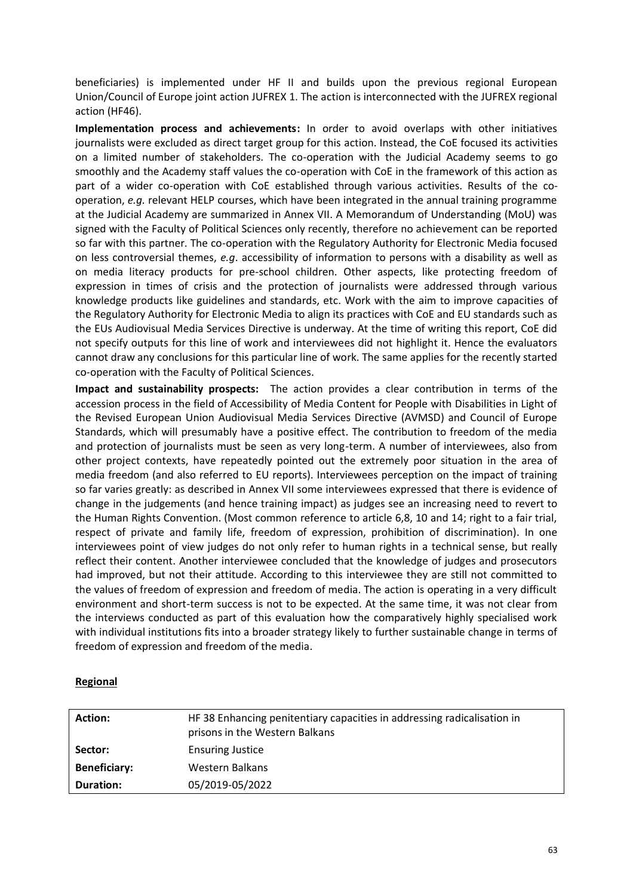beneficiaries) is implemented under HF II and builds upon the previous regional European Union/Council of Europe joint action JUFREX 1. The action is interconnected with the JUFREX regional action (HF46).

**Implementation process and achievements:** In order to avoid overlaps with other initiatives journalists were excluded as direct target group for this action. Instead, the CoE focused its activities on a limited number of stakeholders. The co-operation with the Judicial Academy seems to go smoothly and the Academy staff values the co-operation with CoE in the framework of this action as part of a wider co-operation with CoE established through various activities. Results of the co-operation, *e.g.* relevant HELP courses, which have been integrated in the annual training programme at the Judicial Academy are summarized in Annex VII. A Memorandum of Understanding (MoU) was signed with the Faculty of Political Sciences only recently, therefore no achievement can be reported so far with this partner. The co-operation with the Regulatory Authority for Electronic Media focused on less controversial themes, *e.g*. accessibility of information to persons with a disability as well as on media literacy products for pre-school children. Other aspects, like protecting freedom of expression in times of crisis and the protection of journalists were addressed through various knowledge products like guidelines and standards, etc. Work with the aim to improve capacities of the Regulatory Authority for Electronic Media to align its practices with CoE and EU standards such as the EUs Audiovisual Media Services Directive is underway. At the time of writing this report, CoE did not specify outputs for this line of work and interviewees did not highlight it. Hence the evaluators cannot draw any conclusions for this particular line of work. The same applies for the recently started co-operation with the Faculty of Political Sciences.

**Impact and sustainability prospects:** The action provides a clear contribution in terms of the accession process in the field of Accessibility of Media Content for People with Disabilities in Light of the Revised European Union Audiovisual Media Services Directive (AVMSD) and Council of Europe Standards, which will presumably have a positive effect. The contribution to freedom of the media and protection of journalists must be seen as very long-term. A number of interviewees, also from other project contexts, have repeatedly pointed out the extremely poor situation in the area of media freedom (and also referred to EU reports). Interviewees perception on the impact of training so far varies greatly: as described in Annex VII some interviewees expressed that there is evidence of change in the judgements (and hence training impact) as judges see an increasing need to revert to the Human Rights Convention. (Most common reference to article 6,8, 10 and 14; right to a fair trial, respect of private and family life, freedom of expression, prohibition of discrimination). In one interviewees point of view judges do not only refer to human rights in a technical sense, but really reflect their content. Another interviewee concluded that the knowledge of judges and prosecutors had improved, but not their attitude. According to this interviewee they are still not committed to the values of freedom of expression and freedom of media. The action is operating in a very difficult environment and short-term success is not to be expected. At the same time, it was not clear from the interviews conducted as part of this evaluation how the comparatively highly specialised work with individual institutions fits into a broader strategy likely to further sustainable change in terms of freedom of expression and freedom of the media.

**Regional**

| **Action:** | HF 38 Enhancing penitentiary capacities in addressing radicalisation in prisons in the Western Balkans |
|---|---|
| **Sector:** | Ensuring Justice |
| **Beneficiary:** | Western Balkans |
| **Duration:** | 05/2019-05/2022 |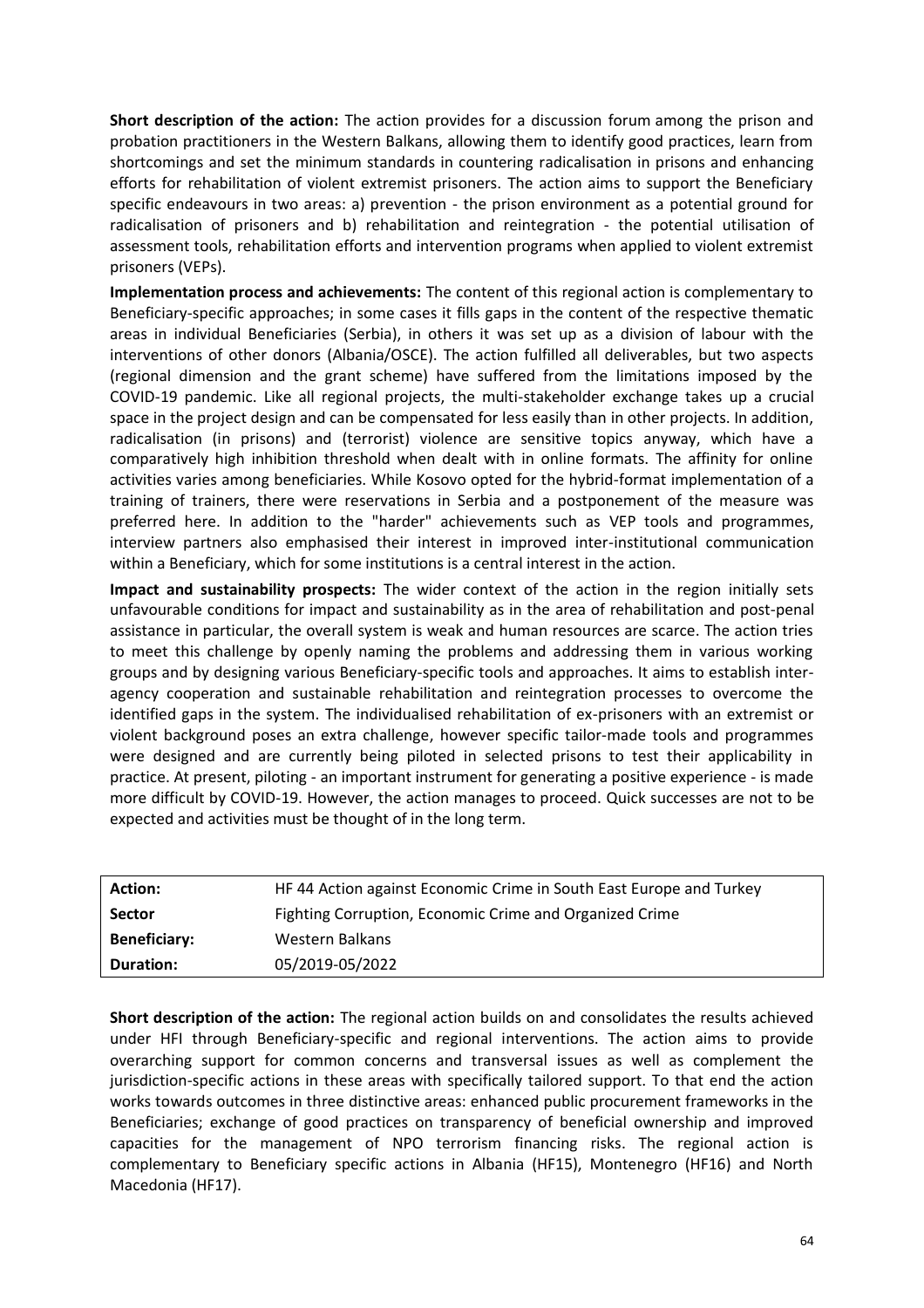**Short description of the action:** The action provides for a discussion forum among the prison and probation practitioners in the Western Balkans, allowing them to identify good practices, learn from shortcomings and set the minimum standards in countering radicalisation in prisons and enhancing efforts for rehabilitation of violent extremist prisoners. The action aims to support the Beneficiary specific endeavours in two areas: a) prevention - the prison environment as a potential ground for radicalisation of prisoners and b) rehabilitation and reintegration - the potential utilisation of assessment tools, rehabilitation efforts and intervention programs when applied to violent extremist prisoners (VEPs).

**Implementation process and achievements:** The content of this regional action is complementary to Beneficiary-specific approaches; in some cases it fills gaps in the content of the respective thematic areas in individual Beneficiaries (Serbia), in others it was set up as a division of labour with the interventions of other donors (Albania/OSCE). The action fulfilled all deliverables, but two aspects (regional dimension and the grant scheme) have suffered from the limitations imposed by the COVID-19 pandemic. Like all regional projects, the multi-stakeholder exchange takes up a crucial space in the project design and can be compensated for less easily than in other projects. In addition, radicalisation (in prisons) and (terrorist) violence are sensitive topics anyway, which have a comparatively high inhibition threshold when dealt with in online formats. The affinity for online activities varies among beneficiaries. While Kosovo opted for the hybrid-format implementation of a training of trainers, there were reservations in Serbia and a postponement of the measure was preferred here. In addition to the "harder" achievements such as VEP tools and programmes, interview partners also emphasised their interest in improved inter-institutional communication within a Beneficiary, which for some institutions is a central interest in the action.

**Impact and sustainability prospects:** The wider context of the action in the region initially sets unfavourable conditions for impact and sustainability as in the area of rehabilitation and post-penal assistance in particular, the overall system is weak and human resources are scarce. The action tries to meet this challenge by openly naming the problems and addressing them in various working groups and by designing various Beneficiary-specific tools and approaches. It aims to establish inter-agency cooperation and sustainable rehabilitation and reintegration processes to overcome the identified gaps in the system. The individualised rehabilitation of ex-prisoners with an extremist or violent background poses an extra challenge, however specific tailor-made tools and programmes were designed and are currently being piloted in selected prisons to test their applicability in practice. At present, piloting - an important instrument for generating a positive experience - is made more difficult by COVID-19. However, the action manages to proceed. Quick successes are not to be expected and activities must be thought of in the long term.

| **Action:** | HF 44 Action against Economic Crime in South East Europe and Turkey |
|---|---|
| **Sector** | Fighting Corruption, Economic Crime and Organized Crime |
| **Beneficiary:** | Western Balkans |
| **Duration:** | 05/2019-05/2022 |

**Short description of the action:** The regional action builds on and consolidates the results achieved under HFI through Beneficiary-specific and regional interventions. The action aims to provide overarching support for common concerns and transversal issues as well as complement the jurisdiction-specific actions in these areas with specifically tailored support. To that end the action works towards outcomes in three distinctive areas: enhanced public procurement frameworks in the Beneficiaries; exchange of good practices on transparency of beneficial ownership and improved capacities for the management of NPO terrorism financing risks. The regional action is complementary to Beneficiary specific actions in Albania (HF15), Montenegro (HF16) and North Macedonia (HF17).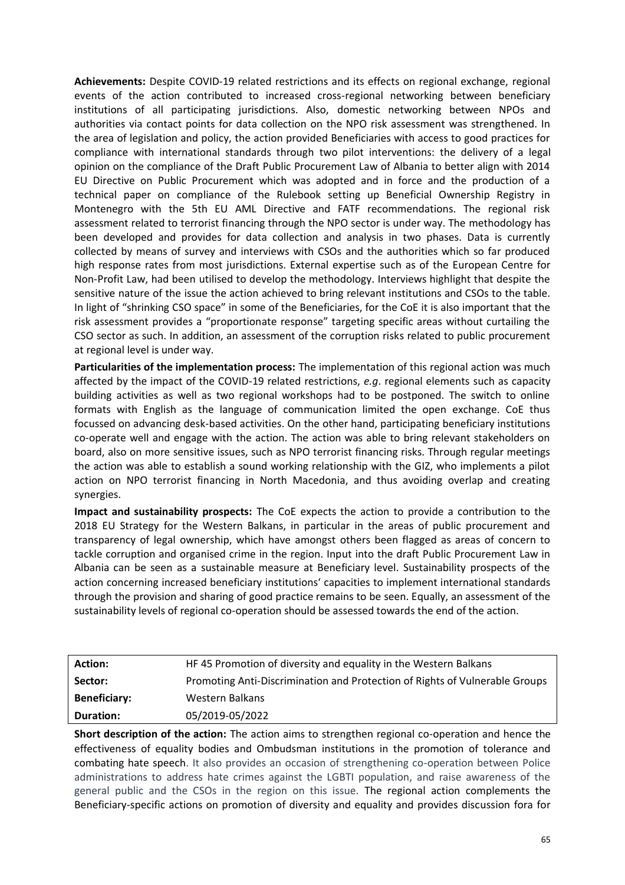**Achievements:** Despite COVID-19 related restrictions and its effects on regional exchange, regional events of the action contributed to increased cross-regional networking between beneficiary institutions of all participating jurisdictions. Also, domestic networking between NPOs and authorities via contact points for data collection on the NPO risk assessment was strengthened. In the area of legislation and policy, the action provided Beneficiaries with access to good practices for compliance with international standards through two pilot interventions: the delivery of a legal opinion on the compliance of the Draft Public Procurement Law of Albania to better align with 2014 EU Directive on Public Procurement which was adopted and in force and the production of a technical paper on compliance of the Rulebook setting up Beneficial Ownership Registry in Montenegro with the 5th EU AML Directive and FATF recommendations. The regional risk assessment related to terrorist financing through the NPO sector is under way. The methodology has been developed and provides for data collection and analysis in two phases. Data is currently collected by means of survey and interviews with CSOs and the authorities which so far produced high response rates from most jurisdictions. External expertise such as of the European Centre for Non-Profit Law, had been utilised to develop the methodology. Interviews highlight that despite the sensitive nature of the issue the action achieved to bring relevant institutions and CSOs to the table. In light of "shrinking CSO space" in some of the Beneficiaries, for the CoE it is also important that the risk assessment provides a "proportionate response" targeting specific areas without curtailing the CSO sector as such. In addition, an assessment of the corruption risks related to public procurement at regional level is under way.

**Particularities of the implementation process:** The implementation of this regional action was much affected by the impact of the COVID-19 related restrictions, *e.g*. regional elements such as capacity building activities as well as two regional workshops had to be postponed. The switch to online formats with English as the language of communication limited the open exchange. CoE thus focussed on advancing desk-based activities. On the other hand, participating beneficiary institutions co-operate well and engage with the action. The action was able to bring relevant stakeholders on board, also on more sensitive issues, such as NPO terrorist financing risks. Through regular meetings the action was able to establish a sound working relationship with the GIZ, who implements a pilot action on NPO terrorist financing in North Macedonia, and thus avoiding overlap and creating synergies.

**Impact and sustainability prospects:** The CoE expects the action to provide a contribution to the 2018 EU Strategy for the Western Balkans, in particular in the areas of public procurement and transparency of legal ownership, which have amongst others been flagged as areas of concern to tackle corruption and organised crime in the region. Input into the draft Public Procurement Law in Albania can be seen as a sustainable measure at Beneficiary level. Sustainability prospects of the action concerning increased beneficiary institutions' capacities to implement international standards through the provision and sharing of good practice remains to be seen. Equally, an assessment of the sustainability levels of regional co-operation should be assessed towards the end of the action.

| **Action:** | HF 45 Promotion of diversity and equality in the Western Balkans |
|---|---|
| **Sector:** | Promoting Anti-Discrimination and Protection of Rights of Vulnerable Groups |
| **Beneficiary:** | Western Balkans |
| **Duration:** | 05/2019-05/2022 |

**Short description of the action:** The action aims to strengthen regional co-operation and hence the effectiveness of equality bodies and Ombudsman institutions in the promotion of tolerance and combating hate speech. It also provides an occasion of strengthening co-operation between Police administrations to address hate crimes against the LGBTI population, and raise awareness of the general public and the CSOs in the region on this issue. The regional action complements the Beneficiary-specific actions on promotion of diversity and equality and provides discussion fora for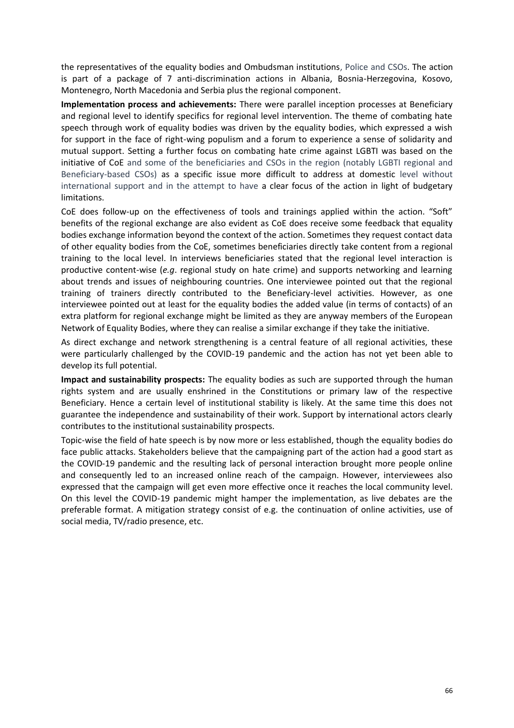the representatives of the equality bodies and Ombudsman institutions, Police and CSOs. The action is part of a package of 7 anti-discrimination actions in Albania, Bosnia-Herzegovina, Kosovo, Montenegro, North Macedonia and Serbia plus the regional component.

**Implementation process and achievements:** There were parallel inception processes at Beneficiary and regional level to identify specifics for regional level intervention. The theme of combating hate speech through work of equality bodies was driven by the equality bodies, which expressed a wish for support in the face of right-wing populism and a forum to experience a sense of solidarity and mutual support. Setting a further focus on combating hate crime against LGBTI was based on the initiative of CoE and some of the beneficiaries and CSOs in the region (notably LGBTI regional and Beneficiary-based CSOs) as a specific issue more difficult to address at domestic level without international support and in the attempt to have a clear focus of the action in light of budgetary limitations.

CoE does follow-up on the effectiveness of tools and trainings applied within the action. "Soft" benefits of the regional exchange are also evident as CoE does receive some feedback that equality bodies exchange information beyond the context of the action. Sometimes they request contact data of other equality bodies from the CoE, sometimes beneficiaries directly take content from a regional training to the local level. In interviews beneficiaries stated that the regional level interaction is productive content-wise (*e.g*. regional study on hate crime) and supports networking and learning about trends and issues of neighbouring countries. One interviewee pointed out that the regional training of trainers directly contributed to the Beneficiary-level activities. However, as one interviewee pointed out at least for the equality bodies the added value (in terms of contacts) of an extra platform for regional exchange might be limited as they are anyway members of the European Network of Equality Bodies, where they can realise a similar exchange if they take the initiative.

As direct exchange and network strengthening is a central feature of all regional activities, these were particularly challenged by the COVID-19 pandemic and the action has not yet been able to develop its full potential.

**Impact and sustainability prospects:** The equality bodies as such are supported through the human rights system and are usually enshrined in the Constitutions or primary law of the respective Beneficiary. Hence a certain level of institutional stability is likely. At the same time this does not guarantee the independence and sustainability of their work. Support by international actors clearly contributes to the institutional sustainability prospects.

Topic-wise the field of hate speech is by now more or less established, though the equality bodies do face public attacks. Stakeholders believe that the campaigning part of the action had a good start as the COVID-19 pandemic and the resulting lack of personal interaction brought more people online and consequently led to an increased online reach of the campaign. However, interviewees also expressed that the campaign will get even more effective once it reaches the local community level. On this level the COVID-19 pandemic might hamper the implementation, as live debates are the preferable format. A mitigation strategy consist of e.g. the continuation of online activities, use of social media, TV/radio presence, etc.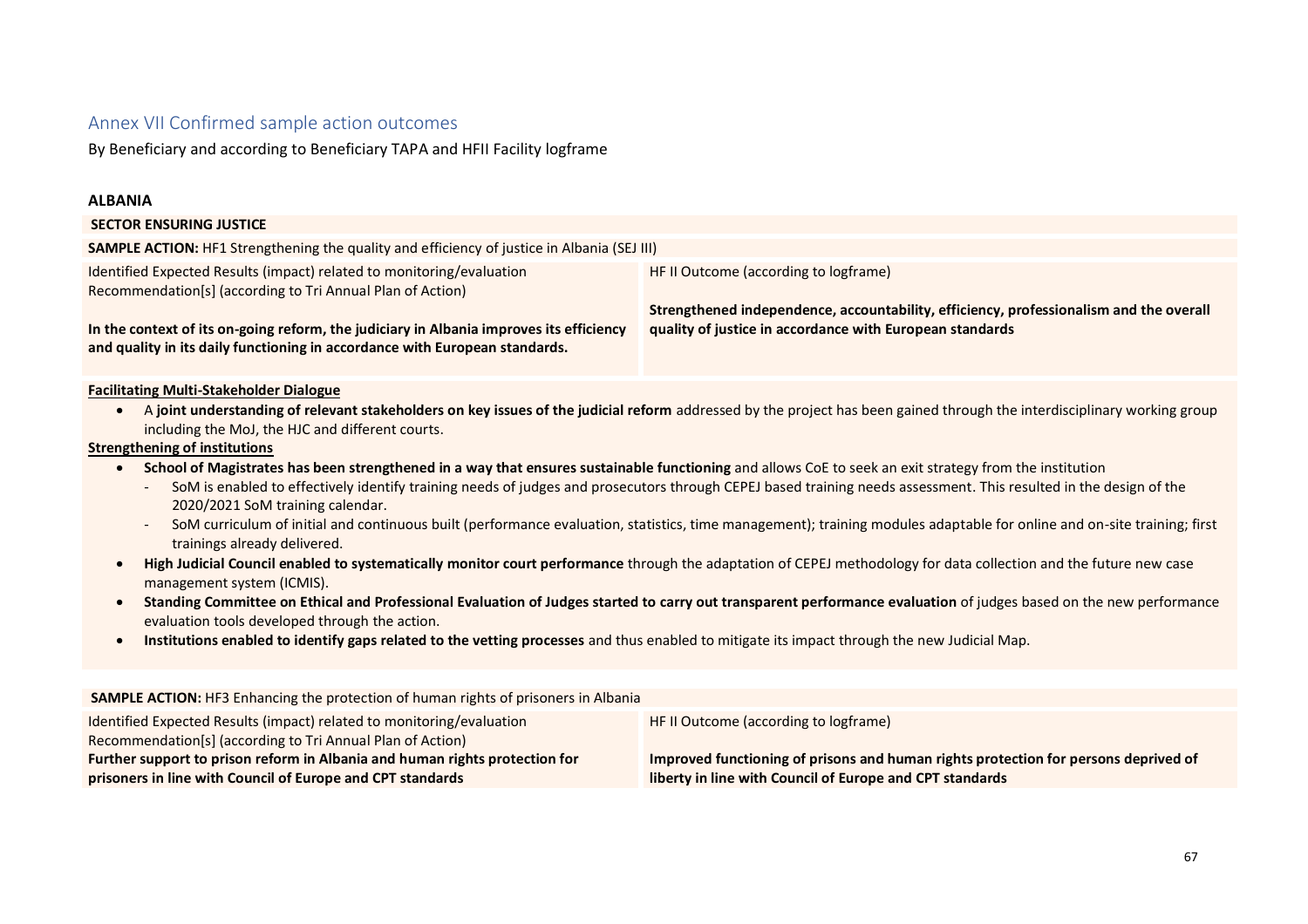## Annex VII Confirmed sample action outcomes

By Beneficiary and according to Beneficiary TAPA and HFII Facility logframe

### ALBANIA

**SECTOR ENSURING JUSTICE**

**SAMPLE ACTION:** HF1 Strengthening the quality and efficiency of justice in Albania (SEJ III)

| Identified Expected Results (impact) related to monitoring/evaluation Recommendation[s] (according to Tri Annual Plan of Action) | HF II Outcome (according to logframe) |
|---|---|
| **In the context of its on-going reform, the judiciary in Albania improves its efficiency and quality in its daily functioning in accordance with European standards.** | **Strengthened independence, accountability, efficiency, professionalism and the overall quality of justice in accordance with European standards** |

**Facilitating Multi-Stakeholder Dialogue**

- A **joint understanding of relevant stakeholders on key issues of the judicial reform** addressed by the project has been gained through the interdisciplinary working group including the MoJ, the HJC and different courts.

**Strengthening of institutions**

- **School of Magistrates has been strengthened in a way that ensures sustainable functioning** and allows CoE to seek an exit strategy from the institution
  - SoM is enabled to effectively identify training needs of judges and prosecutors through CEPEJ based training needs assessment. This resulted in the design of the 2020/2021 SoM training calendar.
  - SoM curriculum of initial and continuous built (performance evaluation, statistics, time management); training modules adaptable for online and on-site training; first trainings already delivered.
- **High Judicial Council enabled to systematically monitor court performance** through the adaptation of CEPEJ methodology for data collection and the future new case management system (ICMIS).
- **Standing Committee on Ethical and Professional Evaluation of Judges started to carry out transparent performance evaluation** of judges based on the new performance evaluation tools developed through the action.
- **Institutions enabled to identify gaps related to the vetting processes** and thus enabled to mitigate its impact through the new Judicial Map.

**SAMPLE ACTION:** HF3 Enhancing the protection of human rights of prisoners in Albania

| Identified Expected Results (impact) related to monitoring/evaluation Recommendation[s] (according to Tri Annual Plan of Action) | HF II Outcome (according to logframe) |
|---|---|
| **Further support to prison reform in Albania and human rights protection for prisoners in line with Council of Europe and CPT standards** | **Improved functioning of prisons and human rights protection for persons deprived of liberty in line with Council of Europe and CPT standards** |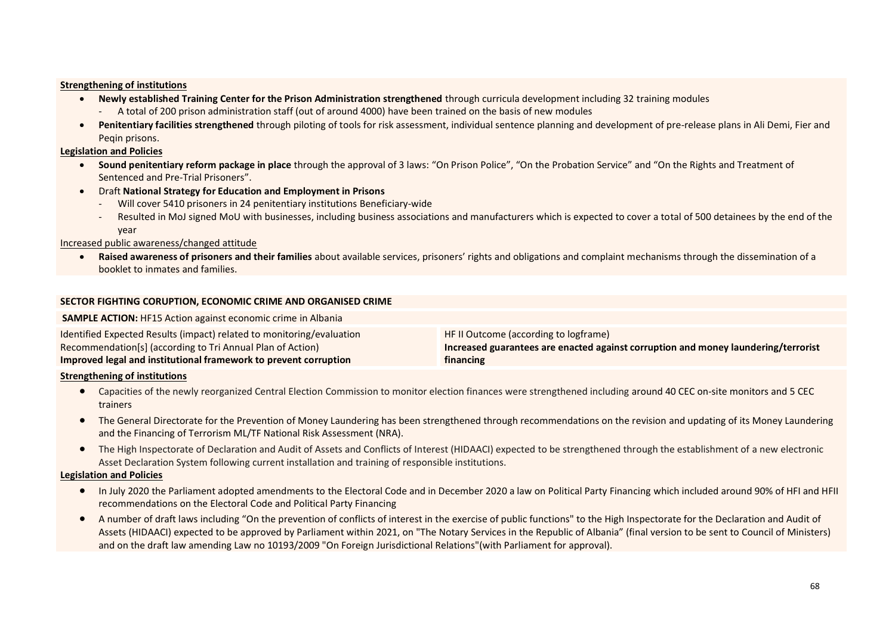**Strengthening of institutions**

- **Newly established Training Center for the Prison Administration strengthened** through curricula development including 32 training modules
  - A total of 200 prison administration staff (out of around 4000) have been trained on the basis of new modules
- **Penitentiary facilities strengthened** through piloting of tools for risk assessment, individual sentence planning and development of pre-release plans in Ali Demi, Fier and Peqin prisons.

**Legislation and Policies**

- **Sound penitentiary reform package in place** through the approval of 3 laws: "On Prison Police", "On the Probation Service" and "On the Rights and Treatment of Sentenced and Pre-Trial Prisoners".
- Draft **National Strategy for Education and Employment in Prisons**
  - Will cover 5410 prisoners in 24 penitentiary institutions Beneficiary-wide
  - Resulted in MoJ signed MoU with businesses, including business associations and manufacturers which is expected to cover a total of 500 detainees by the end of the year

Increased public awareness/changed attitude

- **Raised awareness of prisoners and their families** about available services, prisoners' rights and obligations and complaint mechanisms through the dissemination of a booklet to inmates and families.

**SECTOR FIGHTING CORUPTION, ECONOMIC CRIME AND ORGANISED CRIME**

**SAMPLE ACTION:** HF15 Action against economic crime in Albania

| Identified Expected Results (impact) related to monitoring/evaluation Recommendation[s] (according to Tri Annual Plan of Action) **Improved legal and institutional framework to prevent corruption** | HF II Outcome (according to logframe) **Increased guarantees are enacted against corruption and money laundering/terrorist financing** |
| --- | --- |

**Strengthening of institutions**

- Capacities of the newly reorganized Central Election Commission to monitor election finances were strengthened including around 40 CEC on-site monitors and 5 CEC trainers
- The General Directorate for the Prevention of Money Laundering has been strengthened through recommendations on the revision and updating of its Money Laundering and the Financing of Terrorism ML/TF National Risk Assessment (NRA).
- The High Inspectorate of Declaration and Audit of Assets and Conflicts of Interest (HIDAACI) expected to be strengthened through the establishment of a new electronic Asset Declaration System following current installation and training of responsible institutions.

**Legislation and Policies**

- In July 2020 the Parliament adopted amendments to the Electoral Code and in December 2020 a law on Political Party Financing which included around 90% of HFI and HFII recommendations on the Electoral Code and Political Party Financing
- A number of draft laws including "On the prevention of conflicts of interest in the exercise of public functions" to the High Inspectorate for the Declaration and Audit of Assets (HIDAACI) expected to be approved by Parliament within 2021, on "The Notary Services in the Republic of Albania" (final version to be sent to Council of Ministers) and on the draft law amending Law no 10193/2009 "On Foreign Jurisdictional Relations"(with Parliament for approval).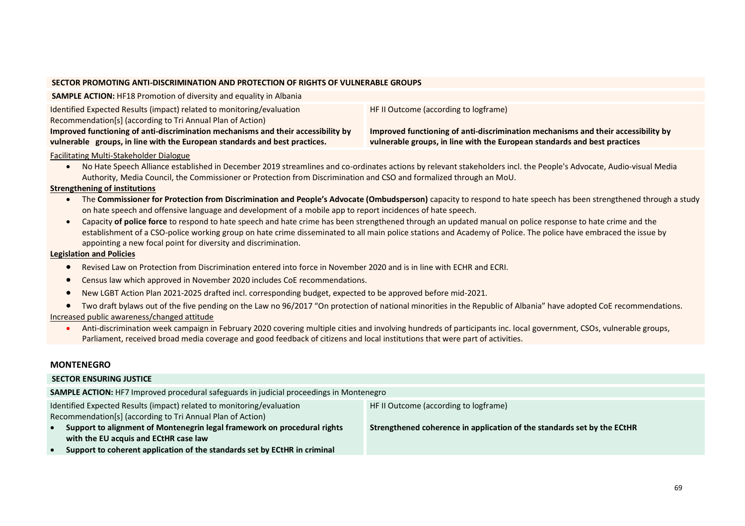**SECTOR PROMOTING ANTI-DISCRIMINATION AND PROTECTION OF RIGHTS OF VULNERABLE GROUPS**

**SAMPLE ACTION:** HF18 Promotion of diversity and equality in Albania

| Identified Expected Results (impact) related to monitoring/evaluation Recommendation[s] (according to Tri Annual Plan of Action) | HF II Outcome (according to logframe) |
|---|---|
| **Improved functioning of anti-discrimination mechanisms and their accessibility by vulnerable groups, in line with the European standards and best practices.** | **Improved functioning of anti-discrimination mechanisms and their accessibility by vulnerable groups, in line with the European standards and best practices** |

Facilitating Multi-Stakeholder Dialogue

- No Hate Speech Alliance established in December 2019 streamlines and co-ordinates actions by relevant stakeholders incl. the People's Advocate, Audio-visual Media Authority, Media Council, the Commissioner or Protection from Discrimination and CSO and formalized through an MoU.

**Strengthening of institutions**

- The **Commissioner for Protection from Discrimination and People's Advocate (Ombudsperson)** capacity to respond to hate speech has been strengthened through a study on hate speech and offensive language and development of a mobile app to report incidences of hate speech.
- Capacity **of police force** to respond to hate speech and hate crime has been strengthened through an updated manual on police response to hate crime and the establishment of a CSO-police working group on hate crime disseminated to all main police stations and Academy of Police. The police have embraced the issue by appointing a new focal point for diversity and discrimination.

**Legislation and Policies**

- Revised Law on Protection from Discrimination entered into force in November 2020 and is in line with ECHR and ECRI.
- Census law which approved in November 2020 includes CoE recommendations.
- New LGBT Action Plan 2021-2025 drafted incl. corresponding budget, expected to be approved before mid-2021.
- Two draft bylaws out of the five pending on the Law no 96/2017 "On protection of national minorities in the Republic of Albania" have adopted CoE recommendations.

Increased public awareness/changed attitude

- Anti-discrimination week campaign in February 2020 covering multiple cities and involving hundreds of participants inc. local government, CSOs, vulnerable groups, Parliament, received broad media coverage and good feedback of citizens and local institutions that were part of activities.

## MONTENEGRO

**SECTOR ENSURING JUSTICE**

**SAMPLE ACTION:** HF7 Improved procedural safeguards in judicial proceedings in Montenegro

| Identified Expected Results (impact) related to monitoring/evaluation Recommendation[s] (according to Tri Annual Plan of Action) | HF II Outcome (according to logframe) |
|---|---|
| • **Support to alignment of Montenegrin legal framework on procedural rights with the EU acquis and ECtHR case law**<br>• **Support to coherent application of the standards set by ECtHR in criminal** | **Strengthened coherence in application of the standards set by the ECtHR** |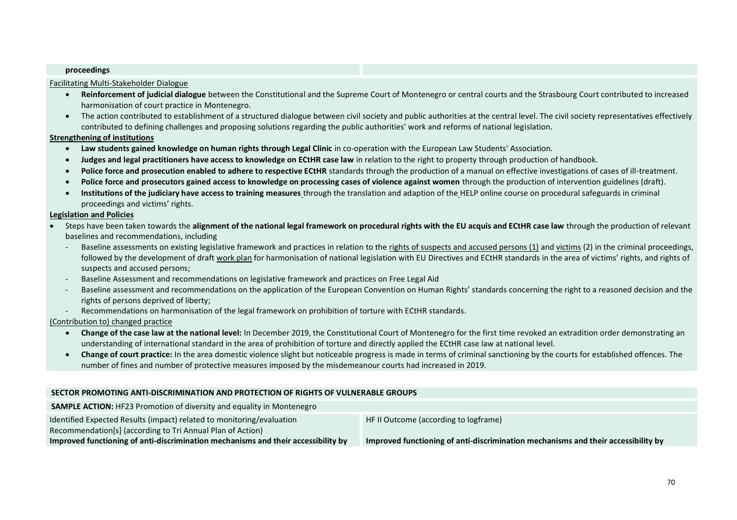| **proceedings** | |
|---|---|

Facilitating Multi-Stakeholder Dialogue

- **Reinforcement of judicial dialogue** between the Constitutional and the Supreme Court of Montenegro or central courts and the Strasbourg Court contributed to increased harmonisation of court practice in Montenegro.
- The action contributed to establishment of a structured dialogue between civil society and public authorities at the central level. The civil society representatives effectively contributed to defining challenges and proposing solutions regarding the public authorities' work and reforms of national legislation.

**Strengthening of institutions**

- **Law students gained knowledge on human rights through Legal Clinic** in co-operation with the European Law Students' Association.
- **Judges and legal practitioners have access to knowledge on ECtHR case law** in relation to the right to property through production of handbook.
- **Police force and prosecution enabled to adhere to respective ECtHR** standards through the production of a manual on effective investigations of cases of ill-treatment.
- **Police force and prosecutors gained access to knowledge on processing cases of violence against women** through the production of intervention guidelines (draft).
- **Institutions of the judiciary have access to training measures** through the translation and adaption of the HELP online course on procedural safeguards in criminal proceedings and victims' rights.

**Legislation and Policies**

- Steps have been taken towards the **alignment of the national legal framework on procedural rights with the EU acquis and ECtHR case law** through the production of relevant baselines and recommendations, including
  - Baseline assessments on existing legislative framework and practices in relation to the rights of suspects and accused persons (1) and victims (2) in the criminal proceedings, followed by the development of draft work plan for harmonisation of national legislation with EU Directives and ECtHR standards in the area of victims' rights, and rights of suspects and accused persons;
  - Baseline Assessment and recommendations on legislative framework and practices on Free Legal Aid
  - Baseline assessment and recommendations on the application of the European Convention on Human Rights' standards concerning the right to a reasoned decision and the rights of persons deprived of liberty;
  - Recommendations on harmonisation of the legal framework on prohibition of torture with ECtHR standards.

(Contribution to) changed practice

- **Change of the case law at the national level:** In December 2019, the Constitutional Court of Montenegro for the first time revoked an extradition order demonstrating an understanding of international standard in the area of prohibition of torture and directly applied the ECtHR case law at national level.
- **Change of court practice:** In the area domestic violence slight but noticeable progress is made in terms of criminal sanctioning by the courts for established offences. The number of fines and number of protective measures imposed by the misdemeanour courts had increased in 2019.

| **SECTOR PROMOTING ANTI-DISCRIMINATION AND PROTECTION OF RIGHTS OF VULNERABLE GROUPS** | |
|---|---|
| **SAMPLE ACTION:** HF23 Promotion of diversity and equality in Montenegro | |
| Identified Expected Results (impact) related to monitoring/evaluation Recommendation[s] (according to Tri Annual Plan of Action)<br>**Improved functioning of anti-discrimination mechanisms and their accessibility by** | HF II Outcome (according to logframe)<br><br>**Improved functioning of anti-discrimination mechanisms and their accessibility by** |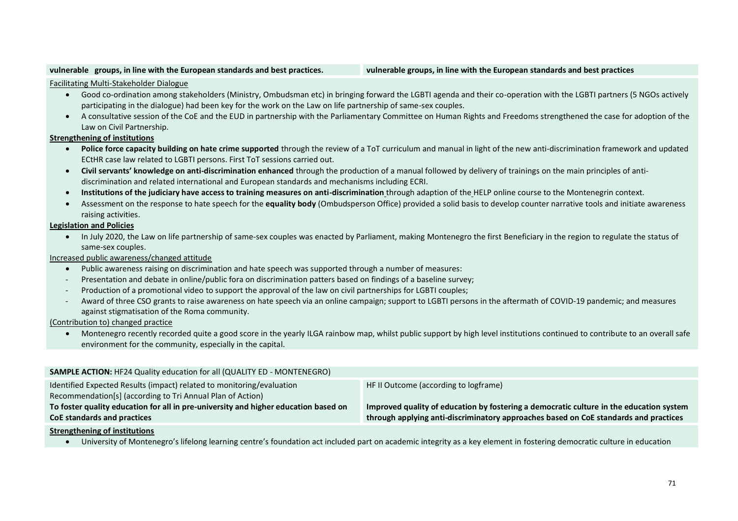| vulnerable groups, in line with the European standards and best practices. | vulnerable groups, in line with the European standards and best practices |
|---|---|

Facilitating Multi-Stakeholder Dialogue

- Good co-ordination among stakeholders (Ministry, Ombudsman etc) in bringing forward the LGBTI agenda and their co-operation with the LGBTI partners (5 NGOs actively participating in the dialogue) had been key for the work on the Law on life partnership of same-sex couples.
- A consultative session of the CoE and the EUD in partnership with the Parliamentary Committee on Human Rights and Freedoms strengthened the case for adoption of the Law on Civil Partnership.

**Strengthening of institutions**

- **Police force capacity building on hate crime supported** through the review of a ToT curriculum and manual in light of the new anti-discrimination framework and updated ECtHR case law related to LGBTI persons. First ToT sessions carried out.
- **Civil servants' knowledge on anti-discrimination enhanced** through the production of a manual followed by delivery of trainings on the main principles of anti-discrimination and related international and European standards and mechanisms including ECRI.
- **Institutions of the judiciary have access to training measures on anti-discrimination** through adaption of the HELP online course to the Montenegrin context.
- Assessment on the response to hate speech for the **equality body** (Ombudsperson Office) provided a solid basis to develop counter narrative tools and initiate awareness raising activities.

**Legislation and Policies**

- In July 2020, the Law on life partnership of same-sex couples was enacted by Parliament, making Montenegro the first Beneficiary in the region to regulate the status of same-sex couples.

Increased public awareness/changed attitude

- Public awareness raising on discrimination and hate speech was supported through a number of measures:
  - Presentation and debate in online/public fora on discrimination patters based on findings of a baseline survey;
  - Production of a promotional video to support the approval of the law on civil partnerships for LGBTI couples;
  - Award of three CSO grants to raise awareness on hate speech via an online campaign; support to LGBTI persons in the aftermath of COVID-19 pandemic; and measures against stigmatisation of the Roma community.

(Contribution to) changed practice

- Montenegro recently recorded quite a good score in the yearly ILGA rainbow map, whilst public support by high level institutions continued to contribute to an overall safe environment for the community, especially in the capital.

**SAMPLE ACTION:** HF24 Quality education for all (QUALITY ED - MONTENEGRO)

| Identified Expected Results (impact) related to monitoring/evaluation Recommendation[s] (according to Tri Annual Plan of Action) | HF II Outcome (according to logframe) |
|---|---|
| **To foster quality education for all in pre-university and higher education based on CoE standards and practices** | **Improved quality of education by fostering a democratic culture in the education system through applying anti-discriminatory approaches based on CoE standards and practices** |

**Strengthening of institutions**

- University of Montenegro's lifelong learning centre's foundation act included part on academic integrity as a key element in fostering democratic culture in education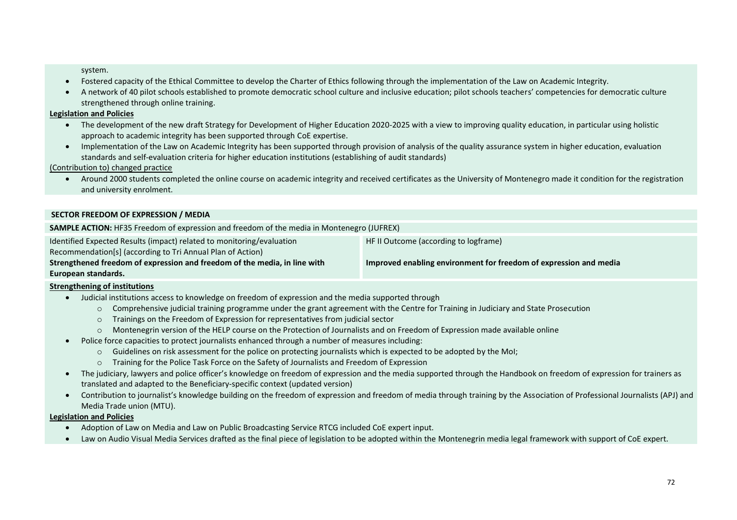system.

- Fostered capacity of the Ethical Committee to develop the Charter of Ethics following through the implementation of the Law on Academic Integrity.
- A network of 40 pilot schools established to promote democratic school culture and inclusive education; pilot schools teachers' competencies for democratic culture strengthened through online training.

**Legislation and Policies**

- The development of the new draft Strategy for Development of Higher Education 2020-2025 with a view to improving quality education, in particular using holistic approach to academic integrity has been supported through CoE expertise.
- Implementation of the Law on Academic Integrity has been supported through provision of analysis of the quality assurance system in higher education, evaluation standards and self-evaluation criteria for higher education institutions (establishing of audit standards)

(Contribution to) changed practice

- Around 2000 students completed the online course on academic integrity and received certificates as the University of Montenegro made it condition for the registration and university enrolment.

**SECTOR FREEDOM OF EXPRESSION / MEDIA**

**SAMPLE ACTION:** HF35 Freedom of expression and freedom of the media in Montenegro (JUFREX)

| Identified Expected Results (impact) related to monitoring/evaluation Recommendation[s] (according to Tri Annual Plan of Action) | HF II Outcome (according to logframe) |
|---|---|
| **Strengthened freedom of expression and freedom of the media, in line with European standards.** | **Improved enabling environment for freedom of expression and media** |

**Strengthening of institutions**

- Judicial institutions access to knowledge on freedom of expression and the media supported through
  - Comprehensive judicial training programme under the grant agreement with the Centre for Training in Judiciary and State Prosecution
  - Trainings on the Freedom of Expression for representatives from judicial sector
  - Montenegrin version of the HELP course on the Protection of Journalists and on Freedom of Expression made available online
- Police force capacities to protect journalists enhanced through a number of measures including:
  - Guidelines on risk assessment for the police on protecting journalists which is expected to be adopted by the MoI;
  - Training for the Police Task Force on the Safety of Journalists and Freedom of Expression
- The judiciary, lawyers and police officer's knowledge on freedom of expression and the media supported through the Handbook on freedom of expression for trainers as translated and adapted to the Beneficiary-specific context (updated version)
- Contribution to journalist's knowledge building on the freedom of expression and freedom of media through training by the Association of Professional Journalists (APJ) and Media Trade union (MTU).

**Legislation and Policies**

- Adoption of Law on Media and Law on Public Broadcasting Service RTCG included CoE expert input.
- Law on Audio Visual Media Services drafted as the final piece of legislation to be adopted within the Montenegrin media legal framework with support of CoE expert.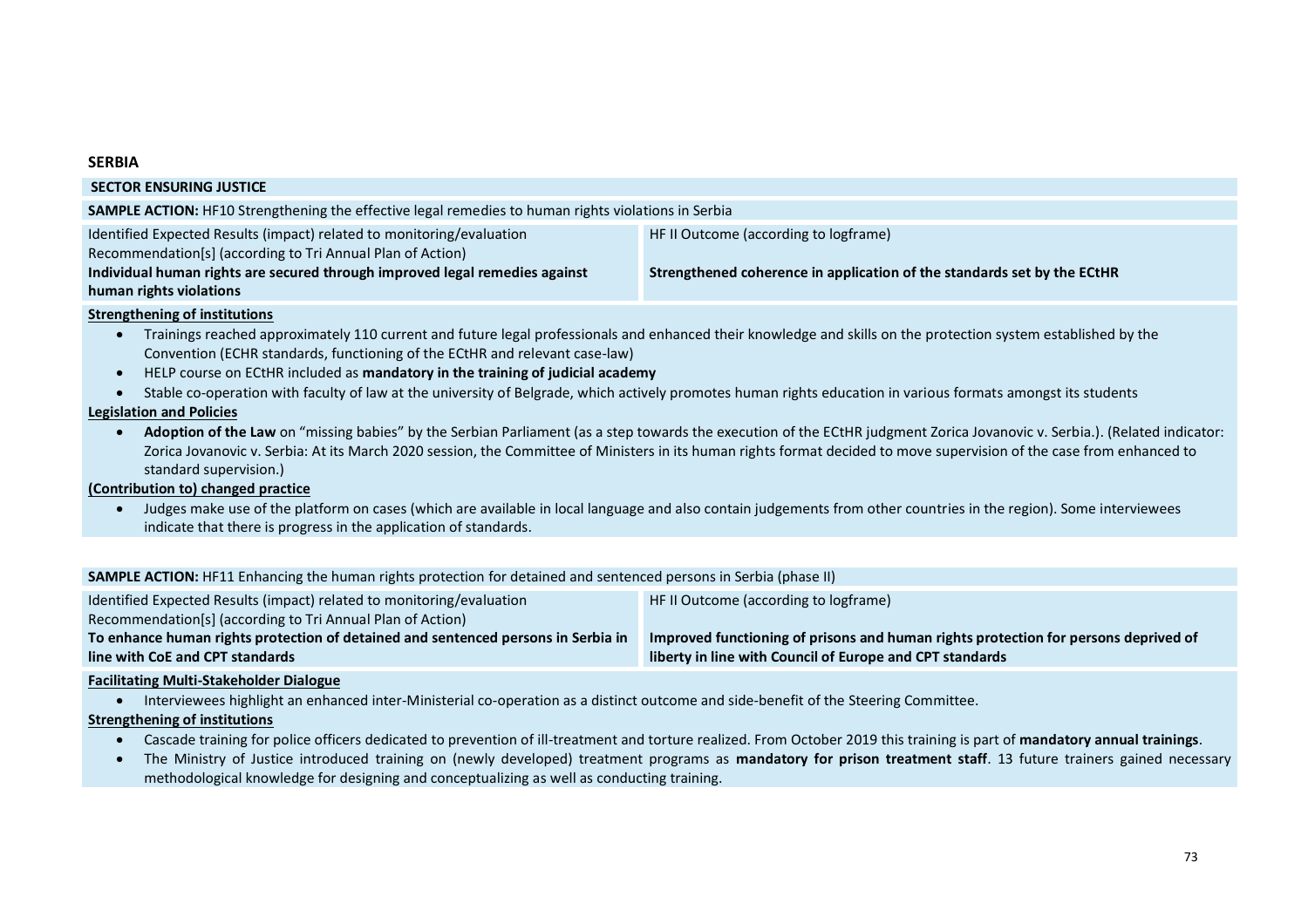**SERBIA**

**SECTOR ENSURING JUSTICE**

**SAMPLE ACTION:** HF10 Strengthening the effective legal remedies to human rights violations in Serbia

| Identified Expected Results (impact) related to monitoring/evaluation Recommendation[s] (according to Tri Annual Plan of Action) | HF II Outcome (according to logframe) |
| --- | --- |
| **Individual human rights are secured through improved legal remedies against human rights violations** | **Strengthened coherence in application of the standards set by the ECtHR** |

**Strengthening of institutions**

- Trainings reached approximately 110 current and future legal professionals and enhanced their knowledge and skills on the protection system established by the Convention (ECHR standards, functioning of the ECtHR and relevant case-law)
- HELP course on ECtHR included as **mandatory in the training of judicial academy**
- Stable co-operation with faculty of law at the university of Belgrade, which actively promotes human rights education in various formats amongst its students

**Legislation and Policies**

- **Adoption of the Law** on "missing babies" by the Serbian Parliament (as a step towards the execution of the ECtHR judgment Zorica Jovanovic v. Serbia.). (Related indicator: Zorica Jovanovic v. Serbia: At its March 2020 session, the Committee of Ministers in its human rights format decided to move supervision of the case from enhanced to standard supervision.)

**(Contribution to) changed practice**

- Judges make use of the platform on cases (which are available in local language and also contain judgements from other countries in the region). Some interviewees indicate that there is progress in the application of standards.

**SAMPLE ACTION:** HF11 Enhancing the human rights protection for detained and sentenced persons in Serbia (phase II)

| Identified Expected Results (impact) related to monitoring/evaluation Recommendation[s] (according to Tri Annual Plan of Action) | HF II Outcome (according to logframe) |
| --- | --- |
| **To enhance human rights protection of detained and sentenced persons in Serbia in line with CoE and CPT standards** | **Improved functioning of prisons and human rights protection for persons deprived of liberty in line with Council of Europe and CPT standards** |

**Facilitating Multi-Stakeholder Dialogue**

- Interviewees highlight an enhanced inter-Ministerial co-operation as a distinct outcome and side-benefit of the Steering Committee.

**Strengthening of institutions**

- Cascade training for police officers dedicated to prevention of ill-treatment and torture realized. From October 2019 this training is part of **mandatory annual trainings**.
- The Ministry of Justice introduced training on (newly developed) treatment programs as **mandatory for prison treatment staff**. 13 future trainers gained necessary methodological knowledge for designing and conceptualizing as well as conducting training.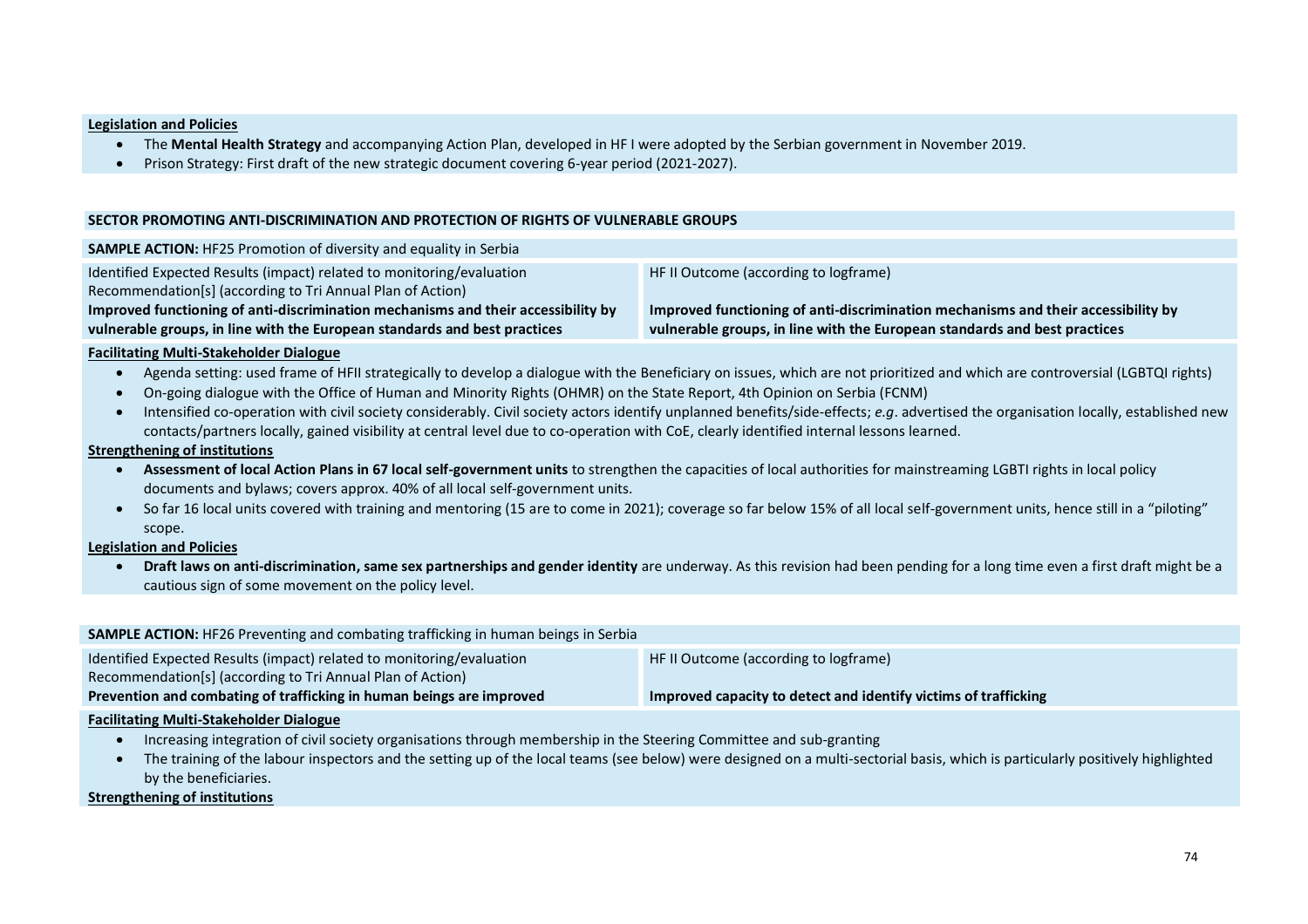**Legislation and Policies**

- The **Mental Health Strategy** and accompanying Action Plan, developed in HF I were adopted by the Serbian government in November 2019.
- Prison Strategy: First draft of the new strategic document covering 6-year period (2021-2027).

**SECTOR PROMOTING ANTI-DISCRIMINATION AND PROTECTION OF RIGHTS OF VULNERABLE GROUPS**

**SAMPLE ACTION:** HF25 Promotion of diversity and equality in Serbia

| Identified Expected Results (impact) related to monitoring/evaluation Recommendation[s] (according to Tri Annual Plan of Action) | HF II Outcome (according to logframe) |
|---|---|
| **Improved functioning of anti-discrimination mechanisms and their accessibility by vulnerable groups, in line with the European standards and best practices** | **Improved functioning of anti-discrimination mechanisms and their accessibility by vulnerable groups, in line with the European standards and best practices** |

**Facilitating Multi-Stakeholder Dialogue**

- Agenda setting: used frame of HFII strategically to develop a dialogue with the Beneficiary on issues, which are not prioritized and which are controversial (LGBTQI rights)
- On-going dialogue with the Office of Human and Minority Rights (OHMR) on the State Report, 4th Opinion on Serbia (FCNM)
- Intensified co-operation with civil society considerably. Civil society actors identify unplanned benefits/side-effects; *e.g*. advertised the organisation locally, established new contacts/partners locally, gained visibility at central level due to co-operation with CoE, clearly identified internal lessons learned.

**Strengthening of institutions**

- **Assessment of local Action Plans in 67 local self-government units** to strengthen the capacities of local authorities for mainstreaming LGBTI rights in local policy documents and bylaws; covers approx. 40% of all local self-government units.
- So far 16 local units covered with training and mentoring (15 are to come in 2021); coverage so far below 15% of all local self-government units, hence still in a "piloting" scope.

**Legislation and Policies**

- **Draft laws on anti-discrimination, same sex partnerships and gender identity** are underway. As this revision had been pending for a long time even a first draft might be a cautious sign of some movement on the policy level.

**SAMPLE ACTION:** HF26 Preventing and combating trafficking in human beings in Serbia

| Identified Expected Results (impact) related to monitoring/evaluation Recommendation[s] (according to Tri Annual Plan of Action) | HF II Outcome (according to logframe) |
|---|---|
| **Prevention and combating of trafficking in human beings are improved** | **Improved capacity to detect and identify victims of trafficking** |

**Facilitating Multi-Stakeholder Dialogue**

- Increasing integration of civil society organisations through membership in the Steering Committee and sub-granting
- The training of the labour inspectors and the setting up of the local teams (see below) were designed on a multi-sectorial basis, which is particularly positively highlighted by the beneficiaries.

**Strengthening of institutions**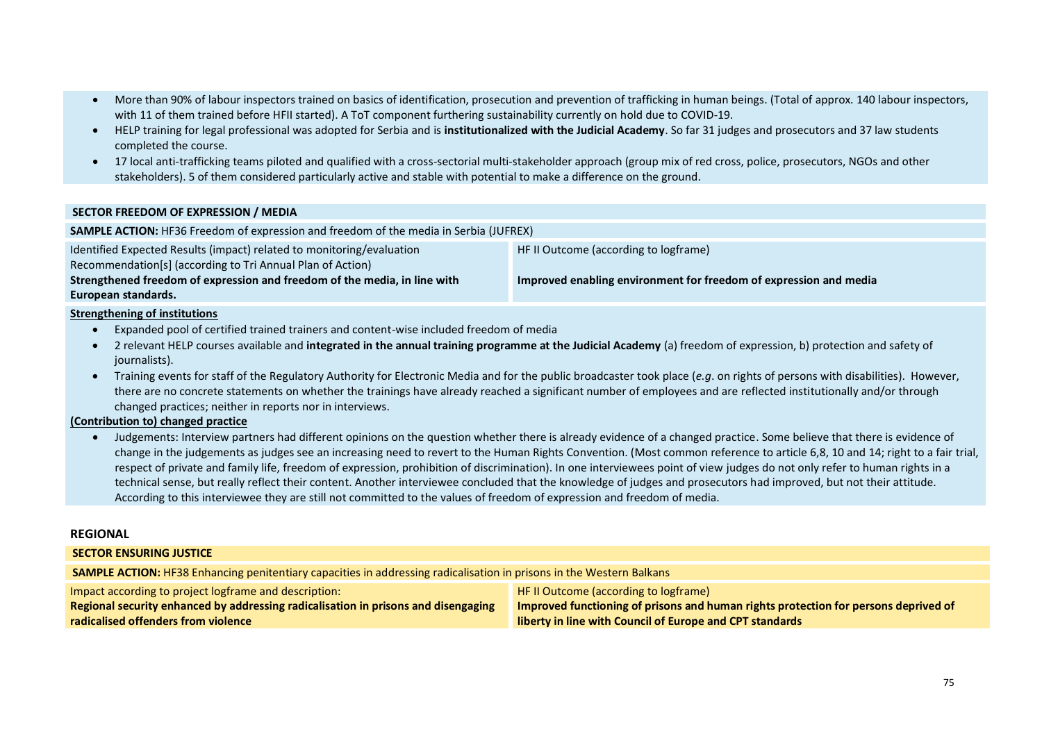- More than 90% of labour inspectors trained on basics of identification, prosecution and prevention of trafficking in human beings. (Total of approx. 140 labour inspectors, with 11 of them trained before HFII started). A ToT component furthering sustainability currently on hold due to COVID-19.
- HELP training for legal professional was adopted for Serbia and is **institutionalized with the Judicial Academy**. So far 31 judges and prosecutors and 37 law students completed the course.
- 17 local anti-trafficking teams piloted and qualified with a cross-sectorial multi-stakeholder approach (group mix of red cross, police, prosecutors, NGOs and other stakeholders). 5 of them considered particularly active and stable with potential to make a difference on the ground.

**SECTOR FREEDOM OF EXPRESSION / MEDIA**

**SAMPLE ACTION:** HF36 Freedom of expression and freedom of the media in Serbia (JUFREX)

| Identified Expected Results (impact) related to monitoring/evaluation Recommendation[s] (according to Tri Annual Plan of Action) | HF II Outcome (according to logframe) |
|---|---|
| **Strengthened freedom of expression and freedom of the media, in line with European standards.** | **Improved enabling environment for freedom of expression and media** |

**Strengthening of institutions**

- Expanded pool of certified trained trainers and content-wise included freedom of media
- 2 relevant HELP courses available and **integrated in the annual training programme at the Judicial Academy** (a) freedom of expression, b) protection and safety of journalists).
- Training events for staff of the Regulatory Authority for Electronic Media and for the public broadcaster took place (*e.g*. on rights of persons with disabilities). However, there are no concrete statements on whether the trainings have already reached a significant number of employees and are reflected institutionally and/or through changed practices; neither in reports nor in interviews.

**(Contribution to) changed practice**

- Judgements: Interview partners had different opinions on the question whether there is already evidence of a changed practice. Some believe that there is evidence of change in the judgements as judges see an increasing need to revert to the Human Rights Convention. (Most common reference to article 6,8, 10 and 14; right to a fair trial, respect of private and family life, freedom of expression, prohibition of discrimination). In one interviewees point of view judges do not only refer to human rights in a technical sense, but really reflect their content. Another interviewee concluded that the knowledge of judges and prosecutors had improved, but not their attitude. According to this interviewee they are still not committed to the values of freedom of expression and freedom of media.

## REGIONAL

**SECTOR ENSURING JUSTICE**

**SAMPLE ACTION:** HF38 Enhancing penitentiary capacities in addressing radicalisation in prisons in the Western Balkans

| Impact according to project logframe and description: | HF II Outcome (according to logframe) |
|---|---|
| **Regional security enhanced by addressing radicalisation in prisons and disengaging radicalised offenders from violence** | **Improved functioning of prisons and human rights protection for persons deprived of liberty in line with Council of Europe and CPT standards** |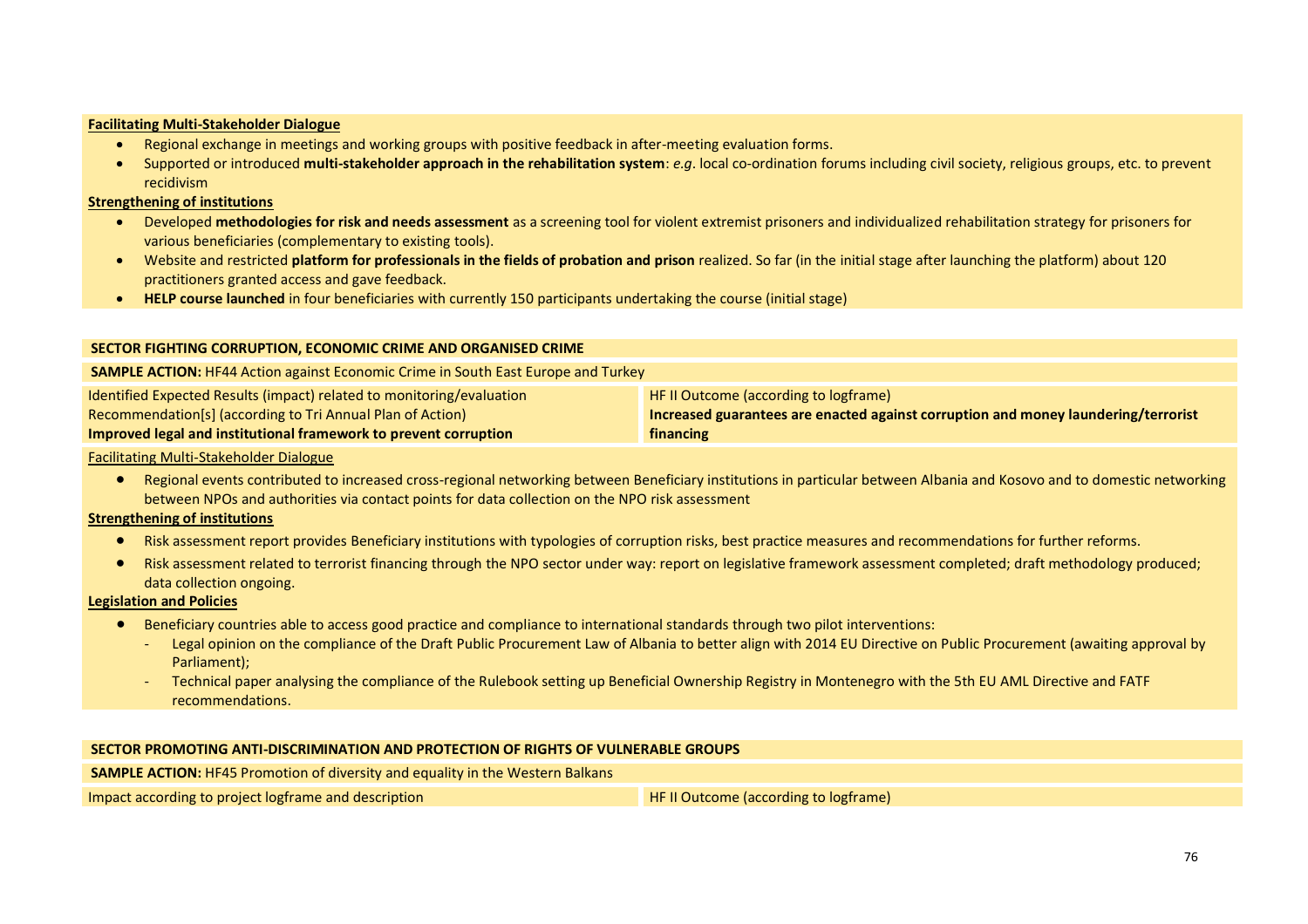**Facilitating Multi-Stakeholder Dialogue**

- Regional exchange in meetings and working groups with positive feedback in after-meeting evaluation forms.
- Supported or introduced **multi-stakeholder approach in the rehabilitation system**: *e.g*. local co-ordination forums including civil society, religious groups, etc. to prevent recidivism

**Strengthening of institutions**

- Developed **methodologies for risk and needs assessment** as a screening tool for violent extremist prisoners and individualized rehabilitation strategy for prisoners for various beneficiaries (complementary to existing tools).
- Website and restricted **platform for professionals in the fields of probation and prison** realized. So far (in the initial stage after launching the platform) about 120 practitioners granted access and gave feedback.
- **HELP course launched** in four beneficiaries with currently 150 participants undertaking the course (initial stage)

**SECTOR FIGHTING CORRUPTION, ECONOMIC CRIME AND ORGANISED CRIME**

**SAMPLE ACTION:** HF44 Action against Economic Crime in South East Europe and Turkey

| Identified Expected Results (impact) related to monitoring/evaluation Recommendation[s] (according to Tri Annual Plan of Action) | HF II Outcome (according to logframe) |
|---|---|
| **Improved legal and institutional framework to prevent corruption** | **Increased guarantees are enacted against corruption and money laundering/terrorist financing** |

Facilitating Multi-Stakeholder Dialogue

- Regional events contributed to increased cross-regional networking between Beneficiary institutions in particular between Albania and Kosovo and to domestic networking between NPOs and authorities via contact points for data collection on the NPO risk assessment

**Strengthening of institutions**

- Risk assessment report provides Beneficiary institutions with typologies of corruption risks, best practice measures and recommendations for further reforms.
- Risk assessment related to terrorist financing through the NPO sector under way: report on legislative framework assessment completed; draft methodology produced; data collection ongoing.

**Legislation and Policies**

- Beneficiary countries able to access good practice and compliance to international standards through two pilot interventions:
  - Legal opinion on the compliance of the Draft Public Procurement Law of Albania to better align with 2014 EU Directive on Public Procurement (awaiting approval by Parliament);
  - Technical paper analysing the compliance of the Rulebook setting up Beneficial Ownership Registry in Montenegro with the 5th EU AML Directive and FATF recommendations.

**SECTOR PROMOTING ANTI-DISCRIMINATION AND PROTECTION OF RIGHTS OF VULNERABLE GROUPS**

**SAMPLE ACTION:** HF45 Promotion of diversity and equality in the Western Balkans

| Impact according to project logframe and description | HF II Outcome (according to logframe) |
|---|---|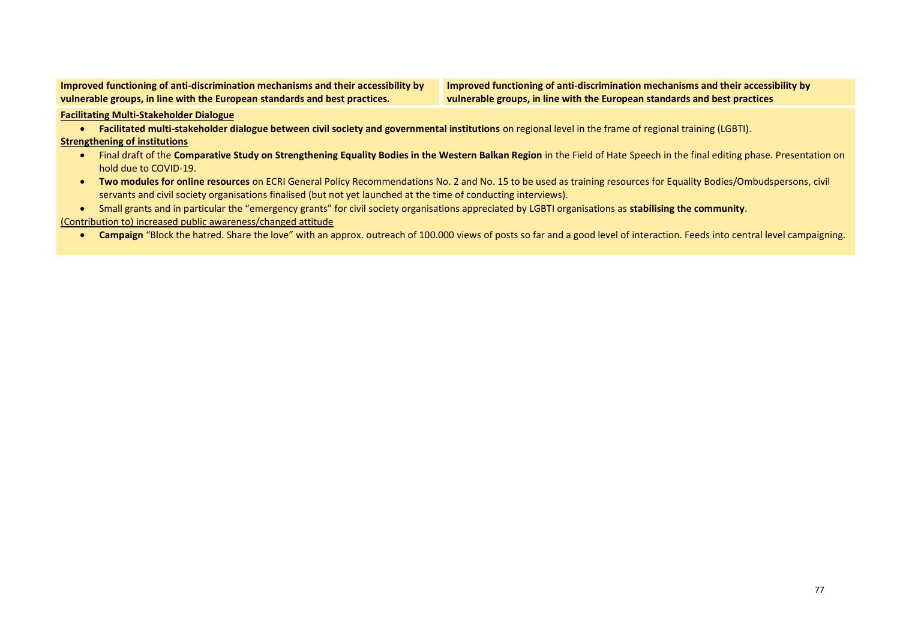| Improved functioning of anti-discrimination mechanisms and their accessibility by vulnerable groups, in line with the European standards and best practices. | Improved functioning of anti-discrimination mechanisms and their accessibility by vulnerable groups, in line with the European standards and best practices |
| --- | --- |

**Facilitating Multi-Stakeholder Dialogue**

- **Facilitated multi-stakeholder dialogue between civil society and governmental institutions** on regional level in the frame of regional training (LGBTI).

**Strengthening of institutions**

- Final draft of the **Comparative Study on Strengthening Equality Bodies in the Western Balkan Region** in the Field of Hate Speech in the final editing phase. Presentation on hold due to COVID-19.
- **Two modules for online resources** on ECRI General Policy Recommendations No. 2 and No. 15 to be used as training resources for Equality Bodies/Ombudspersons, civil servants and civil society organisations finalised (but not yet launched at the time of conducting interviews).
- Small grants and in particular the "emergency grants" for civil society organisations appreciated by LGBTI organisations as **stabilising the community**.

(Contribution to) increased public awareness/changed attitude

- **Campaign** "Block the hatred. Share the love" with an approx. outreach of 100.000 views of posts so far and a good level of interaction. Feeds into central level campaigning.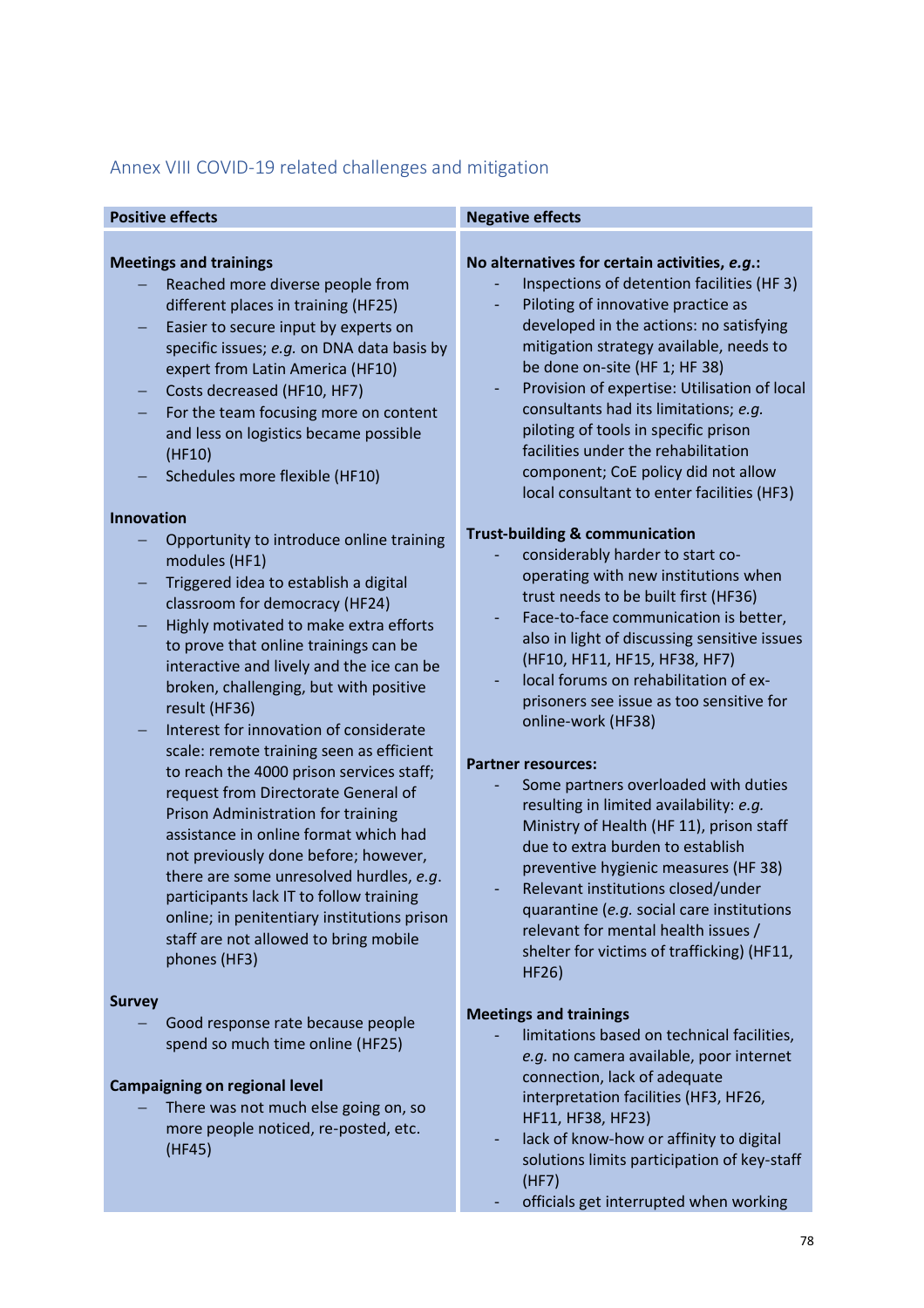## Annex VIII COVID-19 related challenges and mitigation

| Positive effects | Negative effects |
|---|---|
| **Meetings and trainings**<br>– Reached more diverse people from different places in training (HF25)<br>– Easier to secure input by experts on specific issues; *e.g.* on DNA data basis by expert from Latin America (HF10)<br>– Costs decreased (HF10, HF7)<br>– For the team focusing more on content and less on logistics became possible (HF10)<br>– Schedules more flexible (HF10)<br><br>**Innovation**<br>– Opportunity to introduce online training modules (HF1)<br>– Triggered idea to establish a digital classroom for democracy (HF24)<br>– Highly motivated to make extra efforts to prove that online trainings can be interactive and lively and the ice can be broken, challenging, but with positive result (HF36)<br>– Interest for innovation of considerate scale: remote training seen as efficient to reach the 4000 prison services staff; request from Directorate General of Prison Administration for training assistance in online format which had not previously done before; however, there are some unresolved hurdles, *e.g.* participants lack IT to follow training online; in penitentiary institutions prison staff are not allowed to bring mobile phones (HF3)<br><br>**Survey**<br>– Good response rate because people spend so much time online (HF25)<br><br>**Campaigning on regional level**<br>– There was not much else going on, so more people noticed, re-posted, etc. (HF45) | **No alternatives for certain activities, *e.g.*:**<br>- Inspections of detention facilities (HF 3)<br>- Piloting of innovative practice as developed in the actions: no satisfying mitigation strategy available, needs to be done on-site (HF 1; HF 38)<br>- Provision of expertise: Utilisation of local consultants had its limitations; *e.g.* piloting of tools in specific prison facilities under the rehabilitation component; CoE policy did not allow local consultant to enter facilities (HF3)<br><br>**Trust-building & communication**<br>- considerably harder to start co-operating with new institutions when trust needs to be built first (HF36)<br>- Face-to-face communication is better, also in light of discussing sensitive issues (HF10, HF11, HF15, HF38, HF7)<br>- local forums on rehabilitation of ex-prisoners see issue as too sensitive for online-work (HF38)<br><br>**Partner resources:**<br>- Some partners overloaded with duties resulting in limited availability: *e.g.* Ministry of Health (HF 11), prison staff due to extra burden to establish preventive hygienic measures (HF 38)<br>- Relevant institutions closed/under quarantine (*e.g.* social care institutions relevant for mental health issues / shelter for victims of trafficking) (HF11, HF26)<br><br>**Meetings and trainings**<br>- limitations based on technical facilities, *e.g.* no camera available, poor internet connection, lack of adequate interpretation facilities (HF3, HF26, HF11, HF38, HF23)<br>- lack of know-how or affinity to digital solutions limits participation of key-staff (HF7)<br>- officials get interrupted when working |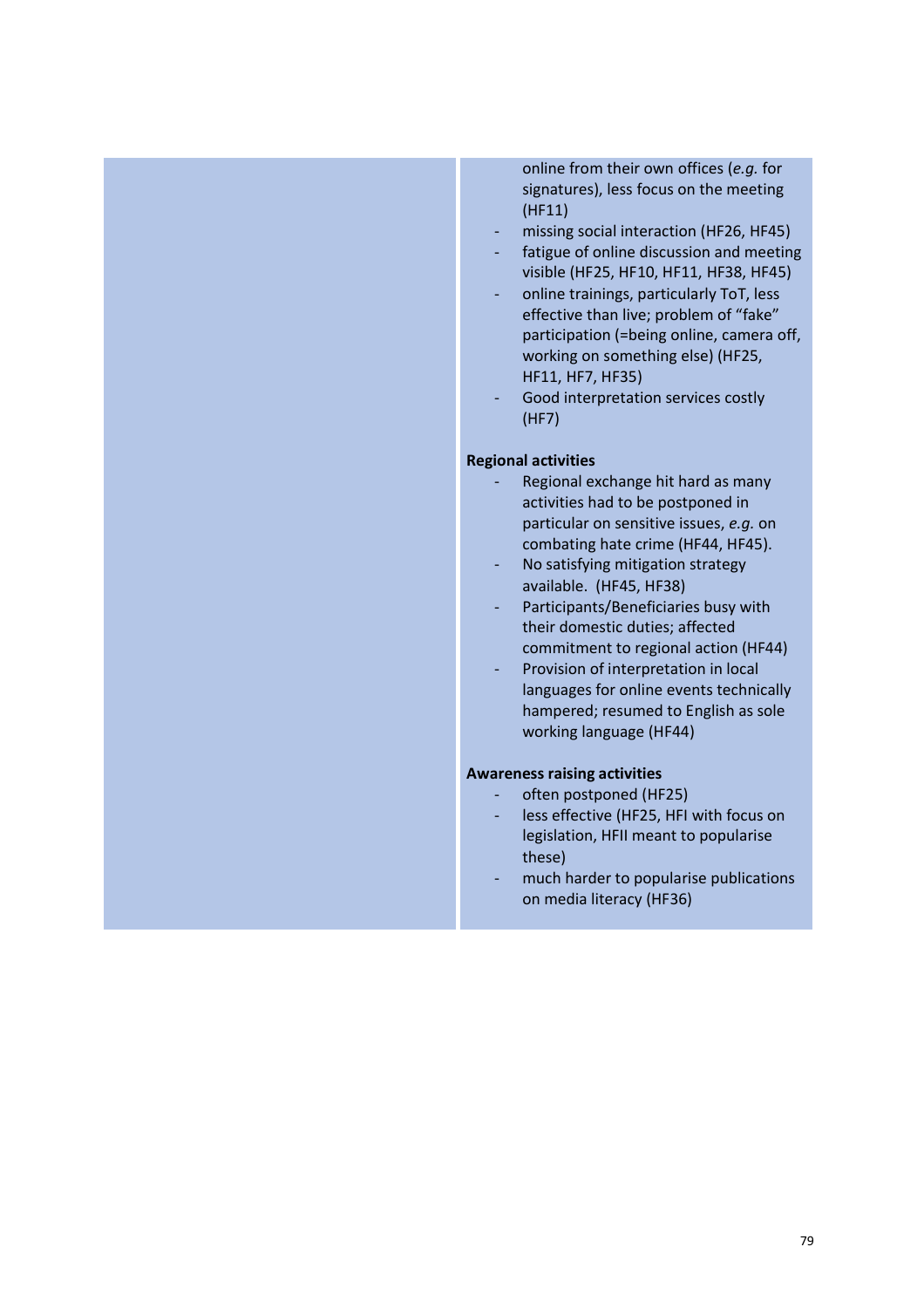| | online from their own offices (*e.g.* for signatures), less focus on the meeting (HF11)<br>- missing social interaction (HF26, HF45)<br>- fatigue of online discussion and meeting visible (HF25, HF10, HF11, HF38, HF45)<br>- online trainings, particularly ToT, less effective than live; problem of "fake" participation (=being online, camera off, working on something else) (HF25, HF11, HF7, HF35)<br>- Good interpretation services costly (HF7)<br><br>**Regional activities**<br>- Regional exchange hit hard as many activities had to be postponed in particular on sensitive issues, *e.g.* on combating hate crime (HF44, HF45).<br>- No satisfying mitigation strategy available. (HF45, HF38)<br>- Participants/Beneficiaries busy with their domestic duties; affected commitment to regional action (HF44)<br>- Provision of interpretation in local languages for online events technically hampered; resumed to English as sole working language (HF44)<br><br>**Awareness raising activities**<br>- often postponed (HF25)<br>- less effective (HF25, HFI with focus on legislation, HFII meant to popularise these)<br>- much harder to popularise publications on media literacy (HF36) |
|---|---|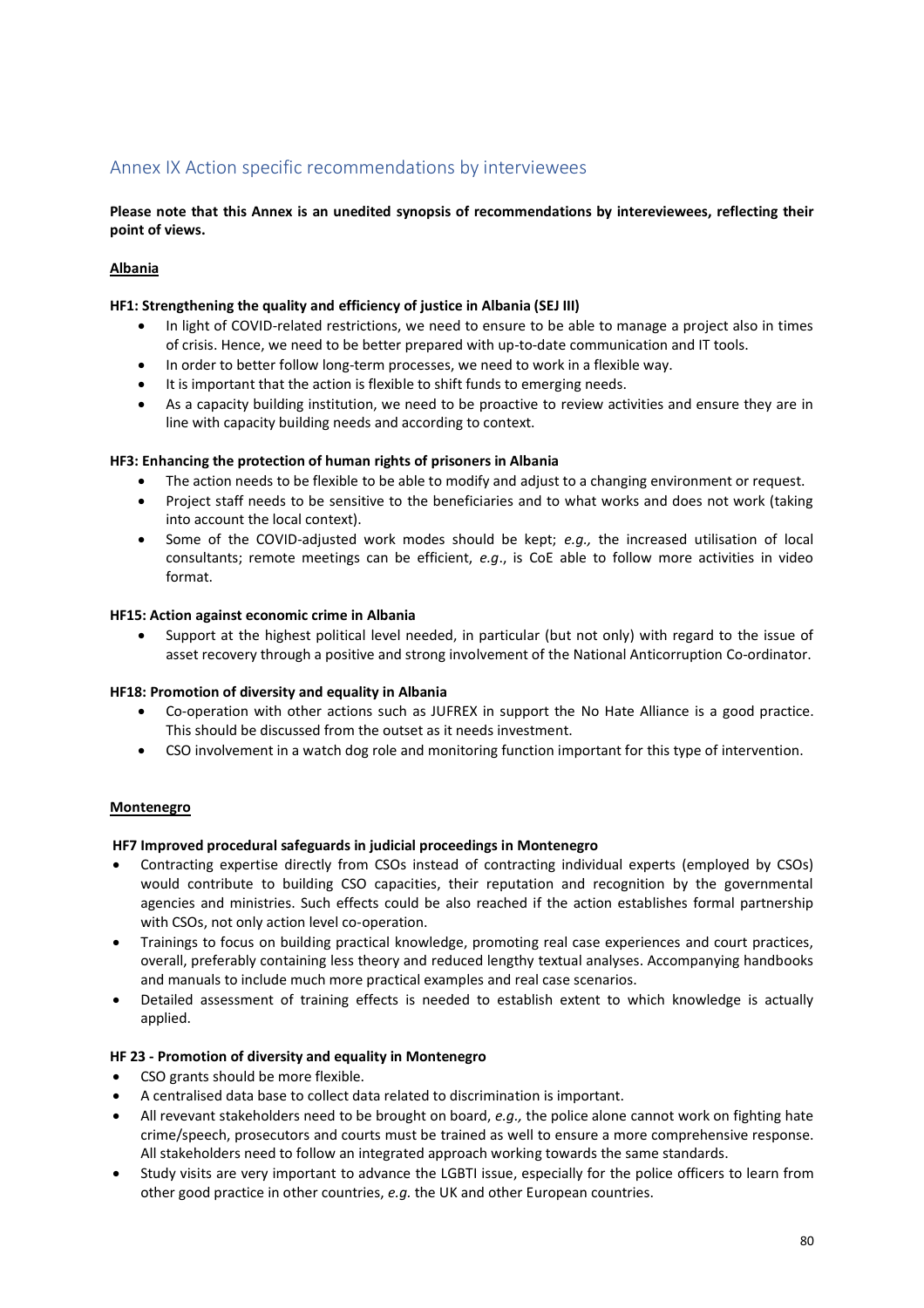## Annex IX Action specific recommendations by interviewees

**Please note that this Annex is an unedited synopsis of recommendations by intereviewees, reflecting their point of views.**

**Albania**

**HF1: Strengthening the quality and efficiency of justice in Albania (SEJ III)**

- In light of COVID-related restrictions, we need to ensure to be able to manage a project also in times of crisis. Hence, we need to be better prepared with up-to-date communication and IT tools.
- In order to better follow long-term processes, we need to work in a flexible way.
- It is important that the action is flexible to shift funds to emerging needs.
- As a capacity building institution, we need to be proactive to review activities and ensure they are in line with capacity building needs and according to context.

**HF3: Enhancing the protection of human rights of prisoners in Albania**

- The action needs to be flexible to be able to modify and adjust to a changing environment or request.
- Project staff needs to be sensitive to the beneficiaries and to what works and does not work (taking into account the local context).
- Some of the COVID-adjusted work modes should be kept; *e.g.,* the increased utilisation of local consultants; remote meetings can be efficient, *e.g*., is CoE able to follow more activities in video format.

**HF15: Action against economic crime in Albania**

- Support at the highest political level needed, in particular (but not only) with regard to the issue of asset recovery through a positive and strong involvement of the National Anticorruption Co-ordinator.

**HF18: Promotion of diversity and equality in Albania**

- Co-operation with other actions such as JUFREX in support the No Hate Alliance is a good practice. This should be discussed from the outset as it needs investment.
- CSO involvement in a watch dog role and monitoring function important for this type of intervention.

**Montenegro**

**HF7 Improved procedural safeguards in judicial proceedings in Montenegro**

- Contracting expertise directly from CSOs instead of contracting individual experts (employed by CSOs) would contribute to building CSO capacities, their reputation and recognition by the governmental agencies and ministries. Such effects could be also reached if the action establishes formal partnership with CSOs, not only action level co-operation.
- Trainings to focus on building practical knowledge, promoting real case experiences and court practices, overall, preferably containing less theory and reduced lengthy textual analyses. Accompanying handbooks and manuals to include much more practical examples and real case scenarios.
- Detailed assessment of training effects is needed to establish extent to which knowledge is actually applied.

**HF 23 - Promotion of diversity and equality in Montenegro**

- CSO grants should be more flexible.
- A centralised data base to collect data related to discrimination is important.
- All revevant stakeholders need to be brought on board, *e.g.,* the police alone cannot work on fighting hate crime/speech, prosecutors and courts must be trained as well to ensure a more comprehensive response. All stakeholders need to follow an integrated approach working towards the same standards.
- Study visits are very important to advance the LGBTI issue, especially for the police officers to learn from other good practice in other countries, *e.g.* the UK and other European countries.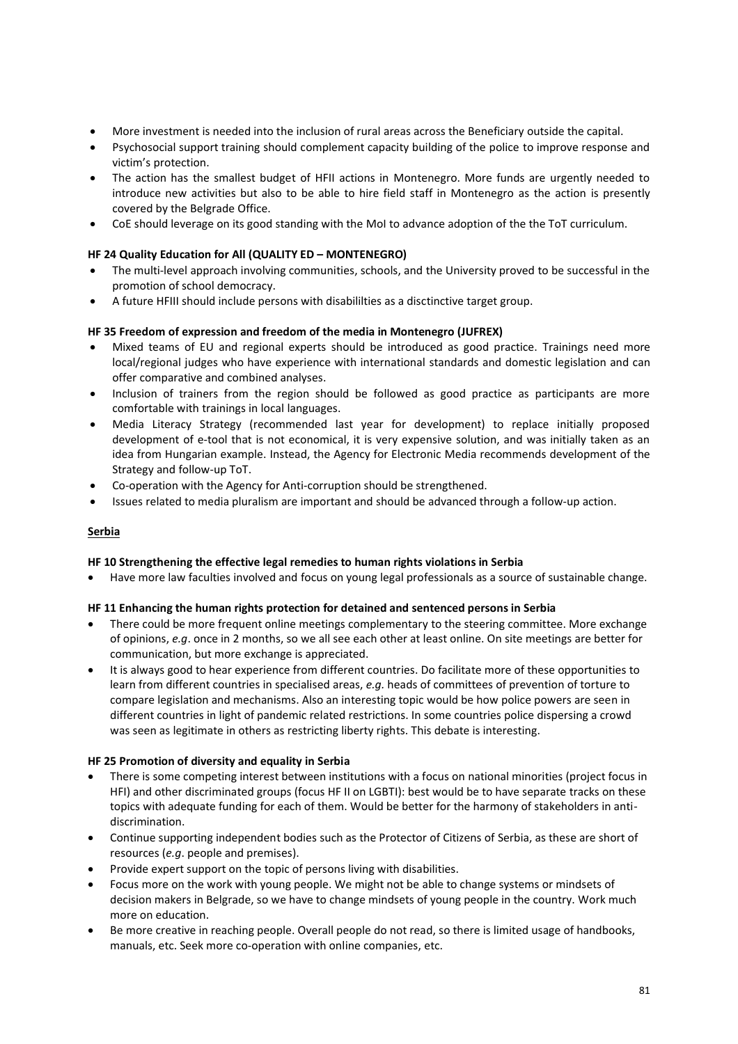- More investment is needed into the inclusion of rural areas across the Beneficiary outside the capital.
- Psychosocial support training should complement capacity building of the police to improve response and victim's protection.
- The action has the smallest budget of HFII actions in Montenegro. More funds are urgently needed to introduce new activities but also to be able to hire field staff in Montenegro as the action is presently covered by the Belgrade Office.
- CoE should leverage on its good standing with the MoI to advance adoption of the the ToT curriculum.

**HF 24 Quality Education for All (QUALITY ED – MONTENEGRO)**

- The multi-level approach involving communities, schools, and the University proved to be successful in the promotion of school democracy.
- A future HFIII should include persons with disabililties as a disctinctive target group.

**HF 35 Freedom of expression and freedom of the media in Montenegro (JUFREX)**

- Mixed teams of EU and regional experts should be introduced as good practice. Trainings need more local/regional judges who have experience with international standards and domestic legislation and can offer comparative and combined analyses.
- Inclusion of trainers from the region should be followed as good practice as participants are more comfortable with trainings in local languages.
- Media Literacy Strategy (recommended last year for development) to replace initially proposed development of e-tool that is not economical, it is very expensive solution, and was initially taken as an idea from Hungarian example. Instead, the Agency for Electronic Media recommends development of the Strategy and follow-up ToT.
- Co-operation with the Agency for Anti-corruption should be strengthened.
- Issues related to media pluralism are important and should be advanced through a follow-up action.

**Serbia**

**HF 10 Strengthening the effective legal remedies to human rights violations in Serbia**

- Have more law faculties involved and focus on young legal professionals as a source of sustainable change.

**HF 11 Enhancing the human rights protection for detained and sentenced persons in Serbia**

- There could be more frequent online meetings complementary to the steering committee. More exchange of opinions, *e.g*. once in 2 months, so we all see each other at least online. On site meetings are better for communication, but more exchange is appreciated.
- It is always good to hear experience from different countries. Do facilitate more of these opportunities to learn from different countries in specialised areas, *e.g.* heads of committees of prevention of torture to compare legislation and mechanisms. Also an interesting topic would be how police powers are seen in different countries in light of pandemic related restrictions. In some countries police dispersing a crowd was seen as legitimate in others as restricting liberty rights. This debate is interesting.

**HF 25 Promotion of diversity and equality in Serbia**

- There is some competing interest between institutions with a focus on national minorities (project focus in HFI) and other discriminated groups (focus HF II on LGBTI): best would be to have separate tracks on these topics with adequate funding for each of them. Would be better for the harmony of stakeholders in anti-discrimination.
- Continue supporting independent bodies such as the Protector of Citizens of Serbia, as these are short of resources (*e.g*. people and premises).
- Provide expert support on the topic of persons living with disabilities.
- Focus more on the work with young people. We might not be able to change systems or mindsets of decision makers in Belgrade, so we have to change mindsets of young people in the country. Work much more on education.
- Be more creative in reaching people. Overall people do not read, so there is limited usage of handbooks, manuals, etc. Seek more co-operation with online companies, etc.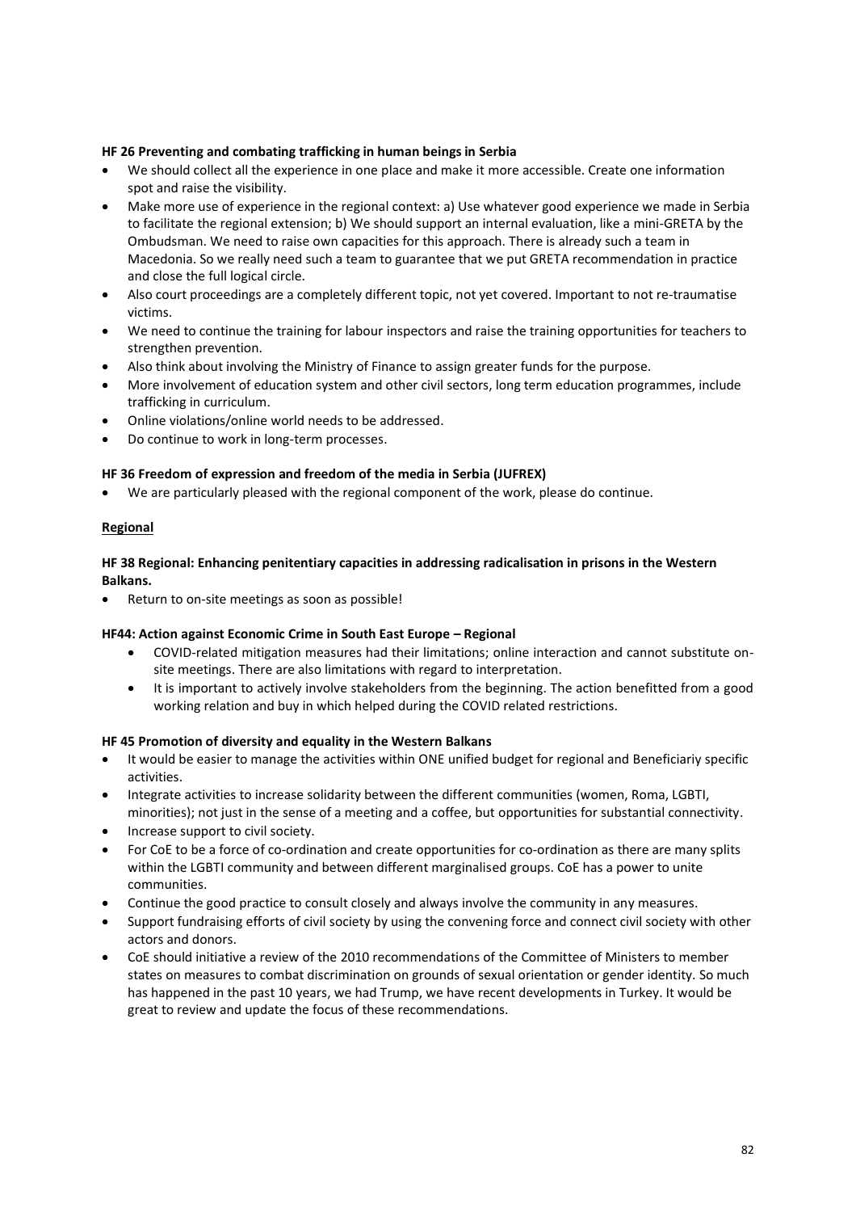**HF 26 Preventing and combating trafficking in human beings in Serbia**

- We should collect all the experience in one place and make it more accessible. Create one information spot and raise the visibility.
- Make more use of experience in the regional context: a) Use whatever good experience we made in Serbia to facilitate the regional extension; b) We should support an internal evaluation, like a mini-GRETA by the Ombudsman. We need to raise own capacities for this approach. There is already such a team in Macedonia. So we really need such a team to guarantee that we put GRETA recommendation in practice and close the full logical circle.
- Also court proceedings are a completely different topic, not yet covered. Important to not re-traumatise victims.
- We need to continue the training for labour inspectors and raise the training opportunities for teachers to strengthen prevention.
- Also think about involving the Ministry of Finance to assign greater funds for the purpose.
- More involvement of education system and other civil sectors, long term education programmes, include trafficking in curriculum.
- Online violations/online world needs to be addressed.
- Do continue to work in long-term processes.

**HF 36 Freedom of expression and freedom of the media in Serbia (JUFREX)**

- We are particularly pleased with the regional component of the work, please do continue.

**Regional**

**HF 38 Regional: Enhancing penitentiary capacities in addressing radicalisation in prisons in the Western Balkans.**

- Return to on-site meetings as soon as possible!

**HF44: Action against Economic Crime in South East Europe – Regional**

- COVID-related mitigation measures had their limitations; online interaction and cannot substitute on-site meetings. There are also limitations with regard to interpretation.
- It is important to actively involve stakeholders from the beginning. The action benefitted from a good working relation and buy in which helped during the COVID related restrictions.

**HF 45 Promotion of diversity and equality in the Western Balkans**

- It would be easier to manage the activities within ONE unified budget for regional and Beneficiariy specific activities.
- Integrate activities to increase solidarity between the different communities (women, Roma, LGBTI, minorities); not just in the sense of a meeting and a coffee, but opportunities for substantial connectivity.
- Increase support to civil society.
- For CoE to be a force of co-ordination and create opportunities for co-ordination as there are many splits within the LGBTI community and between different marginalised groups. CoE has a power to unite communities.
- Continue the good practice to consult closely and always involve the community in any measures.
- Support fundraising efforts of civil society by using the convening force and connect civil society with other actors and donors.
- CoE should initiative a review of the 2010 recommendations of the Committee of Ministers to member states on measures to combat discrimination on grounds of sexual orientation or gender identity. So much has happened in the past 10 years, we had Trump, we have recent developments in Turkey. It would be great to review and update the focus of these recommendations.